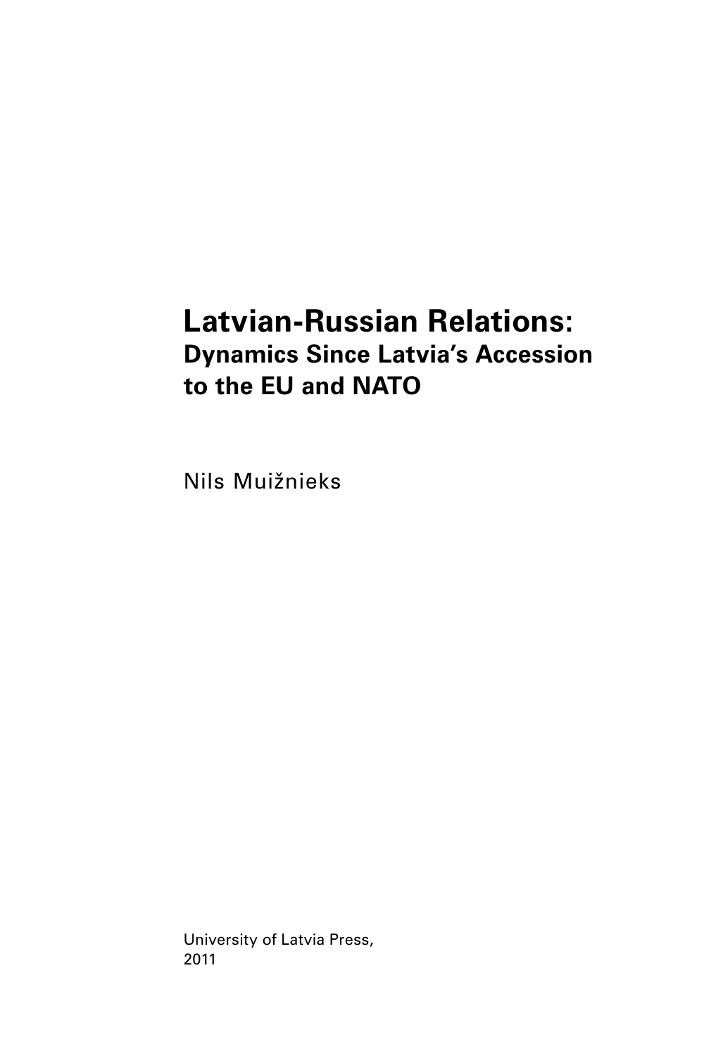# Latvian-Russian Relations:
## Dynamics Since Latvia's Accession to the EU and NATO

Nils Muižnieks

University of Latvia Press,
2011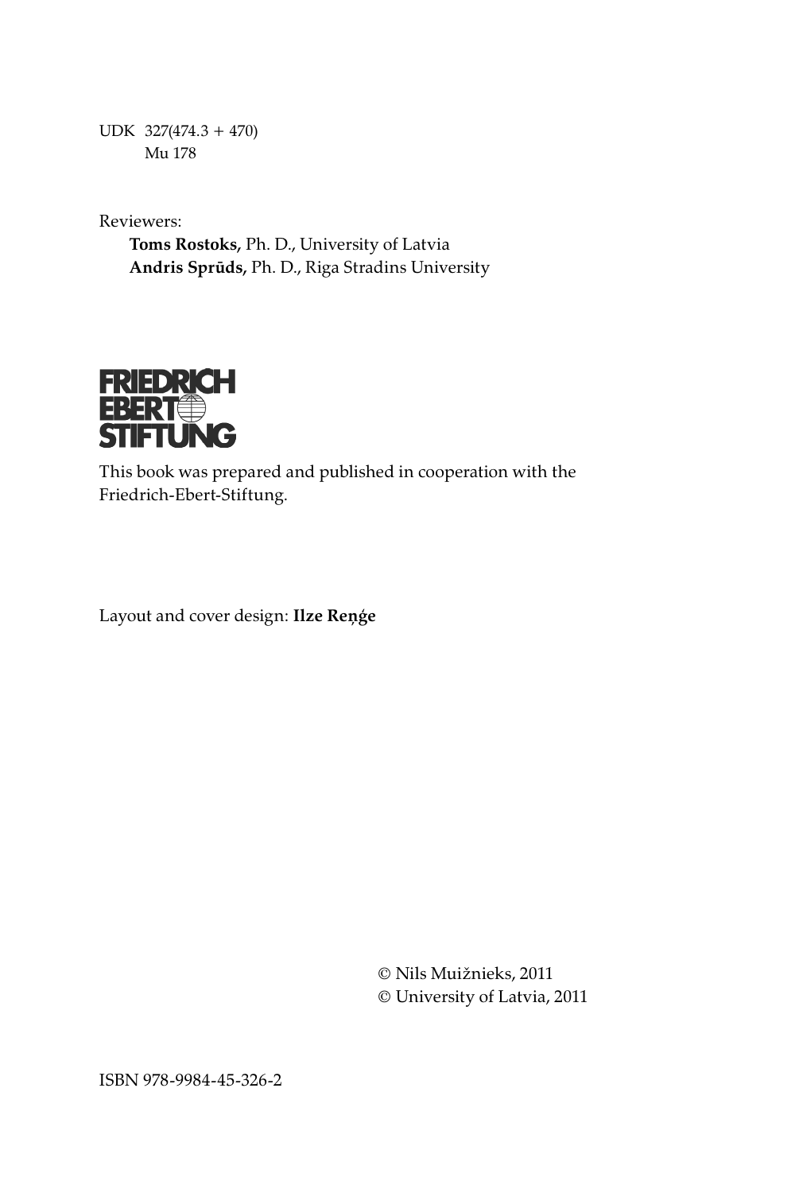UDK 327(474.3 + 470)
Mu 178

Reviewers:
**Toms Rostoks,** Ph. D., University of Latvia
**Andris Sprūds,** Ph. D., Riga Stradins University

FRIEDRICH EBERT STIFTUNG

This book was prepared and published in cooperation with the Friedrich-Ebert-Stiftung.

Layout and cover design: **Ilze Reņģe**

© Nils Muižnieks, 2011
© University of Latvia, 2011

ISBN 978-9984-45-326-2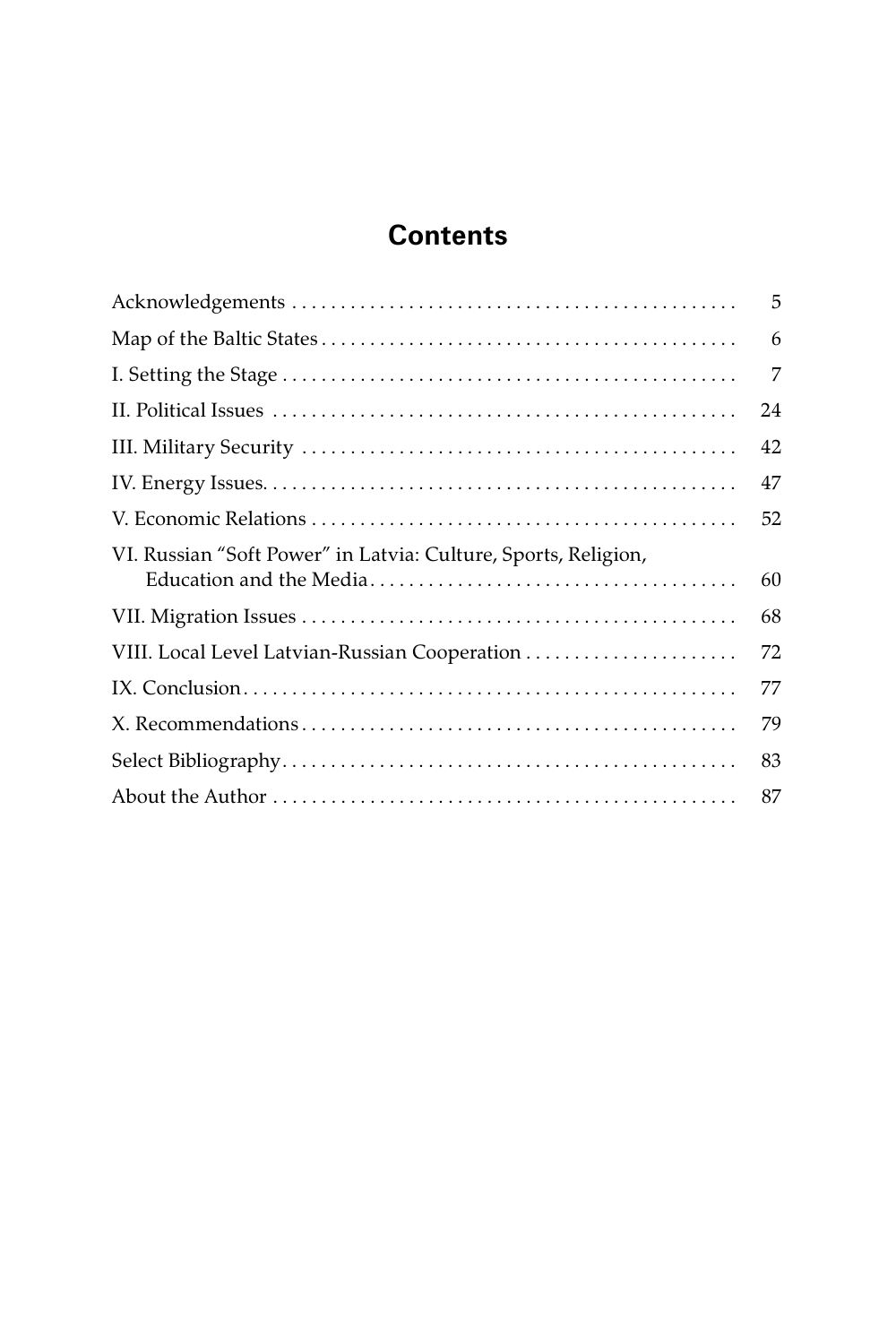# Contents

| | |
|---|---|
| Acknowledgements | 5 |
| Map of the Baltic States | 6 |
| I. Setting the Stage | 7 |
| II. Political Issues | 24 |
| III. Military Security | 42 |
| IV. Energy Issues | 47 |
| V. Economic Relations | 52 |
| VI. Russian "Soft Power" in Latvia: Culture, Sports, Religion, Education and the Media | 60 |
| VII. Migration Issues | 68 |
| VIII. Local Level Latvian-Russian Cooperation | 72 |
| IX. Conclusion | 77 |
| X. Recommendations | 79 |
| Select Bibliography | 83 |
| About the Author | 87 |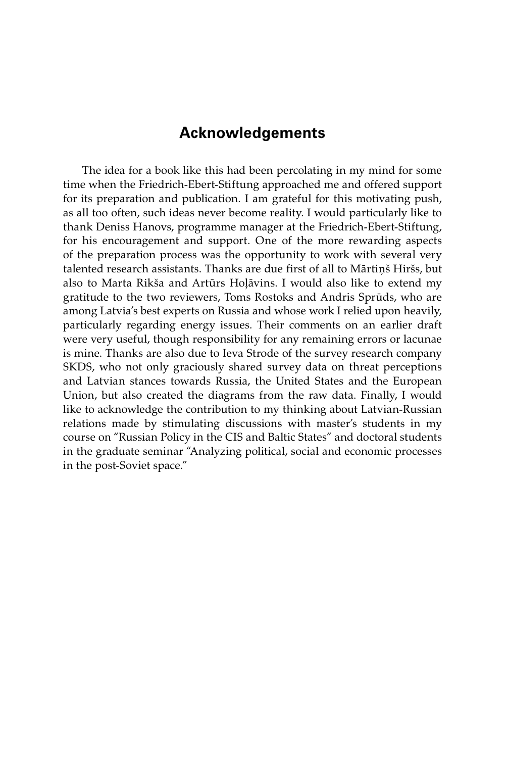# Acknowledgements

The idea for a book like this had been percolating in my mind for some time when the Friedrich-Ebert-Stiftung approached me and offered support for its preparation and publication. I am grateful for this motivating push, as all too often, such ideas never become reality. I would particularly like to thank Deniss Hanovs, programme manager at the Friedrich-Ebert-Stiftung, for his encouragement and support. One of the more rewarding aspects of the preparation process was the opportunity to work with several very talented research assistants. Thanks are due first of all to Mārtiņš Hiršs, but also to Marta Rikša and Artūrs Hoļāvins. I would also like to extend my gratitude to the two reviewers, Toms Rostoks and Andris Sprūds, who are among Latvia's best experts on Russia and whose work I relied upon heavily, particularly regarding energy issues. Their comments on an earlier draft were very useful, though responsibility for any remaining errors or lacunae is mine. Thanks are also due to Ieva Strode of the survey research company SKDS, who not only graciously shared survey data on threat perceptions and Latvian stances towards Russia, the United States and the European Union, but also created the diagrams from the raw data. Finally, I would like to acknowledge the contribution to my thinking about Latvian-Russian relations made by stimulating discussions with master's students in my course on "Russian Policy in the CIS and Baltic States" and doctoral students in the graduate seminar "Analyzing political, social and economic processes in the post-Soviet space."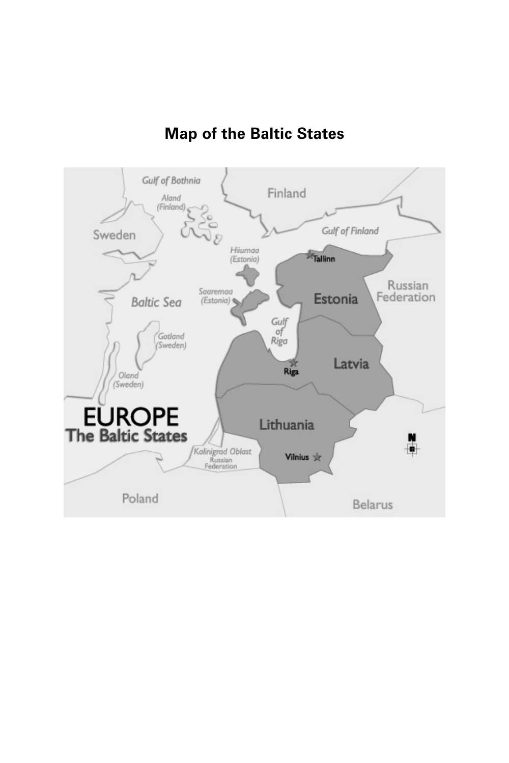## Map of the Baltic States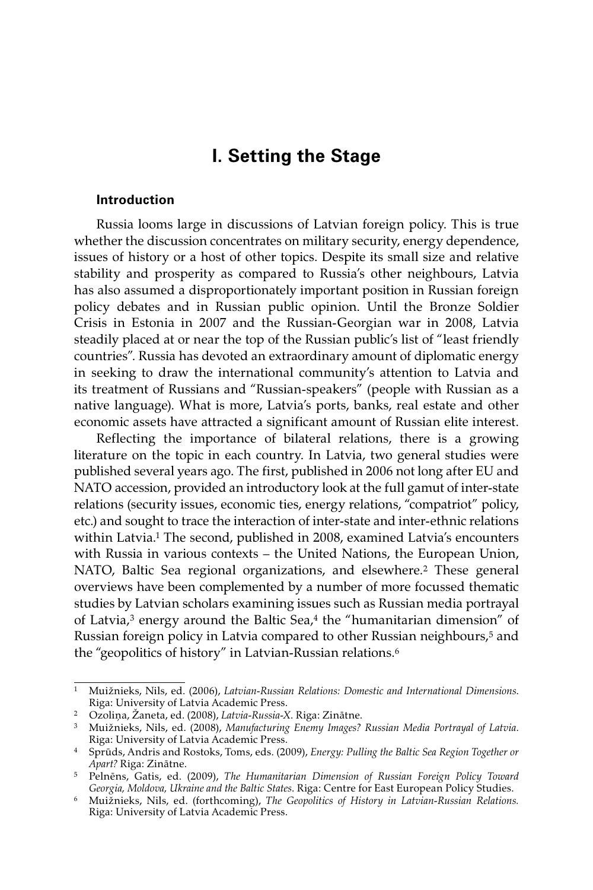# I. Setting the Stage

## Introduction

Russia looms large in discussions of Latvian foreign policy. This is true whether the discussion concentrates on military security, energy dependence, issues of history or a host of other topics. Despite its small size and relative stability and prosperity as compared to Russia's other neighbours, Latvia has also assumed a disproportionately important position in Russian foreign policy debates and in Russian public opinion. Until the Bronze Soldier Crisis in Estonia in 2007 and the Russian-Georgian war in 2008, Latvia steadily placed at or near the top of the Russian public's list of "least friendly countries". Russia has devoted an extraordinary amount of diplomatic energy in seeking to draw the international community's attention to Latvia and its treatment of Russians and "Russian-speakers" (people with Russian as a native language). What is more, Latvia's ports, banks, real estate and other economic assets have attracted a significant amount of Russian elite interest.

Reflecting the importance of bilateral relations, there is a growing literature on the topic in each country. In Latvia, two general studies were published several years ago. The first, published in 2006 not long after EU and NATO accession, provided an introductory look at the full gamut of inter-state relations (security issues, economic ties, energy relations, "compatriot" policy, etc.) and sought to trace the interaction of inter-state and inter-ethnic relations within Latvia.[1] The second, published in 2008, examined Latvia's encounters with Russia in various contexts – the United Nations, the European Union, NATO, Baltic Sea regional organizations, and elsewhere.[2] These general overviews have been complemented by a number of more focussed thematic studies by Latvian scholars examining issues such as Russian media portrayal of Latvia,[3] energy around the Baltic Sea,[4] the "humanitarian dimension" of Russian foreign policy in Latvia compared to other Russian neighbours,[5] and the "geopolitics of history" in Latvian-Russian relations.[6]

---

[1] Muižnieks, Nils, ed. (2006), *Latvian-Russian Relations: Domestic and International Dimensions.* Riga: University of Latvia Academic Press.

[2] Ozoliņa, Žaneta, ed. (2008), *Latvia-Russia-X*. Riga: Zinātne.

[3] Muižnieks, Nils, ed. (2008), *Manufacturing Enemy Images? Russian Media Portrayal of Latvia*. Riga: University of Latvia Academic Press.

[4] Sprūds, Andris and Rostoks, Toms, eds. (2009), *Energy: Pulling the Baltic Sea Region Together or Apart?* Riga: Zinātne.

[5] Pelnēns, Gatis, ed. (2009), *The Humanitarian Dimension of Russian Foreign Policy Toward Georgia, Moldova, Ukraine and the Baltic States*. Riga: Centre for East European Policy Studies.

[6] Muižnieks, Nils, ed. (forthcoming), *The Geopolitics of History in Latvian-Russian Relations.* Riga: University of Latvia Academic Press.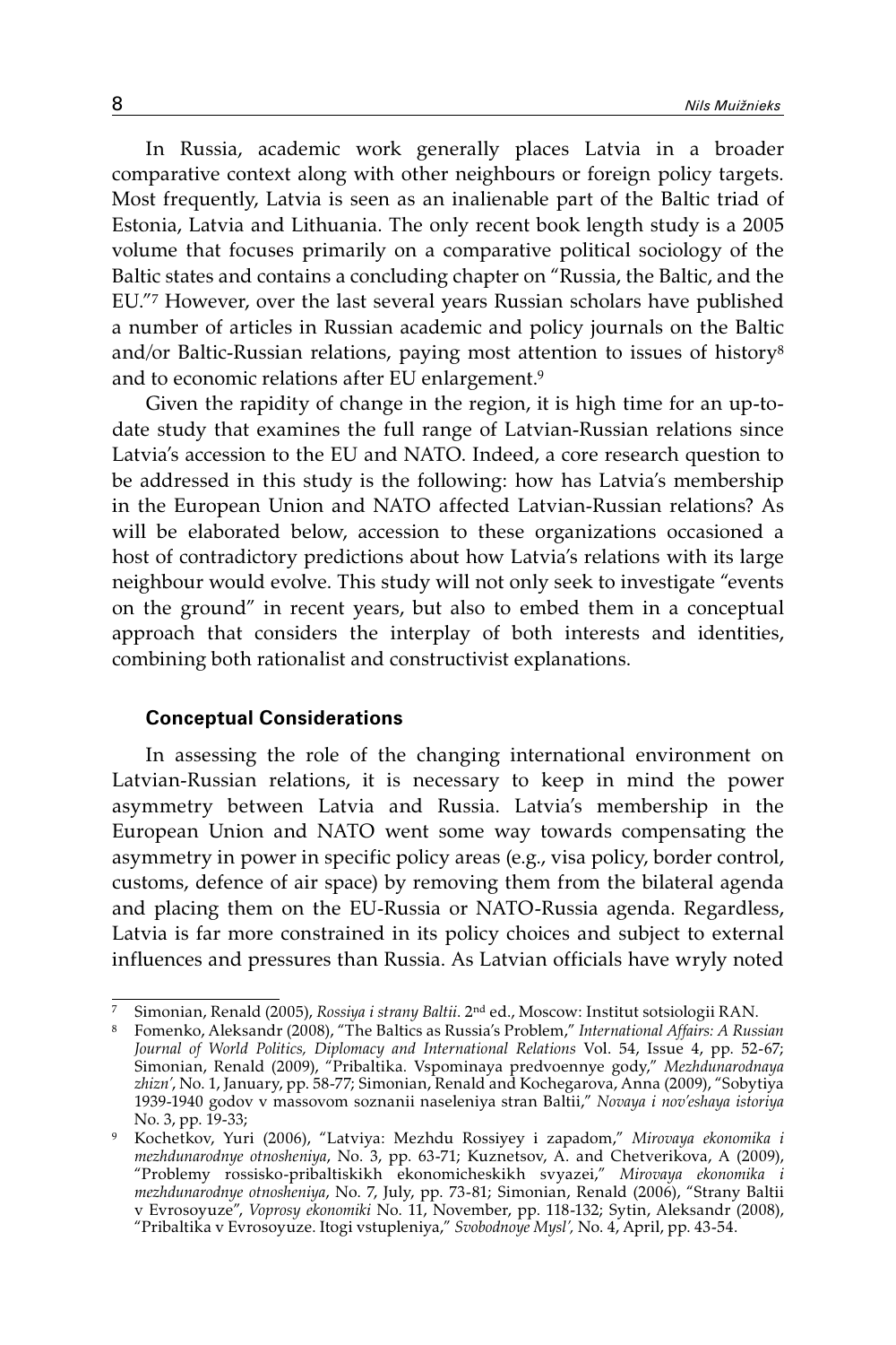In Russia, academic work generally places Latvia in a broader comparative context along with other neighbours or foreign policy targets. Most frequently, Latvia is seen as an inalienable part of the Baltic triad of Estonia, Latvia and Lithuania. The only recent book length study is a 2005 volume that focuses primarily on a comparative political sociology of the Baltic states and contains a concluding chapter on "Russia, the Baltic, and the EU."[7] However, over the last several years Russian scholars have published a number of articles in Russian academic and policy journals on the Baltic and/or Baltic-Russian relations, paying most attention to issues of history[8] and to economic relations after EU enlargement.[9]

Given the rapidity of change in the region, it is high time for an up-to-date study that examines the full range of Latvian-Russian relations since Latvia's accession to the EU and NATO. Indeed, a core research question to be addressed in this study is the following: how has Latvia's membership in the European Union and NATO affected Latvian-Russian relations? As will be elaborated below, accession to these organizations occasioned a host of contradictory predictions about how Latvia's relations with its large neighbour would evolve. This study will not only seek to investigate "events on the ground" in recent years, but also to embed them in a conceptual approach that considers the interplay of both interests and identities, combining both rationalist and constructivist explanations.

## Conceptual Considerations

In assessing the role of the changing international environment on Latvian-Russian relations, it is necessary to keep in mind the power asymmetry between Latvia and Russia. Latvia's membership in the European Union and NATO went some way towards compensating the asymmetry in power in specific policy areas (e.g., visa policy, border control, customs, defence of air space) by removing them from the bilateral agenda and placing them on the EU-Russia or NATO-Russia agenda. Regardless, Latvia is far more constrained in its policy choices and subject to external influences and pressures than Russia. As Latvian officials have wryly noted

---

[7] Simonian, Renald (2005), *Rossiya i strany Baltii*. 2nd ed., Moscow: Institut sotsiologii RAN.

[8] Fomenko, Aleksandr (2008), "The Baltics as Russia's Problem," *International Affairs: A Russian Journal of World Politics, Diplomacy and International Relations* Vol. 54, Issue 4, pp. 52-67; Simonian, Renald (2009), "Pribaltika. Vspominaya predvoennye gody," *Mezhdunarodnaya zhizn'*, No. 1, January, pp. 58-77; Simonian, Renald and Kochegarova, Anna (2009), "Sobytiya 1939-1940 godov v massovom soznanii naseleniya stran Baltii," *Novaya i nov'eshaya istoriya* No. 3, pp. 19-33;

[9] Kochetkov, Yuri (2006), "Latviya: Mezhdu Rossiyey i zapadom," *Mirovaya ekonomika i mezhdunarodnye otnosheniya*, No. 3, pp. 63-71; Kuznetsov, A. and Chetverikova, A (2009), "Problemy rossisko-pribaltiskikh ekonomicheskikh svyazei," *Mirovaya ekonomika i mezhdunarodnye otnosheniya*, No. 7, July, pp. 73-81; Simonian, Renald (2006), "Strany Baltii v Evrosoyuze", *Voprosy ekonomiki* No. 11, November, pp. 118-132; Sytin, Aleksandr (2008), "Pribaltika v Evrosoyuze. Itogi vstupleniya," *Svobodnoye Mysl',* No. 4, April, pp. 43-54.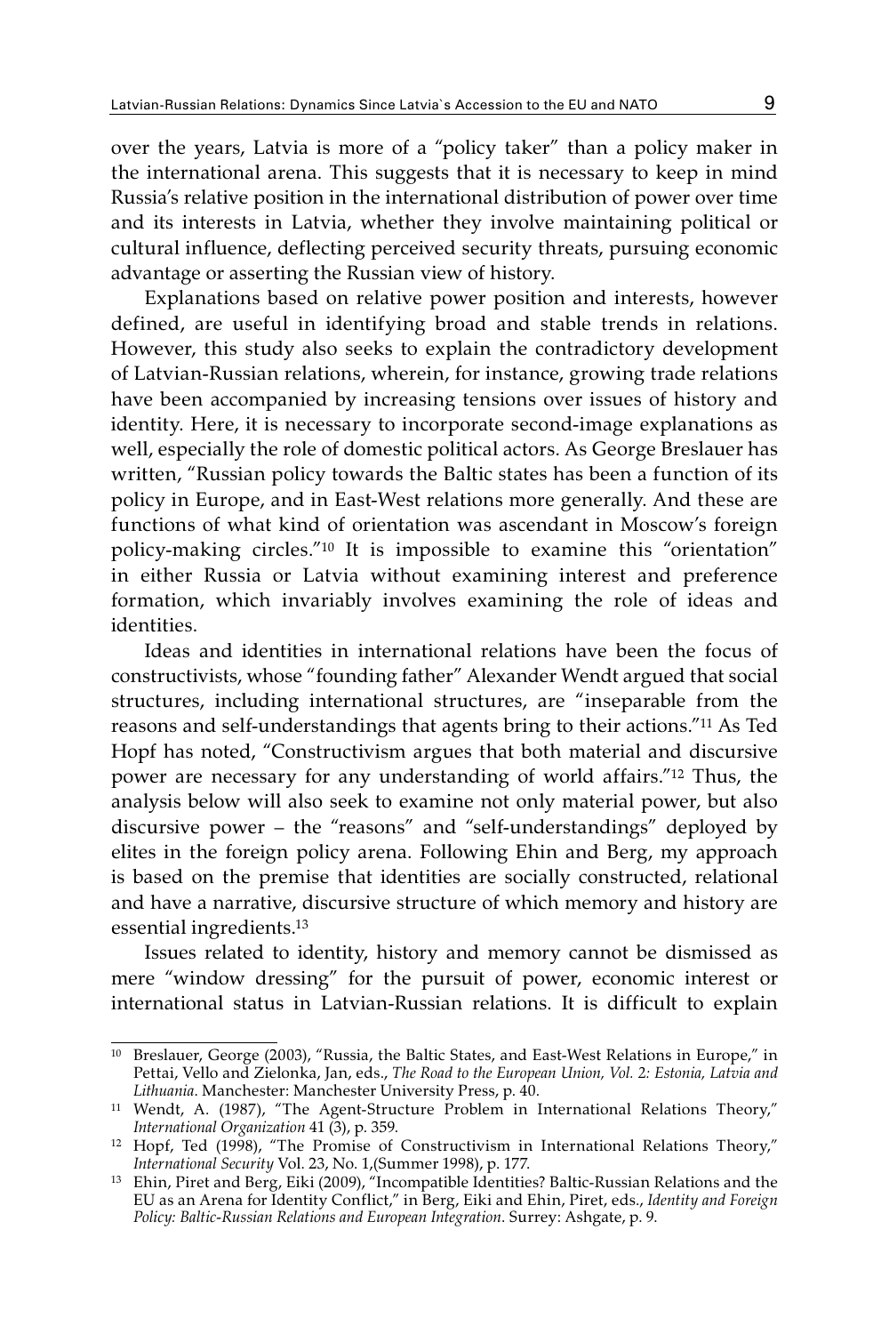over the years, Latvia is more of a "policy taker" than a policy maker in the international arena. This suggests that it is necessary to keep in mind Russia's relative position in the international distribution of power over time and its interests in Latvia, whether they involve maintaining political or cultural influence, deflecting perceived security threats, pursuing economic advantage or asserting the Russian view of history.

Explanations based on relative power position and interests, however defined, are useful in identifying broad and stable trends in relations. However, this study also seeks to explain the contradictory development of Latvian-Russian relations, wherein, for instance, growing trade relations have been accompanied by increasing tensions over issues of history and identity. Here, it is necessary to incorporate second-image explanations as well, especially the role of domestic political actors. As George Breslauer has written, "Russian policy towards the Baltic states has been a function of its policy in Europe, and in East-West relations more generally. And these are functions of what kind of orientation was ascendant in Moscow's foreign policy-making circles."[10] It is impossible to examine this "orientation" in either Russia or Latvia without examining interest and preference formation, which invariably involves examining the role of ideas and identities.

Ideas and identities in international relations have been the focus of constructivists, whose "founding father" Alexander Wendt argued that social structures, including international structures, are "inseparable from the reasons and self-understandings that agents bring to their actions."[11] As Ted Hopf has noted, "Constructivism argues that both material and discursive power are necessary for any understanding of world affairs."[12] Thus, the analysis below will also seek to examine not only material power, but also discursive power – the "reasons" and "self-understandings" deployed by elites in the foreign policy arena. Following Ehin and Berg, my approach is based on the premise that identities are socially constructed, relational and have a narrative, discursive structure of which memory and history are essential ingredients.[13]

Issues related to identity, history and memory cannot be dismissed as mere "window dressing" for the pursuit of power, economic interest or international status in Latvian-Russian relations. It is difficult to explain

---

[10] Breslauer, George (2003), "Russia, the Baltic States, and East-West Relations in Europe," in Pettai, Vello and Zielonka, Jan, eds., *The Road to the European Union, Vol. 2: Estonia, Latvia and Lithuania*. Manchester: Manchester University Press, p. 40.

[11] Wendt, A. (1987), "The Agent-Structure Problem in International Relations Theory," *International Organization* 41 (3), p. 359.

[12] Hopf, Ted (1998), "The Promise of Constructivism in International Relations Theory," *International Security* Vol. 23, No. 1,(Summer 1998), p. 177.

[13] Ehin, Piret and Berg, Eiki (2009), "Incompatible Identities? Baltic-Russian Relations and the EU as an Arena for Identity Conflict," in Berg, Eiki and Ehin, Piret, eds., *Identity and Foreign Policy: Baltic-Russian Relations and European Integration*. Surrey: Ashgate, p. 9.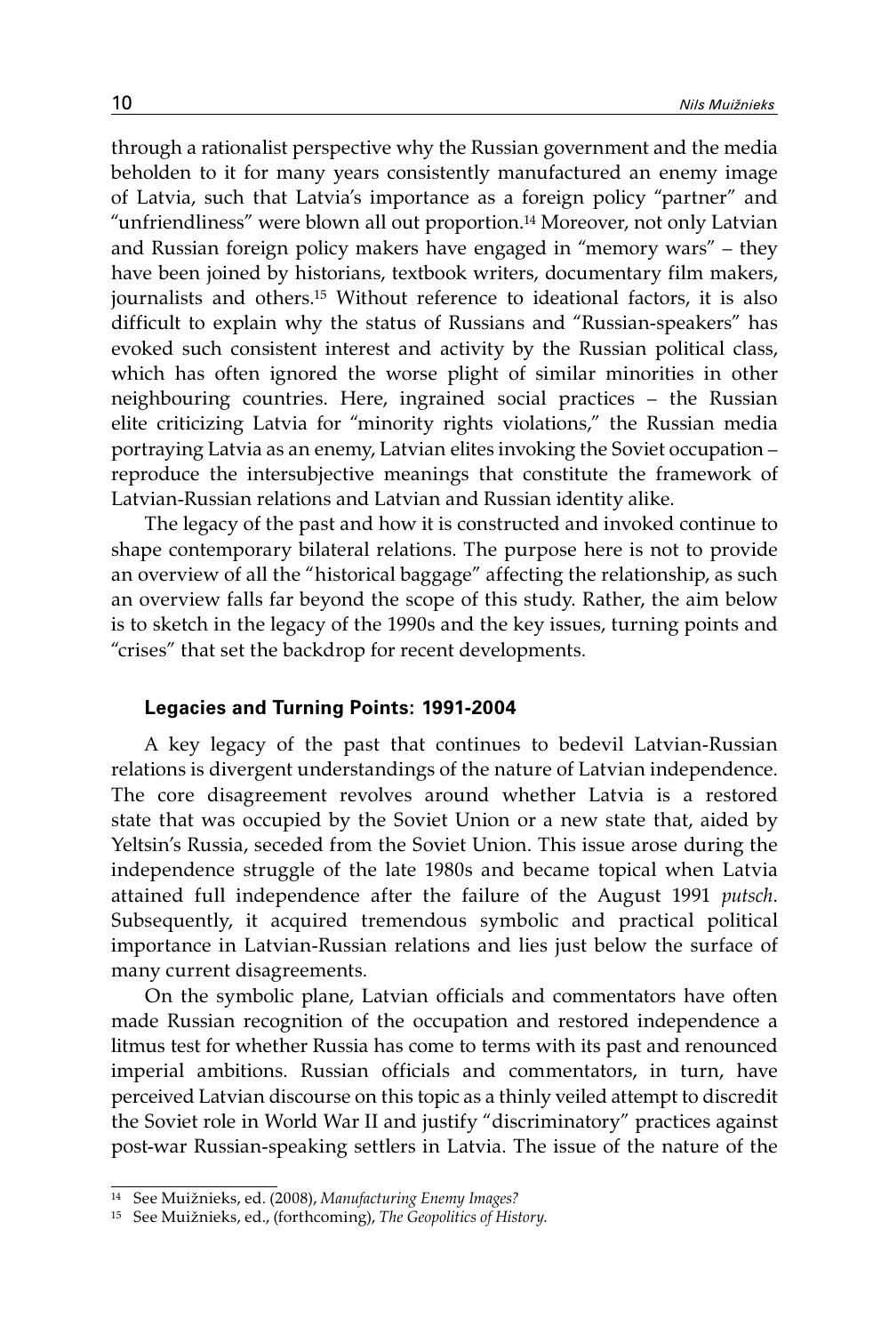through a rationalist perspective why the Russian government and the media beholden to it for many years consistently manufactured an enemy image of Latvia, such that Latvia's importance as a foreign policy "partner" and "unfriendliness" were blown all out proportion.[14] Moreover, not only Latvian and Russian foreign policy makers have engaged in "memory wars" – they have been joined by historians, textbook writers, documentary film makers, journalists and others.[15] Without reference to ideational factors, it is also difficult to explain why the status of Russians and "Russian-speakers" has evoked such consistent interest and activity by the Russian political class, which has often ignored the worse plight of similar minorities in other neighbouring countries. Here, ingrained social practices – the Russian elite criticizing Latvia for "minority rights violations," the Russian media portraying Latvia as an enemy, Latvian elites invoking the Soviet occupation – reproduce the intersubjective meanings that constitute the framework of Latvian-Russian relations and Latvian and Russian identity alike.

The legacy of the past and how it is constructed and invoked continue to shape contemporary bilateral relations. The purpose here is not to provide an overview of all the "historical baggage" affecting the relationship, as such an overview falls far beyond the scope of this study. Rather, the aim below is to sketch in the legacy of the 1990s and the key issues, turning points and "crises" that set the backdrop for recent developments.

#### Legacies and Turning Points: 1991-2004

A key legacy of the past that continues to bedevil Latvian-Russian relations is divergent understandings of the nature of Latvian independence. The core disagreement revolves around whether Latvia is a restored state that was occupied by the Soviet Union or a new state that, aided by Yeltsin's Russia, seceded from the Soviet Union. This issue arose during the independence struggle of the late 1980s and became topical when Latvia attained full independence after the failure of the August 1991 *putsch*. Subsequently, it acquired tremendous symbolic and practical political importance in Latvian-Russian relations and lies just below the surface of many current disagreements.

On the symbolic plane, Latvian officials and commentators have often made Russian recognition of the occupation and restored independence a litmus test for whether Russia has come to terms with its past and renounced imperial ambitions. Russian officials and commentators, in turn, have perceived Latvian discourse on this topic as a thinly veiled attempt to discredit the Soviet role in World War II and justify "discriminatory" practices against post-war Russian-speaking settlers in Latvia. The issue of the nature of the

---

[14] See Muižnieks, ed. (2008), *Manufacturing Enemy Images?*

[15] See Muižnieks, ed., (forthcoming), *The Geopolitics of History.*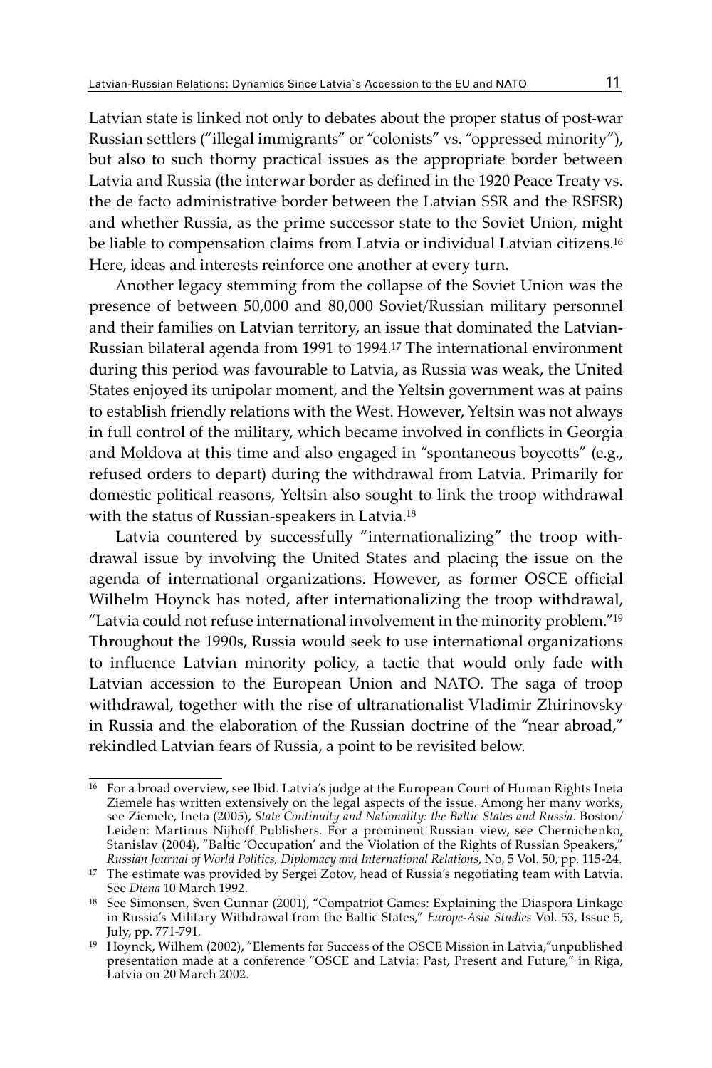Latvian state is linked not only to debates about the proper status of post-war Russian settlers ("illegal immigrants" or "colonists" vs. "oppressed minority"), but also to such thorny practical issues as the appropriate border between Latvia and Russia (the interwar border as defined in the 1920 Peace Treaty vs. the de facto administrative border between the Latvian SSR and the RSFSR) and whether Russia, as the prime successor state to the Soviet Union, might be liable to compensation claims from Latvia or individual Latvian citizens.[16] Here, ideas and interests reinforce one another at every turn.

Another legacy stemming from the collapse of the Soviet Union was the presence of between 50,000 and 80,000 Soviet/Russian military personnel and their families on Latvian territory, an issue that dominated the Latvian-Russian bilateral agenda from 1991 to 1994.[17] The international environment during this period was favourable to Latvia, as Russia was weak, the United States enjoyed its unipolar moment, and the Yeltsin government was at pains to establish friendly relations with the West. However, Yeltsin was not always in full control of the military, which became involved in conflicts in Georgia and Moldova at this time and also engaged in "spontaneous boycotts" (e.g., refused orders to depart) during the withdrawal from Latvia. Primarily for domestic political reasons, Yeltsin also sought to link the troop withdrawal with the status of Russian-speakers in Latvia.[18]

Latvia countered by successfully "internationalizing" the troop withdrawal issue by involving the United States and placing the issue on the agenda of international organizations. However, as former OSCE official Wilhelm Hoynck has noted, after internationalizing the troop withdrawal, "Latvia could not refuse international involvement in the minority problem."[19] Throughout the 1990s, Russia would seek to use international organizations to influence Latvian minority policy, a tactic that would only fade with Latvian accession to the European Union and NATO. The saga of troop withdrawal, together with the rise of ultranationalist Vladimir Zhirinovsky in Russia and the elaboration of the Russian doctrine of the "near abroad," rekindled Latvian fears of Russia, a point to be revisited below.

---

[16] For a broad overview, see Ibid. Latvia's judge at the European Court of Human Rights Ineta Ziemele has written extensively on the legal aspects of the issue. Among her many works, see Ziemele, Ineta (2005), *State Continuity and Nationality: the Baltic States and Russia.* Boston/Leiden: Martinus Nijhoff Publishers. For a prominent Russian view, see Chernichenko, Stanislav (2004), "Baltic 'Occupation' and the Violation of the Rights of Russian Speakers," *Russian Journal of World Politics, Diplomacy and International Relations*, No, 5 Vol. 50, pp. 115-24.

[17] The estimate was provided by Sergei Zotov, head of Russia's negotiating team with Latvia. See *Diena* 10 March 1992.

[18] See Simonsen, Sven Gunnar (2001), "Compatriot Games: Explaining the Diaspora Linkage in Russia's Military Withdrawal from the Baltic States," *Europe-Asia Studies* Vol. 53, Issue 5, July, pp. 771-791.

[19] Hoynck, Wilhem (2002), "Elements for Success of the OSCE Mission in Latvia,"unpublished presentation made at a conference "OSCE and Latvia: Past, Present and Future," in Riga, Latvia on 20 March 2002.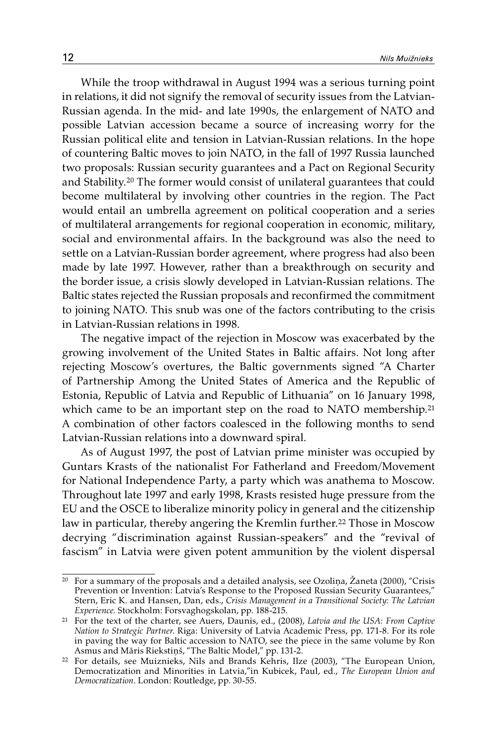While the troop withdrawal in August 1994 was a serious turning point in relations, it did not signify the removal of security issues from the Latvian-Russian agenda. In the mid- and late 1990s, the enlargement of NATO and possible Latvian accession became a source of increasing worry for the Russian political elite and tension in Latvian-Russian relations. In the hope of countering Baltic moves to join NATO, in the fall of 1997 Russia launched two proposals: Russian security guarantees and a Pact on Regional Security and Stability.[20] The former would consist of unilateral guarantees that could become multilateral by involving other countries in the region. The Pact would entail an umbrella agreement on political cooperation and a series of multilateral arrangements for regional cooperation in economic, military, social and environmental affairs. In the background was also the need to settle on a Latvian-Russian border agreement, where progress had also been made by late 1997. However, rather than a breakthrough on security and the border issue, a crisis slowly developed in Latvian-Russian relations. The Baltic states rejected the Russian proposals and reconfirmed the commitment to joining NATO. This snub was one of the factors contributing to the crisis in Latvian-Russian relations in 1998.

The negative impact of the rejection in Moscow was exacerbated by the growing involvement of the United States in Baltic affairs. Not long after rejecting Moscow's overtures, the Baltic governments signed "A Charter of Partnership Among the United States of America and the Republic of Estonia, Republic of Latvia and Republic of Lithuania" on 16 January 1998, which came to be an important step on the road to NATO membership.[21] A combination of other factors coalesced in the following months to send Latvian-Russian relations into a downward spiral.

As of August 1997, the post of Latvian prime minister was occupied by Guntars Krasts of the nationalist For Fatherland and Freedom/Movement for National Independence Party, a party which was anathema to Moscow. Throughout late 1997 and early 1998, Krasts resisted huge pressure from the EU and the OSCE to liberalize minority policy in general and the citizenship law in particular, thereby angering the Kremlin further.[22] Those in Moscow decrying "discrimination against Russian-speakers" and the "revival of fascism" in Latvia were given potent ammunition by the violent dispersal

---

[20] For a summary of the proposals and a detailed analysis, see Ozoliņa, Žaneta (2000), "Crisis Prevention or Invention: Latvia's Response to the Proposed Russian Security Guarantees," Stern, Eric K. and Hansen, Dan, eds., *Crisis Management in a Transitional Society: The Latvian Experience.* Stockholm: Forsvaghogskolan, pp. 188-215.

[21] For the text of the charter, see Auers, Daunis, ed., (2008), *Latvia and the USA: From Captive Nation to Strategic Partner.* Riga: University of Latvia Academic Press, pp. 171-8. For its role in paving the way for Baltic accession to NATO, see the piece in the same volume by Ron Asmus and Māris Riekstiņš, "The Baltic Model," pp. 131-2.

[22] For details, see Muiznieks, Nils and Brands Kehris, Ilze (2003), "The European Union, Democratization and Minorities in Latvia,"in Kubicek, Paul, ed., *The European Union and Democratization*. London: Routledge, pp. 30-55.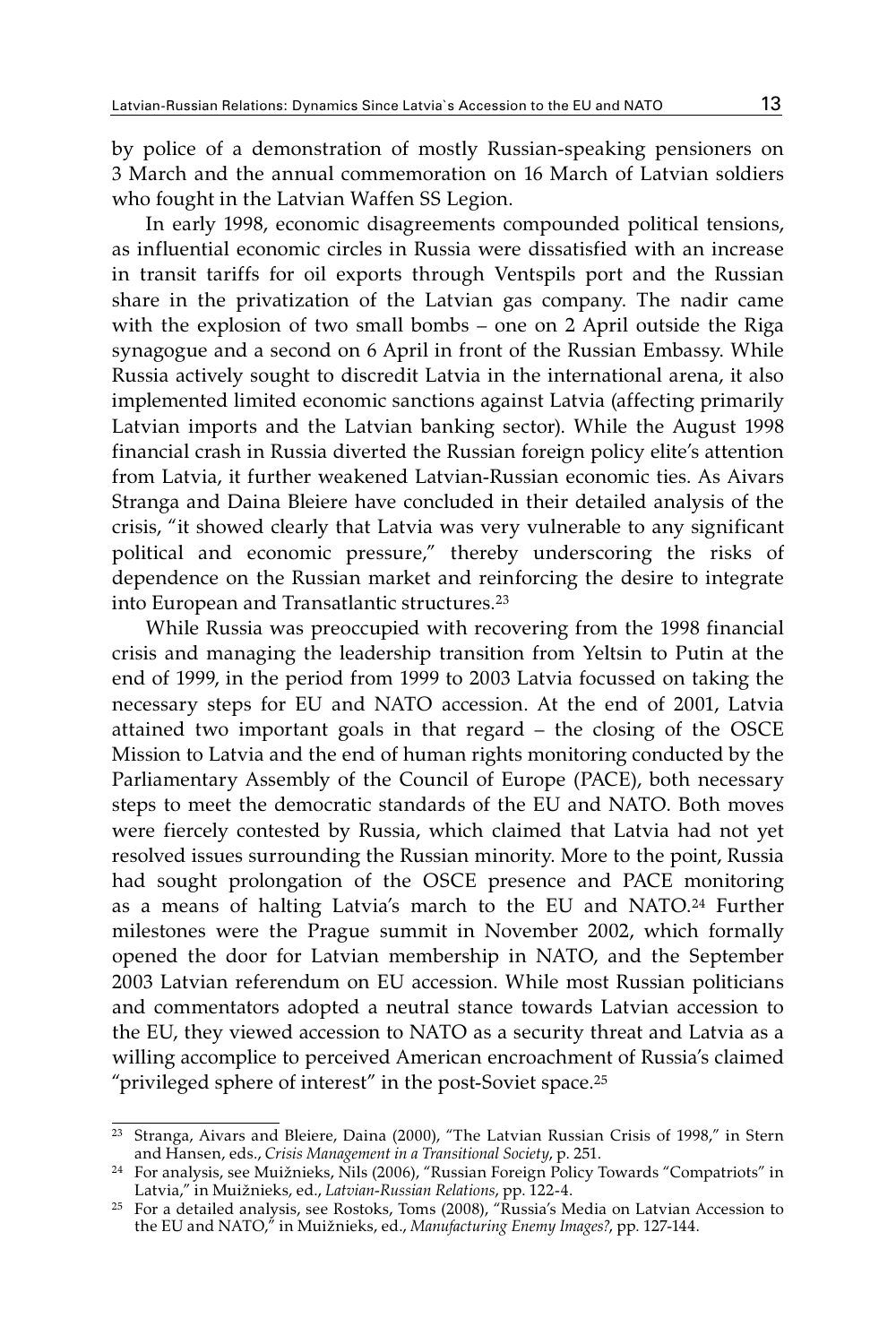by police of a demonstration of mostly Russian-speaking pensioners on 3 March and the annual commemoration on 16 March of Latvian soldiers who fought in the Latvian Waffen SS Legion.

In early 1998, economic disagreements compounded political tensions, as influential economic circles in Russia were dissatisfied with an increase in transit tariffs for oil exports through Ventspils port and the Russian share in the privatization of the Latvian gas company. The nadir came with the explosion of two small bombs – one on 2 April outside the Riga synagogue and a second on 6 April in front of the Russian Embassy. While Russia actively sought to discredit Latvia in the international arena, it also implemented limited economic sanctions against Latvia (affecting primarily Latvian imports and the Latvian banking sector). While the August 1998 financial crash in Russia diverted the Russian foreign policy elite's attention from Latvia, it further weakened Latvian-Russian economic ties. As Aivars Stranga and Daina Bleiere have concluded in their detailed analysis of the crisis, "it showed clearly that Latvia was very vulnerable to any significant political and economic pressure," thereby underscoring the risks of dependence on the Russian market and reinforcing the desire to integrate into European and Transatlantic structures.[23]

While Russia was preoccupied with recovering from the 1998 financial crisis and managing the leadership transition from Yeltsin to Putin at the end of 1999, in the period from 1999 to 2003 Latvia focussed on taking the necessary steps for EU and NATO accession. At the end of 2001, Latvia attained two important goals in that regard – the closing of the OSCE Mission to Latvia and the end of human rights monitoring conducted by the Parliamentary Assembly of the Council of Europe (PACE), both necessary steps to meet the democratic standards of the EU and NATO. Both moves were fiercely contested by Russia, which claimed that Latvia had not yet resolved issues surrounding the Russian minority. More to the point, Russia had sought prolongation of the OSCE presence and PACE monitoring as a means of halting Latvia's march to the EU and NATO.[24] Further milestones were the Prague summit in November 2002, which formally opened the door for Latvian membership in NATO, and the September 2003 Latvian referendum on EU accession. While most Russian politicians and commentators adopted a neutral stance towards Latvian accession to the EU, they viewed accession to NATO as a security threat and Latvia as a willing accomplice to perceived American encroachment of Russia's claimed "privileged sphere of interest" in the post-Soviet space.[25]

---

[23] Stranga, Aivars and Bleiere, Daina (2000), "The Latvian Russian Crisis of 1998," in Stern and Hansen, eds., *Crisis Management in a Transitional Society*, p. 251.

[24] For analysis, see Muižnieks, Nils (2006), "Russian Foreign Policy Towards "Compatriots" in Latvia," in Muižnieks, ed., *Latvian-Russian Relations*, pp. 122-4.

[25] For a detailed analysis, see Rostoks, Toms (2008), "Russia's Media on Latvian Accession to the EU and NATO," in Muižnieks, ed., *Manufacturing Enemy Images?*, pp. 127-144.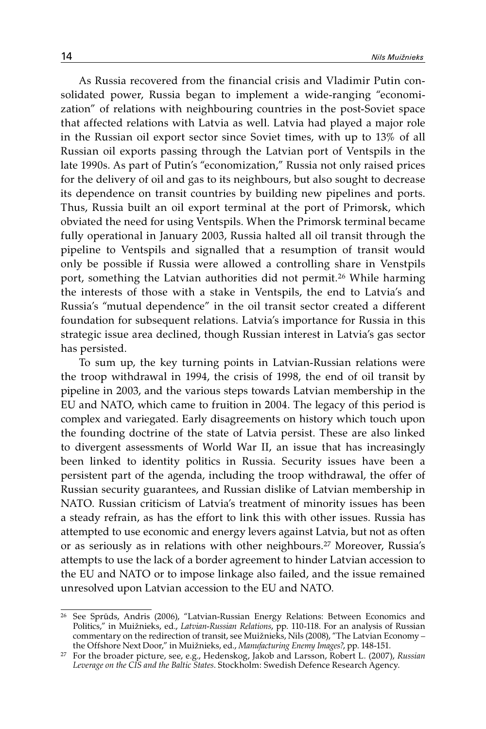As Russia recovered from the financial crisis and Vladimir Putin consolidated power, Russia began to implement a wide-ranging "economization" of relations with neighbouring countries in the post-Soviet space that affected relations with Latvia as well. Latvia had played a major role in the Russian oil export sector since Soviet times, with up to 13% of all Russian oil exports passing through the Latvian port of Ventspils in the late 1990s. As part of Putin's "economization," Russia not only raised prices for the delivery of oil and gas to its neighbours, but also sought to decrease its dependence on transit countries by building new pipelines and ports. Thus, Russia built an oil export terminal at the port of Primorsk, which obviated the need for using Ventspils. When the Primorsk terminal became fully operational in January 2003, Russia halted all oil transit through the pipeline to Ventspils and signalled that a resumption of transit would only be possible if Russia were allowed a controlling share in Venstpils port, something the Latvian authorities did not permit.[26] While harming the interests of those with a stake in Ventspils, the end to Latvia's and Russia's "mutual dependence" in the oil transit sector created a different foundation for subsequent relations. Latvia's importance for Russia in this strategic issue area declined, though Russian interest in Latvia's gas sector has persisted.

To sum up, the key turning points in Latvian-Russian relations were the troop withdrawal in 1994, the crisis of 1998, the end of oil transit by pipeline in 2003, and the various steps towards Latvian membership in the EU and NATO, which came to fruition in 2004. The legacy of this period is complex and variegated. Early disagreements on history which touch upon the founding doctrine of the state of Latvia persist. These are also linked to divergent assessments of World War II, an issue that has increasingly been linked to identity politics in Russia. Security issues have been a persistent part of the agenda, including the troop withdrawal, the offer of Russian security guarantees, and Russian dislike of Latvian membership in NATO. Russian criticism of Latvia's treatment of minority issues has been a steady refrain, as has the effort to link this with other issues. Russia has attempted to use economic and energy levers against Latvia, but not as often or as seriously as in relations with other neighbours.[27] Moreover, Russia's attempts to use the lack of a border agreement to hinder Latvian accession to the EU and NATO or to impose linkage also failed, and the issue remained unresolved upon Latvian accession to the EU and NATO.

---

[26] See Sprūds, Andris (2006), "Latvian-Russian Energy Relations: Between Economics and Politics," in Muižnieks, ed., *Latvian-Russian Relations*, pp. 110-118. For an analysis of Russian commentary on the redirection of transit, see Muižnieks, Nils (2008), "The Latvian Economy – the Offshore Next Door," in Muižnieks, ed., *Manufacturing Enemy Images?*, pp. 148-151.

[27] For the broader picture, see, e.g., Hedenskog, Jakob and Larsson, Robert L. (2007), *Russian Leverage on the CIS and the Baltic States*. Stockholm: Swedish Defence Research Agency.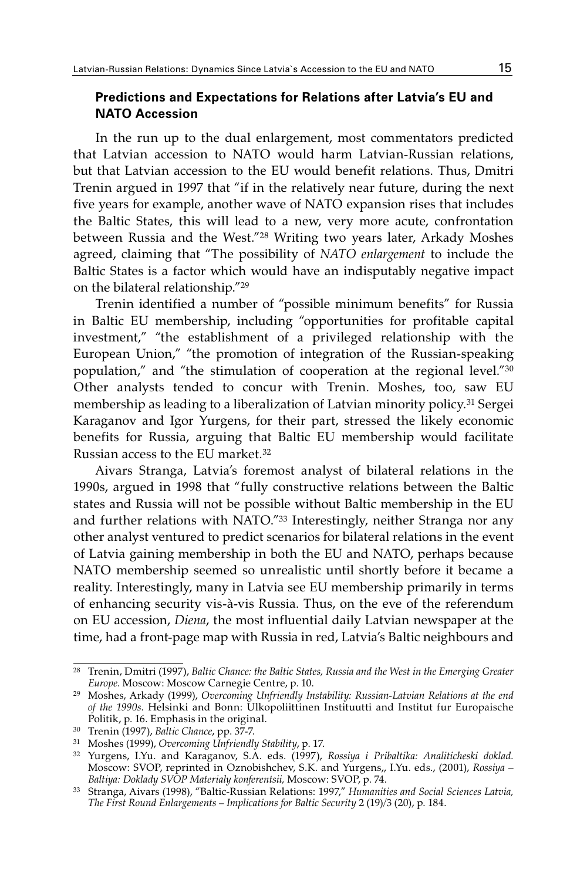### Predictions and Expectations for Relations after Latvia's EU and NATO Accession

In the run up to the dual enlargement, most commentators predicted that Latvian accession to NATO would harm Latvian-Russian relations, but that Latvian accession to the EU would benefit relations. Thus, Dmitri Trenin argued in 1997 that "if in the relatively near future, during the next five years for example, another wave of NATO expansion rises that includes the Baltic States, this will lead to a new, very more acute, confrontation between Russia and the West."[28] Writing two years later, Arkady Moshes agreed, claiming that "The possibility of *NATO enlargement* to include the Baltic States is a factor which would have an indisputably negative impact on the bilateral relationship."[29]

Trenin identified a number of "possible minimum benefits" for Russia in Baltic EU membership, including "opportunities for profitable capital investment," "the establishment of a privileged relationship with the European Union," "the promotion of integration of the Russian-speaking population," and "the stimulation of cooperation at the regional level."[30] Other analysts tended to concur with Trenin. Moshes, too, saw EU membership as leading to a liberalization of Latvian minority policy.[31] Sergei Karaganov and Igor Yurgens, for their part, stressed the likely economic benefits for Russia, arguing that Baltic EU membership would facilitate Russian access to the EU market.[32]

Aivars Stranga, Latvia's foremost analyst of bilateral relations in the 1990s, argued in 1998 that "fully constructive relations between the Baltic states and Russia will not be possible without Baltic membership in the EU and further relations with NATO."[33] Interestingly, neither Stranga nor any other analyst ventured to predict scenarios for bilateral relations in the event of Latvia gaining membership in both the EU and NATO, perhaps because NATO membership seemed so unrealistic until shortly before it became a reality. Interestingly, many in Latvia see EU membership primarily in terms of enhancing security vis-à-vis Russia. Thus, on the eve of the referendum on EU accession, *Diena*, the most influential daily Latvian newspaper at the time, had a front-page map with Russia in red, Latvia's Baltic neighbours and

---

[28] Trenin, Dmitri (1997), *Baltic Chance: the Baltic States, Russia and the West in the Emerging Greater Europe*. Moscow: Moscow Carnegie Centre, p. 10.

[29] Moshes, Arkady (1999), *Overcoming Unfriendly Instability: Russian-Latvian Relations at the end of the 1990s.* Helsinki and Bonn: Ulkopoliittinen Instituutti and Institut fur Europaische Politik, p. 16. Emphasis in the original.

[30] Trenin (1997), *Baltic Chance*, pp. 37-7.

[31] Moshes (1999), *Overcoming Unfriendly Stability*, p. 17.

[32] Yurgens, I.Yu. and Karaganov, S.A. eds. (1997), *Rossiya i Pribaltika: Analiticheski doklad.* Moscow: SVOP, reprinted in Oznobishchev, S.K. and Yurgens,, I.Yu. eds., (2001), *Rossiya – Baltiya: Doklady SVOP Materialy konferentsii,* Moscow: SVOP, p. 74.

[33] Stranga, Aivars (1998), "Baltic-Russian Relations: 1997," *Humanities and Social Sciences Latvia, The First Round Enlargements – Implications for Baltic Security* 2 (19)/3 (20), p. 184.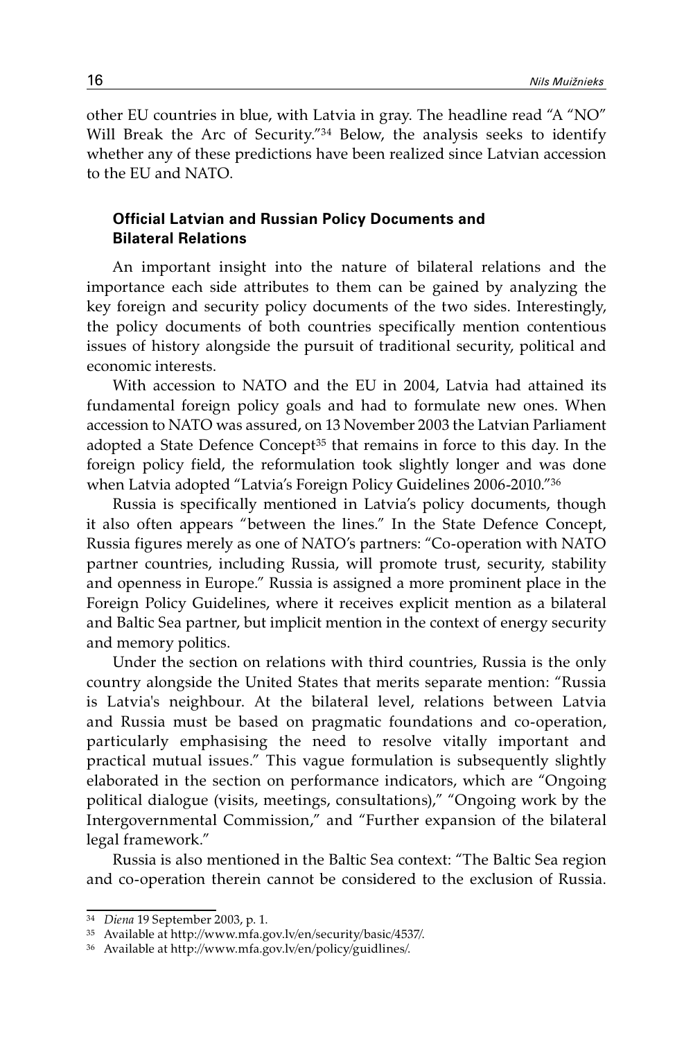other EU countries in blue, with Latvia in gray. The headline read "A "NO" Will Break the Arc of Security."[34] Below, the analysis seeks to identify whether any of these predictions have been realized since Latvian accession to the EU and NATO.

### Official Latvian and Russian Policy Documents and Bilateral Relations

An important insight into the nature of bilateral relations and the importance each side attributes to them can be gained by analyzing the key foreign and security policy documents of the two sides. Interestingly, the policy documents of both countries specifically mention contentious issues of history alongside the pursuit of traditional security, political and economic interests.

With accession to NATO and the EU in 2004, Latvia had attained its fundamental foreign policy goals and had to formulate new ones. When accession to NATO was assured, on 13 November 2003 the Latvian Parliament adopted a State Defence Concept[35] that remains in force to this day. In the foreign policy field, the reformulation took slightly longer and was done when Latvia adopted "Latvia's Foreign Policy Guidelines 2006-2010."[36]

Russia is specifically mentioned in Latvia's policy documents, though it also often appears "between the lines." In the State Defence Concept, Russia figures merely as one of NATO's partners: "Co-operation with NATO partner countries, including Russia, will promote trust, security, stability and openness in Europe." Russia is assigned a more prominent place in the Foreign Policy Guidelines, where it receives explicit mention as a bilateral and Baltic Sea partner, but implicit mention in the context of energy security and memory politics.

Under the section on relations with third countries, Russia is the only country alongside the United States that merits separate mention: "Russia is Latvia's neighbour. At the bilateral level, relations between Latvia and Russia must be based on pragmatic foundations and co-operation, particularly emphasising the need to resolve vitally important and practical mutual issues." This vague formulation is subsequently slightly elaborated in the section on performance indicators, which are "Ongoing political dialogue (visits, meetings, consultations)," "Ongoing work by the Intergovernmental Commission," and "Further expansion of the bilateral legal framework."

Russia is also mentioned in the Baltic Sea context: "The Baltic Sea region and co-operation therein cannot be considered to the exclusion of Russia.

---

[34] *Diena* 19 September 2003, p. 1.

[35] Available at http://www.mfa.gov.lv/en/security/basic/4537/.

[36] Available at http://www.mfa.gov.lv/en/policy/guidlines/.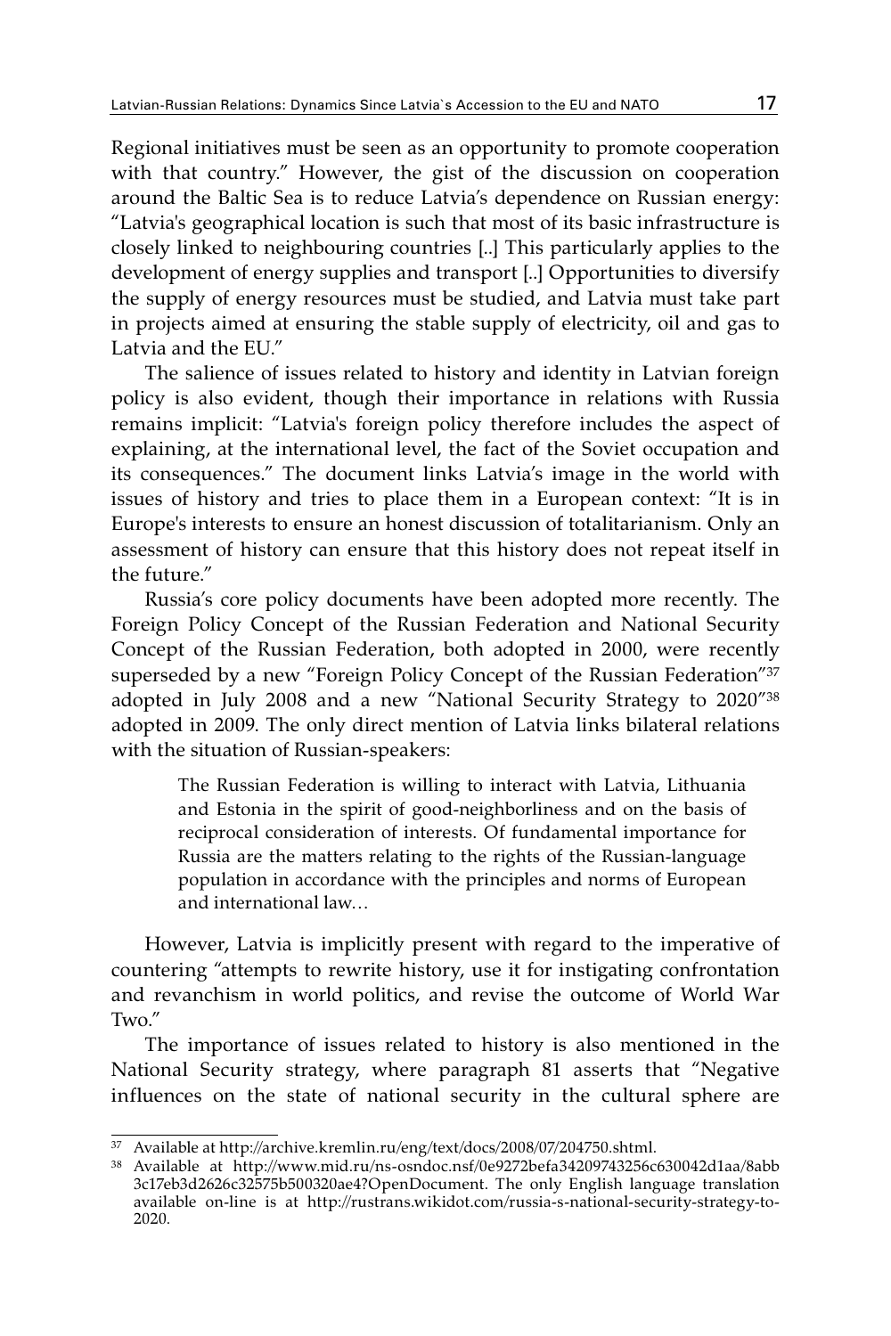Regional initiatives must be seen as an opportunity to promote cooperation with that country." However, the gist of the discussion on cooperation around the Baltic Sea is to reduce Latvia's dependence on Russian energy: "Latvia's geographical location is such that most of its basic infrastructure is closely linked to neighbouring countries [..] This particularly applies to the development of energy supplies and transport [..] Opportunities to diversify the supply of energy resources must be studied, and Latvia must take part in projects aimed at ensuring the stable supply of electricity, oil and gas to Latvia and the EU."

The salience of issues related to history and identity in Latvian foreign policy is also evident, though their importance in relations with Russia remains implicit: "Latvia's foreign policy therefore includes the aspect of explaining, at the international level, the fact of the Soviet occupation and its consequences." The document links Latvia's image in the world with issues of history and tries to place them in a European context: "It is in Europe's interests to ensure an honest discussion of totalitarianism. Only an assessment of history can ensure that this history does not repeat itself in the future."

Russia's core policy documents have been adopted more recently. The Foreign Policy Concept of the Russian Federation and National Security Concept of the Russian Federation, both adopted in 2000, were recently superseded by a new "Foreign Policy Concept of the Russian Federation"[37] adopted in July 2008 and a new "National Security Strategy to 2020"[38] adopted in 2009. The only direct mention of Latvia links bilateral relations with the situation of Russian-speakers:

> The Russian Federation is willing to interact with Latvia, Lithuania and Estonia in the spirit of good-neighborliness and on the basis of reciprocal consideration of interests. Of fundamental importance for Russia are the matters relating to the rights of the Russian-language population in accordance with the principles and norms of European and international law…

However, Latvia is implicitly present with regard to the imperative of countering "attempts to rewrite history, use it for instigating confrontation and revanchism in world politics, and revise the outcome of World War Two."

The importance of issues related to history is also mentioned in the National Security strategy, where paragraph 81 asserts that "Negative influences on the state of national security in the cultural sphere are

---

[37] Available at http://archive.kremlin.ru/eng/text/docs/2008/07/204750.shtml.

[38] Available at http://www.mid.ru/ns-osndoc.nsf/0e9272befa34209743256c630042d1aa/8abb3c17eb3d2626c32575b500320ae4?OpenDocument. The only English language translation available on-line is at http://rustrans.wikidot.com/russia-s-national-security-strategy-to-2020.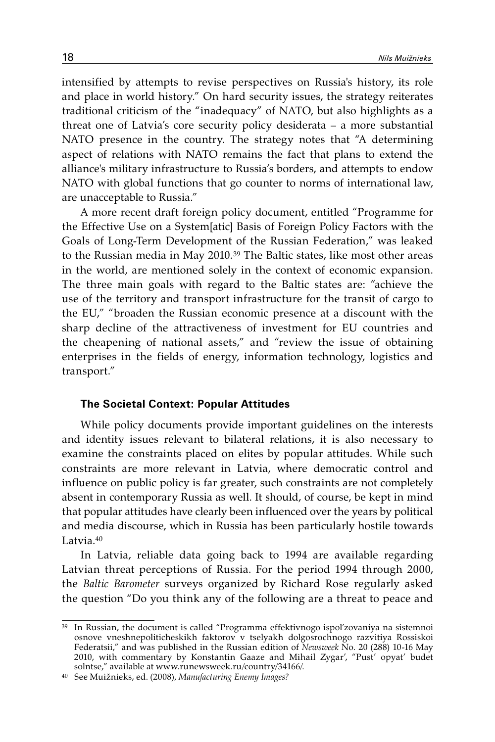intensified by attempts to revise perspectives on Russia's history, its role and place in world history." On hard security issues, the strategy reiterates traditional criticism of the "inadequacy" of NATO, but also highlights as a threat one of Latvia's core security policy desiderata – a more substantial NATO presence in the country. The strategy notes that "A determining aspect of relations with NATO remains the fact that plans to extend the alliance's military infrastructure to Russia's borders, and attempts to endow NATO with global functions that go counter to norms of international law, are unacceptable to Russia."

A more recent draft foreign policy document, entitled "Programme for the Effective Use on a System[atic] Basis of Foreign Policy Factors with the Goals of Long-Term Development of the Russian Federation," was leaked to the Russian media in May 2010.[39] The Baltic states, like most other areas in the world, are mentioned solely in the context of economic expansion. The three main goals with regard to the Baltic states are: "achieve the use of the territory and transport infrastructure for the transit of cargo to the EU," "broaden the Russian economic presence at a discount with the sharp decline of the attractiveness of investment for EU countries and the cheapening of national assets," and "review the issue of obtaining enterprises in the fields of energy, information technology, logistics and transport."

### The Societal Context: Popular Attitudes

While policy documents provide important guidelines on the interests and identity issues relevant to bilateral relations, it is also necessary to examine the constraints placed on elites by popular attitudes. While such constraints are more relevant in Latvia, where democratic control and influence on public policy is far greater, such constraints are not completely absent in contemporary Russia as well. It should, of course, be kept in mind that popular attitudes have clearly been influenced over the years by political and media discourse, which in Russia has been particularly hostile towards Latvia.[40]

In Latvia, reliable data going back to 1994 are available regarding Latvian threat perceptions of Russia. For the period 1994 through 2000, the *Baltic Barometer* surveys organized by Richard Rose regularly asked the question "Do you think any of the following are a threat to peace and

---

[39] In Russian, the document is called "Programma effektivnogo ispol'zovaniya na sistemnoi osnove vneshnepoliticheskikh faktorov v tselyakh dolgosrochnogo razvitiya Rossiskoi Federatsii," and was published in the Russian edition of *Newsweek* No. 20 (288) 10-16 May 2010, with commentary by Konstantin Gaaze and Mihail Zygar', "Pust' opyat' budet solntse," available at www.runewsweek.ru/country/34166/.

[40] See Muižnieks, ed. (2008), *Manufacturing Enemy Images?*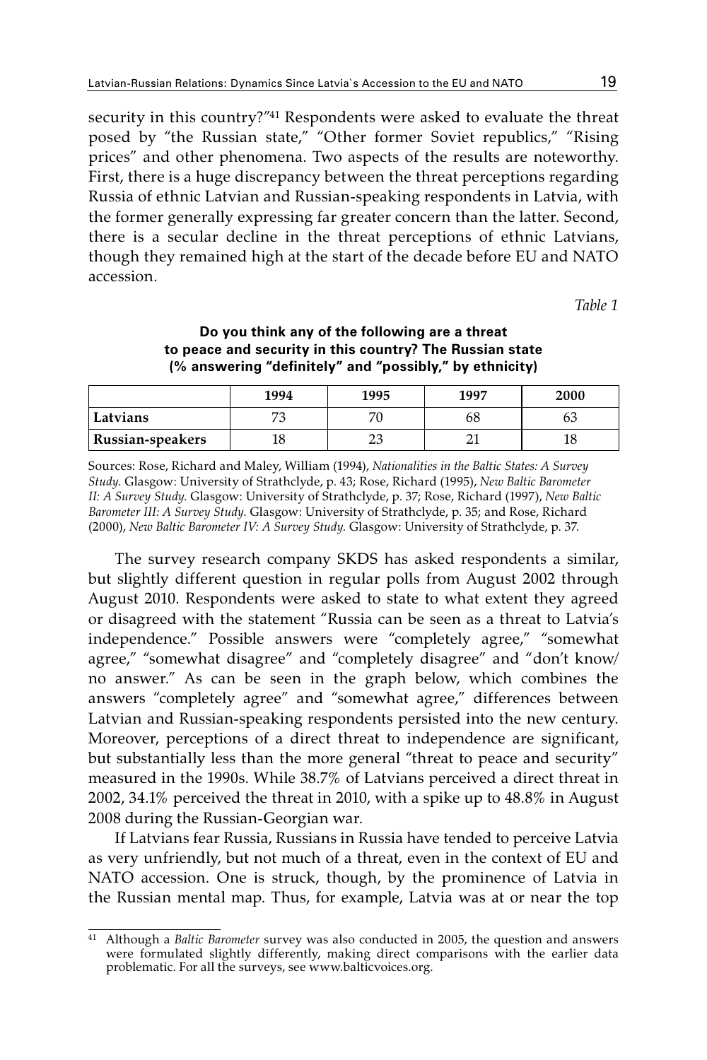security in this country?"[41] Respondents were asked to evaluate the threat posed by "the Russian state," "Other former Soviet republics," "Rising prices" and other phenomena. Two aspects of the results are noteworthy. First, there is a huge discrepancy between the threat perceptions regarding Russia of ethnic Latvian and Russian-speaking respondents in Latvia, with the former generally expressing far greater concern than the latter. Second, there is a secular decline in the threat perceptions of ethnic Latvians, though they remained high at the start of the decade before EU and NATO accession.

*Table 1*

**Do you think any of the following are a threat to peace and security in this country? The Russian state (% answering "definitely" and "possibly," by ethnicity)**

| | 1994 | 1995 | 1997 | 2000 |
|---|---|---|---|---|
| **Latvians** | 73 | 70 | 68 | 63 |
| **Russian-speakers** | 18 | 23 | 21 | 18 |

Sources: Rose, Richard and Maley, William (1994), *Nationalities in the Baltic States: A Survey Study.* Glasgow: University of Strathclyde, p. 43; Rose, Richard (1995), *New Baltic Barometer II: A Survey Study.* Glasgow: University of Strathclyde, p. 37; Rose, Richard (1997), *New Baltic Barometer III: A Survey Study.* Glasgow: University of Strathclyde, p. 35; and Rose, Richard (2000), *New Baltic Barometer IV: A Survey Study.* Glasgow: University of Strathclyde, p. 37.

The survey research company SKDS has asked respondents a similar, but slightly different question in regular polls from August 2002 through August 2010. Respondents were asked to state to what extent they agreed or disagreed with the statement "Russia can be seen as a threat to Latvia's independence." Possible answers were "completely agree," "somewhat agree," "somewhat disagree" and "completely disagree" and "don't know/ no answer." As can be seen in the graph below, which combines the answers "completely agree" and "somewhat agree," differences between Latvian and Russian-speaking respondents persisted into the new century. Moreover, perceptions of a direct threat to independence are significant, but substantially less than the more general "threat to peace and security" measured in the 1990s. While 38.7% of Latvians perceived a direct threat in 2002, 34.1% perceived the threat in 2010, with a spike up to 48.8% in August 2008 during the Russian-Georgian war.

If Latvians fear Russia, Russians in Russia have tended to perceive Latvia as very unfriendly, but not much of a threat, even in the context of EU and NATO accession. One is struck, though, by the prominence of Latvia in the Russian mental map. Thus, for example, Latvia was at or near the top

[41] Although a *Baltic Barometer* survey was also conducted in 2005, the question and answers were formulated slightly differently, making direct comparisons with the earlier data problematic. For all the surveys, see www.balticvoices.org.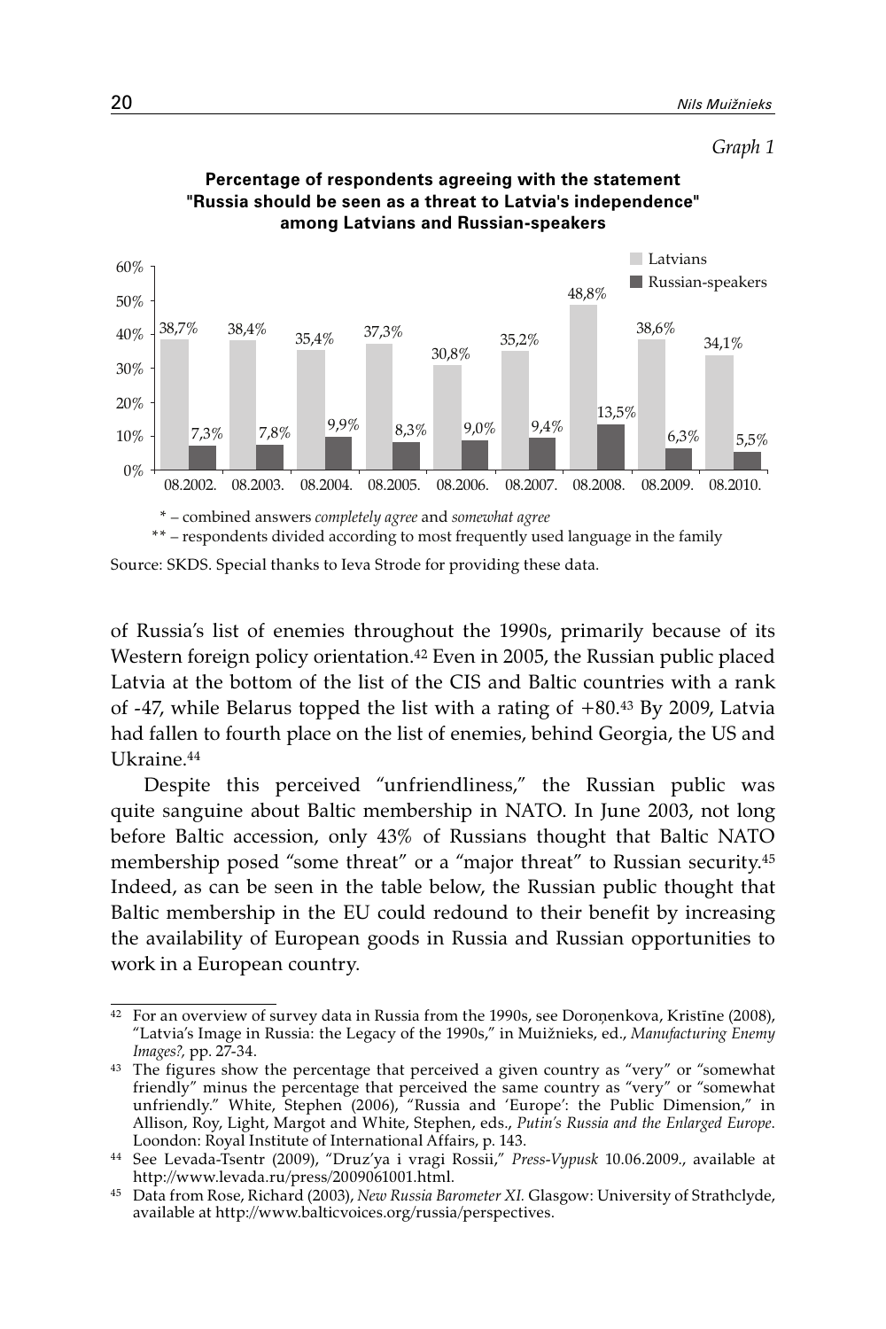*Graph 1*

**Percentage of respondents agreeing with the statement "Russia should be seen as a threat to Latvia's independence" among Latvians and Russian-speakers**

| | 08.2002. | 08.2003. | 08.2004. | 08.2005. | 08.2006. | 08.2007. | 08.2008. | 08.2009. | 08.2010. |
|---|---|---|---|---|---|---|---|---|---|
| Latvians | 38,7% | 38,4% | 35,4% | 37,3% | 30,8% | 35,2% | 48,8% | 38,6% | 34,1% |
| Russian-speakers | 7,3% | 7,8% | 9,9% | 8,3% | 9,0% | 9,4% | 13,5% | 6,3% | 5,5% |

\* – combined answers *completely agree* and *somewhat agree*

\*\* – respondents divided according to most frequently used language in the family

Source: SKDS. Special thanks to Ieva Strode for providing these data.

of Russia's list of enemies throughout the 1990s, primarily because of its Western foreign policy orientation.[42] Even in 2005, the Russian public placed Latvia at the bottom of the list of the CIS and Baltic countries with a rank of -47, while Belarus topped the list with a rating of +80.[43] By 2009, Latvia had fallen to fourth place on the list of enemies, behind Georgia, the US and Ukraine.[44]

Despite this perceived "unfriendliness," the Russian public was quite sanguine about Baltic membership in NATO. In June 2003, not long before Baltic accession, only 43% of Russians thought that Baltic NATO membership posed "some threat" or a "major threat" to Russian security.[45] Indeed, as can be seen in the table below, the Russian public thought that Baltic membership in the EU could redound to their benefit by increasing the availability of European goods in Russia and Russian opportunities to work in a European country.

---

[42] For an overview of survey data in Russia from the 1990s, see Doroņenkova, Kristīne (2008), "Latvia's Image in Russia: the Legacy of the 1990s," in Muižnieks, ed., *Manufacturing Enemy Images?*, pp. 27-34.

[43] The figures show the percentage that perceived a given country as "very" or "somewhat friendly" minus the percentage that perceived the same country as "very" or "somewhat unfriendly." White, Stephen (2006), "Russia and 'Europe': the Public Dimension," in Allison, Roy, Light, Margot and White, Stephen, eds., *Putin's Russia and the Enlarged Europe*. Loondon: Royal Institute of International Affairs, p. 143.

[44] See Levada-Tsentr (2009), "Druz'ya i vragi Rossii," *Press-Vypusk* 10.06.2009., available at http://www.levada.ru/press/2009061001.html.

[45] Data from Rose, Richard (2003), *New Russia Barometer XI.* Glasgow: University of Strathclyde, available at http://www.balticvoices.org/russia/perspectives.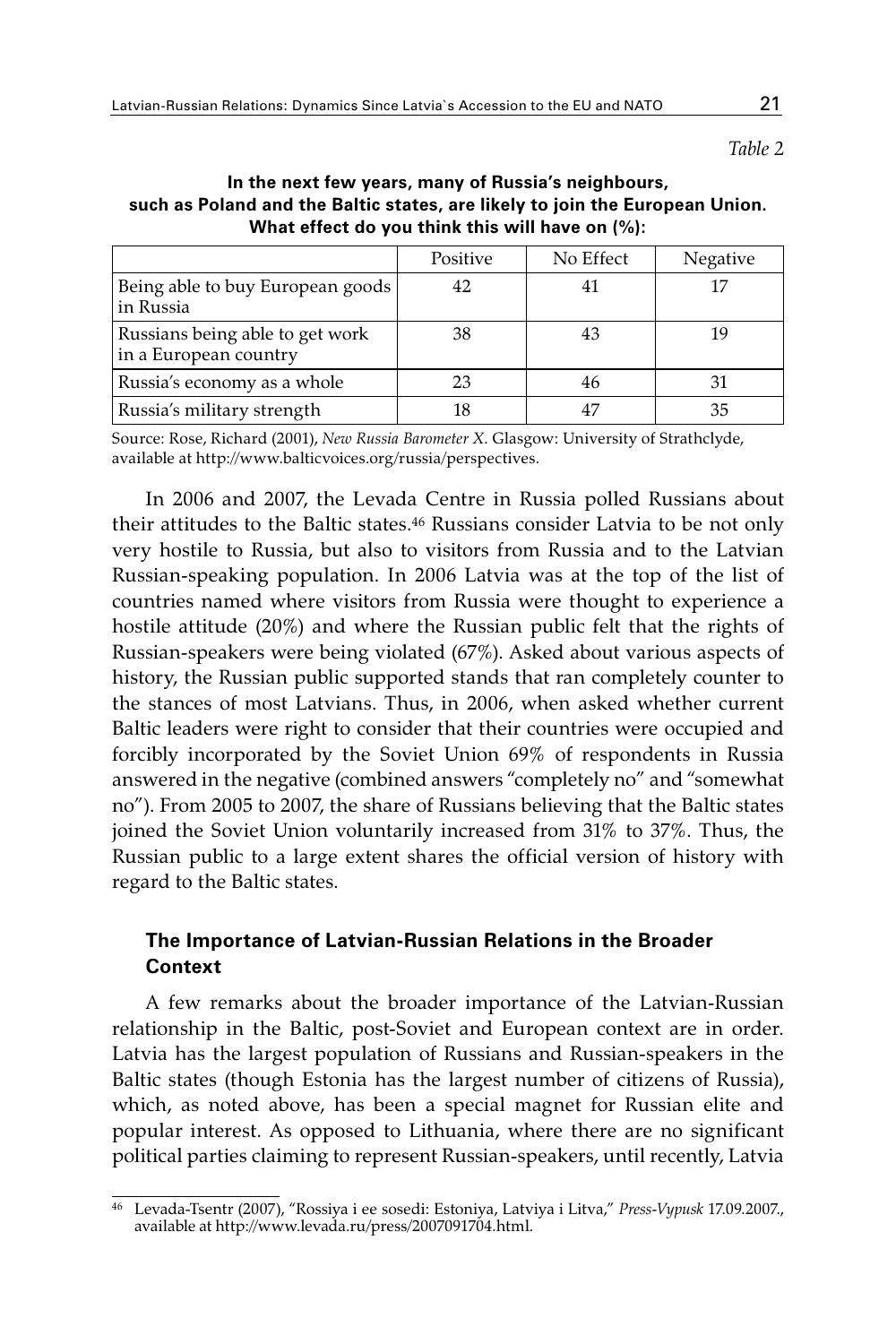*Table 2*

**In the next few years, many of Russia's neighbours, such as Poland and the Baltic states, are likely to join the European Union. What effect do you think this will have on (%):**

| | Positive | No Effect | Negative |
|---|---|---|---|
| Being able to buy European goods in Russia | 42 | 41 | 17 |
| Russians being able to get work in a European country | 38 | 43 | 19 |
| Russia's economy as a whole | 23 | 46 | 31 |
| Russia's military strength | 18 | 47 | 35 |

Source: Rose, Richard (2001), *New Russia Barometer X*. Glasgow: University of Strathclyde, available at http://www.balticvoices.org/russia/perspectives.

In 2006 and 2007, the Levada Centre in Russia polled Russians about their attitudes to the Baltic states.[46] Russians consider Latvia to be not only very hostile to Russia, but also to visitors from Russia and to the Latvian Russian-speaking population. In 2006 Latvia was at the top of the list of countries named where visitors from Russia were thought to experience a hostile attitude (20%) and where the Russian public felt that the rights of Russian-speakers were being violated (67%). Asked about various aspects of history, the Russian public supported stands that ran completely counter to the stances of most Latvians. Thus, in 2006, when asked whether current Baltic leaders were right to consider that their countries were occupied and forcibly incorporated by the Soviet Union 69% of respondents in Russia answered in the negative (combined answers "completely no" and "somewhat no"). From 2005 to 2007, the share of Russians believing that the Baltic states joined the Soviet Union voluntarily increased from 31% to 37%. Thus, the Russian public to a large extent shares the official version of history with regard to the Baltic states.

## The Importance of Latvian-Russian Relations in the Broader Context

A few remarks about the broader importance of the Latvian-Russian relationship in the Baltic, post-Soviet and European context are in order. Latvia has the largest population of Russians and Russian-speakers in the Baltic states (though Estonia has the largest number of citizens of Russia), which, as noted above, has been a special magnet for Russian elite and popular interest. As opposed to Lithuania, where there are no significant political parties claiming to represent Russian-speakers, until recently, Latvia

---

[46] Levada-Tsentr (2007), "Rossiya i ee sosedi: Estoniya, Latviya i Litva," *Press-Vypusk* 17.09.2007., available at http://www.levada.ru/press/2007091704.html.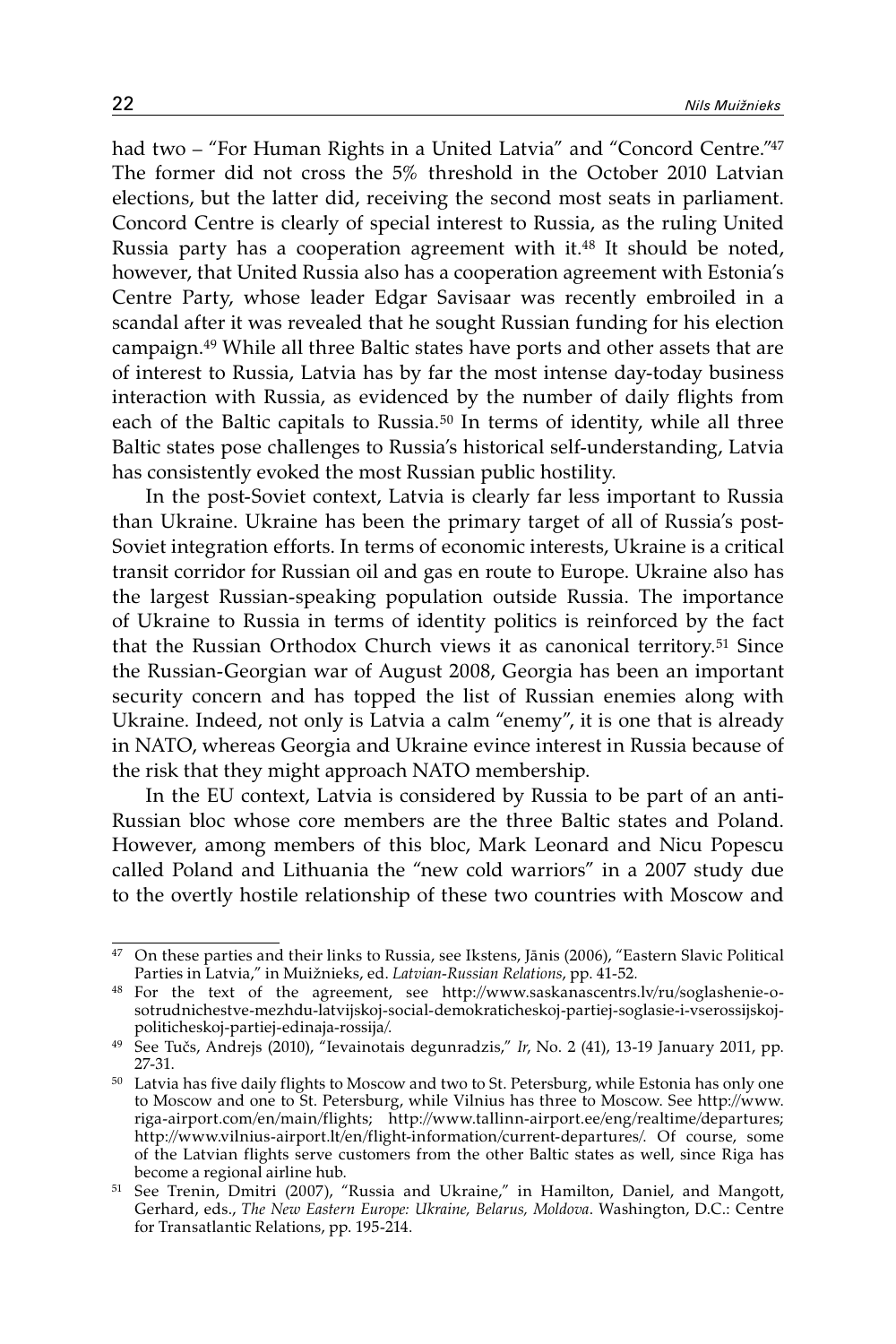had two – "For Human Rights in a United Latvia" and "Concord Centre."[47] The former did not cross the 5% threshold in the October 2010 Latvian elections, but the latter did, receiving the second most seats in parliament. Concord Centre is clearly of special interest to Russia, as the ruling United Russia party has a cooperation agreement with it.[48] It should be noted, however, that United Russia also has a cooperation agreement with Estonia's Centre Party, whose leader Edgar Savisaar was recently embroiled in a scandal after it was revealed that he sought Russian funding for his election campaign.[49] While all three Baltic states have ports and other assets that are of interest to Russia, Latvia has by far the most intense day-today business interaction with Russia, as evidenced by the number of daily flights from each of the Baltic capitals to Russia.[50] In terms of identity, while all three Baltic states pose challenges to Russia's historical self-understanding, Latvia has consistently evoked the most Russian public hostility.

In the post-Soviet context, Latvia is clearly far less important to Russia than Ukraine. Ukraine has been the primary target of all of Russia's post-Soviet integration efforts. In terms of economic interests, Ukraine is a critical transit corridor for Russian oil and gas en route to Europe. Ukraine also has the largest Russian-speaking population outside Russia. The importance of Ukraine to Russia in terms of identity politics is reinforced by the fact that the Russian Orthodox Church views it as canonical territory.[51] Since the Russian-Georgian war of August 2008, Georgia has been an important security concern and has topped the list of Russian enemies along with Ukraine. Indeed, not only is Latvia a calm "enemy", it is one that is already in NATO, whereas Georgia and Ukraine evince interest in Russia because of the risk that they might approach NATO membership.

In the EU context, Latvia is considered by Russia to be part of an anti-Russian bloc whose core members are the three Baltic states and Poland. However, among members of this bloc, Mark Leonard and Nicu Popescu called Poland and Lithuania the "new cold warriors" in a 2007 study due to the overtly hostile relationship of these two countries with Moscow and

---

[47] On these parties and their links to Russia, see Ikstens, Jānis (2006), "Eastern Slavic Political Parties in Latvia," in Muižnieks, ed. *Latvian-Russian Relations*, pp. 41-52.

[48] For the text of the agreement, see http://www.saskanascentrs.lv/ru/soglashenie-o-sotrudnichestve-mezhdu-latvijskoj-social-demokraticheskoj-partiej-soglasie-i-vserossijskoj-politicheskoj-partiej-edinaja-rossija/.

[49] See Tučs, Andrejs (2010), "Ievainotais degunradzis," *Ir*, No. 2 (41), 13-19 January 2011, pp. 27-31.

[50] Latvia has five daily flights to Moscow and two to St. Petersburg, while Estonia has only one to Moscow and one to St. Petersburg, while Vilnius has three to Moscow. See http://www.riga-airport.com/en/main/flights; http://www.tallinn-airport.ee/eng/realtime/departures; http://www.vilnius-airport.lt/en/flight-information/current-departures/. Of course, some of the Latvian flights serve customers from the other Baltic states as well, since Riga has become a regional airline hub.

[51] See Trenin, Dmitri (2007), "Russia and Ukraine," in Hamilton, Daniel, and Mangott, Gerhard, eds., *The New Eastern Europe: Ukraine, Belarus, Moldova*. Washington, D.C.: Centre for Transatlantic Relations, pp. 195-214.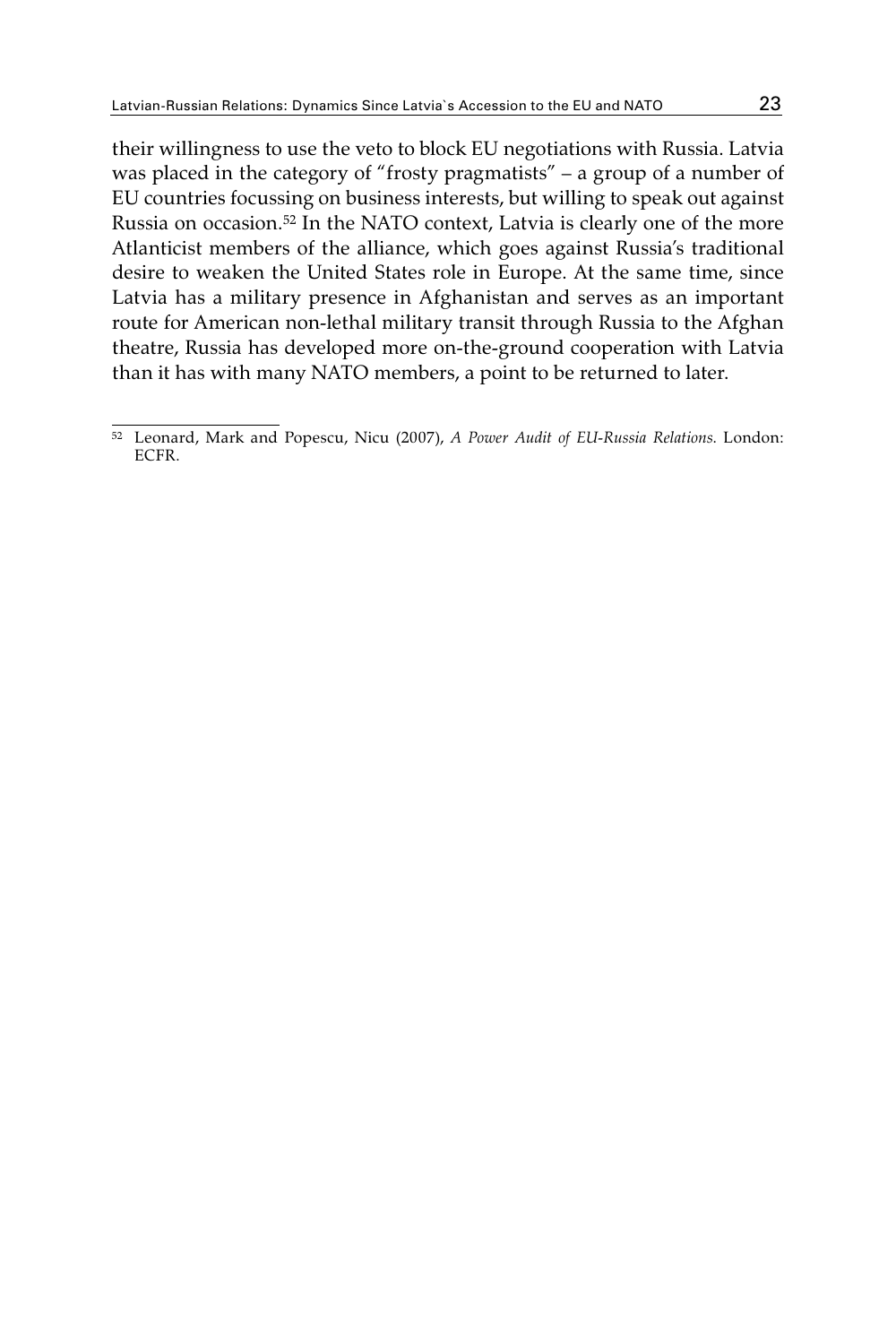their willingness to use the veto to block EU negotiations with Russia. Latvia was placed in the category of "frosty pragmatists" – a group of a number of EU countries focussing on business interests, but willing to speak out against Russia on occasion.[52] In the NATO context, Latvia is clearly one of the more Atlanticist members of the alliance, which goes against Russia's traditional desire to weaken the United States role in Europe. At the same time, since Latvia has a military presence in Afghanistan and serves as an important route for American non-lethal military transit through Russia to the Afghan theatre, Russia has developed more on-the-ground cooperation with Latvia than it has with many NATO members, a point to be returned to later.

---

[52] Leonard, Mark and Popescu, Nicu (2007), *A Power Audit of EU-Russia Relations*. London: ECFR.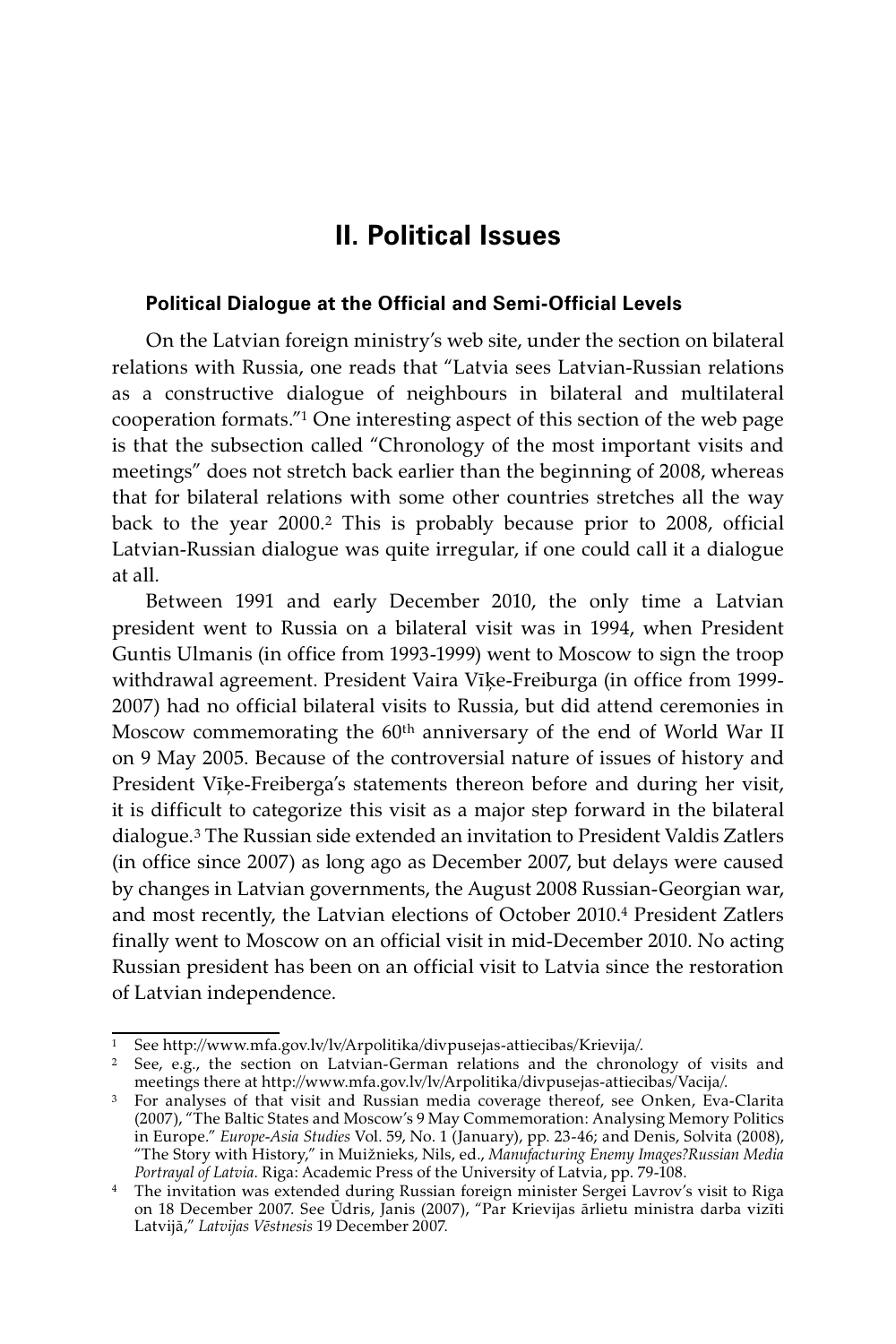# II. Political Issues

### Political Dialogue at the Official and Semi-Official Levels

On the Latvian foreign ministry's web site, under the section on bilateral relations with Russia, one reads that "Latvia sees Latvian-Russian relations as a constructive dialogue of neighbours in bilateral and multilateral cooperation formats."[1] One interesting aspect of this section of the web page is that the subsection called "Chronology of the most important visits and meetings" does not stretch back earlier than the beginning of 2008, whereas that for bilateral relations with some other countries stretches all the way back to the year 2000.[2] This is probably because prior to 2008, official Latvian-Russian dialogue was quite irregular, if one could call it a dialogue at all.

Between 1991 and early December 2010, the only time a Latvian president went to Russia on a bilateral visit was in 1994, when President Guntis Ulmanis (in office from 1993-1999) went to Moscow to sign the troop withdrawal agreement. President Vaira Vīķe-Freiburga (in office from 1999-2007) had no official bilateral visits to Russia, but did attend ceremonies in Moscow commemorating the 60th anniversary of the end of World War II on 9 May 2005. Because of the controversial nature of issues of history and President Vīķe-Freiberga's statements thereon before and during her visit, it is difficult to categorize this visit as a major step forward in the bilateral dialogue.[3] The Russian side extended an invitation to President Valdis Zatlers (in office since 2007) as long ago as December 2007, but delays were caused by changes in Latvian governments, the August 2008 Russian-Georgian war, and most recently, the Latvian elections of October 2010.[4] President Zatlers finally went to Moscow on an official visit in mid-December 2010. No acting Russian president has been on an official visit to Latvia since the restoration of Latvian independence.

---

1 See http://www.mfa.gov.lv/lv/Arpolitika/divpusejas-attiecibas/Krievija/.

2 See, e.g., the section on Latvian-German relations and the chronology of visits and meetings there at http://www.mfa.gov.lv/lv/Arpolitika/divpusejas-attiecibas/Vacija/.

3 For analyses of that visit and Russian media coverage thereof, see Onken, Eva-Clarita (2007), "The Baltic States and Moscow's 9 May Commemoration: Analysing Memory Politics in Europe." *Europe-Asia Studies* Vol. 59, No. 1 (January), pp. 23-46; and Denis, Solvita (2008), "The Story with History," in Muižnieks, Nils, ed., *Manufacturing Enemy Images?Russian Media Portrayal of Latvia*. Riga: Academic Press of the University of Latvia, pp. 79-108.

4 The invitation was extended during Russian foreign minister Sergei Lavrov's visit to Riga on 18 December 2007. See Ūdris, Janis (2007), "Par Krievijas ārlietu ministra darba vizīti Latvijā," *Latvijas Vēstnesis* 19 December 2007.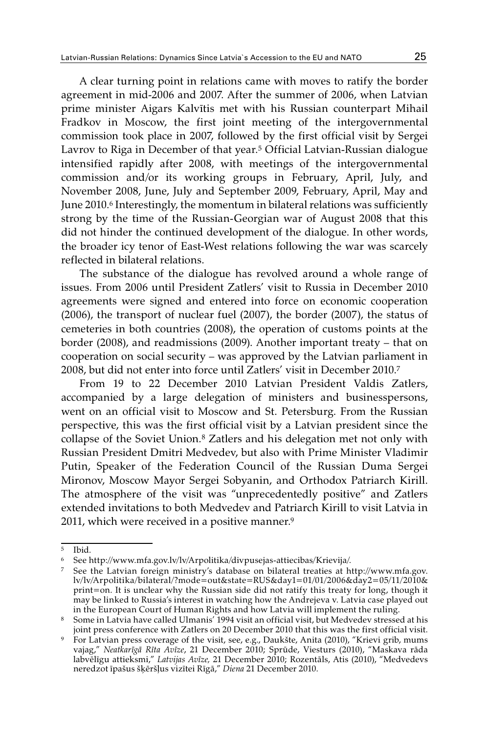A clear turning point in relations came with moves to ratify the border agreement in mid-2006 and 2007. After the summer of 2006, when Latvian prime minister Aigars Kalvītis met with his Russian counterpart Mihail Fradkov in Moscow, the first joint meeting of the intergovernmental commission took place in 2007, followed by the first official visit by Sergei Lavrov to Riga in December of that year.[5] Official Latvian-Russian dialogue intensified rapidly after 2008, with meetings of the intergovernmental commission and/or its working groups in February, April, July, and November 2008, June, July and September 2009, February, April, May and June 2010.[6] Interestingly, the momentum in bilateral relations was sufficiently strong by the time of the Russian-Georgian war of August 2008 that this did not hinder the continued development of the dialogue. In other words, the broader icy tenor of East-West relations following the war was scarcely reflected in bilateral relations.

The substance of the dialogue has revolved around a whole range of issues. From 2006 until President Zatlers' visit to Russia in December 2010 agreements were signed and entered into force on economic cooperation (2006), the transport of nuclear fuel (2007), the border (2007), the status of cemeteries in both countries (2008), the operation of customs points at the border (2008), and readmissions (2009). Another important treaty – that on cooperation on social security – was approved by the Latvian parliament in 2008, but did not enter into force until Zatlers' visit in December 2010.[7]

From 19 to 22 December 2010 Latvian President Valdis Zatlers, accompanied by a large delegation of ministers and businesspersons, went on an official visit to Moscow and St. Petersburg. From the Russian perspective, this was the first official visit by a Latvian president since the collapse of the Soviet Union.[8] Zatlers and his delegation met not only with Russian President Dmitri Medvedev, but also with Prime Minister Vladimir Putin, Speaker of the Federation Council of the Russian Duma Sergei Mironov, Moscow Mayor Sergei Sobyanin, and Orthodox Patriarch Kirill. The atmosphere of the visit was "unprecedentedly positive" and Zatlers extended invitations to both Medvedev and Patriarch Kirill to visit Latvia in 2011, which were received in a positive manner.[9]

---

[5] Ibid.

[6] See http://www.mfa.gov.lv/lv/Arpolitika/divpusejas-attiecibas/Krievija/.

[7] See the Latvian foreign ministry's database on bilateral treaties at http://www.mfa.gov.lv/lv/Arpolitika/bilateral/?mode=out&state=RUS&day1=01/01/2006&day2=05/11/2010&print=on. It is unclear why the Russian side did not ratify this treaty for long, though it may be linked to Russia's interest in watching how the Andrejeva v. Latvia case played out in the European Court of Human Rights and how Latvia will implement the ruling.

[8] Some in Latvia have called Ulmanis' 1994 visit an official visit, but Medvedev stressed at his joint press conference with Zatlers on 20 December 2010 that this was the first official visit.

[9] For Latvian press coverage of the visit, see, e.g., Daukšte, Anita (2010), "Krievi grib, mums vajag," *Neatkarīgā Rīta Avīze*, 21 December 2010; Sprūde, Viesturs (2010), "Maskava rāda labvēlīgu attieksmi," *Latvijas Avīze*, 21 December 2010; Rozentāls, Atis (2010), "Medvedevs neredzot īpašus šķēršļus vizītei Rīgā," *Diena* 21 December 2010.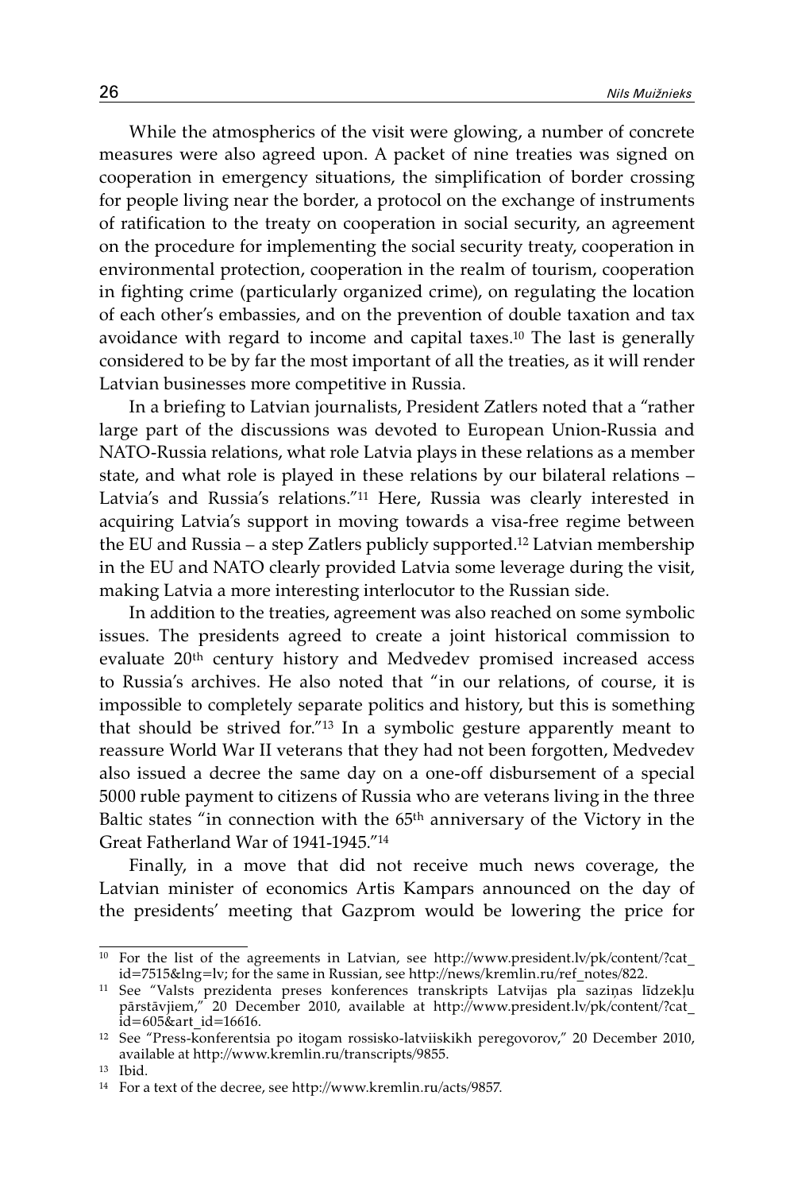While the atmospherics of the visit were glowing, a number of concrete measures were also agreed upon. A packet of nine treaties was signed on cooperation in emergency situations, the simplification of border crossing for people living near the border, a protocol on the exchange of instruments of ratification to the treaty on cooperation in social security, an agreement on the procedure for implementing the social security treaty, cooperation in environmental protection, cooperation in the realm of tourism, cooperation in fighting crime (particularly organized crime), on regulating the location of each other's embassies, and on the prevention of double taxation and tax avoidance with regard to income and capital taxes.[10] The last is generally considered to be by far the most important of all the treaties, as it will render Latvian businesses more competitive in Russia.

In a briefing to Latvian journalists, President Zatlers noted that a "rather large part of the discussions was devoted to European Union-Russia and NATO-Russia relations, what role Latvia plays in these relations as a member state, and what role is played in these relations by our bilateral relations – Latvia's and Russia's relations."[11] Here, Russia was clearly interested in acquiring Latvia's support in moving towards a visa-free regime between the EU and Russia – a step Zatlers publicly supported.[12] Latvian membership in the EU and NATO clearly provided Latvia some leverage during the visit, making Latvia a more interesting interlocutor to the Russian side.

In addition to the treaties, agreement was also reached on some symbolic issues. The presidents agreed to create a joint historical commission to evaluate 20th century history and Medvedev promised increased access to Russia's archives. He also noted that "in our relations, of course, it is impossible to completely separate politics and history, but this is something that should be strived for."[13] In a symbolic gesture apparently meant to reassure World War II veterans that they had not been forgotten, Medvedev also issued a decree the same day on a one-off disbursement of a special 5000 ruble payment to citizens of Russia who are veterans living in the three Baltic states "in connection with the 65th anniversary of the Victory in the Great Fatherland War of 1941-1945."[14]

Finally, in a move that did not receive much news coverage, the Latvian minister of economics Artis Kampars announced on the day of the presidents' meeting that Gazprom would be lowering the price for

---

[10] For the list of the agreements in Latvian, see http://www.president.lv/pk/content/?cat_id=7515&lng=lv; for the same in Russian, see http://news/kremlin.ru/ref_notes/822.

[11] See "Valsts prezidenta preses konferences transkripts Latvijas pla saziņas līdzekļu pārstāvjiem," 20 December 2010, available at http://www.president.lv/pk/content/?cat_id=605&art_id=16616.

[12] See "Press-konferentsia po itogam rossisko-latviiskikh peregovorov," 20 December 2010, available at http://www.kremlin.ru/transcripts/9855.

[13] Ibid.

[14] For a text of the decree, see http://www.kremlin.ru/acts/9857.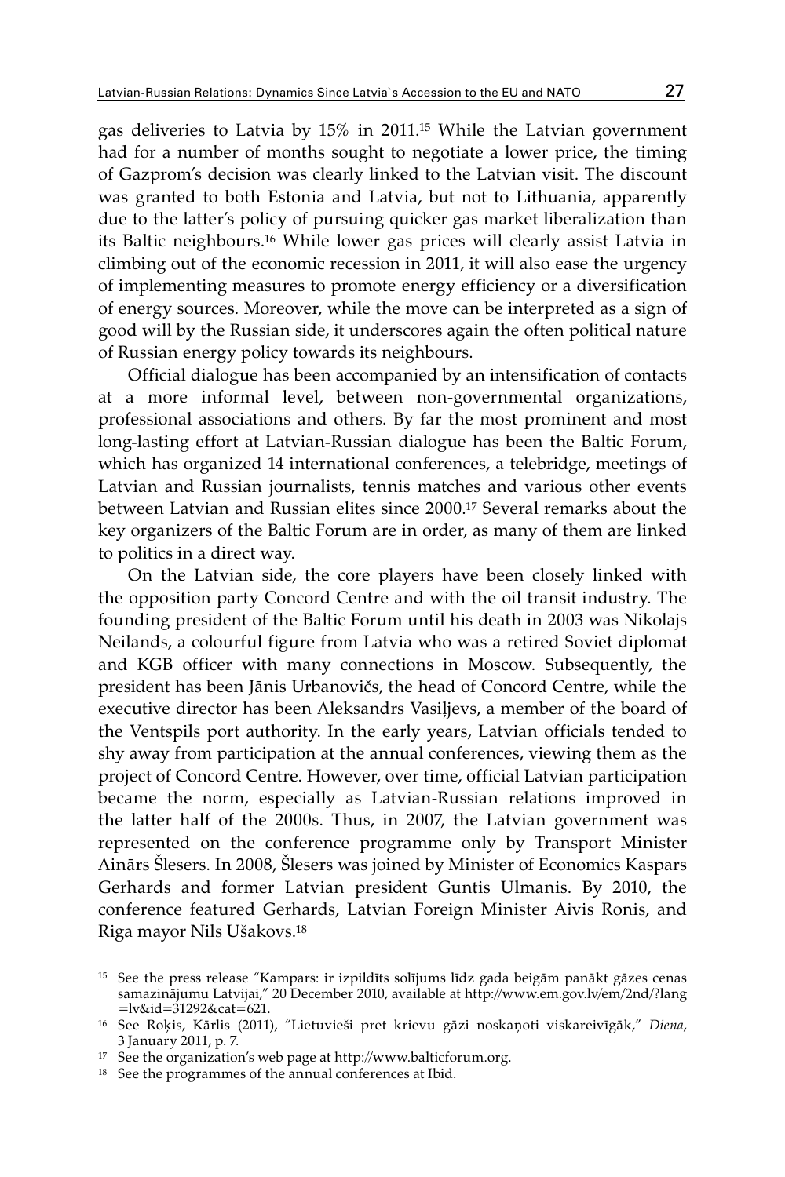gas deliveries to Latvia by 15% in 2011.[15] While the Latvian government had for a number of months sought to negotiate a lower price, the timing of Gazprom's decision was clearly linked to the Latvian visit. The discount was granted to both Estonia and Latvia, but not to Lithuania, apparently due to the latter's policy of pursuing quicker gas market liberalization than its Baltic neighbours.[16] While lower gas prices will clearly assist Latvia in climbing out of the economic recession in 2011, it will also ease the urgency of implementing measures to promote energy efficiency or a diversification of energy sources. Moreover, while the move can be interpreted as a sign of good will by the Russian side, it underscores again the often political nature of Russian energy policy towards its neighbours.

Official dialogue has been accompanied by an intensification of contacts at a more informal level, between non-governmental organizations, professional associations and others. By far the most prominent and most long-lasting effort at Latvian-Russian dialogue has been the Baltic Forum, which has organized 14 international conferences, a telebridge, meetings of Latvian and Russian journalists, tennis matches and various other events between Latvian and Russian elites since 2000.[17] Several remarks about the key organizers of the Baltic Forum are in order, as many of them are linked to politics in a direct way.

On the Latvian side, the core players have been closely linked with the opposition party Concord Centre and with the oil transit industry. The founding president of the Baltic Forum until his death in 2003 was Nikolajs Neilands, a colourful figure from Latvia who was a retired Soviet diplomat and KGB officer with many connections in Moscow. Subsequently, the president has been Jānis Urbanovičs, the head of Concord Centre, while the executive director has been Aleksandrs Vasiļjevs, a member of the board of the Ventspils port authority. In the early years, Latvian officials tended to shy away from participation at the annual conferences, viewing them as the project of Concord Centre. However, over time, official Latvian participation became the norm, especially as Latvian-Russian relations improved in the latter half of the 2000s. Thus, in 2007, the Latvian government was represented on the conference programme only by Transport Minister Ainārs Šlesers. In 2008, Šlesers was joined by Minister of Economics Kaspars Gerhards and former Latvian president Guntis Ulmanis. By 2010, the conference featured Gerhards, Latvian Foreign Minister Aivis Ronis, and Riga mayor Nils Ušakovs.[18]

---

[15] See the press release "Kampars: ir izpildīts solījums līdz gada beigām panākt gāzes cenas samazinājumu Latvijai," 20 December 2010, available at http://www.em.gov.lv/em/2nd/?lang=lv&id=31292&cat=621.

[16] See Roķis, Kārlis (2011), "Lietuvieši pret krievu gāzi noskaņoti viskareivīgāk," *Diena*, 3 January 2011, p. 7.

[17] See the organization's web page at http://www.balticforum.org.

[18] See the programmes of the annual conferences at Ibid.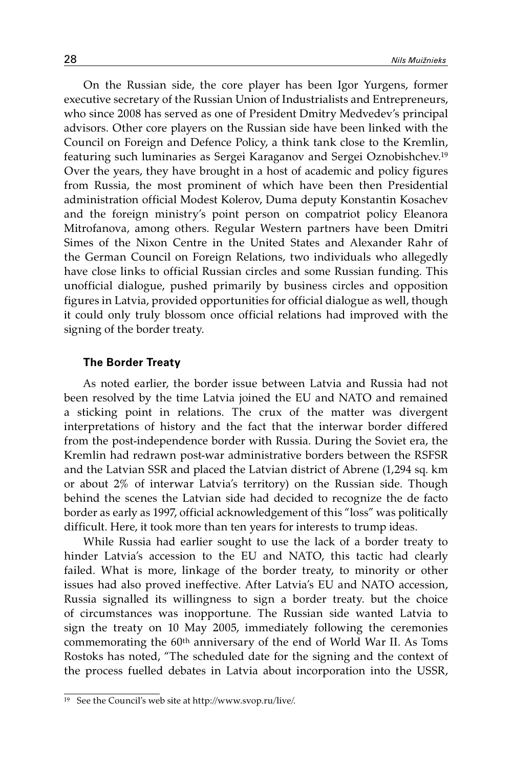On the Russian side, the core player has been Igor Yurgens, former executive secretary of the Russian Union of Industrialists and Entrepreneurs, who since 2008 has served as one of President Dmitry Medvedev's principal advisors. Other core players on the Russian side have been linked with the Council on Foreign and Defence Policy, a think tank close to the Kremlin, featuring such luminaries as Sergei Karaganov and Sergei Oznobishchev.[19] Over the years, they have brought in a host of academic and policy figures from Russia, the most prominent of which have been then Presidential administration official Modest Kolerov, Duma deputy Konstantin Kosachev and the foreign ministry's point person on compatriot policy Eleanora Mitrofanova, among others. Regular Western partners have been Dmitri Simes of the Nixon Centre in the United States and Alexander Rahr of the German Council on Foreign Relations, two individuals who allegedly have close links to official Russian circles and some Russian funding. This unofficial dialogue, pushed primarily by business circles and opposition figures in Latvia, provided opportunities for official dialogue as well, though it could only truly blossom once official relations had improved with the signing of the border treaty.

### The Border Treaty

As noted earlier, the border issue between Latvia and Russia had not been resolved by the time Latvia joined the EU and NATO and remained a sticking point in relations. The crux of the matter was divergent interpretations of history and the fact that the interwar border differed from the post-independence border with Russia. During the Soviet era, the Kremlin had redrawn post-war administrative borders between the RSFSR and the Latvian SSR and placed the Latvian district of Abrene (1,294 sq. km or about 2% of interwar Latvia's territory) on the Russian side. Though behind the scenes the Latvian side had decided to recognize the de facto border as early as 1997, official acknowledgement of this "loss" was politically difficult. Here, it took more than ten years for interests to trump ideas.

While Russia had earlier sought to use the lack of a border treaty to hinder Latvia's accession to the EU and NATO, this tactic had clearly failed. What is more, linkage of the border treaty, to minority or other issues had also proved ineffective. After Latvia's EU and NATO accession, Russia signalled its willingness to sign a border treaty. but the choice of circumstances was inopportune. The Russian side wanted Latvia to sign the treaty on 10 May 2005, immediately following the ceremonies commemorating the 60th anniversary of the end of World War II. As Toms Rostoks has noted, "The scheduled date for the signing and the context of the process fuelled debates in Latvia about incorporation into the USSR,

[19] See the Council's web site at http://www.svop.ru/live/.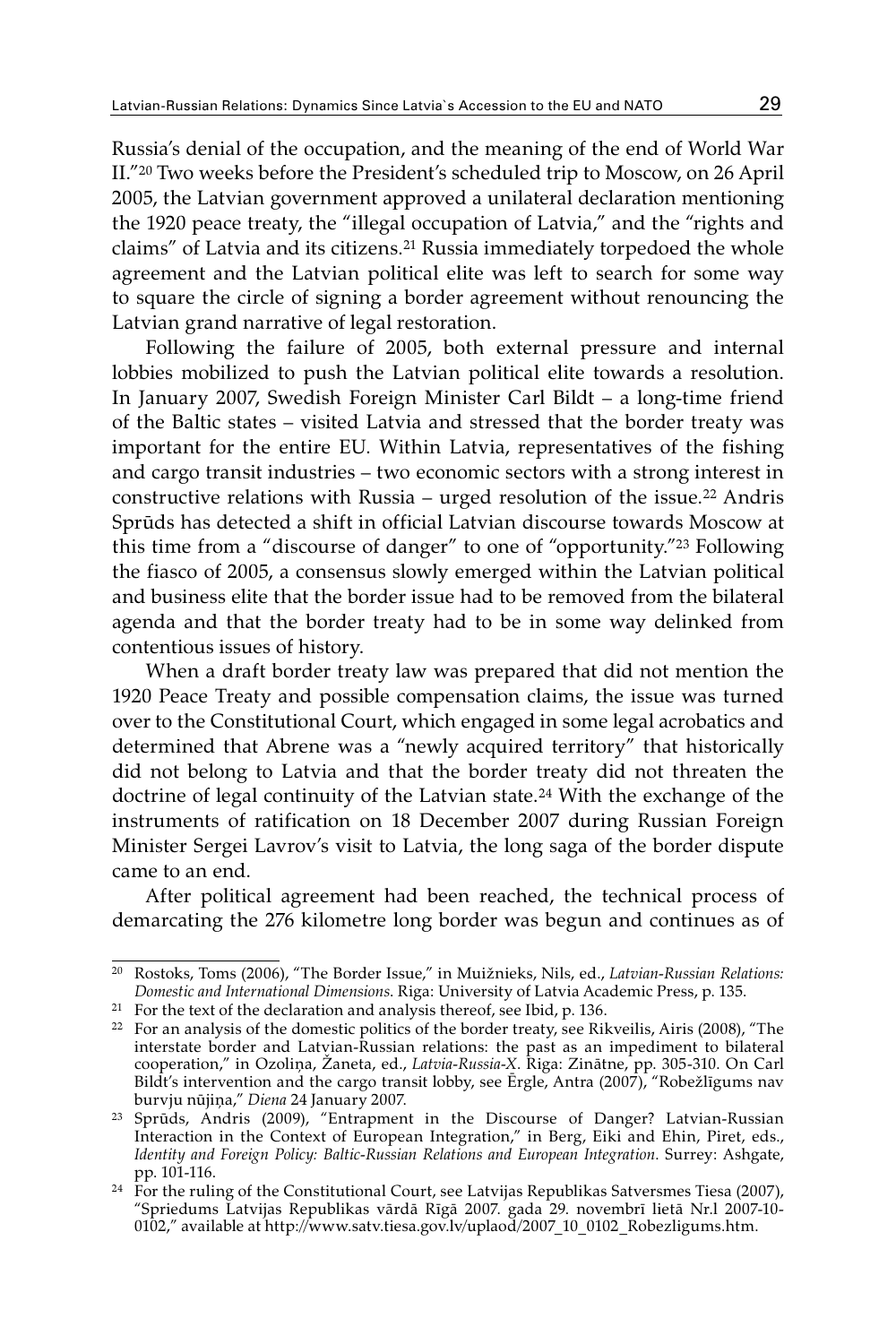Russia's denial of the occupation, and the meaning of the end of World War II."[20] Two weeks before the President's scheduled trip to Moscow, on 26 April 2005, the Latvian government approved a unilateral declaration mentioning the 1920 peace treaty, the "illegal occupation of Latvia," and the "rights and claims" of Latvia and its citizens.[21] Russia immediately torpedoed the whole agreement and the Latvian political elite was left to search for some way to square the circle of signing a border agreement without renouncing the Latvian grand narrative of legal restoration.

Following the failure of 2005, both external pressure and internal lobbies mobilized to push the Latvian political elite towards a resolution. In January 2007, Swedish Foreign Minister Carl Bildt – a long-time friend of the Baltic states – visited Latvia and stressed that the border treaty was important for the entire EU. Within Latvia, representatives of the fishing and cargo transit industries – two economic sectors with a strong interest in constructive relations with Russia – urged resolution of the issue.[22] Andris Sprūds has detected a shift in official Latvian discourse towards Moscow at this time from a "discourse of danger" to one of "opportunity."[23] Following the fiasco of 2005, a consensus slowly emerged within the Latvian political and business elite that the border issue had to be removed from the bilateral agenda and that the border treaty had to be in some way delinked from contentious issues of history.

When a draft border treaty law was prepared that did not mention the 1920 Peace Treaty and possible compensation claims, the issue was turned over to the Constitutional Court, which engaged in some legal acrobatics and determined that Abrene was a "newly acquired territory" that historically did not belong to Latvia and that the border treaty did not threaten the doctrine of legal continuity of the Latvian state.[24] With the exchange of the instruments of ratification on 18 December 2007 during Russian Foreign Minister Sergei Lavrov's visit to Latvia, the long saga of the border dispute came to an end.

After political agreement had been reached, the technical process of demarcating the 276 kilometre long border was begun and continues as of

---

[20] Rostoks, Toms (2006), "The Border Issue," in Muižnieks, Nils, ed., *Latvian-Russian Relations: Domestic and International Dimensions*. Riga: University of Latvia Academic Press, p. 135.

[21] For the text of the declaration and analysis thereof, see Ibid, p. 136.

[22] For an analysis of the domestic politics of the border treaty, see Rikveilis, Airis (2008), "The interstate border and Latvian-Russian relations: the past as an impediment to bilateral cooperation," in Ozoliņa, Žaneta, ed., *Latvia-Russia-X*. Riga: Zinātne, pp. 305-310. On Carl Bildt's intervention and the cargo transit lobby, see Ērgle, Antra (2007), "Robežlīgums nav burvju nūjiņa," *Diena* 24 January 2007.

[23] Sprūds, Andris (2009), "Entrapment in the Discourse of Danger? Latvian-Russian Interaction in the Context of European Integration," in Berg, Eiki and Ehin, Piret, eds., *Identity and Foreign Policy: Baltic-Russian Relations and European Integration*. Surrey: Ashgate, pp. 101-116.

[24] For the ruling of the Constitutional Court, see Latvijas Republikas Satversmes Tiesa (2007), "Spriedums Latvijas Republikas vārdā Rīgā 2007. gada 29. novembrī lietā Nr.l 2007-10-0102," available at http://www.satv.tiesa.gov.lv/uplaod/2007_10_0102_Robezligums.htm.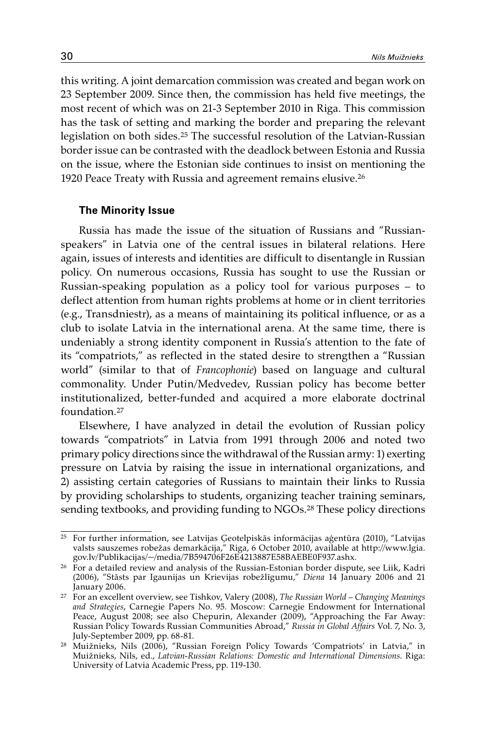this writing. A joint demarcation commission was created and began work on 23 September 2009. Since then, the commission has held five meetings, the most recent of which was on 21-3 September 2010 in Riga. This commission has the task of setting and marking the border and preparing the relevant legislation on both sides.[25] The successful resolution of the Latvian-Russian border issue can be contrasted with the deadlock between Estonia and Russia on the issue, where the Estonian side continues to insist on mentioning the 1920 Peace Treaty with Russia and agreement remains elusive.[26]

### The Minority Issue

Russia has made the issue of the situation of Russians and "Russian-speakers" in Latvia one of the central issues in bilateral relations. Here again, issues of interests and identities are difficult to disentangle in Russian policy. On numerous occasions, Russia has sought to use the Russian or Russian-speaking population as a policy tool for various purposes – to deflect attention from human rights problems at home or in client territories (e.g., Transdniestr), as a means of maintaining its political influence, or as a club to isolate Latvia in the international arena. At the same time, there is undeniably a strong identity component in Russia's attention to the fate of its "compatriots," as reflected in the stated desire to strengthen a "Russian world" (similar to that of *Francophonie*) based on language and cultural commonality. Under Putin/Medvedev, Russian policy has become better institutionalized, better-funded and acquired a more elaborate doctrinal foundation.[27]

Elsewhere, I have analyzed in detail the evolution of Russian policy towards "compatriots" in Latvia from 1991 through 2006 and noted two primary policy directions since the withdrawal of the Russian army: 1) exerting pressure on Latvia by raising the issue in international organizations, and 2) assisting certain categories of Russians to maintain their links to Russia by providing scholarships to students, organizing teacher training seminars, sending textbooks, and providing funding to NGOs.[28] These policy directions

---

[25] For further information, see Latvijas Ģeotelpiskās informācijas aģentūra (2010), "Latvijas valsts sauszemes robežas demarkācija," Riga, 6 October 2010, available at http://www.lgia.gov.lv/Publikacijas/~/media/7B594706F26E4213887E58BAEBE0F937.ashx.

[26] For a detailed review and analysis of the Russian-Estonian border dispute, see Liik, Kadri (2006), "Stāsts par Igaunijas un Krievijas robežlīgumu," *Diena* 14 January 2006 and 21 January 2006.

[27] For an excellent overview, see Tishkov, Valery (2008), *The Russian World – Changing Meanings and Strategies*, Carnegie Papers No. 95. Moscow: Carnegie Endowment for International Peace, August 2008; see also Chepurin, Alexander (2009), "Approaching the Far Away: Russian Policy Towards Russian Communities Abroad," *Russia in Global Affairs* Vol. 7, No. 3, July-September 2009, pp. 68-81.

[28] Muižnieks, Nils (2006), "Russian Foreign Policy Towards 'Compatriots' in Latvia," in Muižnieks, Nils, ed., *Latvian-Russian Relations: Domestic and International Dimensions*. Riga: University of Latvia Academic Press, pp. 119-130.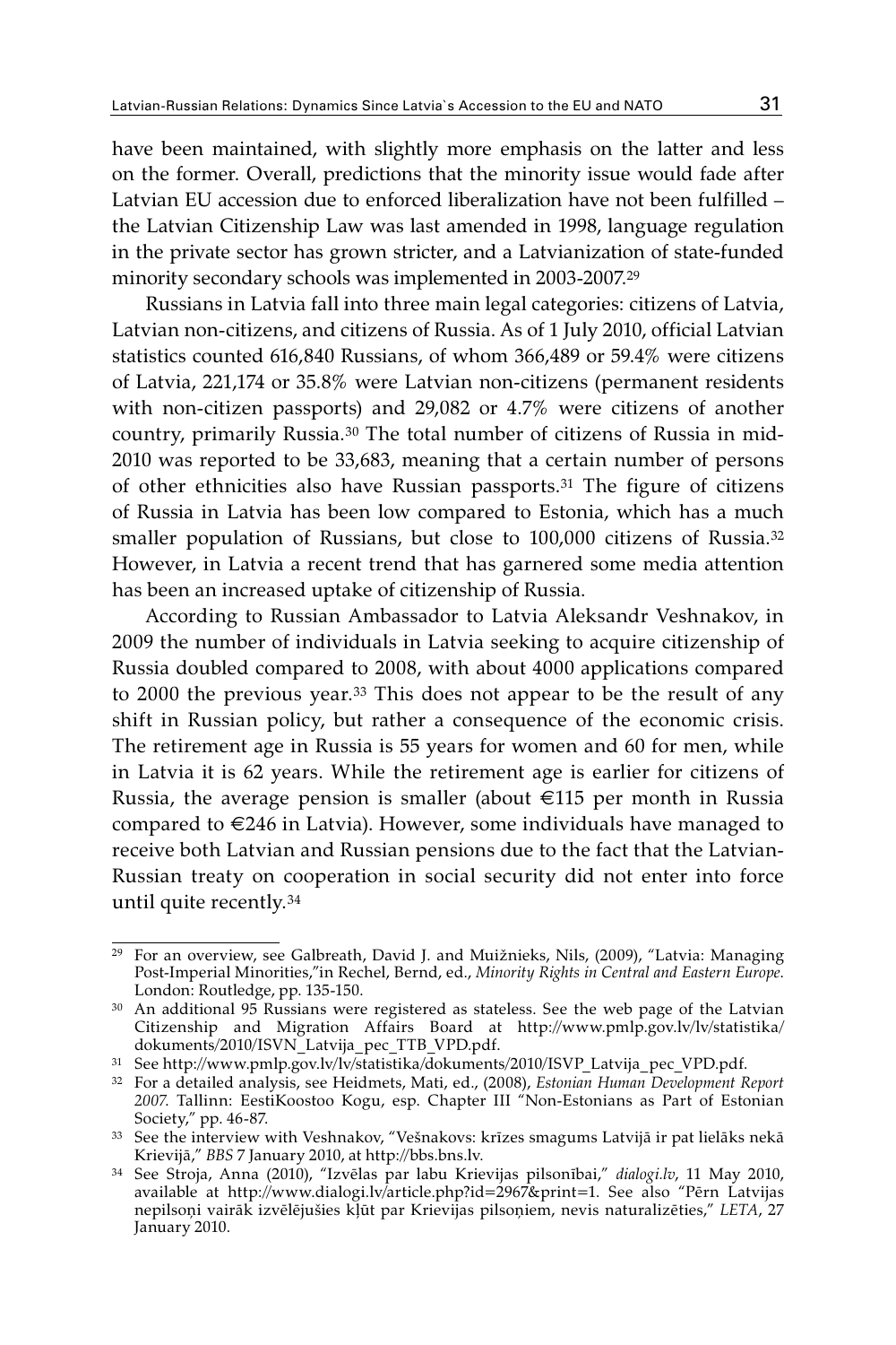have been maintained, with slightly more emphasis on the latter and less on the former. Overall, predictions that the minority issue would fade after Latvian EU accession due to enforced liberalization have not been fulfilled – the Latvian Citizenship Law was last amended in 1998, language regulation in the private sector has grown stricter, and a Latvianization of state-funded minority secondary schools was implemented in 2003-2007.[29]

Russians in Latvia fall into three main legal categories: citizens of Latvia, Latvian non-citizens, and citizens of Russia. As of 1 July 2010, official Latvian statistics counted 616,840 Russians, of whom 366,489 or 59.4% were citizens of Latvia, 221,174 or 35.8% were Latvian non-citizens (permanent residents with non-citizen passports) and 29,082 or 4.7% were citizens of another country, primarily Russia.[30] The total number of citizens of Russia in mid-2010 was reported to be 33,683, meaning that a certain number of persons of other ethnicities also have Russian passports.[31] The figure of citizens of Russia in Latvia has been low compared to Estonia, which has a much smaller population of Russians, but close to 100,000 citizens of Russia.[32] However, in Latvia a recent trend that has garnered some media attention has been an increased uptake of citizenship of Russia.

According to Russian Ambassador to Latvia Aleksandr Veshnakov, in 2009 the number of individuals in Latvia seeking to acquire citizenship of Russia doubled compared to 2008, with about 4000 applications compared to 2000 the previous year.[33] This does not appear to be the result of any shift in Russian policy, but rather a consequence of the economic crisis. The retirement age in Russia is 55 years for women and 60 for men, while in Latvia it is 62 years. While the retirement age is earlier for citizens of Russia, the average pension is smaller (about €115 per month in Russia compared to €246 in Latvia). However, some individuals have managed to receive both Latvian and Russian pensions due to the fact that the Latvian-Russian treaty on cooperation in social security did not enter into force until quite recently.[34]

---

[29] For an overview, see Galbreath, David J. and Muižnieks, Nils, (2009), "Latvia: Managing Post-Imperial Minorities,"in Rechel, Bernd, ed., *Minority Rights in Central and Eastern Europe*. London: Routledge, pp. 135-150.

[30] An additional 95 Russians were registered as stateless. See the web page of the Latvian Citizenship and Migration Affairs Board at http://www.pmlp.gov.lv/lv/statistika/dokuments/2010/ISVN_Latvija_pec_TTB_VPD.pdf.

[31] See http://www.pmlp.gov.lv/lv/statistika/dokuments/2010/ISVP_Latvija_pec_VPD.pdf.

[32] For a detailed analysis, see Heidmets, Mati, ed., (2008), *Estonian Human Development Report 2007*. Tallinn: EestiKoostoo Kogu, esp. Chapter III "Non-Estonians as Part of Estonian Society," pp. 46-87.

[33] See the interview with Veshnakov, "Vešnakovs: krīzes smagums Latvijā ir pat lielāks nekā Krievijā," *BBS* 7 January 2010, at http://bbs.bns.lv.

[34] See Stroja, Anna (2010), "Izvēlas par labu Krievijas pilsonībai," *dialogi.lv*, 11 May 2010, available at http://www.dialogi.lv/article.php?id=2967&print=1. See also "Pērn Latvijas nepilsoņi vairāk izvēlējušies kļūt par Krievijas pilsoņiem, nevis naturalizēties," *LETA*, 27 January 2010.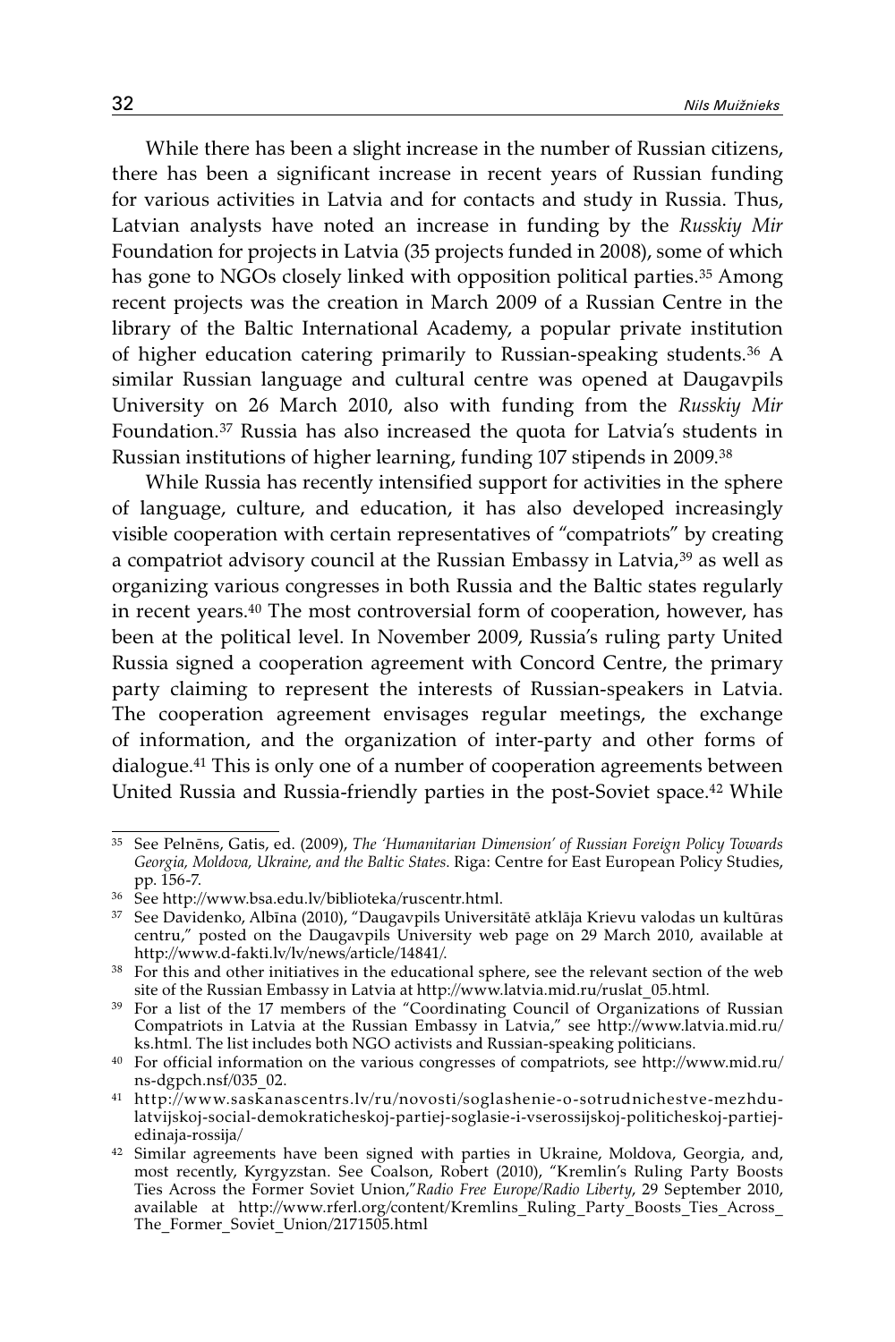While there has been a slight increase in the number of Russian citizens, there has been a significant increase in recent years of Russian funding for various activities in Latvia and for contacts and study in Russia. Thus, Latvian analysts have noted an increase in funding by the *Russkiy Mir* Foundation for projects in Latvia (35 projects funded in 2008), some of which has gone to NGOs closely linked with opposition political parties.[35] Among recent projects was the creation in March 2009 of a Russian Centre in the library of the Baltic International Academy, a popular private institution of higher education catering primarily to Russian-speaking students.[36] A similar Russian language and cultural centre was opened at Daugavpils University on 26 March 2010, also with funding from the *Russkiy Mir* Foundation.[37] Russia has also increased the quota for Latvia's students in Russian institutions of higher learning, funding 107 stipends in 2009.[38]

While Russia has recently intensified support for activities in the sphere of language, culture, and education, it has also developed increasingly visible cooperation with certain representatives of "compatriots" by creating a compatriot advisory council at the Russian Embassy in Latvia,[39] as well as organizing various congresses in both Russia and the Baltic states regularly in recent years.[40] The most controversial form of cooperation, however, has been at the political level. In November 2009, Russia's ruling party United Russia signed a cooperation agreement with Concord Centre, the primary party claiming to represent the interests of Russian-speakers in Latvia. The cooperation agreement envisages regular meetings, the exchange of information, and the organization of inter-party and other forms of dialogue.[41] This is only one of a number of cooperation agreements between United Russia and Russia-friendly parties in the post-Soviet space.[42] While

---

[35] See Pelnēns, Gatis, ed. (2009), *The 'Humanitarian Dimension' of Russian Foreign Policy Towards Georgia, Moldova, Ukraine, and the Baltic States*. Riga: Centre for East European Policy Studies, pp. 156-7.

[36] See http://www.bsa.edu.lv/biblioteka/ruscentr.html.

[37] See Davidenko, Albīna (2010), "Daugavpils Universitātē atklāja Krievu valodas un kultūras centru," posted on the Daugavpils University web page on 29 March 2010, available at http://www.d-fakti.lv/lv/news/article/14841/.

[38] For this and other initiatives in the educational sphere, see the relevant section of the web site of the Russian Embassy in Latvia at http://www.latvia.mid.ru/ruslat_05.html.

[39] For a list of the 17 members of the "Coordinating Council of Organizations of Russian Compatriots in Latvia at the Russian Embassy in Latvia," see http://www.latvia.mid.ru/ks.html. The list includes both NGO activists and Russian-speaking politicians.

[40] For official information on the various congresses of compatriots, see http://www.mid.ru/ns-dgpch.nsf/035_02.

[41] http://www.saskanascentrs.lv/ru/novosti/soglashenie-o-sotrudnichestve-mezhdu-latvijskoj-social-demokraticheskoj-partiej-soglasie-i-vserossijskoj-politicheskoj-partiej-edinaja-rossija/

[42] Similar agreements have been signed with parties in Ukraine, Moldova, Georgia, and, most recently, Kyrgyzstan. See Coalson, Robert (2010), "Kremlin's Ruling Party Boosts Ties Across the Former Soviet Union,"*Radio Free Europe/Radio Liberty*, 29 September 2010, available at http://www.rferl.org/content/Kremlins_Ruling_Party_Boosts_Ties_Across_The_Former_Soviet_Union/2171505.html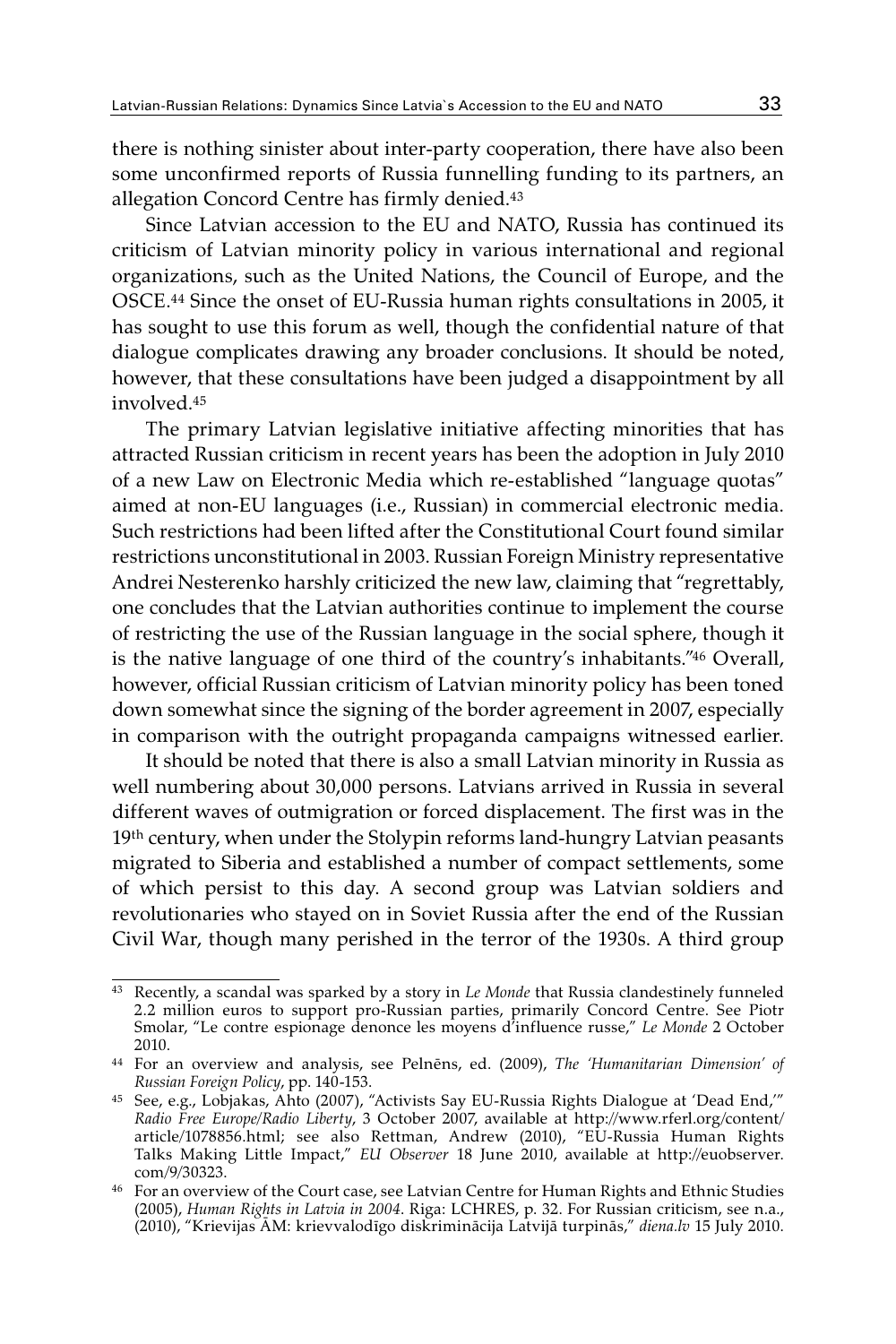there is nothing sinister about inter-party cooperation, there have also been some unconfirmed reports of Russia funnelling funding to its partners, an allegation Concord Centre has firmly denied.[43]

Since Latvian accession to the EU and NATO, Russia has continued its criticism of Latvian minority policy in various international and regional organizations, such as the United Nations, the Council of Europe, and the OSCE.[44] Since the onset of EU-Russia human rights consultations in 2005, it has sought to use this forum as well, though the confidential nature of that dialogue complicates drawing any broader conclusions. It should be noted, however, that these consultations have been judged a disappointment by all involved.[45]

The primary Latvian legislative initiative affecting minorities that has attracted Russian criticism in recent years has been the adoption in July 2010 of a new Law on Electronic Media which re-established "language quotas" aimed at non-EU languages (i.e., Russian) in commercial electronic media. Such restrictions had been lifted after the Constitutional Court found similar restrictions unconstitutional in 2003. Russian Foreign Ministry representative Andrei Nesterenko harshly criticized the new law, claiming that "regrettably, one concludes that the Latvian authorities continue to implement the course of restricting the use of the Russian language in the social sphere, though it is the native language of one third of the country's inhabitants."[46] Overall, however, official Russian criticism of Latvian minority policy has been toned down somewhat since the signing of the border agreement in 2007, especially in comparison with the outright propaganda campaigns witnessed earlier.

It should be noted that there is also a small Latvian minority in Russia as well numbering about 30,000 persons. Latvians arrived in Russia in several different waves of outmigration or forced displacement. The first was in the 19th century, when under the Stolypin reforms land-hungry Latvian peasants migrated to Siberia and established a number of compact settlements, some of which persist to this day. A second group was Latvian soldiers and revolutionaries who stayed on in Soviet Russia after the end of the Russian Civil War, though many perished in the terror of the 1930s. A third group

---

[43] Recently, a scandal was sparked by a story in *Le Monde* that Russia clandestinely funneled 2.2 million euros to support pro-Russian parties, primarily Concord Centre. See Piotr Smolar, "Le contre espionage denonce les moyens d'influence russe," *Le Monde* 2 October 2010.

[44] For an overview and analysis, see Pelnēns, ed. (2009), *The 'Humanitarian Dimension' of Russian Foreign Policy*, pp. 140-153.

[45] See, e.g., Lobjakas, Ahto (2007), "Activists Say EU-Russia Rights Dialogue at 'Dead End,'" *Radio Free Europe/Radio Liberty*, 3 October 2007, available at http://www.rferl.org/content/article/1078856.html; see also Rettman, Andrew (2010), "EU-Russia Human Rights Talks Making Little Impact," *EU Observer* 18 June 2010, available at http://euobserver.com/9/30323.

[46] For an overview of the Court case, see Latvian Centre for Human Rights and Ethnic Studies (2005), *Human Rights in Latvia in 2004*. Riga: LCHRES, p. 32. For Russian criticism, see n.a., (2010), "Krievijas ĀM: krievvalodīgo diskriminācija Latvijā turpinās," *diena.lv* 15 July 2010.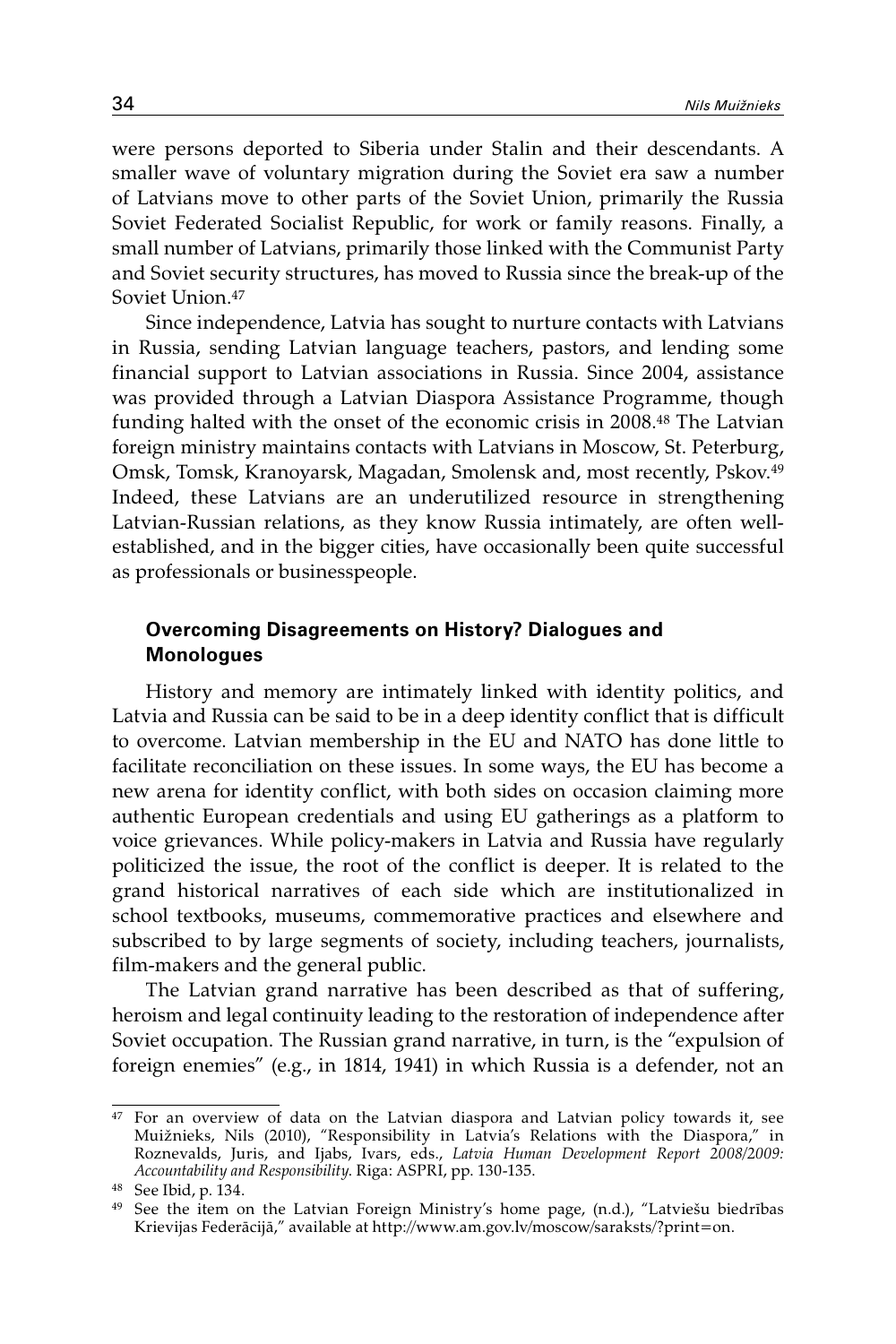were persons deported to Siberia under Stalin and their descendants. A smaller wave of voluntary migration during the Soviet era saw a number of Latvians move to other parts of the Soviet Union, primarily the Russia Soviet Federated Socialist Republic, for work or family reasons. Finally, a small number of Latvians, primarily those linked with the Communist Party and Soviet security structures, has moved to Russia since the break-up of the Soviet Union.[47]

Since independence, Latvia has sought to nurture contacts with Latvians in Russia, sending Latvian language teachers, pastors, and lending some financial support to Latvian associations in Russia. Since 2004, assistance was provided through a Latvian Diaspora Assistance Programme, though funding halted with the onset of the economic crisis in 2008.[48] The Latvian foreign ministry maintains contacts with Latvians in Moscow, St. Peterburg, Omsk, Tomsk, Kranoyarsk, Magadan, Smolensk and, most recently, Pskov.[49] Indeed, these Latvians are an underutilized resource in strengthening Latvian-Russian relations, as they know Russia intimately, are often well-established, and in the bigger cities, have occasionally been quite successful as professionals or businesspeople.

### Overcoming Disagreements on History? Dialogues and Monologues

History and memory are intimately linked with identity politics, and Latvia and Russia can be said to be in a deep identity conflict that is difficult to overcome. Latvian membership in the EU and NATO has done little to facilitate reconciliation on these issues. In some ways, the EU has become a new arena for identity conflict, with both sides on occasion claiming more authentic European credentials and using EU gatherings as a platform to voice grievances. While policy-makers in Latvia and Russia have regularly politicized the issue, the root of the conflict is deeper. It is related to the grand historical narratives of each side which are institutionalized in school textbooks, museums, commemorative practices and elsewhere and subscribed to by large segments of society, including teachers, journalists, film-makers and the general public.

The Latvian grand narrative has been described as that of suffering, heroism and legal continuity leading to the restoration of independence after Soviet occupation. The Russian grand narrative, in turn, is the "expulsion of foreign enemies" (e.g., in 1814, 1941) in which Russia is a defender, not an

---

[47] For an overview of data on the Latvian diaspora and Latvian policy towards it, see Muižnieks, Nils (2010), "Responsibility in Latvia's Relations with the Diaspora," in Roznevalds, Juris, and Ijabs, Ivars, eds., *Latvia Human Development Report 2008/2009: Accountability and Responsibility*. Riga: ASPRI, pp. 130-135.

[48] See Ibid, p. 134.

[49] See the item on the Latvian Foreign Ministry's home page, (n.d.), "Latviešu biedrības Krievijas Federācijā," available at http://www.am.gov.lv/moscow/saraksts/?print=on.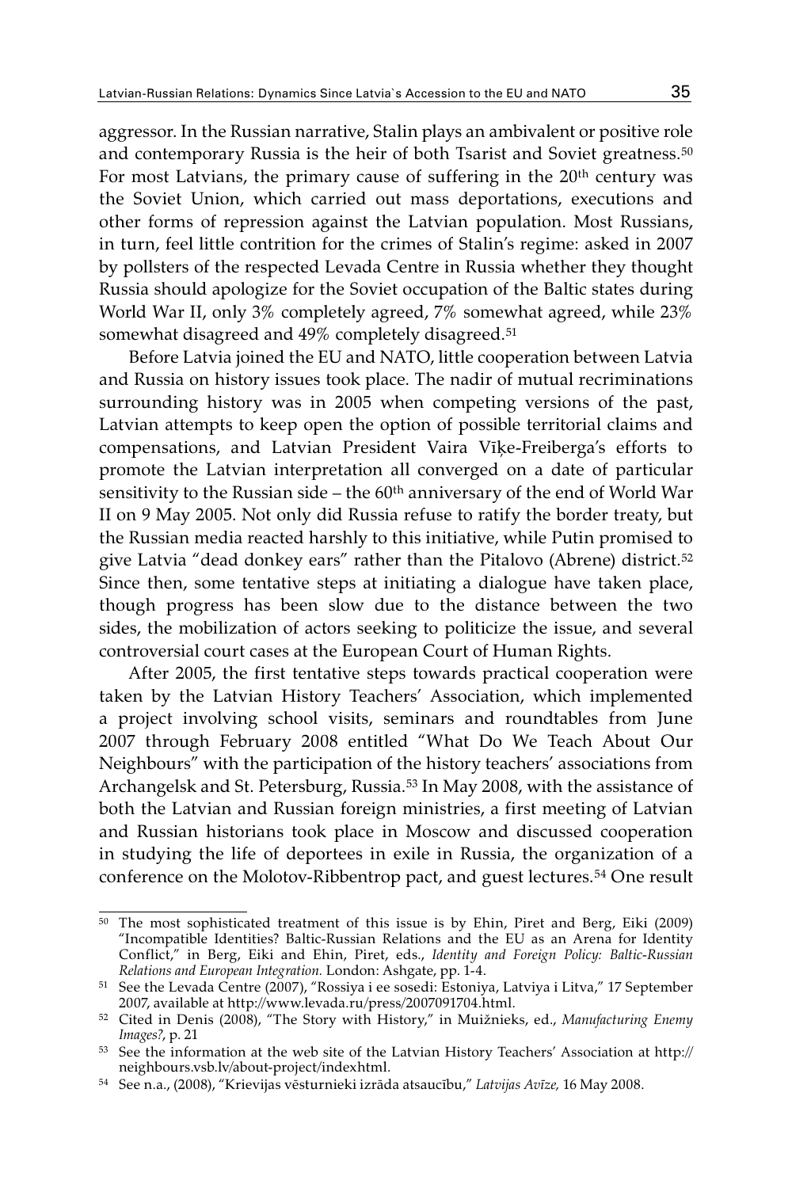aggressor. In the Russian narrative, Stalin plays an ambivalent or positive role and contemporary Russia is the heir of both Tsarist and Soviet greatness.[50] For most Latvians, the primary cause of suffering in the 20th century was the Soviet Union, which carried out mass deportations, executions and other forms of repression against the Latvian population. Most Russians, in turn, feel little contrition for the crimes of Stalin's regime: asked in 2007 by pollsters of the respected Levada Centre in Russia whether they thought Russia should apologize for the Soviet occupation of the Baltic states during World War II, only 3% completely agreed, 7% somewhat agreed, while 23% somewhat disagreed and 49% completely disagreed.[51]

Before Latvia joined the EU and NATO, little cooperation between Latvia and Russia on history issues took place. The nadir of mutual recriminations surrounding history was in 2005 when competing versions of the past, Latvian attempts to keep open the option of possible territorial claims and compensations, and Latvian President Vaira Vīķe-Freiberga's efforts to promote the Latvian interpretation all converged on a date of particular sensitivity to the Russian side – the 60th anniversary of the end of World War II on 9 May 2005. Not only did Russia refuse to ratify the border treaty, but the Russian media reacted harshly to this initiative, while Putin promised to give Latvia "dead donkey ears" rather than the Pitalovo (Abrene) district.[52] Since then, some tentative steps at initiating a dialogue have taken place, though progress has been slow due to the distance between the two sides, the mobilization of actors seeking to politicize the issue, and several controversial court cases at the European Court of Human Rights.

After 2005, the first tentative steps towards practical cooperation were taken by the Latvian History Teachers' Association, which implemented a project involving school visits, seminars and roundtables from June 2007 through February 2008 entitled "What Do We Teach About Our Neighbours" with the participation of the history teachers' associations from Archangelsk and St. Petersburg, Russia.[53] In May 2008, with the assistance of both the Latvian and Russian foreign ministries, a first meeting of Latvian and Russian historians took place in Moscow and discussed cooperation in studying the life of deportees in exile in Russia, the organization of a conference on the Molotov-Ribbentrop pact, and guest lectures.[54] One result

---

[50] The most sophisticated treatment of this issue is by Ehin, Piret and Berg, Eiki (2009) "Incompatible Identities? Baltic-Russian Relations and the EU as an Arena for Identity Conflict," in Berg, Eiki and Ehin, Piret, eds., *Identity and Foreign Policy: Baltic-Russian Relations and European Integration.* London: Ashgate, pp. 1-4.

[51] See the Levada Centre (2007), "Rossiya i ee sosedi: Estoniya, Latviya i Litva," 17 September 2007, available at http://www.levada.ru/press/2007091704.html.

[52] Cited in Denis (2008), "The Story with History," in Muižnieks, ed., *Manufacturing Enemy Images?*, p. 21

[53] See the information at the web site of the Latvian History Teachers' Association at http://neighbours.vsb.lv/about-project/indexhtml.

[54] See n.a., (2008), "Krievijas vēsturnieki izrāda atsaucību," *Latvijas Avīze,* 16 May 2008.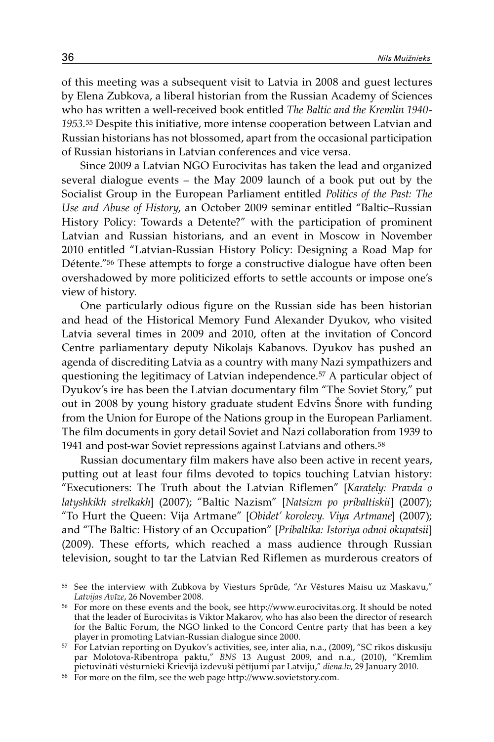of this meeting was a subsequent visit to Latvia in 2008 and guest lectures by Elena Zubkova, a liberal historian from the Russian Academy of Sciences who has written a well-received book entitled *The Baltic and the Kremlin 1940-1953*.[55] Despite this initiative, more intense cooperation between Latvian and Russian historians has not blossomed, apart from the occasional participation of Russian historians in Latvian conferences and vice versa.

Since 2009 a Latvian NGO Eurocivitas has taken the lead and organized several dialogue events – the May 2009 launch of a book put out by the Socialist Group in the European Parliament entitled *Politics of the Past: The Use and Abuse of History*, an October 2009 seminar entitled "Baltic–Russian History Policy: Towards a Detente?" with the participation of prominent Latvian and Russian historians, and an event in Moscow in November 2010 entitled "Latvian-Russian History Policy: Designing a Road Map for Détente."[56] These attempts to forge a constructive dialogue have often been overshadowed by more politicized efforts to settle accounts or impose one's view of history.

One particularly odious figure on the Russian side has been historian and head of the Historical Memory Fund Alexander Dyukov, who visited Latvia several times in 2009 and 2010, often at the invitation of Concord Centre parliamentary deputy Nikolajs Kabanovs. Dyukov has pushed an agenda of discrediting Latvia as a country with many Nazi sympathizers and questioning the legitimacy of Latvian independence.[57] A particular object of Dyukov's ire has been the Latvian documentary film "The Soviet Story," put out in 2008 by young history graduate student Edvīns Šnore with funding from the Union for Europe of the Nations group in the European Parliament. The film documents in gory detail Soviet and Nazi collaboration from 1939 to 1941 and post-war Soviet repressions against Latvians and others.[58]

Russian documentary film makers have also been active in recent years, putting out at least four films devoted to topics touching Latvian history: "Executioners: The Truth about the Latvian Riflemen" [*Karately: Pravda o latyshkikh strelkakh*] (2007); "Baltic Nazism" [*Natsizm po pribaltiskii*] (2007); "To Hurt the Queen: Vija Artmane" [*Obidet' korolevy. Viya Artmane*] (2007); and "The Baltic: History of an Occupation" [*Pribaltika: Istoriya odnoi okupatsii*] (2009). These efforts, which reached a mass audience through Russian television, sought to tar the Latvian Red Riflemen as murderous creators of

---

[55] See the interview with Zubkova by Viesturs Sprūde, "Ar Vēstures Maisu uz Maskavu," *Latvijas Avīze*, 26 November 2008.

[56] For more on these events and the book, see http://www.eurocivitas.org. It should be noted that the leader of Eurocivitas is Viktor Makarov, who has also been the director of research for the Baltic Forum, the NGO linked to the Concord Centre party that has been a key player in promoting Latvian-Russian dialogue since 2000.

[57] For Latvian reporting on Dyukov's activities, see, inter alia, n.a., (2009), "SC rīkos diskusiju par Molotova-Ribentropa paktu," *BNS* 13 August 2009, and n.a., (2010), "Kremlim pietuvināti vēsturnieki Krievijā izdevuši pētījumi par Latviju," *diena.lv*, 29 January 2010.

[58] For more on the film, see the web page http://www.sovietstory.com.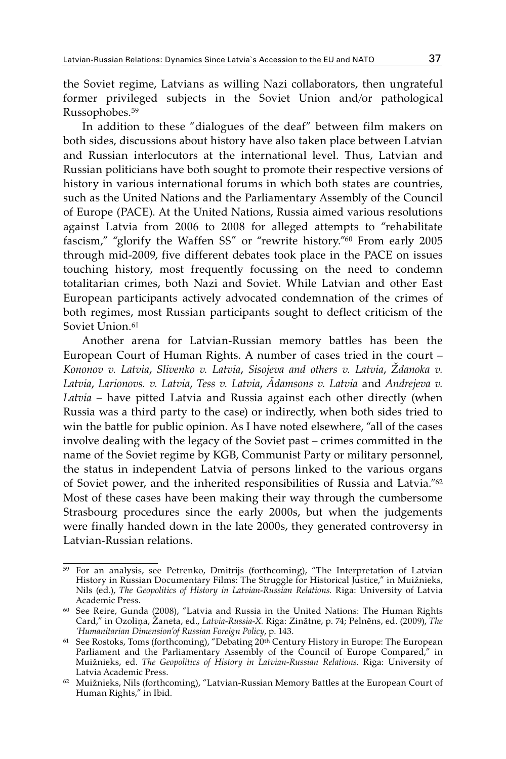the Soviet regime, Latvians as willing Nazi collaborators, then ungrateful former privileged subjects in the Soviet Union and/or pathological Russophobes.[59]

In addition to these "dialogues of the deaf" between film makers on both sides, discussions about history have also taken place between Latvian and Russian interlocutors at the international level. Thus, Latvian and Russian politicians have both sought to promote their respective versions of history in various international forums in which both states are countries, such as the United Nations and the Parliamentary Assembly of the Council of Europe (PACE). At the United Nations, Russia aimed various resolutions against Latvia from 2006 to 2008 for alleged attempts to "rehabilitate fascism," "glorify the Waffen SS" or "rewrite history."[60] From early 2005 through mid-2009, five different debates took place in the PACE on issues touching history, most frequently focussing on the need to condemn totalitarian crimes, both Nazi and Soviet. While Latvian and other East European participants actively advocated condemnation of the crimes of both regimes, most Russian participants sought to deflect criticism of the Soviet Union.[61]

Another arena for Latvian-Russian memory battles has been the European Court of Human Rights. A number of cases tried in the court – *Kononov v. Latvia*, *Slivenko v. Latvia*, *Sisojeva and others v. Latvia*, *Ždanoka v. Latvia*, *Larionovs. v. Latvia*, *Tess v. Latvia*, *Ādamsons v. Latvia* and *Andrejeva v. Latvia* – have pitted Latvia and Russia against each other directly (when Russia was a third party to the case) or indirectly, when both sides tried to win the battle for public opinion. As I have noted elsewhere, "all of the cases involve dealing with the legacy of the Soviet past – crimes committed in the name of the Soviet regime by KGB, Communist Party or military personnel, the status in independent Latvia of persons linked to the various organs of Soviet power, and the inherited responsibilities of Russia and Latvia."[62] Most of these cases have been making their way through the cumbersome Strasbourg procedures since the early 2000s, but when the judgements were finally handed down in the late 2000s, they generated controversy in Latvian-Russian relations.

---

[59] For an analysis, see Petrenko, Dmitrijs (forthcoming), "The Interpretation of Latvian History in Russian Documentary Films: The Struggle for Historical Justice," in Muižnieks, Nils (ed.), *The Geopolitics of History in Latvian-Russian Relations.* Riga: University of Latvia Academic Press.

[60] See Reire, Gunda (2008), "Latvia and Russia in the United Nations: The Human Rights Card," in Ozoliņa, Žaneta, ed., *Latvia-Russia-X.* Riga: Zinātne, p. 74; Pelnēns, ed. (2009), *The 'Humanitarian Dimension'of Russian Foreign Policy*, p. 143.

[61] See Rostoks, Toms (forthcoming), "Debating 20th Century History in Europe: The European Parliament and the Parliamentary Assembly of the Council of Europe Compared," in Muižnieks, ed. *The Geopolitics of History in Latvian-Russian Relations.* Riga: University of Latvia Academic Press.

[62] Muižnieks, Nils (forthcoming), "Latvian-Russian Memory Battles at the European Court of Human Rights," in Ibid.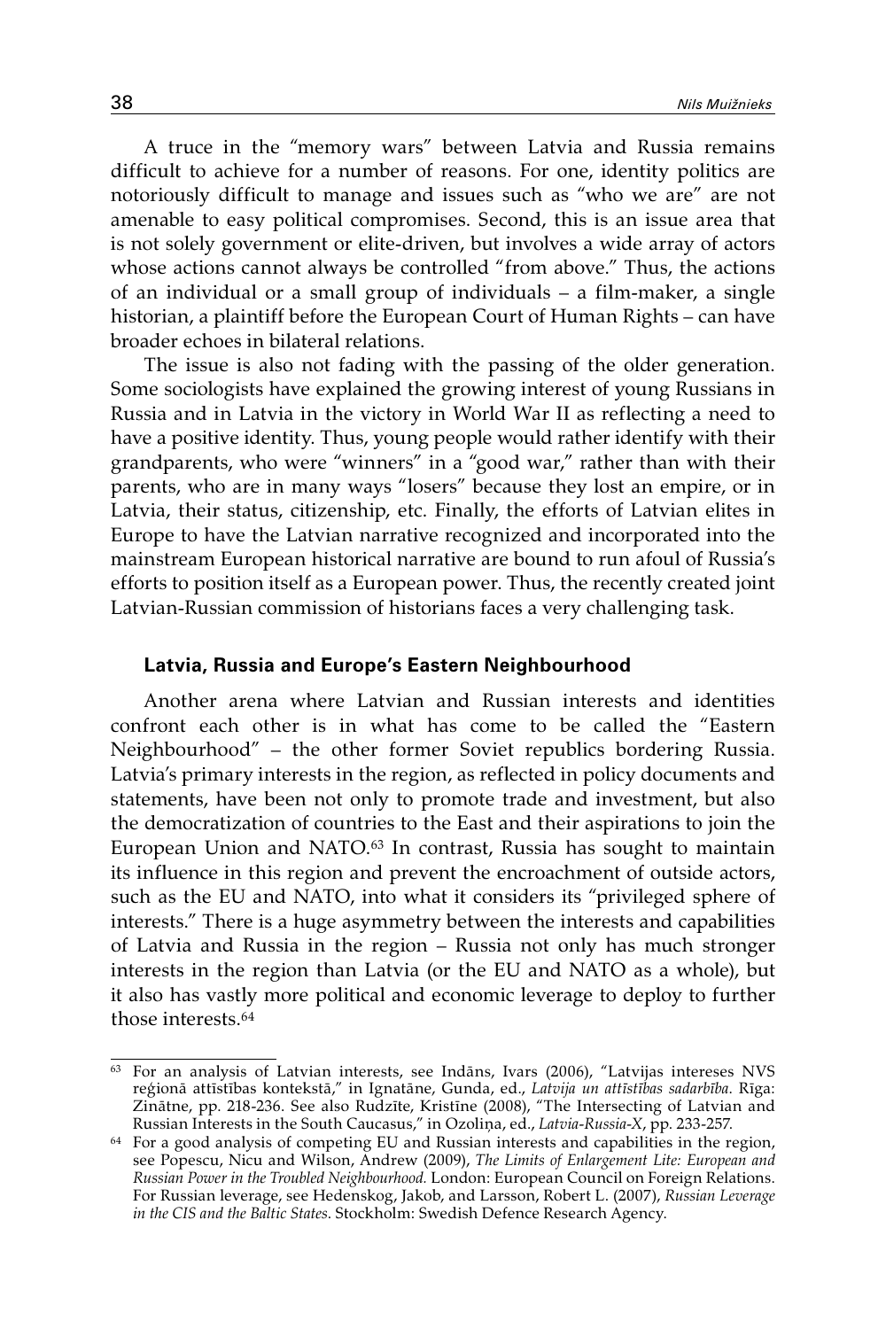A truce in the "memory wars" between Latvia and Russia remains difficult to achieve for a number of reasons. For one, identity politics are notoriously difficult to manage and issues such as "who we are" are not amenable to easy political compromises. Second, this is an issue area that is not solely government or elite-driven, but involves a wide array of actors whose actions cannot always be controlled "from above." Thus, the actions of an individual or a small group of individuals – a film-maker, a single historian, a plaintiff before the European Court of Human Rights – can have broader echoes in bilateral relations.

The issue is also not fading with the passing of the older generation. Some sociologists have explained the growing interest of young Russians in Russia and in Latvia in the victory in World War II as reflecting a need to have a positive identity. Thus, young people would rather identify with their grandparents, who were "winners" in a "good war," rather than with their parents, who are in many ways "losers" because they lost an empire, or in Latvia, their status, citizenship, etc. Finally, the efforts of Latvian elites in Europe to have the Latvian narrative recognized and incorporated into the mainstream European historical narrative are bound to run afoul of Russia's efforts to position itself as a European power. Thus, the recently created joint Latvian-Russian commission of historians faces a very challenging task.

### Latvia, Russia and Europe's Eastern Neighbourhood

Another arena where Latvian and Russian interests and identities confront each other is in what has come to be called the "Eastern Neighbourhood" – the other former Soviet republics bordering Russia. Latvia's primary interests in the region, as reflected in policy documents and statements, have been not only to promote trade and investment, but also the democratization of countries to the East and their aspirations to join the European Union and NATO.[63] In contrast, Russia has sought to maintain its influence in this region and prevent the encroachment of outside actors, such as the EU and NATO, into what it considers its "privileged sphere of interests." There is a huge asymmetry between the interests and capabilities of Latvia and Russia in the region – Russia not only has much stronger interests in the region than Latvia (or the EU and NATO as a whole), but it also has vastly more political and economic leverage to deploy to further those interests.[64]

---

[63] For an analysis of Latvian interests, see Indāns, Ivars (2006), "Latvijas intereses NVS reģionā attīstības kontekstā," in Ignatāne, Gunda, ed., *Latvija un attīstības sadarbība*. Rīga: Zinātne, pp. 218-236. See also Rudzīte, Kristīne (2008), "The Intersecting of Latvian and Russian Interests in the South Caucasus," in Ozoliņa, ed., *Latvia-Russia-X*, pp. 233-257.

[64] For a good analysis of competing EU and Russian interests and capabilities in the region, see Popescu, Nicu and Wilson, Andrew (2009), *The Limits of Enlargement Lite: European and Russian Power in the Troubled Neighbourhood.* London: European Council on Foreign Relations. For Russian leverage, see Hedenskog, Jakob, and Larsson, Robert L. (2007), *Russian Leverage in the CIS and the Baltic States.* Stockholm: Swedish Defence Research Agency.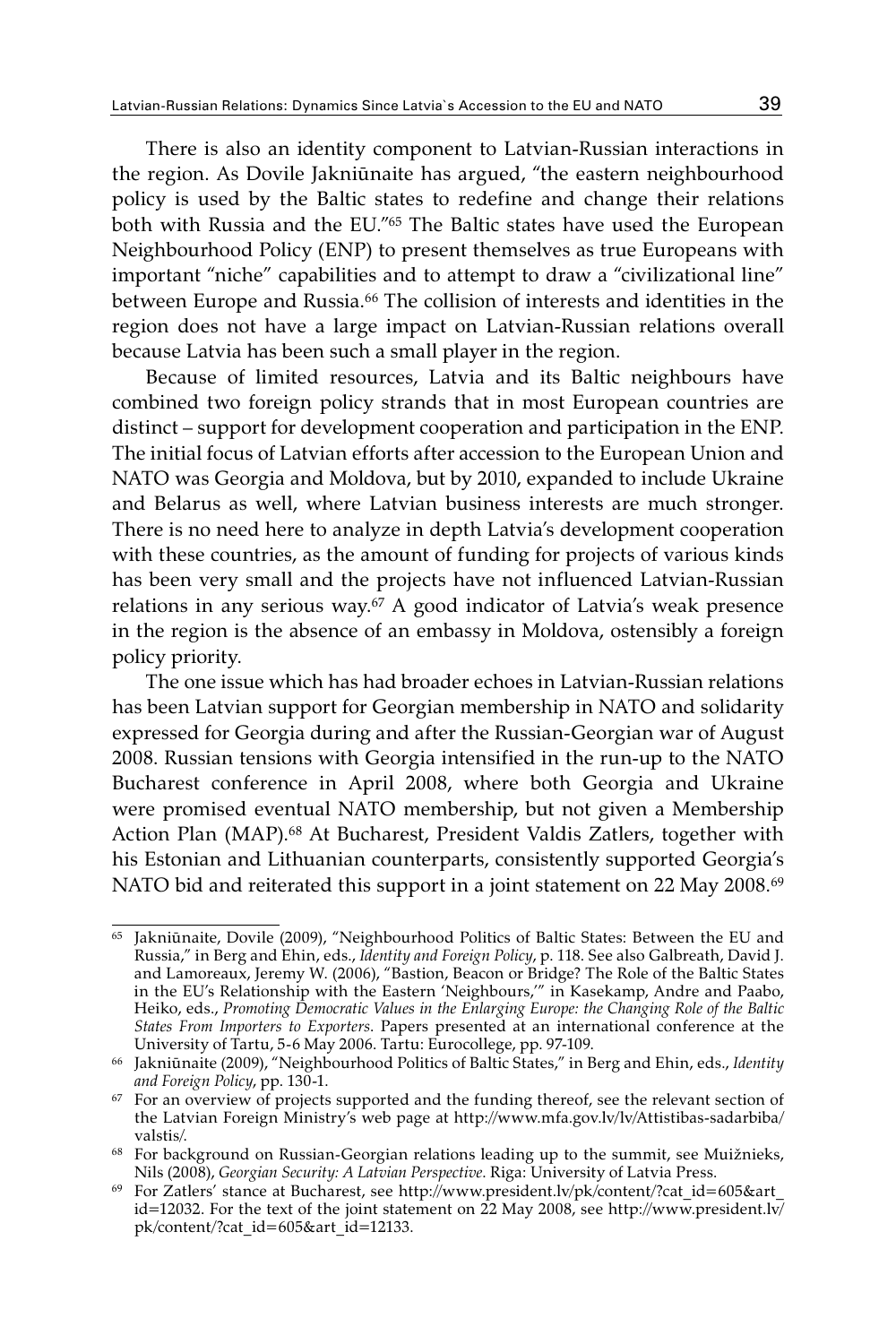There is also an identity component to Latvian-Russian interactions in the region. As Dovile Jakniūnaite has argued, "the eastern neighbourhood policy is used by the Baltic states to redefine and change their relations both with Russia and the EU."[65] The Baltic states have used the European Neighbourhood Policy (ENP) to present themselves as true Europeans with important "niche" capabilities and to attempt to draw a "civilizational line" between Europe and Russia.[66] The collision of interests and identities in the region does not have a large impact on Latvian-Russian relations overall because Latvia has been such a small player in the region.

Because of limited resources, Latvia and its Baltic neighbours have combined two foreign policy strands that in most European countries are distinct – support for development cooperation and participation in the ENP. The initial focus of Latvian efforts after accession to the European Union and NATO was Georgia and Moldova, but by 2010, expanded to include Ukraine and Belarus as well, where Latvian business interests are much stronger. There is no need here to analyze in depth Latvia's development cooperation with these countries, as the amount of funding for projects of various kinds has been very small and the projects have not influenced Latvian-Russian relations in any serious way.[67] A good indicator of Latvia's weak presence in the region is the absence of an embassy in Moldova, ostensibly a foreign policy priority.

The one issue which has had broader echoes in Latvian-Russian relations has been Latvian support for Georgian membership in NATO and solidarity expressed for Georgia during and after the Russian-Georgian war of August 2008. Russian tensions with Georgia intensified in the run-up to the NATO Bucharest conference in April 2008, where both Georgia and Ukraine were promised eventual NATO membership, but not given a Membership Action Plan (MAP).[68] At Bucharest, President Valdis Zatlers, together with his Estonian and Lithuanian counterparts, consistently supported Georgia's NATO bid and reiterated this support in a joint statement on 22 May 2008.[69]

---

[65] Jakniūnaite, Dovile (2009), "Neighbourhood Politics of Baltic States: Between the EU and Russia," in Berg and Ehin, eds., *Identity and Foreign Policy*, p. 118. See also Galbreath, David J. and Lamoreaux, Jeremy W. (2006), "Bastion, Beacon or Bridge? The Role of the Baltic States in the EU's Relationship with the Eastern 'Neighbours,'" in Kasekamp, Andre and Paabo, Heiko, eds., *Promoting Democratic Values in the Enlarging Europe: the Changing Role of the Baltic States From Importers to Exporters*. Papers presented at an international conference at the University of Tartu, 5-6 May 2006. Tartu: Eurocollege, pp. 97-109.

[66] Jakniūnaite (2009), "Neighbourhood Politics of Baltic States," in Berg and Ehin, eds., *Identity and Foreign Policy*, pp. 130-1.

[67] For an overview of projects supported and the funding thereof, see the relevant section of the Latvian Foreign Ministry's web page at http://www.mfa.gov.lv/lv/Attistibas-sadarbiba/valstis/.

[68] For background on Russian-Georgian relations leading up to the summit, see Muižnieks, Nils (2008), *Georgian Security: A Latvian Perspective*. Riga: University of Latvia Press.

[69] For Zatlers' stance at Bucharest, see http://www.president.lv/pk/content/?cat_id=605&art_id=12032. For the text of the joint statement on 22 May 2008, see http://www.president.lv/pk/content/?cat_id=605&art_id=12133.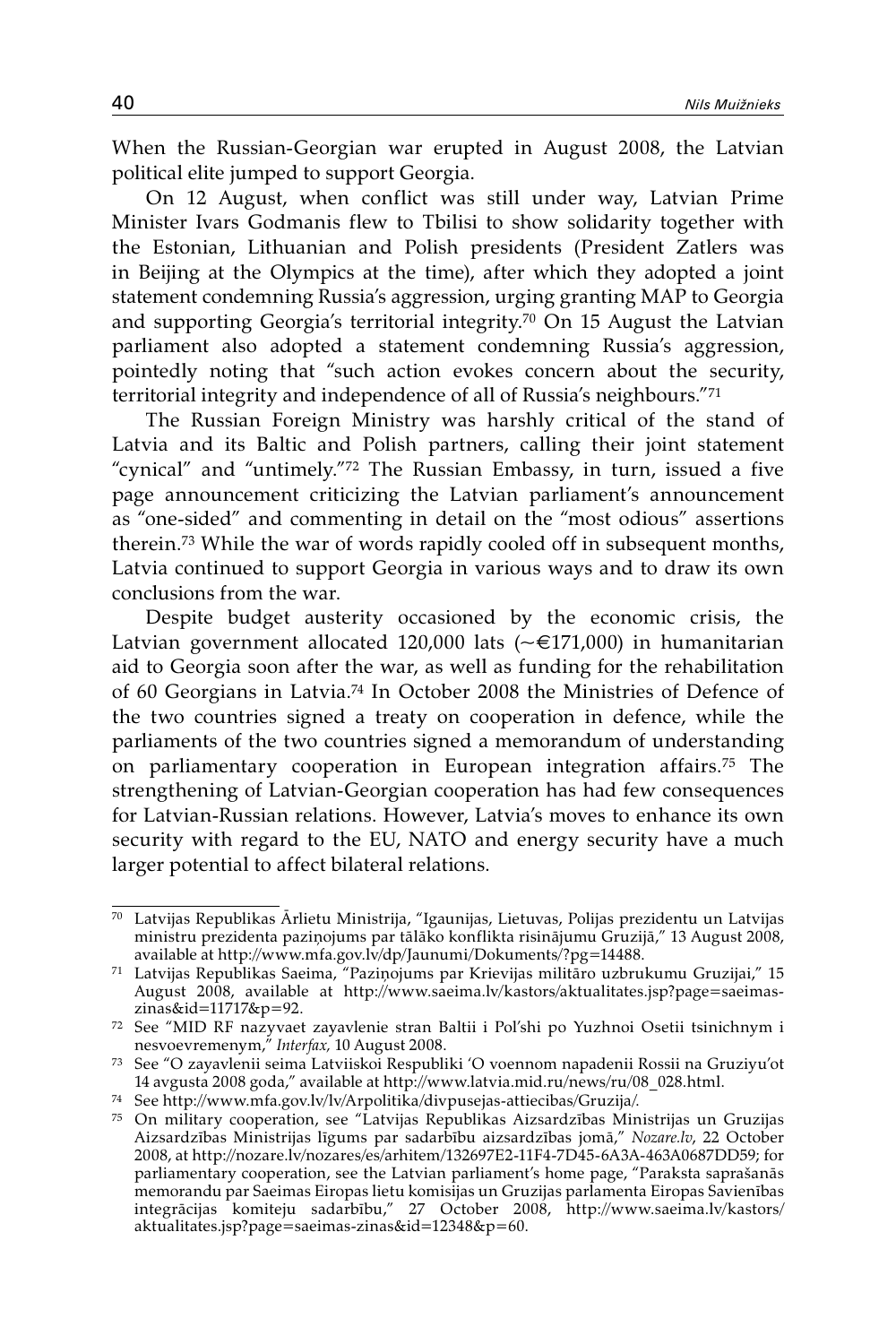When the Russian-Georgian war erupted in August 2008, the Latvian political elite jumped to support Georgia.

On 12 August, when conflict was still under way, Latvian Prime Minister Ivars Godmanis flew to Tbilisi to show solidarity together with the Estonian, Lithuanian and Polish presidents (President Zatlers was in Beijing at the Olympics at the time), after which they adopted a joint statement condemning Russia's aggression, urging granting MAP to Georgia and supporting Georgia's territorial integrity.[70] On 15 August the Latvian parliament also adopted a statement condemning Russia's aggression, pointedly noting that "such action evokes concern about the security, territorial integrity and independence of all of Russia's neighbours."[71]

The Russian Foreign Ministry was harshly critical of the stand of Latvia and its Baltic and Polish partners, calling their joint statement "cynical" and "untimely."[72] The Russian Embassy, in turn, issued a five page announcement criticizing the Latvian parliament's announcement as "one-sided" and commenting in detail on the "most odious" assertions therein.[73] While the war of words rapidly cooled off in subsequent months, Latvia continued to support Georgia in various ways and to draw its own conclusions from the war.

Despite budget austerity occasioned by the economic crisis, the Latvian government allocated 120,000 lats (~€171,000) in humanitarian aid to Georgia soon after the war, as well as funding for the rehabilitation of 60 Georgians in Latvia.[74] In October 2008 the Ministries of Defence of the two countries signed a treaty on cooperation in defence, while the parliaments of the two countries signed a memorandum of understanding on parliamentary cooperation in European integration affairs.[75] The strengthening of Latvian-Georgian cooperation has had few consequences for Latvian-Russian relations. However, Latvia's moves to enhance its own security with regard to the EU, NATO and energy security have a much larger potential to affect bilateral relations.

---

[70] Latvijas Republikas Ārlietu Ministrija, "Igaunijas, Lietuvas, Polijas prezidentu un Latvijas ministru prezidenta paziņojums par tālāko konflikta risinājumu Gruzijā," 13 August 2008, available at http://www.mfa.gov.lv/dp/Jaunumi/Dokuments/?pg=14488.

[71] Latvijas Republikas Saeima, "Paziņojums par Krievijas militāro uzbrukumu Gruzijai," 15 August 2008, available at http://www.saeima.lv/kastors/aktualitates.jsp?page=saeimas-zinas&id=11717&p=92.

[72] See "MID RF nazyvaet zayavlenie stran Baltii i Pol'shi po Yuzhnoi Osetii tsinichnym i nesvoevremenym," *Interfax*, 10 August 2008.

[73] See "O zayavlenii seima Latviiskoi Respubliki 'O voennom napadenii Rossii na Gruziyu'ot 14 avgusta 2008 goda," available at http://www.latvia.mid.ru/news/ru/08_028.html.

[74] See http://www.mfa.gov.lv/lv/Arpolitika/divpusejas-attiecibas/Gruzija/.

[75] On military cooperation, see "Latvijas Republikas Aizsardzības Ministrijas un Gruzijas Aizsardzības Ministrijas līgums par sadarbību aizsardzības jomā," *Nozare.lv*, 22 October 2008, at http://nozare.lv/nozares/es/arhitem/132697E2-11F4-7D45-6A3A-463A0687DD59; for parliamentary cooperation, see the Latvian parliament's home page, "Paraksta saprašanās memorandu par Saeimas Eiropas lietu komisijas un Gruzijas parlamenta Eiropas Savienības integrācijas komiteju sadarbību," 27 October 2008, http://www.saeima.lv/kastors/aktualitates.jsp?page=saeimas-zinas&id=12348&p=60.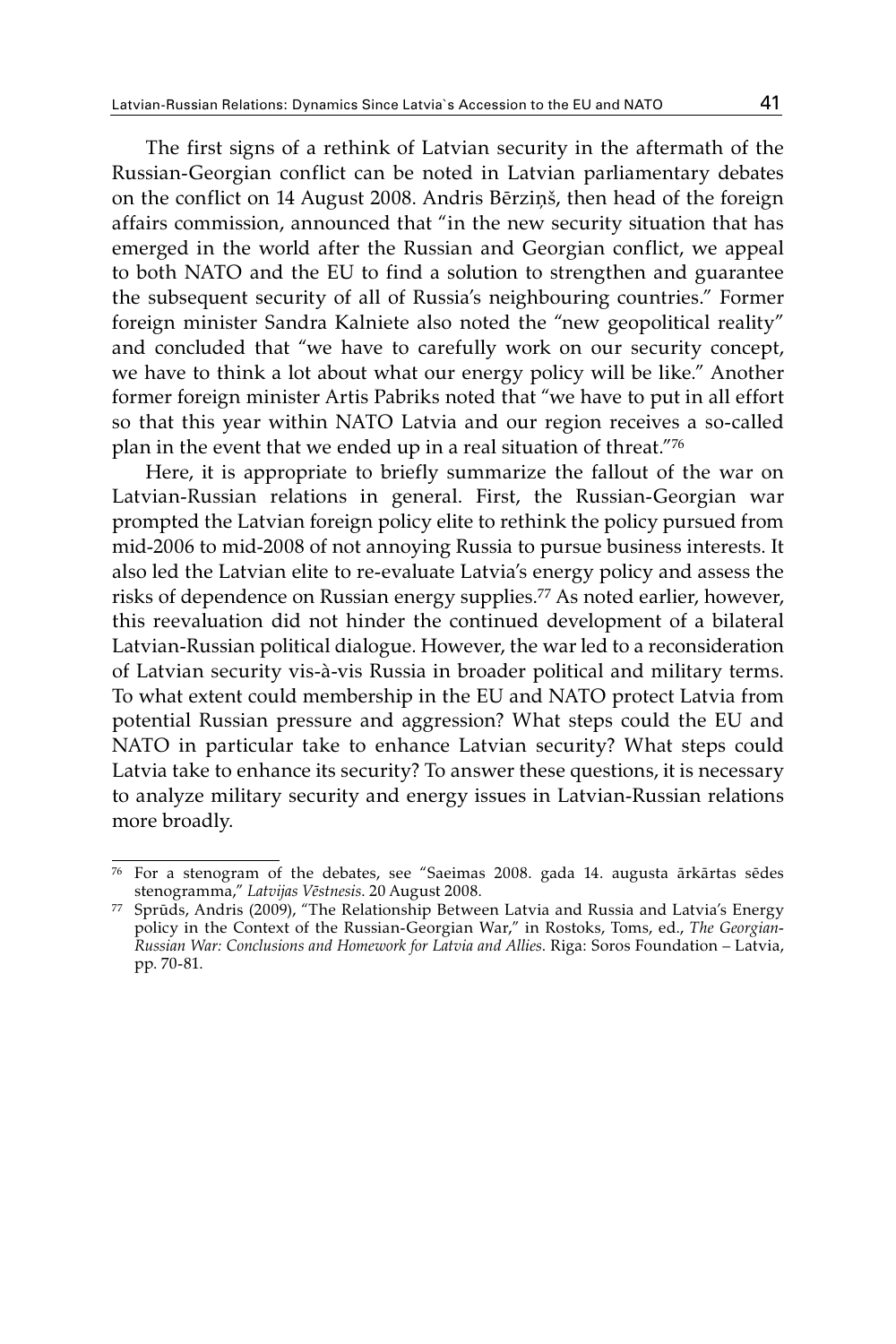The first signs of a rethink of Latvian security in the aftermath of the Russian-Georgian conflict can be noted in Latvian parliamentary debates on the conflict on 14 August 2008. Andris Bērziņš, then head of the foreign affairs commission, announced that "in the new security situation that has emerged in the world after the Russian and Georgian conflict, we appeal to both NATO and the EU to find a solution to strengthen and guarantee the subsequent security of all of Russia's neighbouring countries." Former foreign minister Sandra Kalniete also noted the "new geopolitical reality" and concluded that "we have to carefully work on our security concept, we have to think a lot about what our energy policy will be like." Another former foreign minister Artis Pabriks noted that "we have to put in all effort so that this year within NATO Latvia and our region receives a so-called plan in the event that we ended up in a real situation of threat."[76]

Here, it is appropriate to briefly summarize the fallout of the war on Latvian-Russian relations in general. First, the Russian-Georgian war prompted the Latvian foreign policy elite to rethink the policy pursued from mid-2006 to mid-2008 of not annoying Russia to pursue business interests. It also led the Latvian elite to re-evaluate Latvia's energy policy and assess the risks of dependence on Russian energy supplies.[77] As noted earlier, however, this reevaluation did not hinder the continued development of a bilateral Latvian-Russian political dialogue. However, the war led to a reconsideration of Latvian security vis-à-vis Russia in broader political and military terms. To what extent could membership in the EU and NATO protect Latvia from potential Russian pressure and aggression? What steps could the EU and NATO in particular take to enhance Latvian security? What steps could Latvia take to enhance its security? To answer these questions, it is necessary to analyze military security and energy issues in Latvian-Russian relations more broadly.

---

[76] For a stenogram of the debates, see "Saeimas 2008. gada 14. augusta ārkārtas sēdes stenogramma," *Latvijas Vēstnesis*. 20 August 2008.

[77] Sprūds, Andris (2009), "The Relationship Between Latvia and Russia and Latvia's Energy policy in the Context of the Russian-Georgian War," in Rostoks, Toms, ed., *The Georgian-Russian War: Conclusions and Homework for Latvia and Allies*. Riga: Soros Foundation – Latvia, pp. 70-81.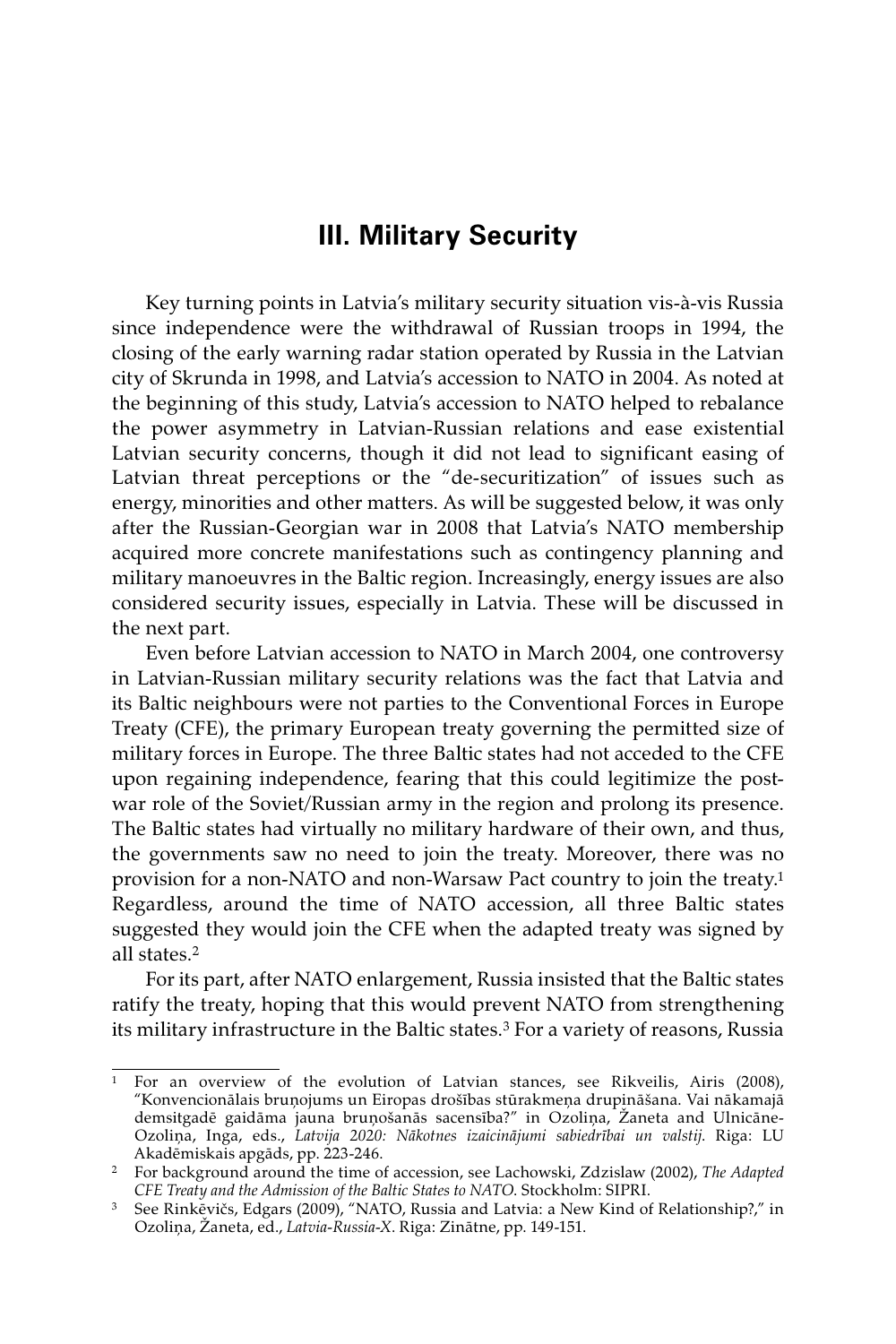## III. Military Security

Key turning points in Latvia's military security situation vis-à-vis Russia since independence were the withdrawal of Russian troops in 1994, the closing of the early warning radar station operated by Russia in the Latvian city of Skrunda in 1998, and Latvia's accession to NATO in 2004. As noted at the beginning of this study, Latvia's accession to NATO helped to rebalance the power asymmetry in Latvian-Russian relations and ease existential Latvian security concerns, though it did not lead to significant easing of Latvian threat perceptions or the "de-securitization" of issues such as energy, minorities and other matters. As will be suggested below, it was only after the Russian-Georgian war in 2008 that Latvia's NATO membership acquired more concrete manifestations such as contingency planning and military manoeuvres in the Baltic region. Increasingly, energy issues are also considered security issues, especially in Latvia. These will be discussed in the next part.

Even before Latvian accession to NATO in March 2004, one controversy in Latvian-Russian military security relations was the fact that Latvia and its Baltic neighbours were not parties to the Conventional Forces in Europe Treaty (CFE), the primary European treaty governing the permitted size of military forces in Europe. The three Baltic states had not acceded to the CFE upon regaining independence, fearing that this could legitimize the post-war role of the Soviet/Russian army in the region and prolong its presence. The Baltic states had virtually no military hardware of their own, and thus, the governments saw no need to join the treaty. Moreover, there was no provision for a non-NATO and non-Warsaw Pact country to join the treaty.[1] Regardless, around the time of NATO accession, all three Baltic states suggested they would join the CFE when the adapted treaty was signed by all states.[2]

For its part, after NATO enlargement, Russia insisted that the Baltic states ratify the treaty, hoping that this would prevent NATO from strengthening its military infrastructure in the Baltic states.[3] For a variety of reasons, Russia

---

[1] For an overview of the evolution of Latvian stances, see Rikveilis, Airis (2008), "Konvencionālais bruņojums un Eiropas drošības stūrakmeņa drupināšana. Vai nākamajā demsitgadē gaidāma jauna bruņošanās sacensība?" in Ozoliņa, Žaneta and Ulnicāne-Ozoliņa, Inga, eds., *Latvija 2020: Nākotnes izaicinājumi sabiedrībai un valstij*. Riga: LU Akadēmiskais apgāds, pp. 223-246.

[2] For background around the time of accession, see Lachowski, Zdzislaw (2002), *The Adapted CFE Treaty and the Admission of the Baltic States to NATO*. Stockholm: SIPRI.

[3] See Rinkēvičs, Edgars (2009), "NATO, Russia and Latvia: a New Kind of Relationship?," in Ozoliņa, Žaneta, ed., *Latvia-Russia-X*. Riga: Zinātne, pp. 149-151.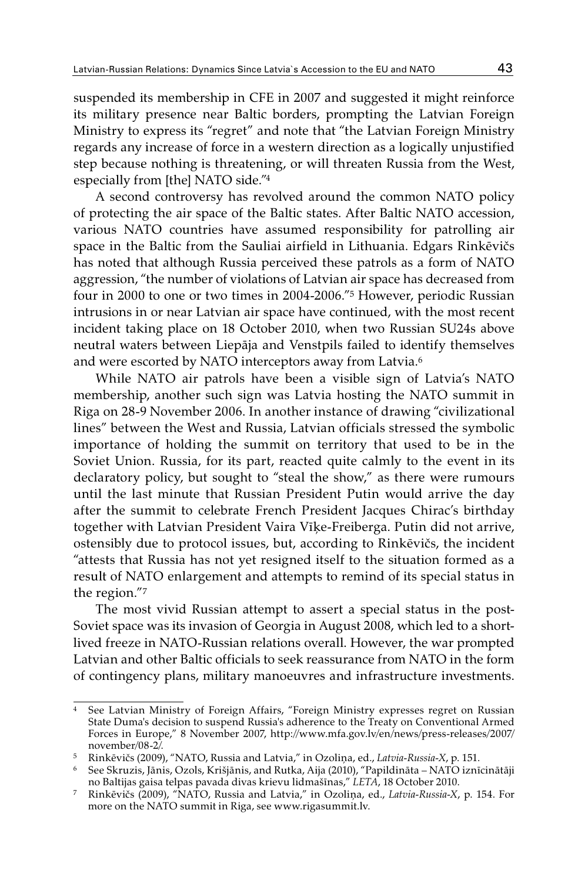suspended its membership in CFE in 2007 and suggested it might reinforce its military presence near Baltic borders, prompting the Latvian Foreign Ministry to express its "regret" and note that "the Latvian Foreign Ministry regards any increase of force in a western direction as a logically unjustified step because nothing is threatening, or will threaten Russia from the West, especially from [the] NATO side."[4]

A second controversy has revolved around the common NATO policy of protecting the air space of the Baltic states. After Baltic NATO accession, various NATO countries have assumed responsibility for patrolling air space in the Baltic from the Sauliai airfield in Lithuania. Edgars Rinkēvičs has noted that although Russia perceived these patrols as a form of NATO aggression, "the number of violations of Latvian air space has decreased from four in 2000 to one or two times in 2004-2006."[5] However, periodic Russian intrusions in or near Latvian air space have continued, with the most recent incident taking place on 18 October 2010, when two Russian SU24s above neutral waters between Liepāja and Venstpils failed to identify themselves and were escorted by NATO interceptors away from Latvia.[6]

While NATO air patrols have been a visible sign of Latvia's NATO membership, another such sign was Latvia hosting the NATO summit in Riga on 28-9 November 2006. In another instance of drawing "civilizational lines" between the West and Russia, Latvian officials stressed the symbolic importance of holding the summit on territory that used to be in the Soviet Union. Russia, for its part, reacted quite calmly to the event in its declaratory policy, but sought to "steal the show," as there were rumours until the last minute that Russian President Putin would arrive the day after the summit to celebrate French President Jacques Chirac's birthday together with Latvian President Vaira Vīķe-Freiberga. Putin did not arrive, ostensibly due to protocol issues, but, according to Rinkēvičs, the incident "attests that Russia has not yet resigned itself to the situation formed as a result of NATO enlargement and attempts to remind of its special status in the region."[7]

The most vivid Russian attempt to assert a special status in the post-Soviet space was its invasion of Georgia in August 2008, which led to a short-lived freeze in NATO-Russian relations overall. However, the war prompted Latvian and other Baltic officials to seek reassurance from NATO in the form of contingency plans, military manoeuvres and infrastructure investments.

---

[4] See Latvian Ministry of Foreign Affairs, "Foreign Ministry expresses regret on Russian State Duma's decision to suspend Russia's adherence to the Treaty on Conventional Armed Forces in Europe," 8 November 2007, http://www.mfa.gov.lv/en/news/press-releases/2007/november/08-2/.

[5] Rinkēvičs (2009), "NATO, Russia and Latvia," in Ozoliņa, ed., *Latvia-Russia-X*, p. 151.

[6] See Skruzis, Jānis, Ozols, Krišjānis, and Rutka, Aija (2010), "Papildināta – NATO iznīcinātāji no Baltijas gaisa telpas pavada divas krievu lidmašīnas," *LETA*, 18 October 2010.

[7] Rinkēvičs (2009), "NATO, Russia and Latvia," in Ozoliņa, ed., *Latvia-Russia-X*, p. 154. For more on the NATO summit in Riga, see www.rigasummit.lv.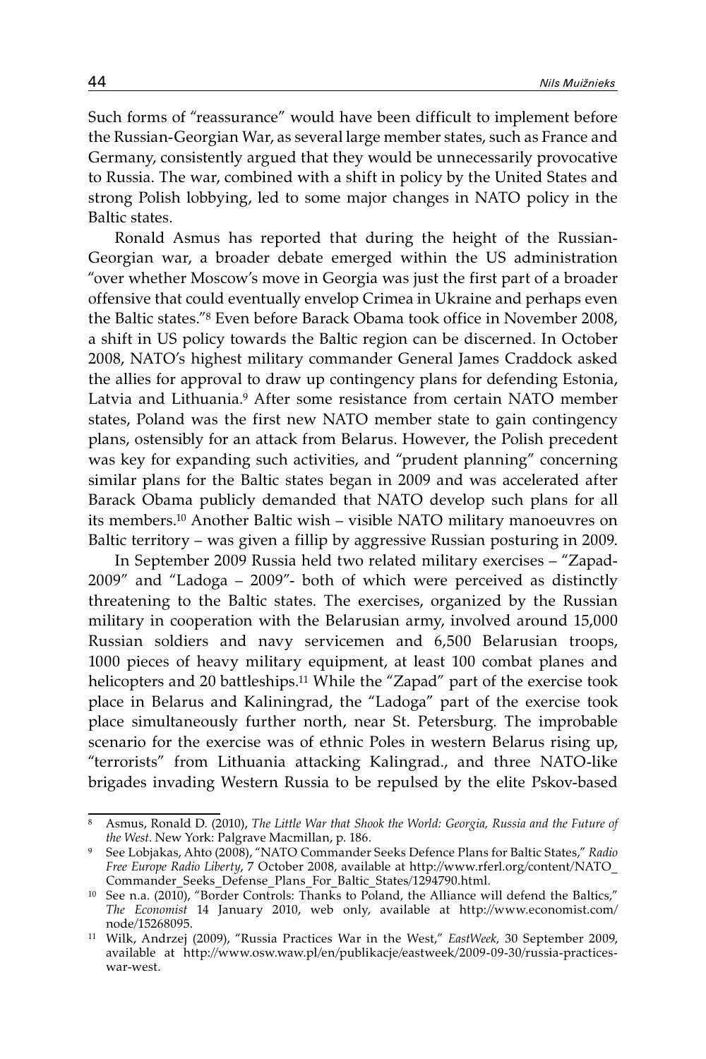Such forms of "reassurance" would have been difficult to implement before the Russian-Georgian War, as several large member states, such as France and Germany, consistently argued that they would be unnecessarily provocative to Russia. The war, combined with a shift in policy by the United States and strong Polish lobbying, led to some major changes in NATO policy in the Baltic states.

Ronald Asmus has reported that during the height of the Russian-Georgian war, a broader debate emerged within the US administration "over whether Moscow's move in Georgia was just the first part of a broader offensive that could eventually envelop Crimea in Ukraine and perhaps even the Baltic states."[8] Even before Barack Obama took office in November 2008, a shift in US policy towards the Baltic region can be discerned. In October 2008, NATO's highest military commander General James Craddock asked the allies for approval to draw up contingency plans for defending Estonia, Latvia and Lithuania.[9] After some resistance from certain NATO member states, Poland was the first new NATO member state to gain contingency plans, ostensibly for an attack from Belarus. However, the Polish precedent was key for expanding such activities, and "prudent planning" concerning similar plans for the Baltic states began in 2009 and was accelerated after Barack Obama publicly demanded that NATO develop such plans for all its members.[10] Another Baltic wish – visible NATO military manoeuvres on Baltic territory – was given a fillip by aggressive Russian posturing in 2009.

In September 2009 Russia held two related military exercises – "Zapad-2009" and "Ladoga – 2009"- both of which were perceived as distinctly threatening to the Baltic states. The exercises, organized by the Russian military in cooperation with the Belarusian army, involved around 15,000 Russian soldiers and navy servicemen and 6,500 Belarusian troops, 1000 pieces of heavy military equipment, at least 100 combat planes and helicopters and 20 battleships.[11] While the "Zapad" part of the exercise took place in Belarus and Kaliningrad, the "Ladoga" part of the exercise took place simultaneously further north, near St. Petersburg. The improbable scenario for the exercise was of ethnic Poles in western Belarus rising up, "terrorists" from Lithuania attacking Kalingrad., and three NATO-like brigades invading Western Russia to be repulsed by the elite Pskov-based

---

[8] Asmus, Ronald D. (2010), *The Little War that Shook the World: Georgia, Russia and the Future of the West.* New York: Palgrave Macmillan, p. 186.

[9] See Lobjakas, Ahto (2008), "NATO Commander Seeks Defence Plans for Baltic States," *Radio Free Europe Radio Liberty*, 7 October 2008, available at http://www.rferl.org/content/NATO_Commander_Seeks_Defense_Plans_For_Baltic_States/1294790.html.

[10] See n.a. (2010), "Border Controls: Thanks to Poland, the Alliance will defend the Baltics," *The Economist* 14 January 2010, web only, available at http://www.economist.com/node/15268095.

[11] Wilk, Andrzej (2009), "Russia Practices War in the West," *EastWeek,* 30 September 2009, available at http://www.osw.waw.pl/en/publikacje/eastweek/2009-09-30/russia-practices-war-west.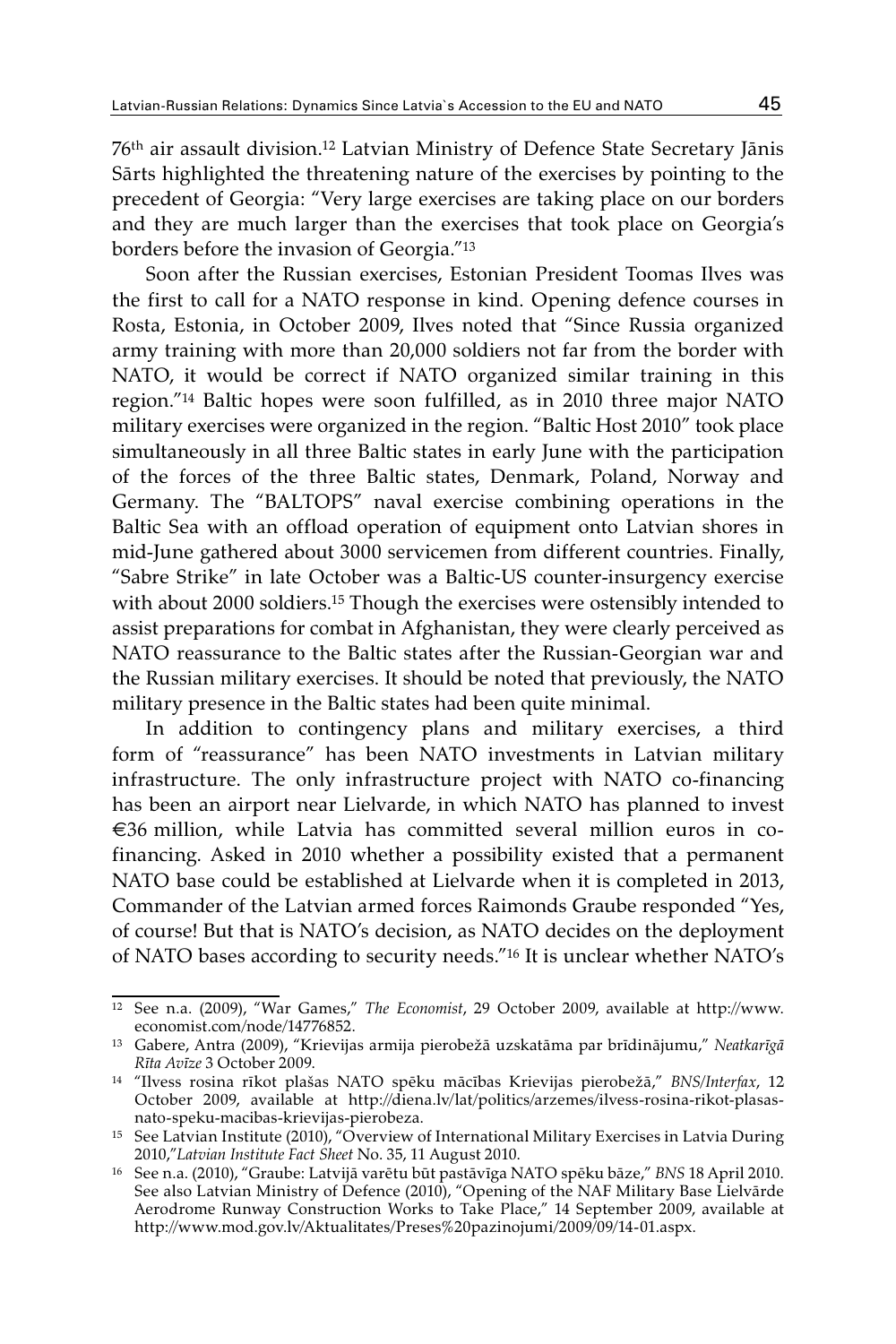76th air assault division.[12] Latvian Ministry of Defence State Secretary Jānis Sārts highlighted the threatening nature of the exercises by pointing to the precedent of Georgia: "Very large exercises are taking place on our borders and they are much larger than the exercises that took place on Georgia's borders before the invasion of Georgia."[13]

Soon after the Russian exercises, Estonian President Toomas Ilves was the first to call for a NATO response in kind. Opening defence courses in Rosta, Estonia, in October 2009, Ilves noted that "Since Russia organized army training with more than 20,000 soldiers not far from the border with NATO, it would be correct if NATO organized similar training in this region."[14] Baltic hopes were soon fulfilled, as in 2010 three major NATO military exercises were organized in the region. "Baltic Host 2010" took place simultaneously in all three Baltic states in early June with the participation of the forces of the three Baltic states, Denmark, Poland, Norway and Germany. The "BALTOPS" naval exercise combining operations in the Baltic Sea with an offload operation of equipment onto Latvian shores in mid-June gathered about 3000 servicemen from different countries. Finally, "Sabre Strike" in late October was a Baltic-US counter-insurgency exercise with about 2000 soldiers.[15] Though the exercises were ostensibly intended to assist preparations for combat in Afghanistan, they were clearly perceived as NATO reassurance to the Baltic states after the Russian-Georgian war and the Russian military exercises. It should be noted that previously, the NATO military presence in the Baltic states had been quite minimal.

In addition to contingency plans and military exercises, a third form of "reassurance" has been NATO investments in Latvian military infrastructure. The only infrastructure project with NATO co-financing has been an airport near Lielvarde, in which NATO has planned to invest €36 million, while Latvia has committed several million euros in co-financing. Asked in 2010 whether a possibility existed that a permanent NATO base could be established at Lielvarde when it is completed in 2013, Commander of the Latvian armed forces Raimonds Graube responded "Yes, of course! But that is NATO's decision, as NATO decides on the deployment of NATO bases according to security needs."[16] It is unclear whether NATO's

---

[12] See n.a. (2009), "War Games," *The Economist*, 29 October 2009, available at http://www.economist.com/node/14776852.

[13] Gabere, Antra (2009), "Krievijas armija pierobežā uzskatāma par brīdinājumu," *Neatkarīgā Rīta Avīze* 3 October 2009.

[14] "Ilvess rosina rīkot plašas NATO spēku mācības Krievijas pierobežā," *BNS/Interfax*, 12 October 2009, available at http://diena.lv/lat/politics/arzemes/ilvess-rosina-rikot-plasas-nato-speku-macibas-krievijas-pierobeza.

[15] See Latvian Institute (2010), "Overview of International Military Exercises in Latvia During 2010,"*Latvian Institute Fact Sheet* No. 35, 11 August 2010.

[16] See n.a. (2010), "Graube: Latvijā varētu būt pastāvīga NATO spēku bāze," *BNS* 18 April 2010. See also Latvian Ministry of Defence (2010), "Opening of the NAF Military Base Lielvārde Aerodrome Runway Construction Works to Take Place," 14 September 2009, available at http://www.mod.gov.lv/Aktualitates/Preses%20pazinojumi/2009/09/14-01.aspx.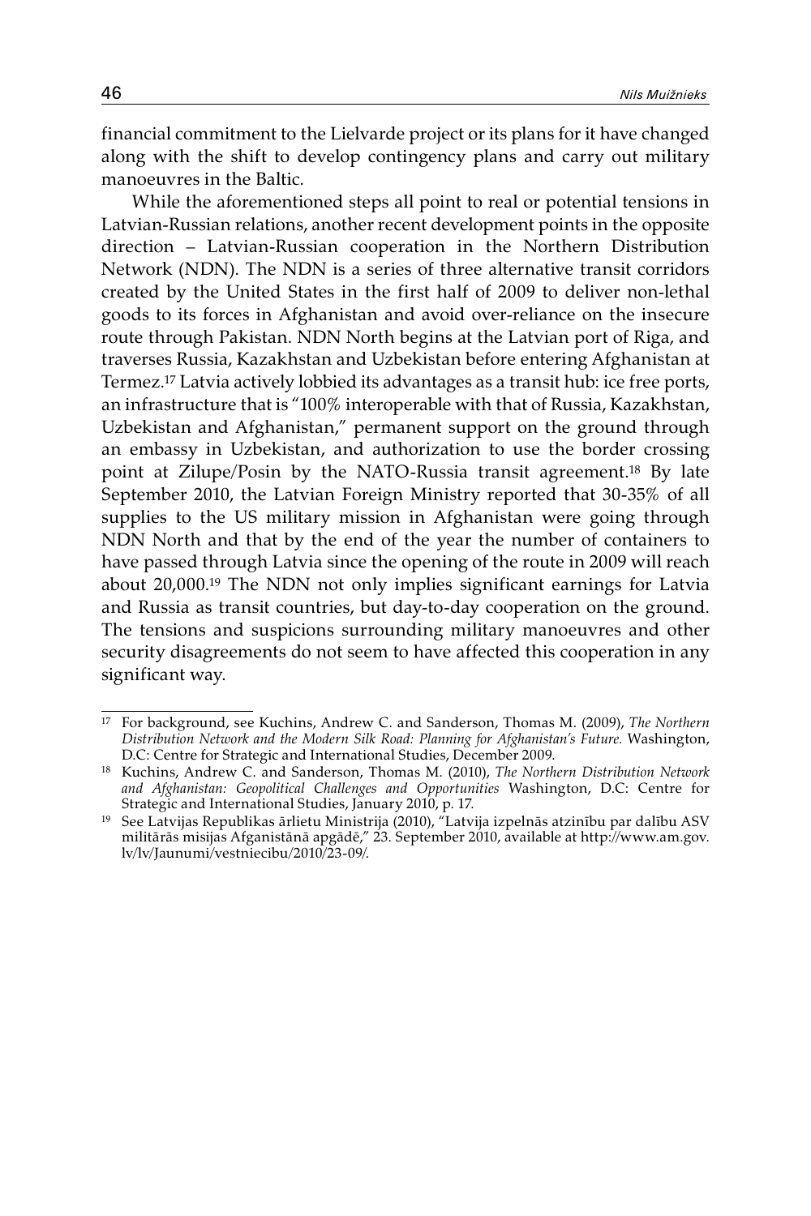financial commitment to the Lielvarde project or its plans for it have changed along with the shift to develop contingency plans and carry out military manoeuvres in the Baltic.

While the aforementioned steps all point to real or potential tensions in Latvian-Russian relations, another recent development points in the opposite direction – Latvian-Russian cooperation in the Northern Distribution Network (NDN). The NDN is a series of three alternative transit corridors created by the United States in the first half of 2009 to deliver non-lethal goods to its forces in Afghanistan and avoid over-reliance on the insecure route through Pakistan. NDN North begins at the Latvian port of Riga, and traverses Russia, Kazakhstan and Uzbekistan before entering Afghanistan at Termez.[17] Latvia actively lobbied its advantages as a transit hub: ice free ports, an infrastructure that is "100% interoperable with that of Russia, Kazakhstan, Uzbekistan and Afghanistan," permanent support on the ground through an embassy in Uzbekistan, and authorization to use the border crossing point at Zilupe/Posin by the NATO-Russia transit agreement.[18] By late September 2010, the Latvian Foreign Ministry reported that 30-35% of all supplies to the US military mission in Afghanistan were going through NDN North and that by the end of the year the number of containers to have passed through Latvia since the opening of the route in 2009 will reach about 20,000.[19] The NDN not only implies significant earnings for Latvia and Russia as transit countries, but day-to-day cooperation on the ground. The tensions and suspicions surrounding military manoeuvres and other security disagreements do not seem to have affected this cooperation in any significant way.

---

[17] For background, see Kuchins, Andrew C. and Sanderson, Thomas M. (2009), *The Northern Distribution Network and the Modern Silk Road: Planning for Afghanistan's Future.* Washington, D.C: Centre for Strategic and International Studies, December 2009.

[18] Kuchins, Andrew C. and Sanderson, Thomas M. (2010), *The Northern Distribution Network and Afghanistan: Geopolitical Challenges and Opportunities* Washington, D.C: Centre for Strategic and International Studies, January 2010, p. 17.

[19] See Latvijas Republikas ārlietu Ministrija (2010), "Latvija izpelnās atzinību par dalību ASV militārās misijas Afganistānā apgādē," 23. September 2010, available at http://www.am.gov.lv/lv/Jaunumi/vestniecibu/2010/23-09/.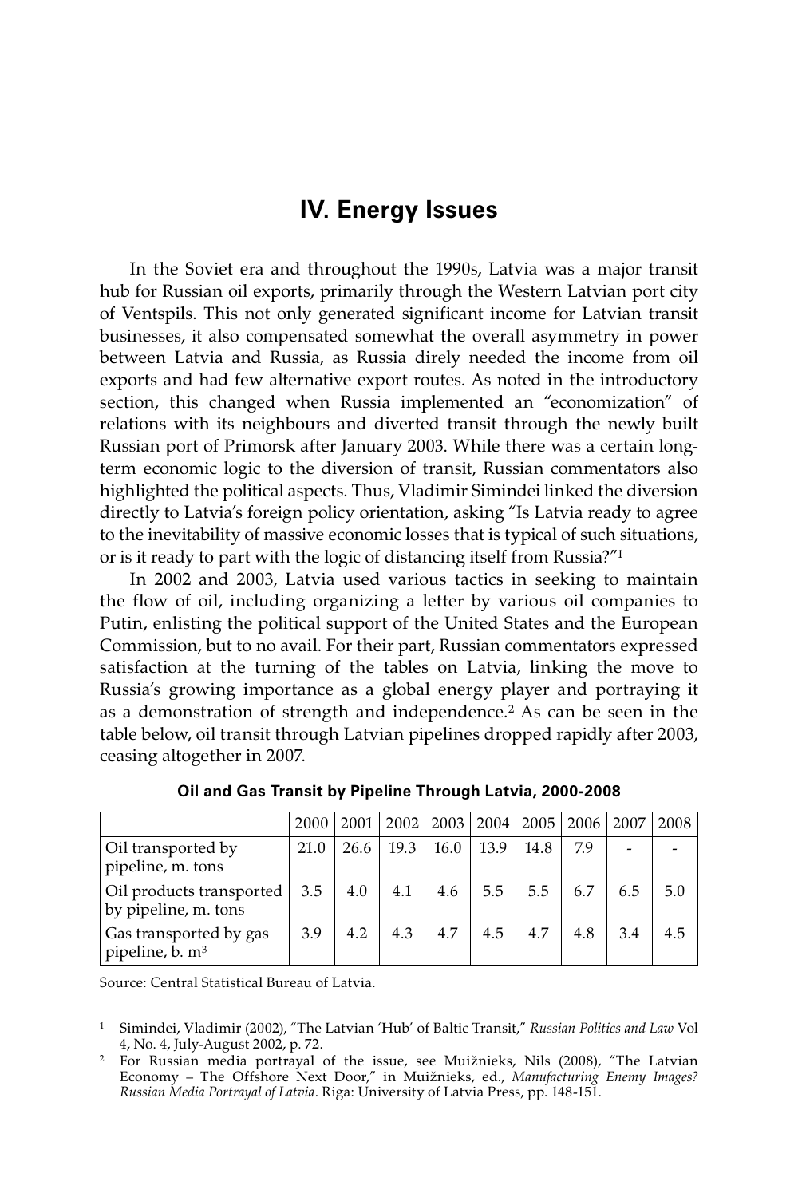## IV. Energy Issues

In the Soviet era and throughout the 1990s, Latvia was a major transit hub for Russian oil exports, primarily through the Western Latvian port city of Ventspils. This not only generated significant income for Latvian transit businesses, it also compensated somewhat the overall asymmetry in power between Latvia and Russia, as Russia direly needed the income from oil exports and had few alternative export routes. As noted in the introductory section, this changed when Russia implemented an "economization" of relations with its neighbours and diverted transit through the newly built Russian port of Primorsk after January 2003. While there was a certain long-term economic logic to the diversion of transit, Russian commentators also highlighted the political aspects. Thus, Vladimir Simindei linked the diversion directly to Latvia's foreign policy orientation, asking "Is Latvia ready to agree to the inevitability of massive economic losses that is typical of such situations, or is it ready to part with the logic of distancing itself from Russia?"[1]

In 2002 and 2003, Latvia used various tactics in seeking to maintain the flow of oil, including organizing a letter by various oil companies to Putin, enlisting the political support of the United States and the European Commission, but to no avail. For their part, Russian commentators expressed satisfaction at the turning of the tables on Latvia, linking the move to Russia's growing importance as a global energy player and portraying it as a demonstration of strength and independence.[2] As can be seen in the table below, oil transit through Latvian pipelines dropped rapidly after 2003, ceasing altogether in 2007.

**Oil and Gas Transit by Pipeline Through Latvia, 2000-2008**

| | 2000 | 2001 | 2002 | 2003 | 2004 | 2005 | 2006 | 2007 | 2008 |
|---|---|---|---|---|---|---|---|---|---|
| Oil transported by pipeline, m. tons | 21.0 | 26.6 | 19.3 | 16.0 | 13.9 | 14.8 | 7.9 | - | - |
| Oil products transported by pipeline, m. tons | 3.5 | 4.0 | 4.1 | 4.6 | 5.5 | 5.5 | 6.7 | 6.5 | 5.0 |
| Gas transported by gas pipeline, b. $m^3$ | 3.9 | 4.2 | 4.3 | 4.7 | 4.5 | 4.7 | 4.8 | 3.4 | 4.5 |

Source: Central Statistical Bureau of Latvia.

---

[1] Simindei, Vladimir (2002), "The Latvian 'Hub' of Baltic Transit," *Russian Politics and Law* Vol 4, No. 4, July-August 2002, p. 72.

[2] For Russian media portrayal of the issue, see Muižnieks, Nils (2008), "The Latvian Economy – The Offshore Next Door," in Muižnieks, ed., *Manufacturing Enemy Images? Russian Media Portrayal of Latvia*. Riga: University of Latvia Press, pp. 148-151.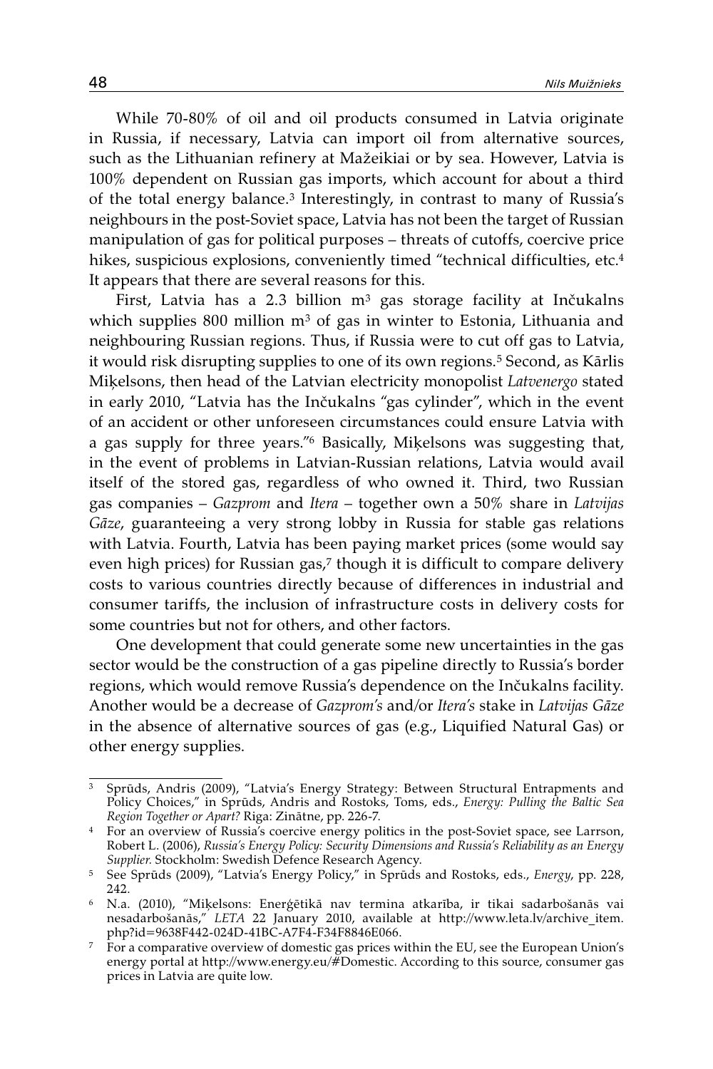While 70-80% of oil and oil products consumed in Latvia originate in Russia, if necessary, Latvia can import oil from alternative sources, such as the Lithuanian refinery at Mažeikiai or by sea. However, Latvia is 100% dependent on Russian gas imports, which account for about a third of the total energy balance.[3] Interestingly, in contrast to many of Russia's neighbours in the post-Soviet space, Latvia has not been the target of Russian manipulation of gas for political purposes – threats of cutoffs, coercive price hikes, suspicious explosions, conveniently timed "technical difficulties, etc.[4] It appears that there are several reasons for this.

First, Latvia has a 2.3 billion $m^3$ gas storage facility at Inčukalns which supplies 800 million $m^3$ of gas in winter to Estonia, Lithuania and neighbouring Russian regions. Thus, if Russia were to cut off gas to Latvia, it would risk disrupting supplies to one of its own regions.[5] Second, as Kārlis Miķelsons, then head of the Latvian electricity monopolist *Latvenergo* stated in early 2010, "Latvia has the Inčukalns "gas cylinder", which in the event of an accident or other unforeseen circumstances could ensure Latvia with a gas supply for three years."[6] Basically, Miķelsons was suggesting that, in the event of problems in Latvian-Russian relations, Latvia would avail itself of the stored gas, regardless of who owned it. Third, two Russian gas companies – *Gazprom* and *Itera* – together own a 50% share in *Latvijas Gāze*, guaranteeing a very strong lobby in Russia for stable gas relations with Latvia. Fourth, Latvia has been paying market prices (some would say even high prices) for Russian gas,[7] though it is difficult to compare delivery costs to various countries directly because of differences in industrial and consumer tariffs, the inclusion of infrastructure costs in delivery costs for some countries but not for others, and other factors.

One development that could generate some new uncertainties in the gas sector would be the construction of a gas pipeline directly to Russia's border regions, which would remove Russia's dependence on the Inčukalns facility. Another would be a decrease of *Gazprom's* and/or *Itera's* stake in *Latvijas Gāze* in the absence of alternative sources of gas (e.g., Liquified Natural Gas) or other energy supplies.

---

[3] Sprūds, Andris (2009), "Latvia's Energy Strategy: Between Structural Entrapments and Policy Choices," in Sprūds, Andris and Rostoks, Toms, eds., *Energy: Pulling the Baltic Sea Region Together or Apart?* Riga: Zinātne, pp. 226-7.

[4] For an overview of Russia's coercive energy politics in the post-Soviet space, see Larrson, Robert L. (2006), *Russia's Energy Policy: Security Dimensions and Russia's Reliability as an Energy Supplier.* Stockholm: Swedish Defence Research Agency.

[5] See Sprūds (2009), "Latvia's Energy Policy," in Sprūds and Rostoks, eds., *Energy*, pp. 228, 242.

[6] N.a. (2010), "Miķelsons: Enerģētikā nav termina atkarība, ir tikai sadarbošanās vai nesadarbošanās," *LETA* 22 January 2010, available at http://www.leta.lv/archive_item.php?id=9638F442-024D-41BC-A7F4-F34F8846E066.

[7] For a comparative overview of domestic gas prices within the EU, see the European Union's energy portal at http://www.energy.eu/#Domestic. According to this source, consumer gas prices in Latvia are quite low.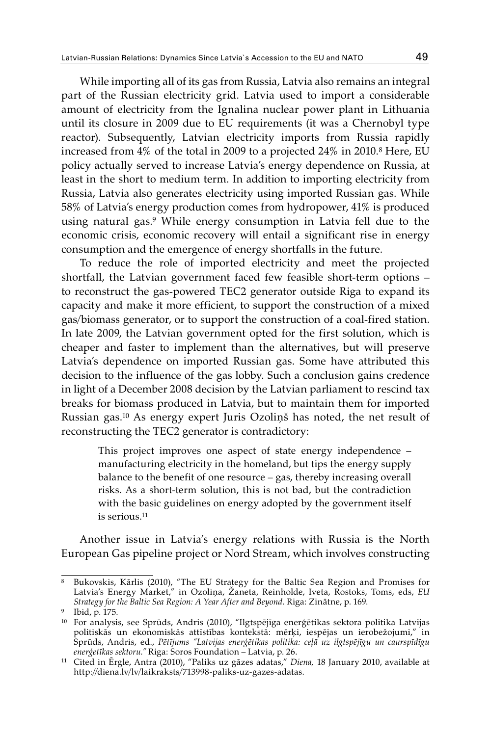While importing all of its gas from Russia, Latvia also remains an integral part of the Russian electricity grid. Latvia used to import a considerable amount of electricity from the Ignalina nuclear power plant in Lithuania until its closure in 2009 due to EU requirements (it was a Chernobyl type reactor). Subsequently, Latvian electricity imports from Russia rapidly increased from 4% of the total in 2009 to a projected 24% in 2010.[8] Here, EU policy actually served to increase Latvia's energy dependence on Russia, at least in the short to medium term. In addition to importing electricity from Russia, Latvia also generates electricity using imported Russian gas. While 58% of Latvia's energy production comes from hydropower, 41% is produced using natural gas.[9] While energy consumption in Latvia fell due to the economic crisis, economic recovery will entail a significant rise in energy consumption and the emergence of energy shortfalls in the future.

To reduce the role of imported electricity and meet the projected shortfall, the Latvian government faced few feasible short-term options – to reconstruct the gas-powered TEC2 generator outside Riga to expand its capacity and make it more efficient, to support the construction of a mixed gas/biomass generator, or to support the construction of a coal-fired station. In late 2009, the Latvian government opted for the first solution, which is cheaper and faster to implement than the alternatives, but will preserve Latvia's dependence on imported Russian gas. Some have attributed this decision to the influence of the gas lobby. Such a conclusion gains credence in light of a December 2008 decision by the Latvian parliament to rescind tax breaks for biomass produced in Latvia, but to maintain them for imported Russian gas.[10] As energy expert Juris Ozoliņš has noted, the net result of reconstructing the TEC2 generator is contradictory:

> This project improves one aspect of state energy independence – manufacturing electricity in the homeland, but tips the energy supply balance to the benefit of one resource – gas, thereby increasing overall risks. As a short-term solution, this is not bad, but the contradiction with the basic guidelines on energy adopted by the government itself is serious.[11]

Another issue in Latvia's energy relations with Russia is the North European Gas pipeline project or Nord Stream, which involves constructing

---

[8] Bukovskis, Kārlis (2010), "The EU Strategy for the Baltic Sea Region and Promises for Latvia's Energy Market," in Ozoliņa, Žaneta, Reinholde, Iveta, Rostoks, Toms, eds, *EU Strategy for the Baltic Sea Region: A Year After and Beyond*. Riga: Zinātne, p. 169.

[9] Ibid, p. 175.

[10] For analysis, see Sprūds, Andris (2010), "Ilgtspējīga enerģētikas sektora politika Latvijas politiskās un ekonomiskās attīstības kontekstā: mērķi, iespējas un ierobežojumi," in Sprūds, Andris, ed., *Pētījums "Latvijas enerģētikas politika: ceļā uz ilgtspējīgu un caurspīdīgu enerģetīkas sektoru."* Riga: Soros Foundation – Latvia, p. 26.

[11] Cited in Ērgle, Antra (2010), "Paliks uz gāzes adatas," *Diena,* 18 January 2010, available at http://diena.lv/lv/laikraksts/713998-paliks-uz-gazes-adatas.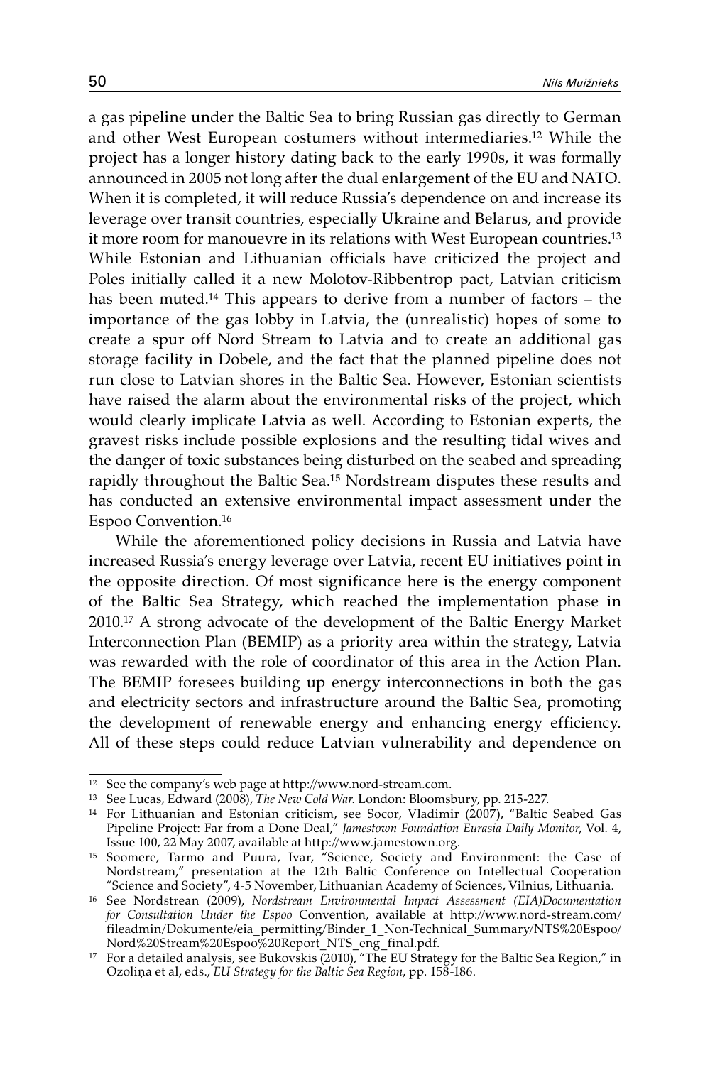a gas pipeline under the Baltic Sea to bring Russian gas directly to German and other West European costumers without intermediaries.[12] While the project has a longer history dating back to the early 1990s, it was formally announced in 2005 not long after the dual enlargement of the EU and NATO. When it is completed, it will reduce Russia's dependence on and increase its leverage over transit countries, especially Ukraine and Belarus, and provide it more room for manoeuvre in its relations with West European countries.[13] While Estonian and Lithuanian officials have criticized the project and Poles initially called it a new Molotov-Ribbentrop pact, Latvian criticism has been muted.[14] This appears to derive from a number of factors – the importance of the gas lobby in Latvia, the (unrealistic) hopes of some to create a spur off Nord Stream to Latvia and to create an additional gas storage facility in Dobele, and the fact that the planned pipeline does not run close to Latvian shores in the Baltic Sea. However, Estonian scientists have raised the alarm about the environmental risks of the project, which would clearly implicate Latvia as well. According to Estonian experts, the gravest risks include possible explosions and the resulting tidal wives and the danger of toxic substances being disturbed on the seabed and spreading rapidly throughout the Baltic Sea.[15] Nordstream disputes these results and has conducted an extensive environmental impact assessment under the Espoo Convention.[16]

While the aforementioned policy decisions in Russia and Latvia have increased Russia's energy leverage over Latvia, recent EU initiatives point in the opposite direction. Of most significance here is the energy component of the Baltic Sea Strategy, which reached the implementation phase in 2010.[17] A strong advocate of the development of the Baltic Energy Market Interconnection Plan (BEMIP) as a priority area within the strategy, Latvia was rewarded with the role of coordinator of this area in the Action Plan. The BEMIP foresees building up energy interconnections in both the gas and electricity sectors and infrastructure around the Baltic Sea, promoting the development of renewable energy and enhancing energy efficiency. All of these steps could reduce Latvian vulnerability and dependence on

---

[12] See the company's web page at http://www.nord-stream.com.

[13] See Lucas, Edward (2008), *The New Cold War.* London: Bloomsbury, pp. 215-227.

[14] For Lithuanian and Estonian criticism, see Socor, Vladimir (2007), "Baltic Seabed Gas Pipeline Project: Far from a Done Deal," *Jamestown Foundation Eurasia Daily Monitor*, Vol. 4, Issue 100, 22 May 2007, available at http://www.jamestown.org.

[15] Soomere, Tarmo and Puura, Ivar, "Science, Society and Environment: the Case of Nordstream," presentation at the 12th Baltic Conference on Intellectual Cooperation "Science and Society", 4-5 November, Lithuanian Academy of Sciences, Vilnius, Lithuania.

[16] See Nordstrean (2009), *Nordstream Environmental Impact Assessment (EIA)Documentation for Consultation Under the Espoo* Convention, available at http://www.nord-stream.com/fileadmin/Dokumente/eia_permitting/Binder_1_Non-Technical_Summary/NTS%20Espoo/Nord%20Stream%20Espoo%20Report_NTS_eng_final.pdf.

[17] For a detailed analysis, see Bukovskis (2010), "The EU Strategy for the Baltic Sea Region," in Ozoliņa et al, eds., *EU Strategy for the Baltic Sea Region*, pp. 158-186.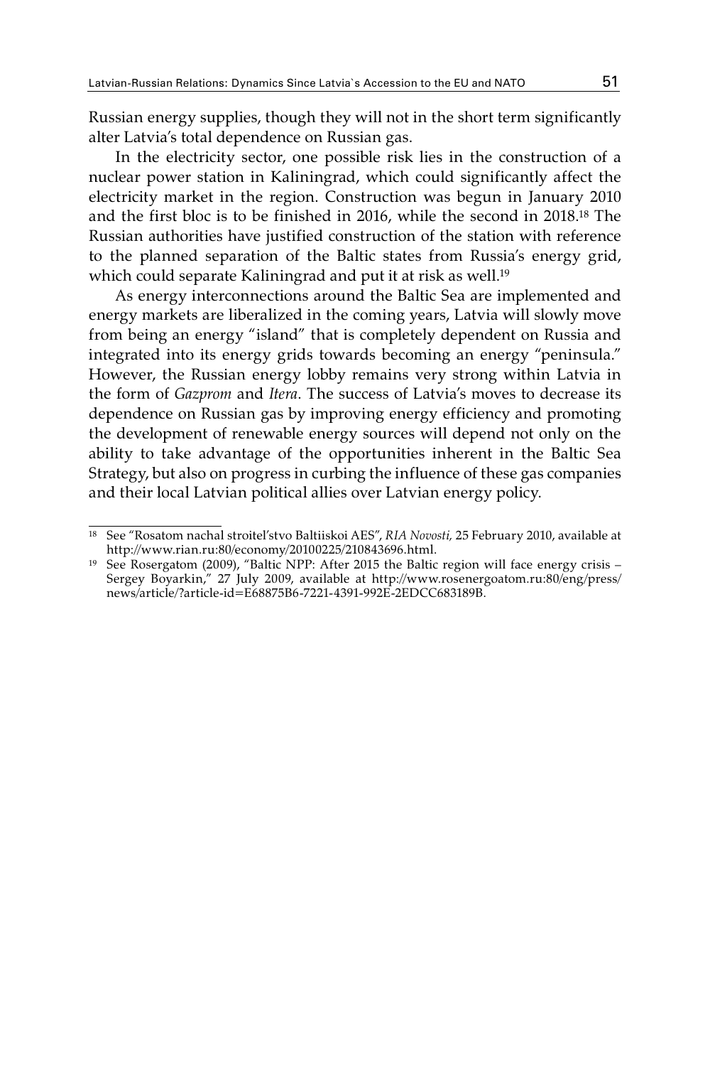Russian energy supplies, though they will not in the short term significantly alter Latvia's total dependence on Russian gas.

In the electricity sector, one possible risk lies in the construction of a nuclear power station in Kaliningrad, which could significantly affect the electricity market in the region. Construction was begun in January 2010 and the first bloc is to be finished in 2016, while the second in 2018.[18] The Russian authorities have justified construction of the station with reference to the planned separation of the Baltic states from Russia's energy grid, which could separate Kaliningrad and put it at risk as well.[19]

As energy interconnections around the Baltic Sea are implemented and energy markets are liberalized in the coming years, Latvia will slowly move from being an energy "island" that is completely dependent on Russia and integrated into its energy grids towards becoming an energy "peninsula." However, the Russian energy lobby remains very strong within Latvia in the form of *Gazprom* and *Itera*. The success of Latvia's moves to decrease its dependence on Russian gas by improving energy efficiency and promoting the development of renewable energy sources will depend not only on the ability to take advantage of the opportunities inherent in the Baltic Sea Strategy, but also on progress in curbing the influence of these gas companies and their local Latvian political allies over Latvian energy policy.

---

[18] See "Rosatom nachal stroitel'stvo Baltiiskoi AES", *RIA Novosti,* 25 February 2010, available at http://www.rian.ru:80/economy/20100225/210843696.html.

[19] See Rosergatom (2009), "Baltic NPP: After 2015 the Baltic region will face energy crisis – Sergey Boyarkin," 27 July 2009, available at http://www.rosenergoatom.ru:80/eng/press/news/article/?article-id=E68875B6-7221-4391-992E-2EDCC683189B.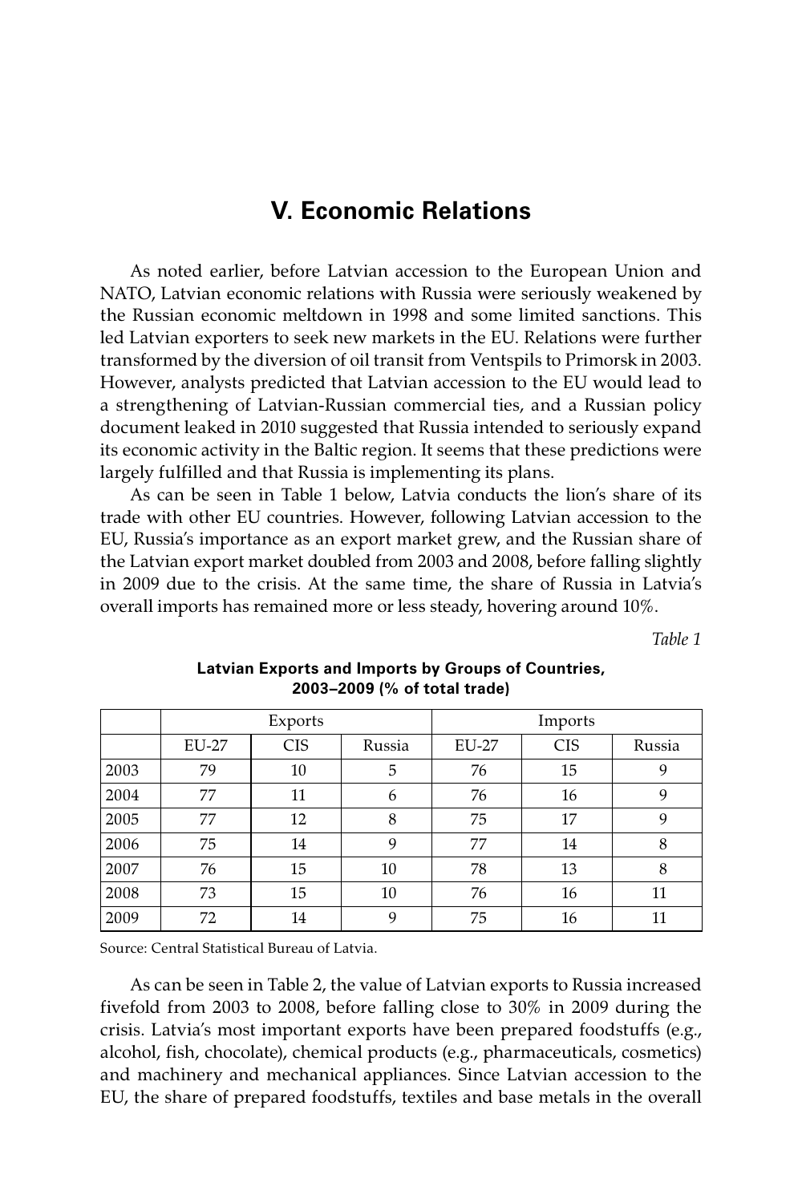## V. Economic Relations

As noted earlier, before Latvian accession to the European Union and NATO, Latvian economic relations with Russia were seriously weakened by the Russian economic meltdown in 1998 and some limited sanctions. This led Latvian exporters to seek new markets in the EU. Relations were further transformed by the diversion of oil transit from Ventspils to Primorsk in 2003. However, analysts predicted that Latvian accession to the EU would lead to a strengthening of Latvian-Russian commercial ties, and a Russian policy document leaked in 2010 suggested that Russia intended to seriously expand its economic activity in the Baltic region. It seems that these predictions were largely fulfilled and that Russia is implementing its plans.

As can be seen in Table 1 below, Latvia conducts the lion's share of its trade with other EU countries. However, following Latvian accession to the EU, Russia's importance as an export market grew, and the Russian share of the Latvian export market doubled from 2003 and 2008, before falling slightly in 2009 due to the crisis. At the same time, the share of Russia in Latvia's overall imports has remained more or less steady, hovering around 10%.

*Table 1*

**Latvian Exports and Imports by Groups of Countries, 2003–2009 (% of total trade)**

| | Exports | | | Imports | | |
|---|---|---|---|---|---|---|
| | EU-27 | CIS | Russia | EU-27 | CIS | Russia |
| 2003 | 79 | 10 | 5 | 76 | 15 | 9 |
| 2004 | 77 | 11 | 6 | 76 | 16 | 9 |
| 2005 | 77 | 12 | 8 | 75 | 17 | 9 |
| 2006 | 75 | 14 | 9 | 77 | 14 | 8 |
| 2007 | 76 | 15 | 10 | 78 | 13 | 8 |
| 2008 | 73 | 15 | 10 | 76 | 16 | 11 |
| 2009 | 72 | 14 | 9 | 75 | 16 | 11 |

Source: Central Statistical Bureau of Latvia.

As can be seen in Table 2, the value of Latvian exports to Russia increased fivefold from 2003 to 2008, before falling close to 30% in 2009 during the crisis. Latvia's most important exports have been prepared foodstuffs (e.g., alcohol, fish, chocolate), chemical products (e.g., pharmaceuticals, cosmetics) and machinery and mechanical appliances. Since Latvian accession to the EU, the share of prepared foodstuffs, textiles and base metals in the overall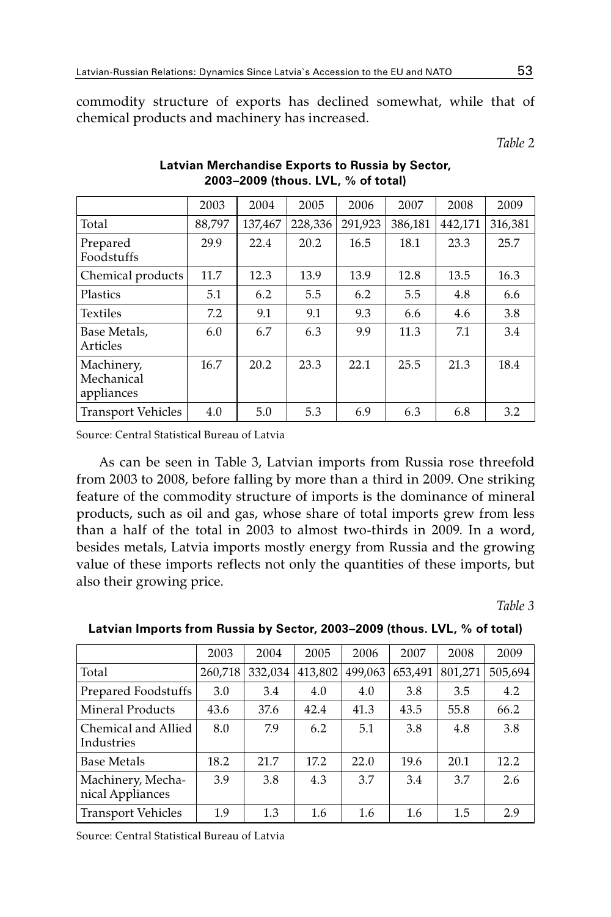commodity structure of exports has declined somewhat, while that of chemical products and machinery has increased.

*Table 2*

**Latvian Merchandise Exports to Russia by Sector, 2003–2009 (thous. LVL, % of total)**

| | 2003 | 2004 | 2005 | 2006 | 2007 | 2008 | 2009 |
|---|---|---|---|---|---|---|---|
| Total | 88,797 | 137,467 | 228,336 | 291,923 | 386,181 | 442,171 | 316,381 |
| Prepared Foodstuffs | 29.9 | 22.4 | 20.2 | 16.5 | 18.1 | 23.3 | 25.7 |
| Chemical products | 11.7 | 12.3 | 13.9 | 13.9 | 12.8 | 13.5 | 16.3 |
| Plastics | 5.1 | 6.2 | 5.5 | 6.2 | 5.5 | 4.8 | 6.6 |
| Textiles | 7.2 | 9.1 | 9.1 | 9.3 | 6.6 | 4.6 | 3.8 |
| Base Metals, Articles | 6.0 | 6.7 | 6.3 | 9.9 | 11.3 | 7.1 | 3.4 |
| Machinery, Mechanical appliances | 16.7 | 20.2 | 23.3 | 22.1 | 25.5 | 21.3 | 18.4 |
| Transport Vehicles | 4.0 | 5.0 | 5.3 | 6.9 | 6.3 | 6.8 | 3.2 |

Source: Central Statistical Bureau of Latvia

As can be seen in Table 3, Latvian imports from Russia rose threefold from 2003 to 2008, before falling by more than a third in 2009. One striking feature of the commodity structure of imports is the dominance of mineral products, such as oil and gas, whose share of total imports grew from less than a half of the total in 2003 to almost two-thirds in 2009. In a word, besides metals, Latvia imports mostly energy from Russia and the growing value of these imports reflects not only the quantities of these imports, but also their growing price.

*Table 3*

**Latvian Imports from Russia by Sector, 2003–2009 (thous. LVL, % of total)**

| | 2003 | 2004 | 2005 | 2006 | 2007 | 2008 | 2009 |
|---|---|---|---|---|---|---|---|
| Total | 260,718 | 332,034 | 413,802 | 499,063 | 653,491 | 801,271 | 505,694 |
| Prepared Foodstuffs | 3.0 | 3.4 | 4.0 | 4.0 | 3.8 | 3.5 | 4.2 |
| Mineral Products | 43.6 | 37.6 | 42.4 | 41.3 | 43.5 | 55.8 | 66.2 |
| Chemical and Allied Industries | 8.0 | 7.9 | 6.2 | 5.1 | 3.8 | 4.8 | 3.8 |
| Base Metals | 18.2 | 21.7 | 17.2 | 22.0 | 19.6 | 20.1 | 12.2 |
| Machinery, Mechanical Appliances | 3.9 | 3.8 | 4.3 | 3.7 | 3.4 | 3.7 | 2.6 |
| Transport Vehicles | 1.9 | 1.3 | 1.6 | 1.6 | 1.6 | 1.5 | 2.9 |

Source: Central Statistical Bureau of Latvia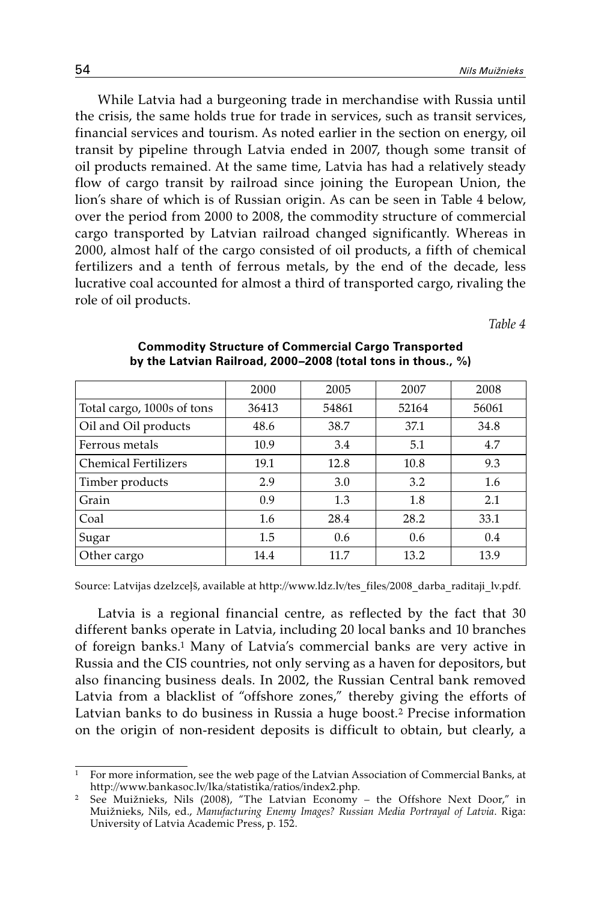While Latvia had a burgeoning trade in merchandise with Russia until the crisis, the same holds true for trade in services, such as transit services, financial services and tourism. As noted earlier in the section on energy, oil transit by pipeline through Latvia ended in 2007, though some transit of oil products remained. At the same time, Latvia has had a relatively steady flow of cargo transit by railroad since joining the European Union, the lion's share of which is of Russian origin. As can be seen in Table 4 below, over the period from 2000 to 2008, the commodity structure of commercial cargo transported by Latvian railroad changed significantly. Whereas in 2000, almost half of the cargo consisted of oil products, a fifth of chemical fertilizers and a tenth of ferrous metals, by the end of the decade, less lucrative coal accounted for almost a third of transported cargo, rivaling the role of oil products.

*Table 4*

**Commodity Structure of Commercial Cargo Transported by the Latvian Railroad, 2000–2008 (total tons in thous., %)**

| | 2000 | 2005 | 2007 | 2008 |
|---|---|---|---|---|
| Total cargo, 1000s of tons | 36413 | 54861 | 52164 | 56061 |
| Oil and Oil products | 48.6 | 38.7 | 37.1 | 34.8 |
| Ferrous metals | 10.9 | 3.4 | 5.1 | 4.7 |
| Chemical Fertilizers | 19.1 | 12.8 | 10.8 | 9.3 |
| Timber products | 2.9 | 3.0 | 3.2 | 1.6 |
| Grain | 0.9 | 1.3 | 1.8 | 2.1 |
| Coal | 1.6 | 28.4 | 28.2 | 33.1 |
| Sugar | 1.5 | 0.6 | 0.6 | 0.4 |
| Other cargo | 14.4 | 11.7 | 13.2 | 13.9 |

Source: Latvijas dzelzceļš, available at http://www.ldz.lv/tes_files/2008_darba_raditaji_lv.pdf.

Latvia is a regional financial centre, as reflected by the fact that 30 different banks operate in Latvia, including 20 local banks and 10 branches of foreign banks.[1] Many of Latvia's commercial banks are very active in Russia and the CIS countries, not only serving as a haven for depositors, but also financing business deals. In 2002, the Russian Central bank removed Latvia from a blacklist of "offshore zones," thereby giving the efforts of Latvian banks to do business in Russia a huge boost.[2] Precise information on the origin of non-resident deposits is difficult to obtain, but clearly, a

---

[1] For more information, see the web page of the Latvian Association of Commercial Banks, at http://www.bankasoc.lv/lka/statistika/ratios/index2.php.

[2] See Muižnieks, Nils (2008), "The Latvian Economy – the Offshore Next Door," in Muižnieks, Nils, ed., *Manufacturing Enemy Images? Russian Media Portrayal of Latvia*. Riga: University of Latvia Academic Press, p. 152.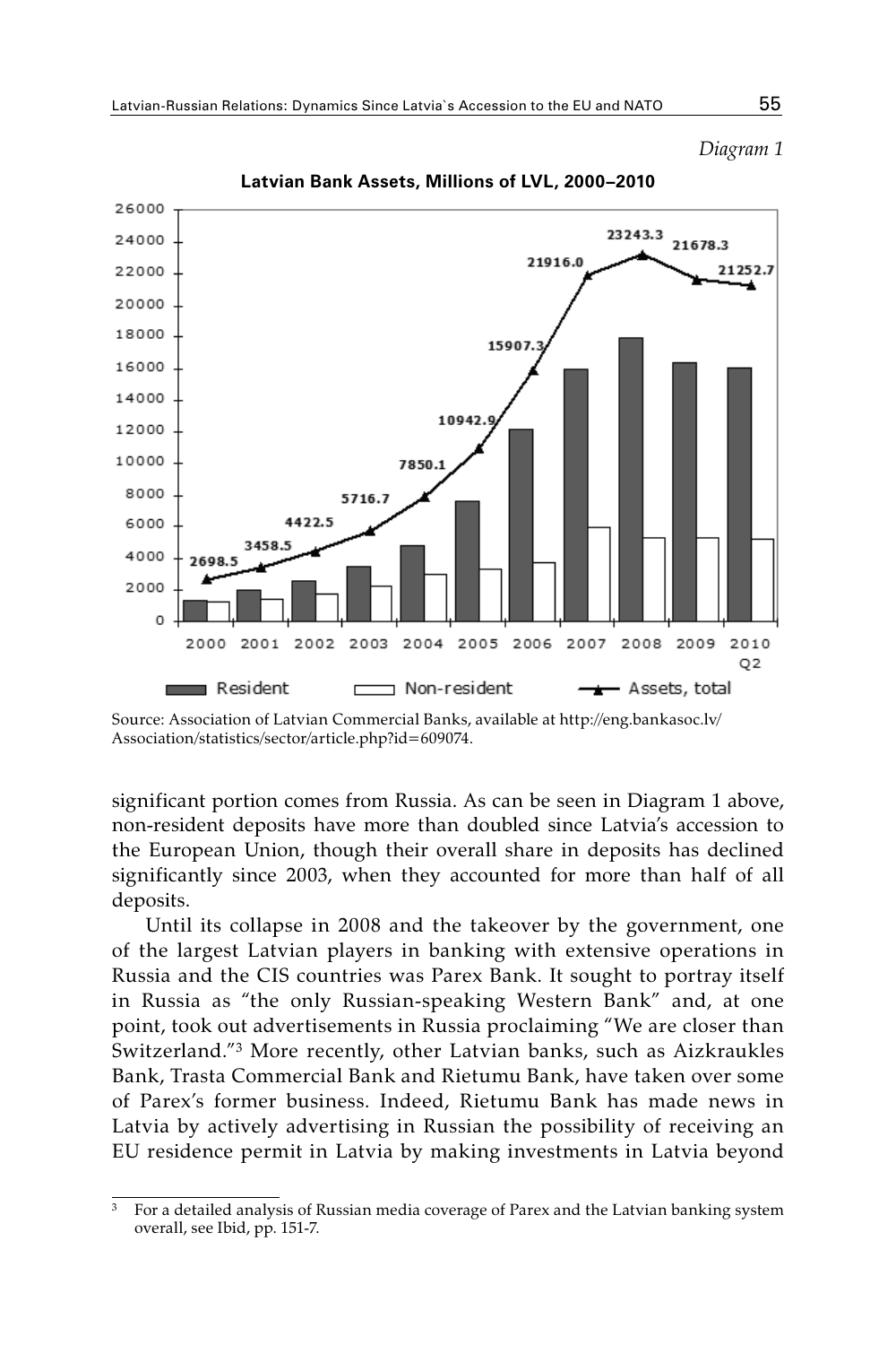*Diagram 1*

**Latvian Bank Assets, Millions of LVL, 2000–2010**

Source: Association of Latvian Commercial Banks, available at http://eng.bankasoc.lv/Association/statistics/sector/article.php?id=609074.

significant portion comes from Russia. As can be seen in Diagram 1 above, non-resident deposits have more than doubled since Latvia's accession to the European Union, though their overall share in deposits has declined significantly since 2003, when they accounted for more than half of all deposits.

Until its collapse in 2008 and the takeover by the government, one of the largest Latvian players in banking with extensive operations in Russia and the CIS countries was Parex Bank. It sought to portray itself in Russia as "the only Russian-speaking Western Bank" and, at one point, took out advertisements in Russia proclaiming "We are closer than Switzerland."[3] More recently, other Latvian banks, such as Aizkraukles Bank, Trasta Commercial Bank and Rietumu Bank, have taken over some of Parex's former business. Indeed, Rietumu Bank has made news in Latvia by actively advertising in Russian the possibility of receiving an EU residence permit in Latvia by making investments in Latvia beyond

---

[3] For a detailed analysis of Russian media coverage of Parex and the Latvian banking system overall, see Ibid, pp. 151-7.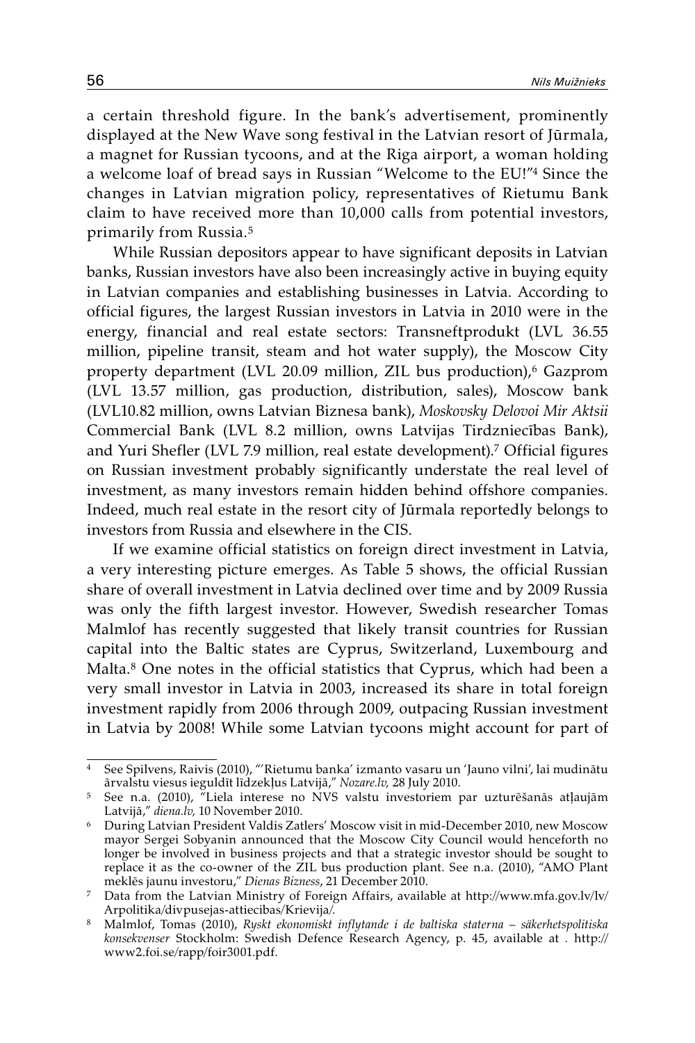a certain threshold figure. In the bank's advertisement, prominently displayed at the New Wave song festival in the Latvian resort of Jūrmala, a magnet for Russian tycoons, and at the Riga airport, a woman holding a welcome loaf of bread says in Russian "Welcome to the EU!"[4] Since the changes in Latvian migration policy, representatives of Rietumu Bank claim to have received more than 10,000 calls from potential investors, primarily from Russia.[5]

While Russian depositors appear to have significant deposits in Latvian banks, Russian investors have also been increasingly active in buying equity in Latvian companies and establishing businesses in Latvia. According to official figures, the largest Russian investors in Latvia in 2010 were in the energy, financial and real estate sectors: Transneftprodukt (LVL 36.55 million, pipeline transit, steam and hot water supply), the Moscow City property department (LVL 20.09 million, ZIL bus production),[6] Gazprom (LVL 13.57 million, gas production, distribution, sales), Moscow bank (LVL10.82 million, owns Latvian Biznesa bank), *Moskovsky Delovoi Mir Aktsii* Commercial Bank (LVL 8.2 million, owns Latvijas Tirdzniecības Bank), and Yuri Shefler (LVL 7.9 million, real estate development).[7] Official figures on Russian investment probably significantly understate the real level of investment, as many investors remain hidden behind offshore companies. Indeed, much real estate in the resort city of Jūrmala reportedly belongs to investors from Russia and elsewhere in the CIS.

If we examine official statistics on foreign direct investment in Latvia, a very interesting picture emerges. As Table 5 shows, the official Russian share of overall investment in Latvia declined over time and by 2009 Russia was only the fifth largest investor. However, Swedish researcher Tomas Malmlof has recently suggested that likely transit countries for Russian capital into the Baltic states are Cyprus, Switzerland, Luxembourg and Malta.[8] One notes in the official statistics that Cyprus, which had been a very small investor in Latvia in 2003, increased its share in total foreign investment rapidly from 2006 through 2009, outpacing Russian investment in Latvia by 2008! While some Latvian tycoons might account for part of

---

[4] See Spilvens, Raivis (2010), "'Rietumu banka' izmanto vasaru un 'Jauno vilni', lai mudinātu ārvalstu viesus ieguldīt līdzekļus Latvijā," *Nozare.lv,* 28 July 2010.

[5] See n.a. (2010), "Liela interese no NVS valstu investoriem par uzturēšanās atļaujām Latvijā," *diena.lv,* 10 November 2010.

[6] During Latvian President Valdis Zatlers' Moscow visit in mid-December 2010, new Moscow mayor Sergei Sobyanin announced that the Moscow City Council would henceforth no longer be involved in business projects and that a strategic investor should be sought to replace it as the co-owner of the ZIL bus production plant. See n.a. (2010), "AMO Plant meklēs jaunu investoru," *Dienas Bizness*, 21 December 2010.

[7] Data from the Latvian Ministry of Foreign Affairs, available at http://www.mfa.gov.lv/lv/Arpolitika/divpusejas-attiecibas/Krievija/.

[8] Malmlof, Tomas (2010), *Ryskt ekonomiskt inflytande i de baltiska staterna – säkerhetspolitiska konsekvenser* Stockholm: Swedish Defence Research Agency, p. 45, available at . http://www2.foi.se/rapp/foir3001.pdf.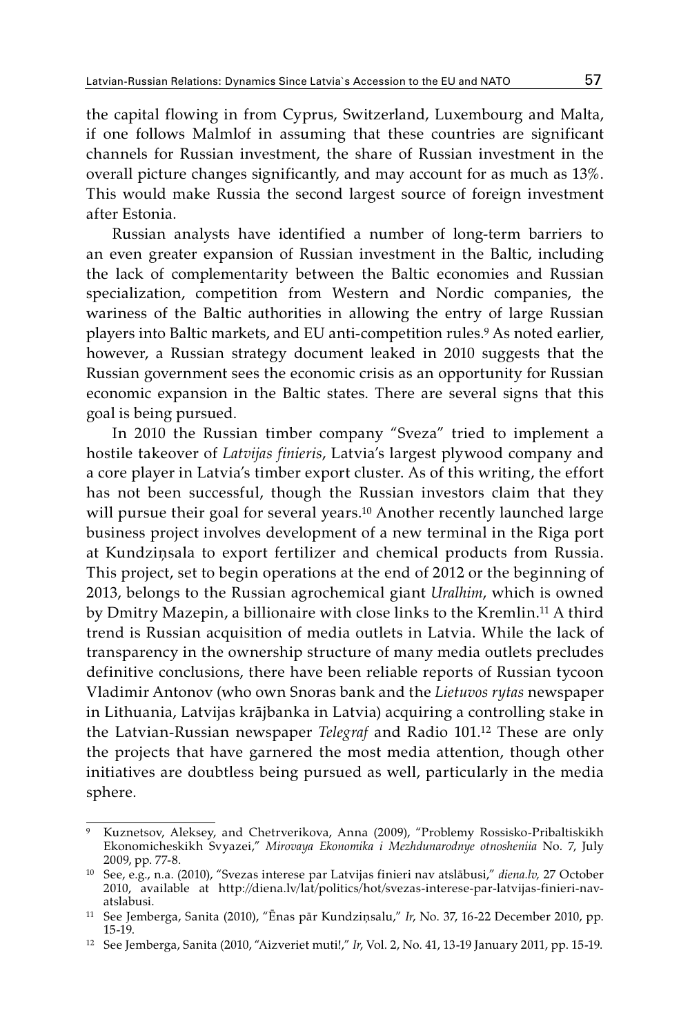the capital flowing in from Cyprus, Switzerland, Luxembourg and Malta, if one follows Malmlof in assuming that these countries are significant channels for Russian investment, the share of Russian investment in the overall picture changes significantly, and may account for as much as 13%. This would make Russia the second largest source of foreign investment after Estonia.

Russian analysts have identified a number of long-term barriers to an even greater expansion of Russian investment in the Baltic, including the lack of complementarity between the Baltic economies and Russian specialization, competition from Western and Nordic companies, the wariness of the Baltic authorities in allowing the entry of large Russian players into Baltic markets, and EU anti-competition rules.[9] As noted earlier, however, a Russian strategy document leaked in 2010 suggests that the Russian government sees the economic crisis as an opportunity for Russian economic expansion in the Baltic states. There are several signs that this goal is being pursued.

In 2010 the Russian timber company "Sveza" tried to implement a hostile takeover of *Latvijas finieris*, Latvia's largest plywood company and a core player in Latvia's timber export cluster. As of this writing, the effort has not been successful, though the Russian investors claim that they will pursue their goal for several years.[10] Another recently launched large business project involves development of a new terminal in the Riga port at Kundziņsala to export fertilizer and chemical products from Russia. This project, set to begin operations at the end of 2012 or the beginning of 2013, belongs to the Russian agrochemical giant *Uralhim*, which is owned by Dmitry Mazepin, a billionaire with close links to the Kremlin.[11] A third trend is Russian acquisition of media outlets in Latvia. While the lack of transparency in the ownership structure of many media outlets precludes definitive conclusions, there have been reliable reports of Russian tycoon Vladimir Antonov (who own Snoras bank and the *Lietuvos rytas* newspaper in Lithuania, Latvijas krājbanka in Latvia) acquiring a controlling stake in the Latvian-Russian newspaper *Telegraf* and Radio 101.[12] These are only the projects that have garnered the most media attention, though other initiatives are doubtless being pursued as well, particularly in the media sphere.

---

[9] Kuznetsov, Aleksey, and Chetrverikova, Anna (2009), "Problemy Rossisko-Pribaltiskikh Ekonomicheskikh Svyazei," *Mirovaya Ekonomika i Mezhdunarodnye otnosheniia* No. 7, July 2009, pp. 77-8.

[10] See, e.g., n.a. (2010), "Svezas interese par Latvijas finieri nav atslābusi," *diena.lv,* 27 October 2010, available at http://diena.lv/lat/politics/hot/svezas-interese-par-latvijas-finieri-nav-atslabusi.

[11] See Jemberga, Sanita (2010), "Ēnas pār Kundziņsalu," *Ir*, No. 37, 16-22 December 2010, pp. 15-19.

[12] See Jemberga, Sanita (2010, "Aizveriet muti!," *Ir*, Vol. 2, No. 41, 13-19 January 2011, pp. 15-19.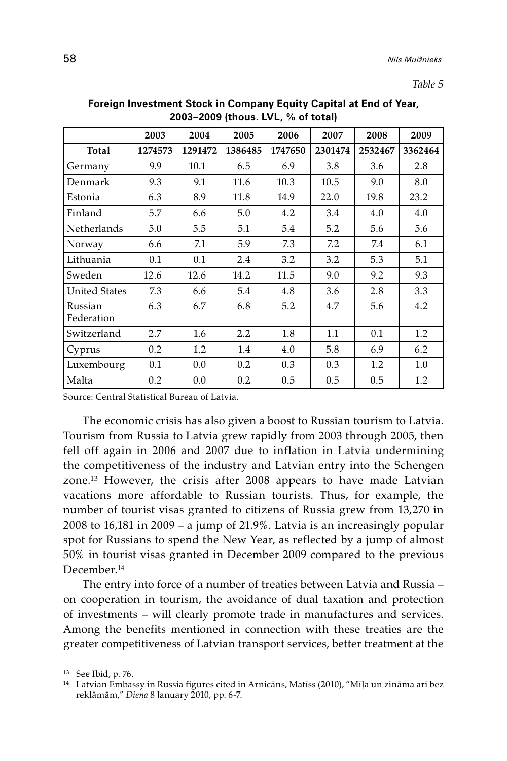*Table 5*

**Foreign Investment Stock in Company Equity Capital at End of Year, 2003–2009 (thous. LVL, % of total)**

| | 2003 | 2004 | 2005 | 2006 | 2007 | 2008 | 2009 |
|---|---|---|---|---|---|---|---|
| **Total** | **1274573** | **1291472** | **1386485** | **1747650** | **2301474** | **2532467** | **3362464** |
| Germany | 9.9 | 10.1 | 6.5 | 6.9 | 3.8 | 3.6 | 2.8 |
| Denmark | 9.3 | 9.1 | 11.6 | 10.3 | 10.5 | 9.0 | 8.0 |
| Estonia | 6.3 | 8.9 | 11.8 | 14.9 | 22.0 | 19.8 | 23.2 |
| Finland | 5.7 | 6.6 | 5.0 | 4.2 | 3.4 | 4.0 | 4.0 |
| Netherlands | 5.0 | 5.5 | 5.1 | 5.4 | 5.2 | 5.6 | 5.6 |
| Norway | 6.6 | 7.1 | 5.9 | 7.3 | 7.2 | 7.4 | 6.1 |
| Lithuania | 0.1 | 0.1 | 2.4 | 3.2 | 3.2 | 5.3 | 5.1 |
| Sweden | 12.6 | 12.6 | 14.2 | 11.5 | 9.0 | 9.2 | 9.3 |
| United States | 7.3 | 6.6 | 5.4 | 4.8 | 3.6 | 2.8 | 3.3 |
| Russian Federation | 6.3 | 6.7 | 6.8 | 5.2 | 4.7 | 5.6 | 4.2 |
| Switzerland | 2.7 | 1.6 | 2.2 | 1.8 | 1.1 | 0.1 | 1.2 |
| Cyprus | 0.2 | 1.2 | 1.4 | 4.0 | 5.8 | 6.9 | 6.2 |
| Luxembourg | 0.1 | 0.0 | 0.2 | 0.3 | 0.3 | 1.2 | 1.0 |
| Malta | 0.2 | 0.0 | 0.2 | 0.5 | 0.5 | 0.5 | 1.2 |

Source: Central Statistical Bureau of Latvia.

The economic crisis has also given a boost to Russian tourism to Latvia. Tourism from Russia to Latvia grew rapidly from 2003 through 2005, then fell off again in 2006 and 2007 due to inflation in Latvia undermining the competitiveness of the industry and Latvian entry into the Schengen zone.[13] However, the crisis after 2008 appears to have made Latvian vacations more affordable to Russian tourists. Thus, for example, the number of tourist visas granted to citizens of Russia grew from 13,270 in 2008 to 16,181 in 2009 – a jump of 21.9%. Latvia is an increasingly popular spot for Russians to spend the New Year, as reflected by a jump of almost 50% in tourist visas granted in December 2009 compared to the previous December.[14]

The entry into force of a number of treaties between Latvia and Russia – on cooperation in tourism, the avoidance of dual taxation and protection of investments – will clearly promote trade in manufactures and services. Among the benefits mentioned in connection with these treaties are the greater competitiveness of Latvian transport services, better treatment at the

[13] See Ibid, p. 76.

[14] Latvian Embassy in Russia figures cited in Arnicāns, Matīss (2010), "Mīļa un zināma arī bez reklāmām," *Diena* 8 January 2010, pp. 6-7.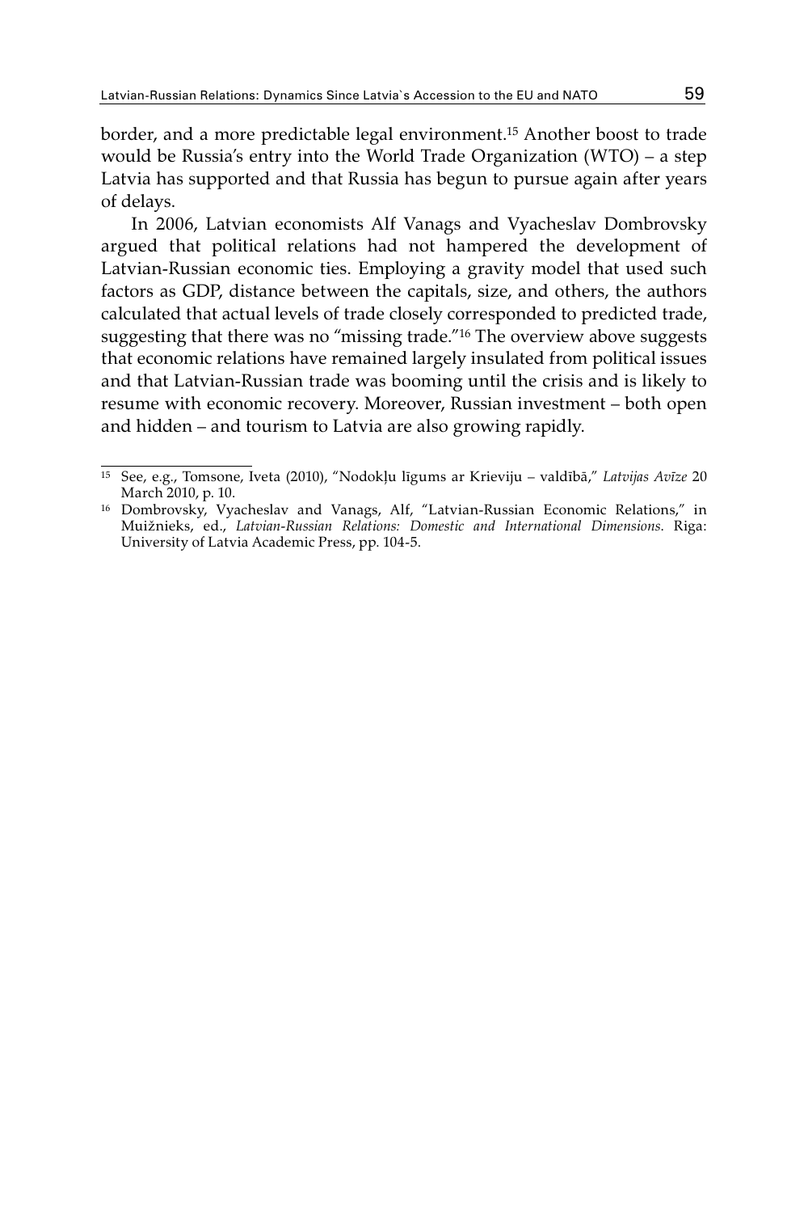border, and a more predictable legal environment.[15] Another boost to trade would be Russia's entry into the World Trade Organization (WTO) – a step Latvia has supported and that Russia has begun to pursue again after years of delays.

In 2006, Latvian economists Alf Vanags and Vyacheslav Dombrovsky argued that political relations had not hampered the development of Latvian-Russian economic ties. Employing a gravity model that used such factors as GDP, distance between the capitals, size, and others, the authors calculated that actual levels of trade closely corresponded to predicted trade, suggesting that there was no "missing trade."[16] The overview above suggests that economic relations have remained largely insulated from political issues and that Latvian-Russian trade was booming until the crisis and is likely to resume with economic recovery. Moreover, Russian investment – both open and hidden – and tourism to Latvia are also growing rapidly.

---

[15] See, e.g., Tomsone, Iveta (2010), "Nodokļu līgums ar Krieviju – valdībā," *Latvijas Avīze* 20 March 2010, p. 10.

[16] Dombrovsky, Vyacheslav and Vanags, Alf, "Latvian-Russian Economic Relations," in Muižnieks, ed., *Latvian-Russian Relations: Domestic and International Dimensions*. Riga: University of Latvia Academic Press, pp. 104-5.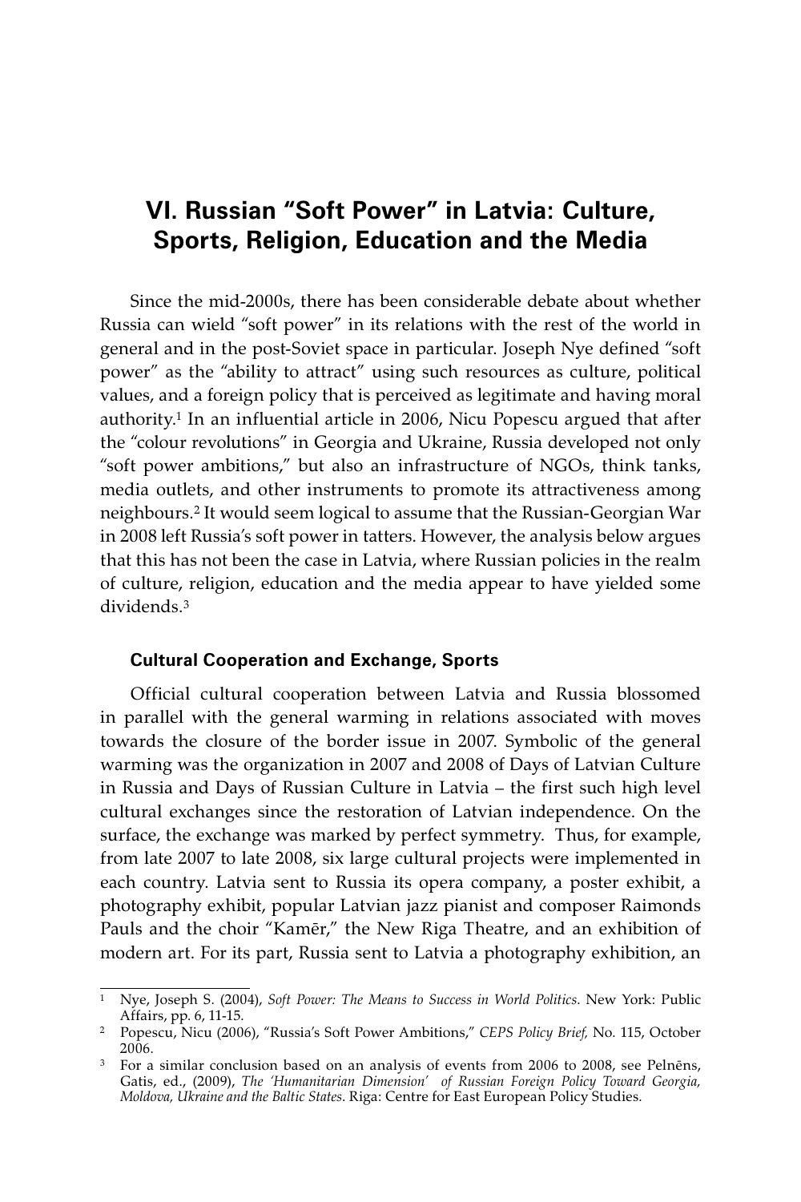# VI. Russian "Soft Power" in Latvia: Culture, Sports, Religion, Education and the Media

Since the mid-2000s, there has been considerable debate about whether Russia can wield "soft power" in its relations with the rest of the world in general and in the post-Soviet space in particular. Joseph Nye defined "soft power" as the "ability to attract" using such resources as culture, political values, and a foreign policy that is perceived as legitimate and having moral authority.[1] In an influential article in 2006, Nicu Popescu argued that after the "colour revolutions" in Georgia and Ukraine, Russia developed not only "soft power ambitions," but also an infrastructure of NGOs, think tanks, media outlets, and other instruments to promote its attractiveness among neighbours.[2] It would seem logical to assume that the Russian-Georgian War in 2008 left Russia's soft power in tatters. However, the analysis below argues that this has not been the case in Latvia, where Russian policies in the realm of culture, religion, education and the media appear to have yielded some dividends.[3]

## Cultural Cooperation and Exchange, Sports

Official cultural cooperation between Latvia and Russia blossomed in parallel with the general warming in relations associated with moves towards the closure of the border issue in 2007. Symbolic of the general warming was the organization in 2007 and 2008 of Days of Latvian Culture in Russia and Days of Russian Culture in Latvia – the first such high level cultural exchanges since the restoration of Latvian independence. On the surface, the exchange was marked by perfect symmetry. Thus, for example, from late 2007 to late 2008, six large cultural projects were implemented in each country. Latvia sent to Russia its opera company, a poster exhibit, a photography exhibit, popular Latvian jazz pianist and composer Raimonds Pauls and the choir "Kamēr," the New Riga Theatre, and an exhibition of modern art. For its part, Russia sent to Latvia a photography exhibition, an

---

[1] Nye, Joseph S. (2004), *Soft Power: The Means to Success in World Politics*. New York: Public Affairs, pp. 6, 11-15.

[2] Popescu, Nicu (2006), "Russia's Soft Power Ambitions," *CEPS Policy Brief,* No. 115, October 2006.

[3] For a similar conclusion based on an analysis of events from 2006 to 2008, see Pelnēns, Gatis, ed., (2009), *The 'Humanitarian Dimension' of Russian Foreign Policy Toward Georgia, Moldova, Ukraine and the Baltic States*. Riga: Centre for East European Policy Studies.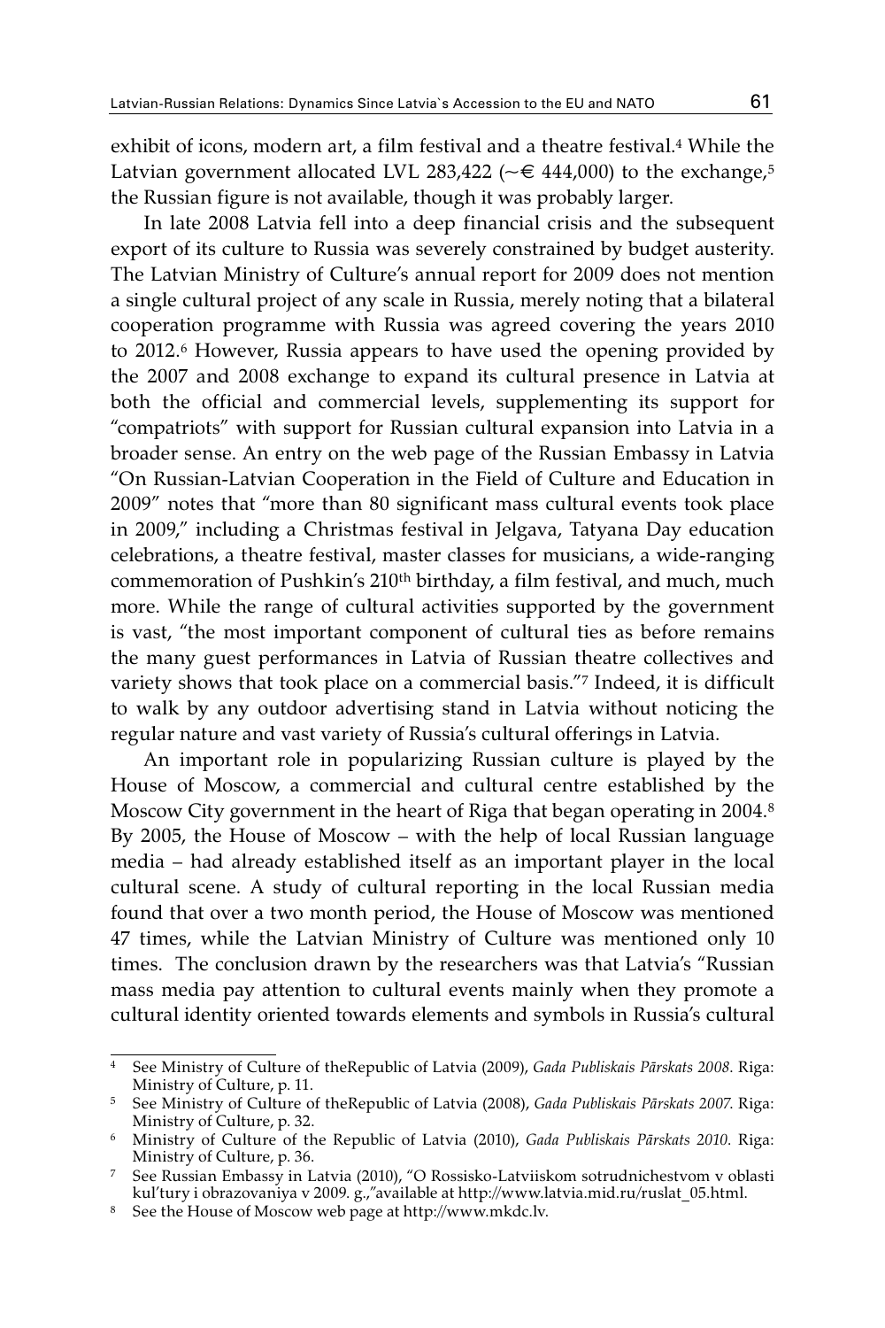exhibit of icons, modern art, a film festival and a theatre festival.[4] While the Latvian government allocated LVL 283,422 (~€ 444,000) to the exchange,[5] the Russian figure is not available, though it was probably larger.

In late 2008 Latvia fell into a deep financial crisis and the subsequent export of its culture to Russia was severely constrained by budget austerity. The Latvian Ministry of Culture's annual report for 2009 does not mention a single cultural project of any scale in Russia, merely noting that a bilateral cooperation programme with Russia was agreed covering the years 2010 to 2012.[6] However, Russia appears to have used the opening provided by the 2007 and 2008 exchange to expand its cultural presence in Latvia at both the official and commercial levels, supplementing its support for "compatriots" with support for Russian cultural expansion into Latvia in a broader sense. An entry on the web page of the Russian Embassy in Latvia "On Russian-Latvian Cooperation in the Field of Culture and Education in 2009" notes that "more than 80 significant mass cultural events took place in 2009," including a Christmas festival in Jelgava, Tatyana Day education celebrations, a theatre festival, master classes for musicians, a wide-ranging commemoration of Pushkin's 210th birthday, a film festival, and much, much more. While the range of cultural activities supported by the government is vast, "the most important component of cultural ties as before remains the many guest performances in Latvia of Russian theatre collectives and variety shows that took place on a commercial basis."[7] Indeed, it is difficult to walk by any outdoor advertising stand in Latvia without noticing the regular nature and vast variety of Russia's cultural offerings in Latvia.

An important role in popularizing Russian culture is played by the House of Moscow, a commercial and cultural centre established by the Moscow City government in the heart of Riga that began operating in 2004.[8] By 2005, the House of Moscow – with the help of local Russian language media – had already established itself as an important player in the local cultural scene. A study of cultural reporting in the local Russian media found that over a two month period, the House of Moscow was mentioned 47 times, while the Latvian Ministry of Culture was mentioned only 10 times. The conclusion drawn by the researchers was that Latvia's "Russian mass media pay attention to cultural events mainly when they promote a cultural identity oriented towards elements and symbols in Russia's cultural

---

[4] See Ministry of Culture of theRepublic of Latvia (2009), *Gada Publiskais Pārskats 2008*. Riga: Ministry of Culture, p. 11.

[5] See Ministry of Culture of theRepublic of Latvia (2008), *Gada Publiskais Pārskats 2007*. Riga: Ministry of Culture, p. 32.

[6] Ministry of Culture of the Republic of Latvia (2010), *Gada Publiskais Pārskats 2010*. Riga: Ministry of Culture, p. 36.

[7] See Russian Embassy in Latvia (2010), "O Rossisko-Latviiskom sotrudnichestvom v oblasti kul'tury i obrazovaniya v 2009. g.,"available at http://www.latvia.mid.ru/ruslat_05.html.

[8] See the House of Moscow web page at http://www.mkdc.lv.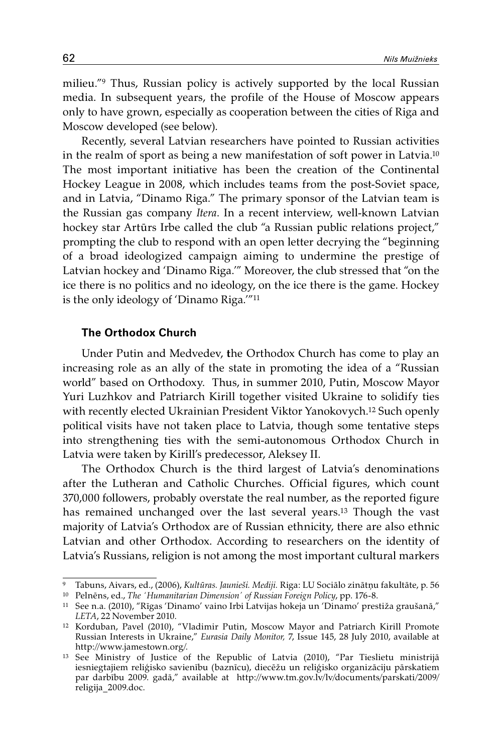milieu."[9] Thus, Russian policy is actively supported by the local Russian media. In subsequent years, the profile of the House of Moscow appears only to have grown, especially as cooperation between the cities of Riga and Moscow developed (see below).

Recently, several Latvian researchers have pointed to Russian activities in the realm of sport as being a new manifestation of soft power in Latvia.[10] The most important initiative has been the creation of the Continental Hockey League in 2008, which includes teams from the post-Soviet space, and in Latvia, "Dinamo Riga." The primary sponsor of the Latvian team is the Russian gas company *Itera*. In a recent interview, well-known Latvian hockey star Artūrs Irbe called the club "a Russian public relations project," prompting the club to respond with an open letter decrying the "beginning of a broad ideologized campaign aiming to undermine the prestige of Latvian hockey and 'Dinamo Riga.'" Moreover, the club stressed that "on the ice there is no politics and no ideology, on the ice there is the game. Hockey is the only ideology of 'Dinamo Riga.'"[11]

### The Orthodox Church

Under Putin and Medvedev, **t**he Orthodox Church has come to play an increasing role as an ally of the state in promoting the idea of a "Russian world" based on Orthodoxy. Thus, in summer 2010, Putin, Moscow Mayor Yuri Luzhkov and Patriarch Kirill together visited Ukraine to solidify ties with recently elected Ukrainian President Viktor Yanokovych.[12] Such openly political visits have not taken place to Latvia, though some tentative steps into strengthening ties with the semi-autonomous Orthodox Church in Latvia were taken by Kirill's predecessor, Aleksey II.

The Orthodox Church is the third largest of Latvia's denominations after the Lutheran and Catholic Churches. Official figures, which count 370,000 followers, probably overstate the real number, as the reported figure has remained unchanged over the last several years.[13] Though the vast majority of Latvia's Orthodox are of Russian ethnicity, there are also ethnic Latvian and other Orthodox. According to researchers on the identity of Latvia's Russians, religion is not among the most important cultural markers

---

[9] Tabuns, Aivars, ed., (2006), *Kultūras. Jaunieši. Mediji.* Riga: LU Sociālo zinātņu fakultāte, p. 56

[10] Pelnēns, ed., *The 'Humanitarian Dimension' of Russian Foreign Policy*, pp. 176-8.

[11] See n.a. (2010), "Rīgas 'Dinamo' vaino Irbi Latvijas hokeja un 'Dinamo' prestiža graušanā," *LETA*, 22 November 2010.

[12] Korduban, Pavel (2010), "Vladimir Putin, Moscow Mayor and Patriarch Kirill Promote Russian Interests in Ukraine," *Eurasia Daily Monitor,* 7, Issue 145, 28 July 2010, available at http://www.jamestown.org/.

[13] See Ministry of Justice of the Republic of Latvia (2010), "Par Tieslietu ministrijā iesniegtajiem reliģisko savienību (baznīcu), diecēžu un reliģisko organizāciju pārskatiem par darbību 2009. gadā," available at http://www.tm.gov.lv/lv/documents/parskati/2009/religija_2009.doc.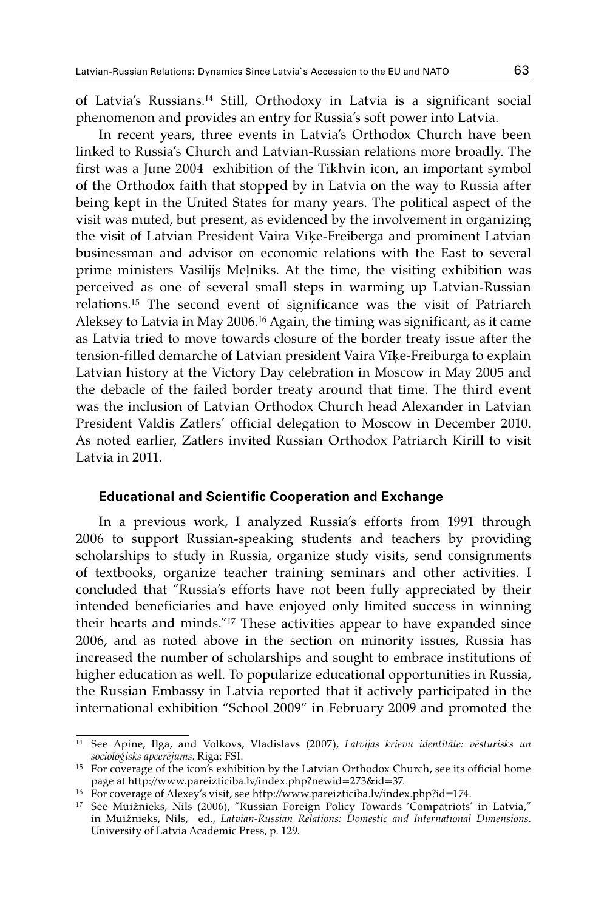of Latvia's Russians.[14] Still, Orthodoxy in Latvia is a significant social phenomenon and provides an entry for Russia's soft power into Latvia.

In recent years, three events in Latvia's Orthodox Church have been linked to Russia's Church and Latvian-Russian relations more broadly. The first was a June 2004 exhibition of the Tikhvin icon, an important symbol of the Orthodox faith that stopped by in Latvia on the way to Russia after being kept in the United States for many years. The political aspect of the visit was muted, but present, as evidenced by the involvement in organizing the visit of Latvian President Vaira Vīķe-Freiberga and prominent Latvian businessman and advisor on economic relations with the East to several prime ministers Vasilijs Meļniks. At the time, the visiting exhibition was perceived as one of several small steps in warming up Latvian-Russian relations.[15] The second event of significance was the visit of Patriarch Aleksey to Latvia in May 2006.[16] Again, the timing was significant, as it came as Latvia tried to move towards closure of the border treaty issue after the tension-filled demarche of Latvian president Vaira Vīķe-Freiburga to explain Latvian history at the Victory Day celebration in Moscow in May 2005 and the debacle of the failed border treaty around that time. The third event was the inclusion of Latvian Orthodox Church head Alexander in Latvian President Valdis Zatlers' official delegation to Moscow in December 2010. As noted earlier, Zatlers invited Russian Orthodox Patriarch Kirill to visit Latvia in 2011.

### Educational and Scientific Cooperation and Exchange

In a previous work, I analyzed Russia's efforts from 1991 through 2006 to support Russian-speaking students and teachers by providing scholarships to study in Russia, organize study visits, send consignments of textbooks, organize teacher training seminars and other activities. I concluded that "Russia's efforts have not been fully appreciated by their intended beneficiaries and have enjoyed only limited success in winning their hearts and minds."[17] These activities appear to have expanded since 2006, and as noted above in the section on minority issues, Russia has increased the number of scholarships and sought to embrace institutions of higher education as well. To popularize educational opportunities in Russia, the Russian Embassy in Latvia reported that it actively participated in the international exhibition "School 2009" in February 2009 and promoted the

---

[14] See Apine, Ilga, and Volkovs, Vladislavs (2007), *Latvijas krievu identitāte: vēsturisks un socioloģisks apcerējums*. Riga: FSI.

[15] For coverage of the icon's exhibition by the Latvian Orthodox Church, see its official home page at http://www.pareizticiba.lv/index.php?newid=273&id=37.

[16] For coverage of Alexey's visit, see http://www.pareizticiba.lv/index.php?id=174.

[17] See Muižnieks, Nils (2006), "Russian Foreign Policy Towards 'Compatriots' in Latvia," in Muižnieks, Nils, ed., *Latvian-Russian Relations: Domestic and International Dimensions*. University of Latvia Academic Press, p. 129.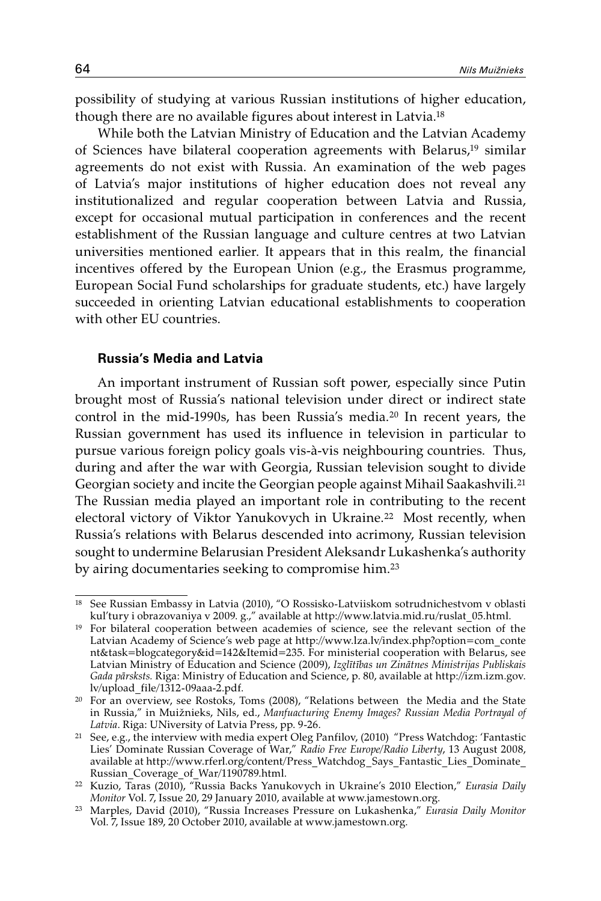possibility of studying at various Russian institutions of higher education, though there are no available figures about interest in Latvia.[18]

While both the Latvian Ministry of Education and the Latvian Academy of Sciences have bilateral cooperation agreements with Belarus,[19] similar agreements do not exist with Russia. An examination of the web pages of Latvia's major institutions of higher education does not reveal any institutionalized and regular cooperation between Latvia and Russia, except for occasional mutual participation in conferences and the recent establishment of the Russian language and culture centres at two Latvian universities mentioned earlier. It appears that in this realm, the financial incentives offered by the European Union (e.g., the Erasmus programme, European Social Fund scholarships for graduate students, etc.) have largely succeeded in orienting Latvian educational establishments to cooperation with other EU countries.

### Russia's Media and Latvia

An important instrument of Russian soft power, especially since Putin brought most of Russia's national television under direct or indirect state control in the mid-1990s, has been Russia's media.[20] In recent years, the Russian government has used its influence in television in particular to pursue various foreign policy goals vis-à-vis neighbouring countries. Thus, during and after the war with Georgia, Russian television sought to divide Georgian society and incite the Georgian people against Mihail Saakashvili.[21] The Russian media played an important role in contributing to the recent electoral victory of Viktor Yanukovych in Ukraine.[22] Most recently, when Russia's relations with Belarus descended into acrimony, Russian television sought to undermine Belarusian President Aleksandr Lukashenka's authority by airing documentaries seeking to compromise him.[23]

---

[18] See Russian Embassy in Latvia (2010), "O Rossisko-Latviiskom sotrudnichestvom v oblasti kul'tury i obrazovaniya v 2009. g.," available at http://www.latvia.mid.ru/ruslat_05.html.

[19] For bilateral cooperation between academies of science, see the relevant section of the Latvian Academy of Science's web page at http://www.lza.lv/index.php?option=com_content&task=blogcategory&id=142&Itemid=235. For ministerial cooperation with Belarus, see Latvian Ministry of Education and Science (2009), *Izglītības un Zinātnes Ministrijas Publiskais Gada pārsksts.* Riga: Ministry of Education and Science, p. 80, available at http://izm.izm.gov.lv/upload_file/1312-09aaa-2.pdf.

[20] For an overview, see Rostoks, Toms (2008), "Relations between the Media and the State in Russia," in Muižnieks, Nils, ed., *Manfuacturing Enemy Images? Russian Media Portrayal of Latvia*. Riga: UNiversity of Latvia Press, pp. 9-26.

[21] See, e.g., the interview with media expert Oleg Panfilov, (2010) "Press Watchdog: 'Fantastic Lies' Dominate Russian Coverage of War," *Radio Free Europe/Radio Liberty*, 13 August 2008, available at http://www.rferl.org/content/Press_Watchdog_Says_Fantastic_Lies_Dominate_Russian_Coverage_of_War/1190789.html.

[22] Kuzio, Taras (2010), "Russia Backs Yanukovych in Ukraine's 2010 Election," *Eurasia Daily Monitor* Vol. 7, Issue 20, 29 January 2010, available at www.jamestown.org.

[23] Marples, David (2010), "Russia Increases Pressure on Lukashenka," *Eurasia Daily Monitor* Vol. 7, Issue 189, 20 October 2010, available at www.jamestown.org.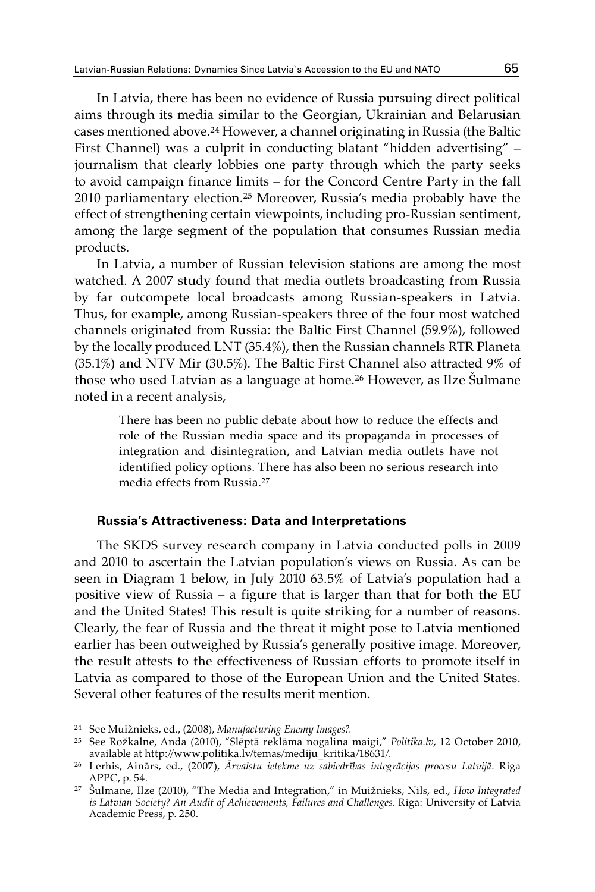In Latvia, there has been no evidence of Russia pursuing direct political aims through its media similar to the Georgian, Ukrainian and Belarusian cases mentioned above.[24] However, a channel originating in Russia (the Baltic First Channel) was a culprit in conducting blatant "hidden advertising" – journalism that clearly lobbies one party through which the party seeks to avoid campaign finance limits – for the Concord Centre Party in the fall 2010 parliamentary election.[25] Moreover, Russia's media probably have the effect of strengthening certain viewpoints, including pro-Russian sentiment, among the large segment of the population that consumes Russian media products.

In Latvia, a number of Russian television stations are among the most watched. A 2007 study found that media outlets broadcasting from Russia by far outcompete local broadcasts among Russian-speakers in Latvia. Thus, for example, among Russian-speakers three of the four most watched channels originated from Russia: the Baltic First Channel (59.9%), followed by the locally produced LNT (35.4%), then the Russian channels RTR Planeta (35.1%) and NTV Mir (30.5%). The Baltic First Channel also attracted 9% of those who used Latvian as a language at home.[26] However, as Ilze Šulmane noted in a recent analysis,

> There has been no public debate about how to reduce the effects and role of the Russian media space and its propaganda in processes of integration and disintegration, and Latvian media outlets have not identified policy options. There has also been no serious research into media effects from Russia.[27]

### Russia's Attractiveness: Data and Interpretations

The SKDS survey research company in Latvia conducted polls in 2009 and 2010 to ascertain the Latvian population's views on Russia. As can be seen in Diagram 1 below, in July 2010 63.5% of Latvia's population had a positive view of Russia – a figure that is larger than that for both the EU and the United States! This result is quite striking for a number of reasons. Clearly, the fear of Russia and the threat it might pose to Latvia mentioned earlier has been outweighed by Russia's generally positive image. Moreover, the result attests to the effectiveness of Russian efforts to promote itself in Latvia as compared to those of the European Union and the United States. Several other features of the results merit mention.

---

[24] See Muižnieks, ed., (2008), *Manufacturing Enemy Images?.*

[25] See Rožkalne, Anda (2010), "Slēptā reklāma nogalina maigi," *Politika.lv*, 12 October 2010, available at http://www.politika.lv/temas/mediju_kritika/18631/.

[26] Lerhis, Ainārs, ed., (2007), *Ārvalstu ietekme uz sabiedrības integrācijas procesu Latvijā*. Riga APPC, p. 54.

[27] Šulmane, Ilze (2010), "The Media and Integration," in Muižnieks, Nils, ed., *How Integrated is Latvian Society? An Audit of Achievements, Failures and Challenges*. Riga: University of Latvia Academic Press, p. 250.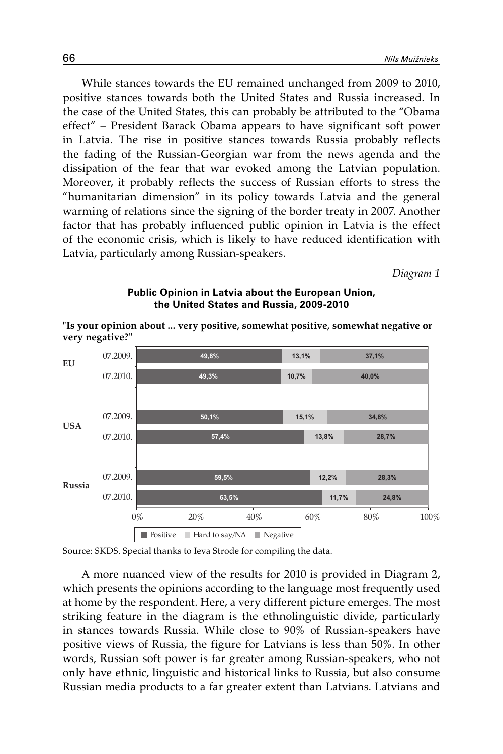While stances towards the EU remained unchanged from 2009 to 2010, positive stances towards both the United States and Russia increased. In the case of the United States, this can probably be attributed to the "Obama effect" – President Barack Obama appears to have significant soft power in Latvia. The rise in positive stances towards Russia probably reflects the fading of the Russian-Georgian war from the news agenda and the dissipation of the fear that war evoked among the Latvian population. Moreover, it probably reflects the success of Russian efforts to stress the "humanitarian dimension" in its policy towards Latvia and the general warming of relations since the signing of the border treaty in 2007. Another factor that has probably influenced public opinion in Latvia is the effect of the economic crisis, which is likely to have reduced identification with Latvia, particularly among Russian-speakers.

*Diagram 1*

**Public Opinion in Latvia about the European Union, the United States and Russia, 2009-2010**

**"Is your opinion about ... very positive, somewhat positive, somewhat negative or very negative?"**

| | | Positive | Hard to say/NA | Negative |
|---|---|---|---|---|
| EU | 07.2009. | 49,8% | 13,1% | 37,1% |
| | 07.2010. | 49,3% | 10,7% | 40,0% |
| USA | 07.2009. | 50,1% | 15,1% | 34,8% |
| | 07.2010. | 57,4% | 13,8% | 28,7% |
| Russia | 07.2009. | 59,5% | 12,2% | 28,3% |
| | 07.2010. | 63,5% | 11,7% | 24,8% |

Source: SKDS. Special thanks to Ieva Strode for compiling the data.

A more nuanced view of the results for 2010 is provided in Diagram 2, which presents the opinions according to the language most frequently used at home by the respondent. Here, a very different picture emerges. The most striking feature in the diagram is the ethnolinguistic divide, particularly in stances towards Russia. While close to 90% of Russian-speakers have positive views of Russia, the figure for Latvians is less than 50%. In other words, Russian soft power is far greater among Russian-speakers, who not only have ethnic, linguistic and historical links to Russia, but also consume Russian media products to a far greater extent than Latvians. Latvians and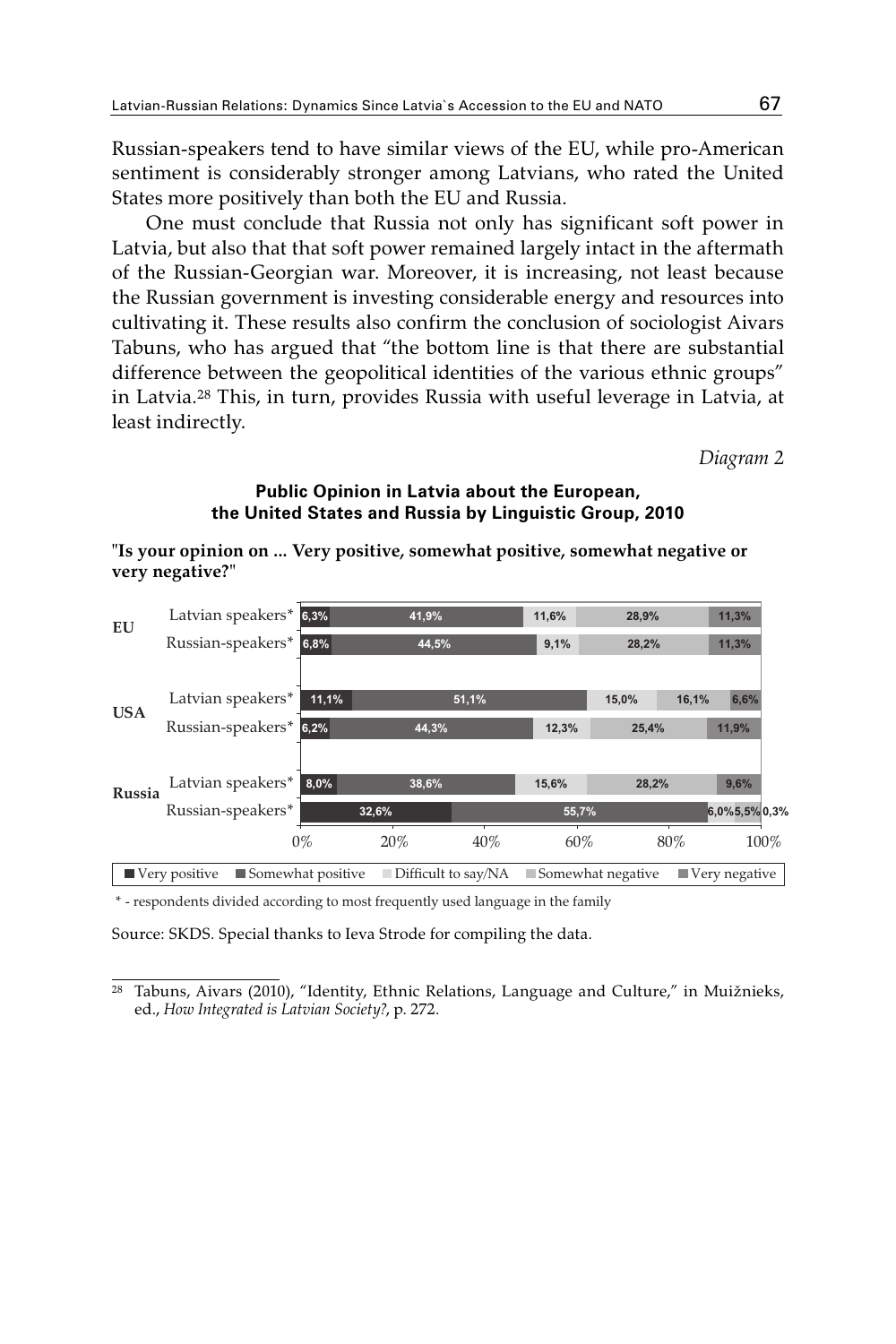Russian-speakers tend to have similar views of the EU, while pro-American sentiment is considerably stronger among Latvians, who rated the United States more positively than both the EU and Russia.

One must conclude that Russia not only has significant soft power in Latvia, but also that that soft power remained largely intact in the aftermath of the Russian-Georgian war. Moreover, it is increasing, not least because the Russian government is investing considerable energy and resources into cultivating it. These results also confirm the conclusion of sociologist Aivars Tabuns, who has argued that “the bottom line is that there are substantial difference between the geopolitical identities of the various ethnic groups” in Latvia.[28] This, in turn, provides Russia with useful leverage in Latvia, at least indirectly.

*Diagram 2*

**Public Opinion in Latvia about the European, the United States and Russia by Linguistic Group, 2010**

**"Is your opinion on ... Very positive, somewhat positive, somewhat negative or very negative?"**

| | | Very positive | Somewhat positive | Difficult to say/NA | Somewhat negative | Very negative |
|---|---|---|---|---|---|---|
| EU | Latvian speakers* | 6,3% | 41,9% | 11,6% | 28,9% | 11,3% |
| | Russian-speakers* | 6,8% | 44,5% | 9,1% | 28,2% | 11,3% |
| USA | Latvian speakers* | 11,1% | 51,1% | 15,0% | 16,1% | 6,6% |
| | Russian-speakers* | 6,2% | 44,3% | 12,3% | 25,4% | 11,9% |
| Russia | Latvian speakers* | 8,0% | 38,6% | 15,6% | 28,2% | 9,6% |
| | Russian-speakers* | 32,6% | 55,7% | 6,0% | 5,5% | 0,3% |

\* - respondents divided according to most frequently used language in the family

Source: SKDS. Special thanks to Ieva Strode for compiling the data.

---

[28] Tabuns, Aivars (2010), “Identity, Ethnic Relations, Language and Culture,” in Muižnieks, ed., *How Integrated is Latvian Society?*, p. 272.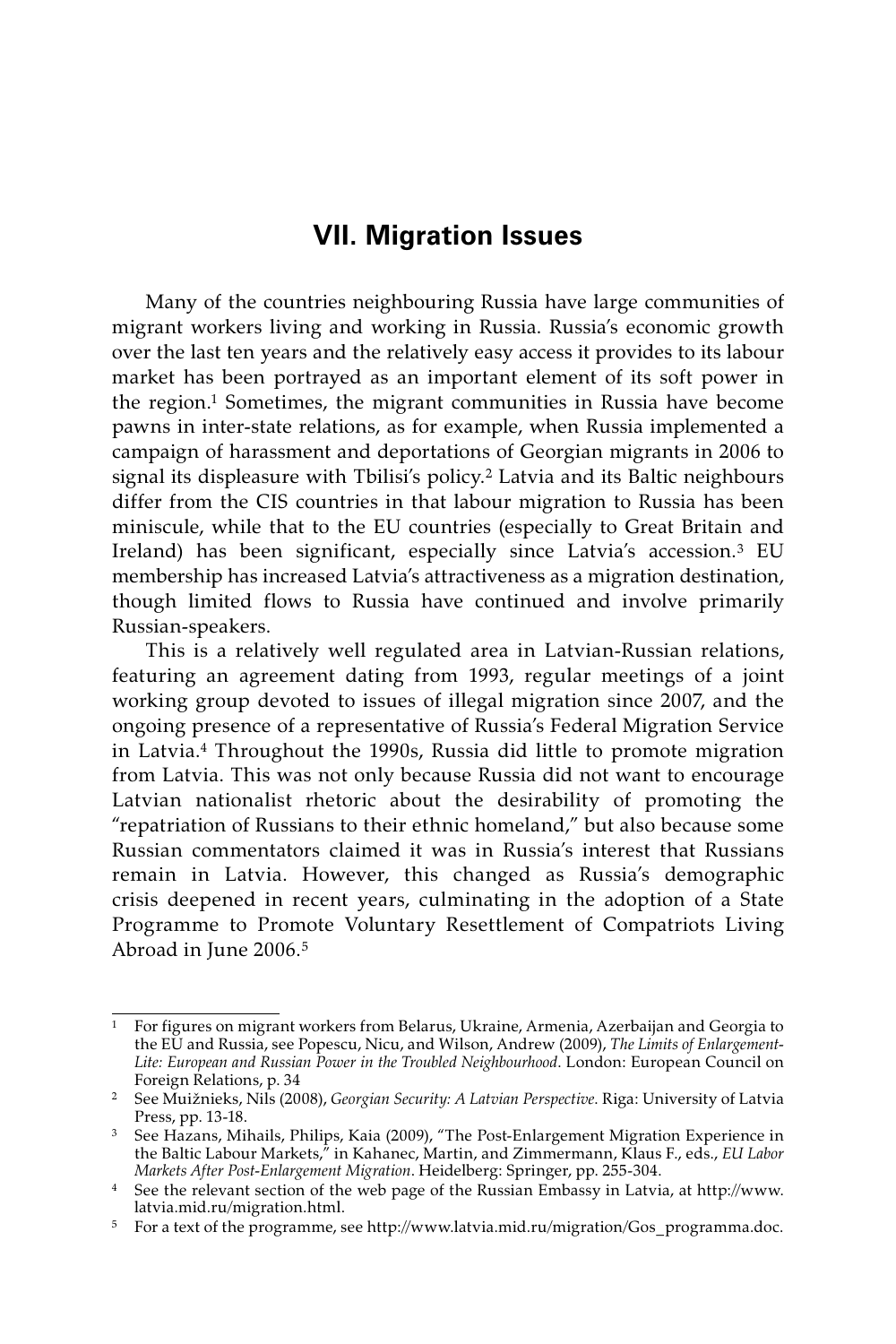# VII. Migration Issues

Many of the countries neighbouring Russia have large communities of migrant workers living and working in Russia. Russia's economic growth over the last ten years and the relatively easy access it provides to its labour market has been portrayed as an important element of its soft power in the region.[1] Sometimes, the migrant communities in Russia have become pawns in inter-state relations, as for example, when Russia implemented a campaign of harassment and deportations of Georgian migrants in 2006 to signal its displeasure with Tbilisi's policy.[2] Latvia and its Baltic neighbours differ from the CIS countries in that labour migration to Russia has been miniscule, while that to the EU countries (especially to Great Britain and Ireland) has been significant, especially since Latvia's accession.[3] EU membership has increased Latvia's attractiveness as a migration destination, though limited flows to Russia have continued and involve primarily Russian-speakers.

This is a relatively well regulated area in Latvian-Russian relations, featuring an agreement dating from 1993, regular meetings of a joint working group devoted to issues of illegal migration since 2007, and the ongoing presence of a representative of Russia's Federal Migration Service in Latvia.[4] Throughout the 1990s, Russia did little to promote migration from Latvia. This was not only because Russia did not want to encourage Latvian nationalist rhetoric about the desirability of promoting the "repatriation of Russians to their ethnic homeland," but also because some Russian commentators claimed it was in Russia's interest that Russians remain in Latvia. However, this changed as Russia's demographic crisis deepened in recent years, culminating in the adoption of a State Programme to Promote Voluntary Resettlement of Compatriots Living Abroad in June 2006.[5]

---

[1] For figures on migrant workers from Belarus, Ukraine, Armenia, Azerbaijan and Georgia to the EU and Russia, see Popescu, Nicu, and Wilson, Andrew (2009), *The Limits of Enlargement-Lite: European and Russian Power in the Troubled Neighbourhood*. London: European Council on Foreign Relations, p. 34

[2] See Muižnieks, Nils (2008), *Georgian Security: A Latvian Perspective*. Riga: University of Latvia Press, pp. 13-18.

[3] See Hazans, Mihails, Philips, Kaia (2009), "The Post-Enlargement Migration Experience in the Baltic Labour Markets," in Kahanec, Martin, and Zimmermann, Klaus F., eds., *EU Labor Markets After Post-Enlargement Migration*. Heidelberg: Springer, pp. 255-304.

[4] See the relevant section of the web page of the Russian Embassy in Latvia, at http://www.latvia.mid.ru/migration.html.

[5] For a text of the programme, see http://www.latvia.mid.ru/migration/Gos_programma.doc.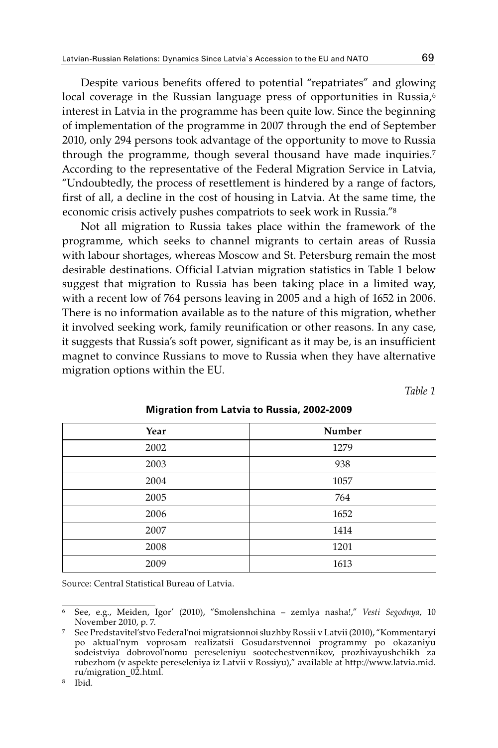Despite various benefits offered to potential "repatriates" and glowing local coverage in the Russian language press of opportunities in Russia,[6] interest in Latvia in the programme has been quite low. Since the beginning of implementation of the programme in 2007 through the end of September 2010, only 294 persons took advantage of the opportunity to move to Russia through the programme, though several thousand have made inquiries.[7] According to the representative of the Federal Migration Service in Latvia, "Undoubtedly, the process of resettlement is hindered by a range of factors, first of all, a decline in the cost of housing in Latvia. At the same time, the economic crisis actively pushes compatriots to seek work in Russia."[8]

Not all migration to Russia takes place within the framework of the programme, which seeks to channel migrants to certain areas of Russia with labour shortages, whereas Moscow and St. Petersburg remain the most desirable destinations. Official Latvian migration statistics in Table 1 below suggest that migration to Russia has been taking place in a limited way, with a recent low of 764 persons leaving in 2005 and a high of 1652 in 2006. There is no information available as to the nature of this migration, whether it involved seeking work, family reunification or other reasons. In any case, it suggests that Russia's soft power, significant as it may be, is an insufficient magnet to convince Russians to move to Russia when they have alternative migration options within the EU.

*Table 1*

**Migration from Latvia to Russia, 2002-2009**

| Year | Number |
|---|---|
| 2002 | 1279 |
| 2003 | 938 |
| 2004 | 1057 |
| 2005 | 764 |
| 2006 | 1652 |
| 2007 | 1414 |
| 2008 | 1201 |
| 2009 | 1613 |

Source: Central Statistical Bureau of Latvia.

---

[6] See, e.g., Meiden, Igor′ (2010), "Smolenshchina – zemlya nasha!," *Vesti Segodnya*, 10 November 2010, p. 7.

[7] See Predstavitel′stvo Federal′noi migratsionnoi sluzhby Rossii v Latvii (2010), "Kommentaryi po aktual′nym voprosam realizatsii Gosudarstvennoi programmy po okazaniyu sodeistviya dobrovol′nomu pereseleniyu sootechestvennikov, prozhivayushchikh za rubezhom (v aspekte pereseleniya iz Latvii v Rossiyu)," available at http://www.latvia.mid.ru/migration_02.html.

[8] Ibid.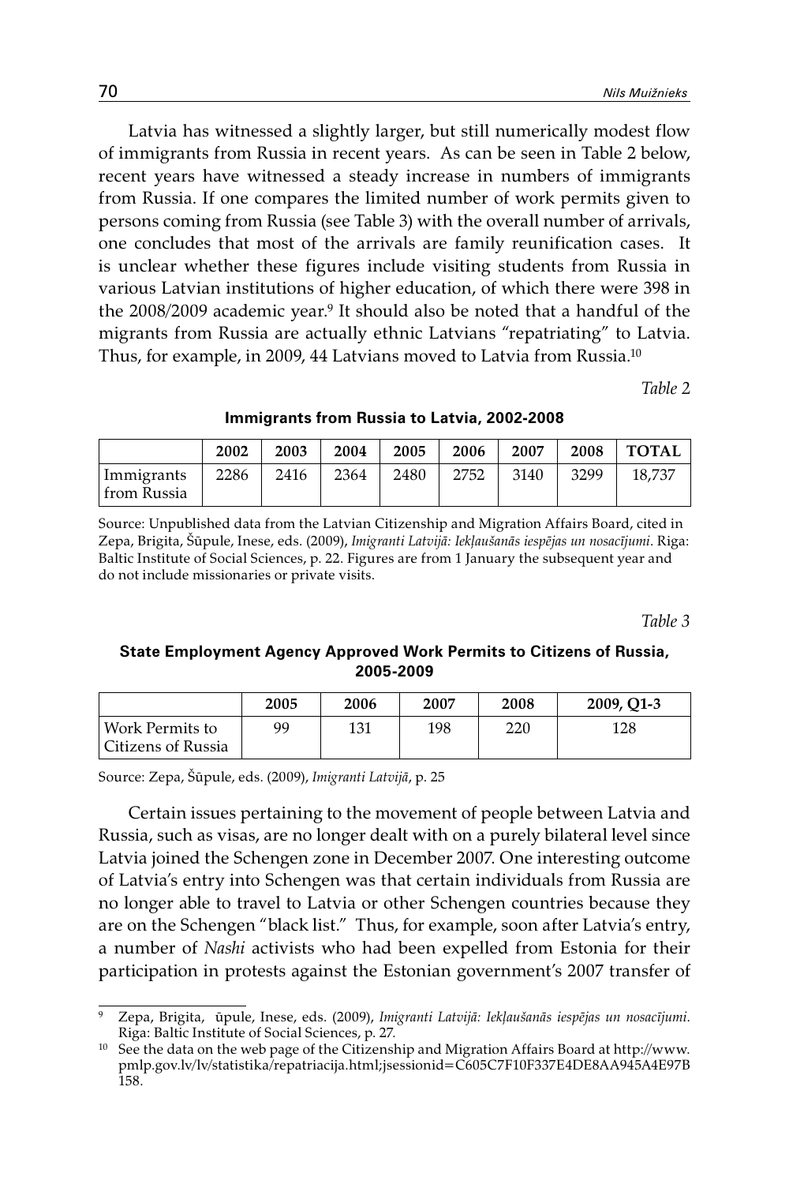Latvia has witnessed a slightly larger, but still numerically modest flow of immigrants from Russia in recent years. As can be seen in Table 2 below, recent years have witnessed a steady increase in numbers of immigrants from Russia. If one compares the limited number of work permits given to persons coming from Russia (see Table 3) with the overall number of arrivals, one concludes that most of the arrivals are family reunification cases. It is unclear whether these figures include visiting students from Russia in various Latvian institutions of higher education, of which there were 398 in the 2008/2009 academic year.[9] It should also be noted that a handful of the migrants from Russia are actually ethnic Latvians "repatriating" to Latvia. Thus, for example, in 2009, 44 Latvians moved to Latvia from Russia.[10]

*Table 2*

**Immigrants from Russia to Latvia, 2002-2008**

| | 2002 | 2003 | 2004 | 2005 | 2006 | 2007 | 2008 | TOTAL |
|---|---|---|---|---|---|---|---|---|
| Immigrants from Russia | 2286 | 2416 | 2364 | 2480 | 2752 | 3140 | 3299 | 18,737 |

Source: Unpublished data from the Latvian Citizenship and Migration Affairs Board, cited in Zepa, Brigita, Šūpule, Inese, eds. (2009), *Imigranti Latvijā: Iekļaušanās iespējas un nosacījumi*. Riga: Baltic Institute of Social Sciences, p. 22. Figures are from 1 January the subsequent year and do not include missionaries or private visits.

*Table 3*

**State Employment Agency Approved Work Permits to Citizens of Russia, 2005-2009**

| | 2005 | 2006 | 2007 | 2008 | 2009, Q1-3 |
|---|---|---|---|---|---|
| Work Permits to Citizens of Russia | 99 | 131 | 198 | 220 | 128 |

Source: Zepa, Šūpule, eds. (2009), *Imigranti Latvijā*, p. 25

Certain issues pertaining to the movement of people between Latvia and Russia, such as visas, are no longer dealt with on a purely bilateral level since Latvia joined the Schengen zone in December 2007. One interesting outcome of Latvia's entry into Schengen was that certain individuals from Russia are no longer able to travel to Latvia or other Schengen countries because they are on the Schengen "black list." Thus, for example, soon after Latvia's entry, a number of *Nashi* activists who had been expelled from Estonia for their participation in protests against the Estonian government's 2007 transfer of

---

[9] Zepa, Brigita, ūpule, Inese, eds. (2009), *Imigranti Latvijā: Iekļaušanās iespējas un nosacījumi*. Riga: Baltic Institute of Social Sciences, p. 27.

[10] See the data on the web page of the Citizenship and Migration Affairs Board at http://www.pmlp.gov.lv/lv/statistika/repatriacija.html;jsessionid=C605C7F10F337E4DE8AA945A4E97B158.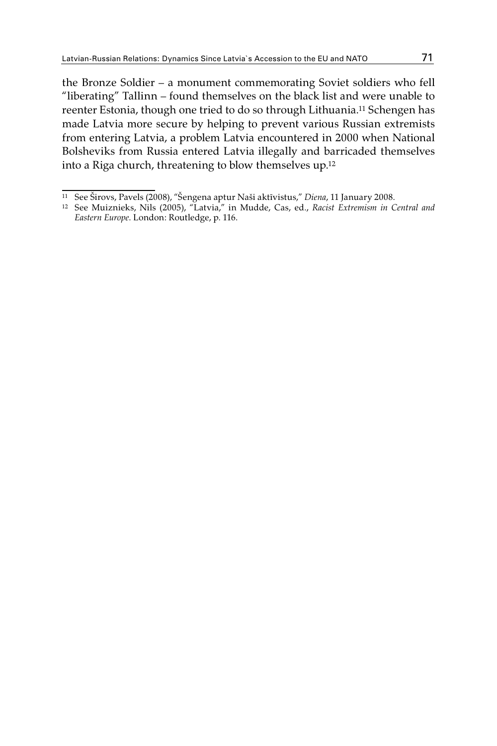the Bronze Soldier – a monument commemorating Soviet soldiers who fell "liberating" Tallinn – found themselves on the black list and were unable to reenter Estonia, though one tried to do so through Lithuania.[11] Schengen has made Latvia more secure by helping to prevent various Russian extremists from entering Latvia, a problem Latvia encountered in 2000 when National Bolsheviks from Russia entered Latvia illegally and barricaded themselves into a Riga church, threatening to blow themselves up.[12]

---

[11] See Širovs, Pavels (2008), "Šengena aptur Naši aktīvistus," *Diena*, 11 January 2008.

[12] See Muiznieks, Nils (2005), "Latvia," in Mudde, Cas, ed., *Racist Extremism in Central and Eastern Europe.* London: Routledge, p. 116.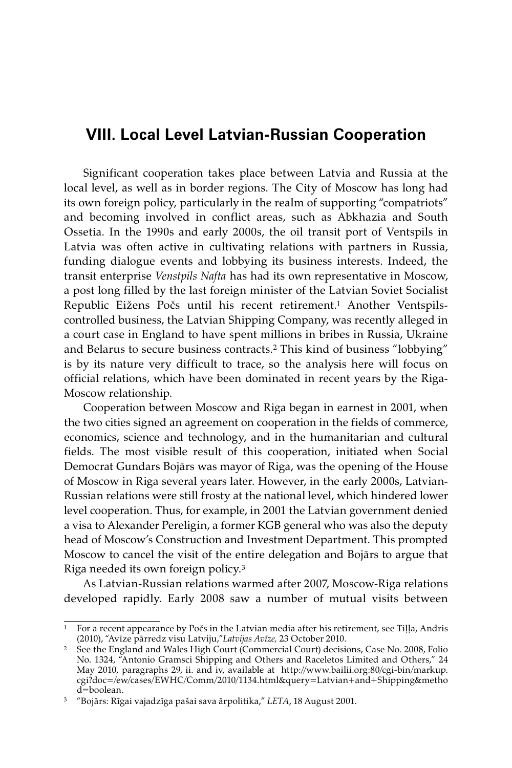## VIII. Local Level Latvian-Russian Cooperation

Significant cooperation takes place between Latvia and Russia at the local level, as well as in border regions. The City of Moscow has long had its own foreign policy, particularly in the realm of supporting "compatriots" and becoming involved in conflict areas, such as Abkhazia and South Ossetia. In the 1990s and early 2000s, the oil transit port of Ventspils in Latvia was often active in cultivating relations with partners in Russia, funding dialogue events and lobbying its business interests. Indeed, the transit enterprise *Venstpils Nafta* has had its own representative in Moscow, a post long filled by the last foreign minister of the Latvian Soviet Socialist Republic Eižens Počs until his recent retirement.[1] Another Ventspils-controlled business, the Latvian Shipping Company, was recently alleged in a court case in England to have spent millions in bribes in Russia, Ukraine and Belarus to secure business contracts.[2] This kind of business "lobbying" is by its nature very difficult to trace, so the analysis here will focus on official relations, which have been dominated in recent years by the Riga-Moscow relationship.

Cooperation between Moscow and Riga began in earnest in 2001, when the two cities signed an agreement on cooperation in the fields of commerce, economics, science and technology, and in the humanitarian and cultural fields. The most visible result of this cooperation, initiated when Social Democrat Gundars Bojārs was mayor of Riga, was the opening of the House of Moscow in Riga several years later. However, in the early 2000s, Latvian-Russian relations were still frosty at the national level, which hindered lower level cooperation. Thus, for example, in 2001 the Latvian government denied a visa to Alexander Pereligin, a former KGB general who was also the deputy head of Moscow's Construction and Investment Department. This prompted Moscow to cancel the visit of the entire delegation and Bojārs to argue that Riga needed its own foreign policy.[3]

As Latvian-Russian relations warmed after 2007, Moscow-Riga relations developed rapidly. Early 2008 saw a number of mutual visits between

---

[1] For a recent appearance by Počs in the Latvian media after his retirement, see Tiļļa, Andris (2010), "Avīze pārredz visu Latviju,"*Latvijas Avīze,* 23 October 2010.

[2] See the England and Wales High Court (Commercial Court) decisions, Case No. 2008, Folio No. 1324, "Antonio Gramsci Shipping and Others and Raceletos Limited and Others," 24 May 2010, paragraphs 29, ii. and iv, available at http://www.bailii.org:80/cgi-bin/markup.cgi?doc=/ew/cases/EWHC/Comm/2010/1134.html&query=Latvian+and+Shipping&method=boolean.

[3] "Bojārs: Rīgai vajadzīga pašai sava ārpolitika," *LETA*, 18 August 2001.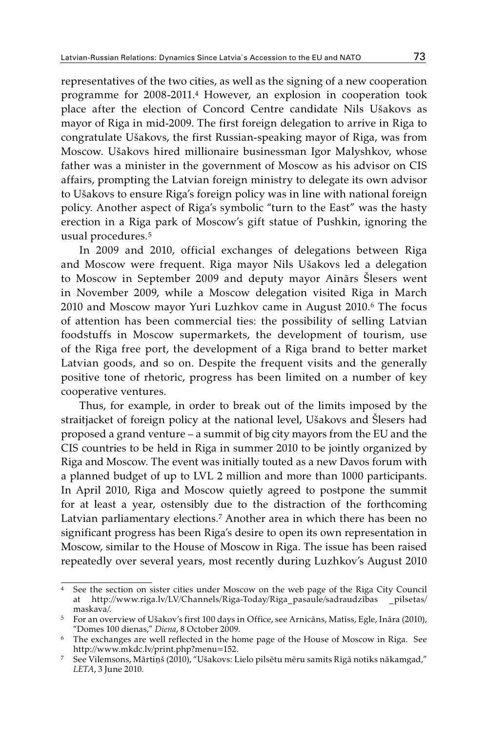representatives of the two cities, as well as the signing of a new cooperation programme for 2008-2011.[4] However, an explosion in cooperation took place after the election of Concord Centre candidate Nils Ušakovs as mayor of Riga in mid-2009. The first foreign delegation to arrive in Riga to congratulate Ušakovs, the first Russian-speaking mayor of Riga, was from Moscow. Ušakovs hired millionaire businessman Igor Malyshkov, whose father was a minister in the government of Moscow as his advisor on CIS affairs, prompting the Latvian foreign ministry to delegate its own advisor to Ušakovs to ensure Riga's foreign policy was in line with national foreign policy. Another aspect of Riga's symbolic "turn to the East" was the hasty erection in a Riga park of Moscow's gift statue of Pushkin, ignoring the usual procedures.[5]

In 2009 and 2010, official exchanges of delegations between Riga and Moscow were frequent. Riga mayor Nils Ušakovs led a delegation to Moscow in September 2009 and deputy mayor Ainārs Šlesers went in November 2009, while a Moscow delegation visited Riga in March 2010 and Moscow mayor Yuri Luzhkov came in August 2010.[6] The focus of attention has been commercial ties: the possibility of selling Latvian foodstuffs in Moscow supermarkets, the development of tourism, use of the Riga free port, the development of a Riga brand to better market Latvian goods, and so on. Despite the frequent visits and the generally positive tone of rhetoric, progress has been limited on a number of key cooperative ventures.

Thus, for example, in order to break out of the limits imposed by the straitjacket of foreign policy at the national level, Ušakovs and Šlesers had proposed a grand venture – a summit of big city mayors from the EU and the CIS countries to be held in Riga in summer 2010 to be jointly organized by Riga and Moscow. The event was initially touted as a new Davos forum with a planned budget of up to LVL 2 million and more than 1000 participants. In April 2010, Riga and Moscow quietly agreed to postpone the summit for at least a year, ostensibly due to the distraction of the forthcoming Latvian parliamentary elections.[7] Another area in which there has been no significant progress has been Riga's desire to open its own representation in Moscow, similar to the House of Moscow in Riga. The issue has been raised repeatedly over several years, most recently during Luzhkov's August 2010

---

[4] See the section on sister cities under Moscow on the web page of the Riga City Council at http://www.riga.lv/LV/Channels/Riga-Today/Riga_pasaule/sadraudzības_pilsetas/maskava/.

[5] For an overview of Ušakov's first 100 days in Office, see Arnicāns, Matīss, Egle, Ināra (2010), "Domes 100 dienas," *Diena*, 8 October 2009.

[6] The exchanges are well reflected in the home page of the House of Moscow in Riga. See http://www.mkdc.lv/print.php?menu=152.

[7] See Vilemsons, Mārtiņš (2010), "Ušakovs: Lielo pilsētu mēru samits Rīgā notiks nākamgad," *LETA*, 3 June 2010.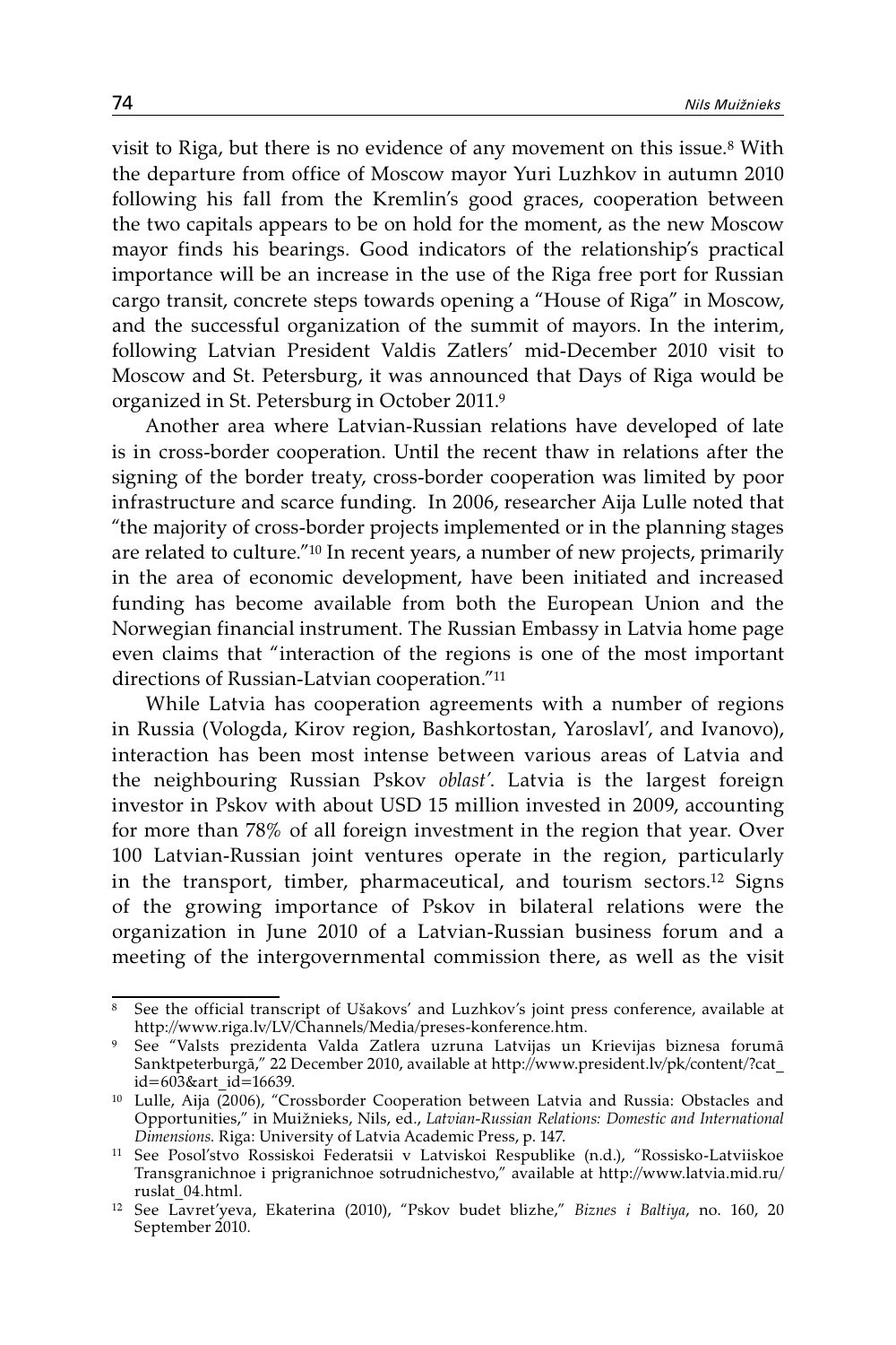visit to Riga, but there is no evidence of any movement on this issue.[8] With the departure from office of Moscow mayor Yuri Luzhkov in autumn 2010 following his fall from the Kremlin's good graces, cooperation between the two capitals appears to be on hold for the moment, as the new Moscow mayor finds his bearings. Good indicators of the relationship's practical importance will be an increase in the use of the Riga free port for Russian cargo transit, concrete steps towards opening a "House of Riga" in Moscow, and the successful organization of the summit of mayors. In the interim, following Latvian President Valdis Zatlers' mid-December 2010 visit to Moscow and St. Petersburg, it was announced that Days of Riga would be organized in St. Petersburg in October 2011.[9]

Another area where Latvian-Russian relations have developed of late is in cross-border cooperation. Until the recent thaw in relations after the signing of the border treaty, cross-border cooperation was limited by poor infrastructure and scarce funding. In 2006, researcher Aija Lulle noted that "the majority of cross-border projects implemented or in the planning stages are related to culture."[10] In recent years, a number of new projects, primarily in the area of economic development, have been initiated and increased funding has become available from both the European Union and the Norwegian financial instrument. The Russian Embassy in Latvia home page even claims that "interaction of the regions is one of the most important directions of Russian-Latvian cooperation."[11]

While Latvia has cooperation agreements with a number of regions in Russia (Vologda, Kirov region, Bashkortostan, Yaroslavl', and Ivanovo), interaction has been most intense between various areas of Latvia and the neighbouring Russian Pskov *oblast'*. Latvia is the largest foreign investor in Pskov with about USD 15 million invested in 2009, accounting for more than 78% of all foreign investment in the region that year. Over 100 Latvian-Russian joint ventures operate in the region, particularly in the transport, timber, pharmaceutical, and tourism sectors.[12] Signs of the growing importance of Pskov in bilateral relations were the organization in June 2010 of a Latvian-Russian business forum and a meeting of the intergovernmental commission there, as well as the visit

---

[8] See the official transcript of Ušakovs' and Luzhkov's joint press conference, available at http://www.riga.lv/LV/Channels/Media/preses-konference.htm.

[9] See "Valsts prezidenta Valda Zatlera uzruna Latvijas un Krievijas biznesa forumā Sanktpeterburgā," 22 December 2010, available at http://www.president.lv/pk/content/?cat_id=603&art_id=16639.

[10] Lulle, Aija (2006), "Crossborder Cooperation between Latvia and Russia: Obstacles and Opportunities," in Muižnieks, Nils, ed., *Latvian-Russian Relations: Domestic and International Dimensions.* Riga: University of Latvia Academic Press, p. 147.

[11] See Posol'stvo Rossiskoi Federatsii v Latviskoi Respublike (n.d.), "Rossisko-Latviiskoe Transgranichnoe i prigranichnoe sotrudnichestvo," available at http://www.latvia.mid.ru/ruslat_04.html.

[12] See Lavret'yeva, Ekaterina (2010), "Pskov budet blizhe," *Biznes i Baltiya*, no. 160, 20 September 2010.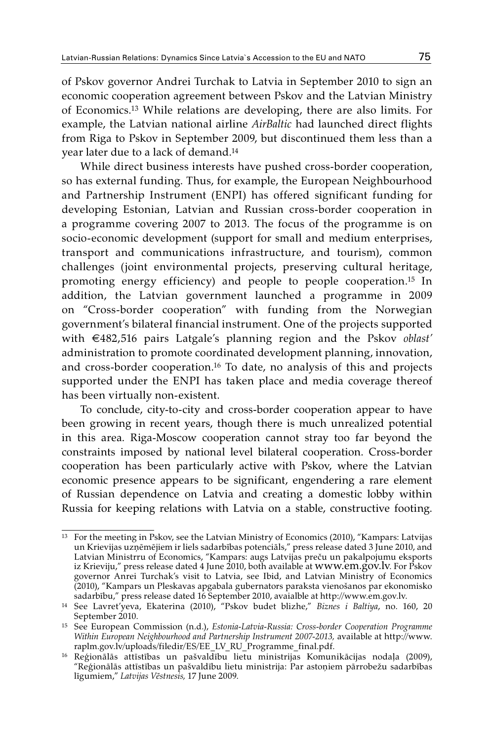of Pskov governor Andrei Turchak to Latvia in September 2010 to sign an economic cooperation agreement between Pskov and the Latvian Ministry of Economics.[13] While relations are developing, there are also limits. For example, the Latvian national airline *AirBaltic* had launched direct flights from Riga to Pskov in September 2009, but discontinued them less than a year later due to a lack of demand.[14]

While direct business interests have pushed cross-border cooperation, so has external funding. Thus, for example, the European Neighbourhood and Partnership Instrument (ENPI) has offered significant funding for developing Estonian, Latvian and Russian cross-border cooperation in a programme covering 2007 to 2013. The focus of the programme is on socio-economic development (support for small and medium enterprises, transport and communications infrastructure, and tourism), common challenges (joint environmental projects, preserving cultural heritage, promoting energy efficiency) and people to people cooperation.[15] In addition, the Latvian government launched a programme in 2009 on "Cross-border cooperation" with funding from the Norwegian government's bilateral financial instrument. One of the projects supported with €482,516 pairs Latgale's planning region and the Pskov *oblast'* administration to promote coordinated development planning, innovation, and cross-border cooperation.[16] To date, no analysis of this and projects supported under the ENPI has taken place and media coverage thereof has been virtually non-existent.

To conclude, city-to-city and cross-border cooperation appear to have been growing in recent years, though there is much unrealized potential in this area. Riga-Moscow cooperation cannot stray too far beyond the constraints imposed by national level bilateral cooperation. Cross-border cooperation has been particularly active with Pskov, where the Latvian economic presence appears to be significant, engendering a rare element of Russian dependence on Latvia and creating a domestic lobby within Russia for keeping relations with Latvia on a stable, constructive footing.

---

[13] For the meeting in Pskov, see the Latvian Ministry of Economics (2010), "Kampars: Latvijas un Krievijas uzņēmējiem ir liels sadarbības potenciāls," press release dated 3 June 2010, and Latvian Ministrru of Economics, "Kampars: augs Latvijas preču un pakalpojumu eksports iz Krieviju," press release dated 4 June 2010, both available at www.em.gov.lv. For Pskov governor Anrei Turchak's visit to Latvia, see Ibid, and Latvian Ministry of Economics (2010), "Kampars un Pleskavas apgabala gubernators paraksta vienošanos par ekonomisko sadarbību," press release dated 16 September 2010, avaialble at http://www.em.gov.lv.

[14] See Lavret'yeva, Ekaterina (2010), "Pskov budet blizhe," *Biznes i Baltiya*, no. 160, 20 September 2010.

[15] See European Commission (n.d.), *Estonia-Latvia-Russia: Cross-border Cooperation Programme Within European Neighbourhood and Partnership Instrument 2007-2013,* available at http://www.raplm.gov.lv/uploads/filedir/ES/EE_LV_RU_Programme_final.pdf.

[16] Reģionālās attīstības un pašvaldību lietu ministrijas Komunikācijas nodaļa (2009), "Reģionālās attīstības un pašvaldību lietu ministrija: Par astoņiem pārrobežu sadarbības līgumiem," *Latvijas Vēstnesis,* 17 June 2009.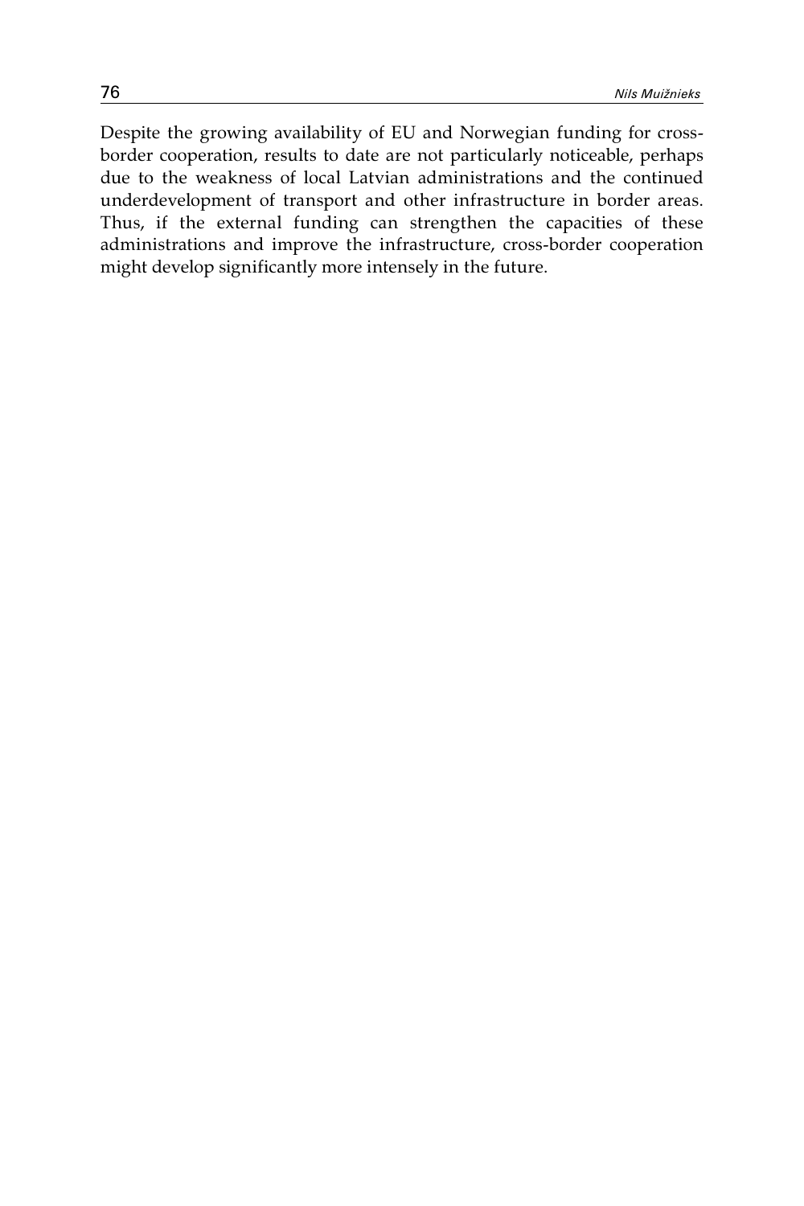Despite the growing availability of EU and Norwegian funding for cross-border cooperation, results to date are not particularly noticeable, perhaps due to the weakness of local Latvian administrations and the continued underdevelopment of transport and other infrastructure in border areas. Thus, if the external funding can strengthen the capacities of these administrations and improve the infrastructure, cross-border cooperation might develop significantly more intensely in the future.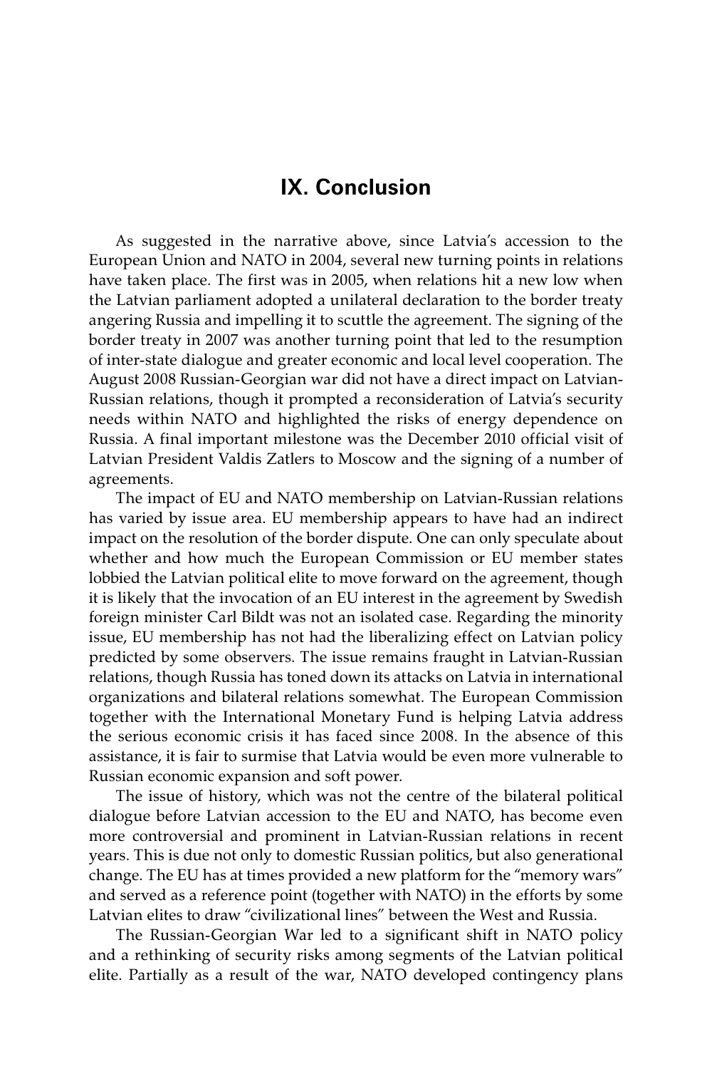# IX. Conclusion

As suggested in the narrative above, since Latvia's accession to the European Union and NATO in 2004, several new turning points in relations have taken place. The first was in 2005, when relations hit a new low when the Latvian parliament adopted a unilateral declaration to the border treaty angering Russia and impelling it to scuttle the agreement. The signing of the border treaty in 2007 was another turning point that led to the resumption of inter-state dialogue and greater economic and local level cooperation. The August 2008 Russian-Georgian war did not have a direct impact on Latvian-Russian relations, though it prompted a reconsideration of Latvia's security needs within NATO and highlighted the risks of energy dependence on Russia. A final important milestone was the December 2010 official visit of Latvian President Valdis Zatlers to Moscow and the signing of a number of agreements.

The impact of EU and NATO membership on Latvian-Russian relations has varied by issue area. EU membership appears to have had an indirect impact on the resolution of the border dispute. One can only speculate about whether and how much the European Commission or EU member states lobbied the Latvian political elite to move forward on the agreement, though it is likely that the invocation of an EU interest in the agreement by Swedish foreign minister Carl Bildt was not an isolated case. Regarding the minority issue, EU membership has not had the liberalizing effect on Latvian policy predicted by some observers. The issue remains fraught in Latvian-Russian relations, though Russia has toned down its attacks on Latvia in international organizations and bilateral relations somewhat. The European Commission together with the International Monetary Fund is helping Latvia address the serious economic crisis it has faced since 2008. In the absence of this assistance, it is fair to surmise that Latvia would be even more vulnerable to Russian economic expansion and soft power.

The issue of history, which was not the centre of the bilateral political dialogue before Latvian accession to the EU and NATO, has become even more controversial and prominent in Latvian-Russian relations in recent years. This is due not only to domestic Russian politics, but also generational change. The EU has at times provided a new platform for the "memory wars" and served as a reference point (together with NATO) in the efforts by some Latvian elites to draw "civilizational lines" between the West and Russia.

The Russian-Georgian War led to a significant shift in NATO policy and a rethinking of security risks among segments of the Latvian political elite. Partially as a result of the war, NATO developed contingency plans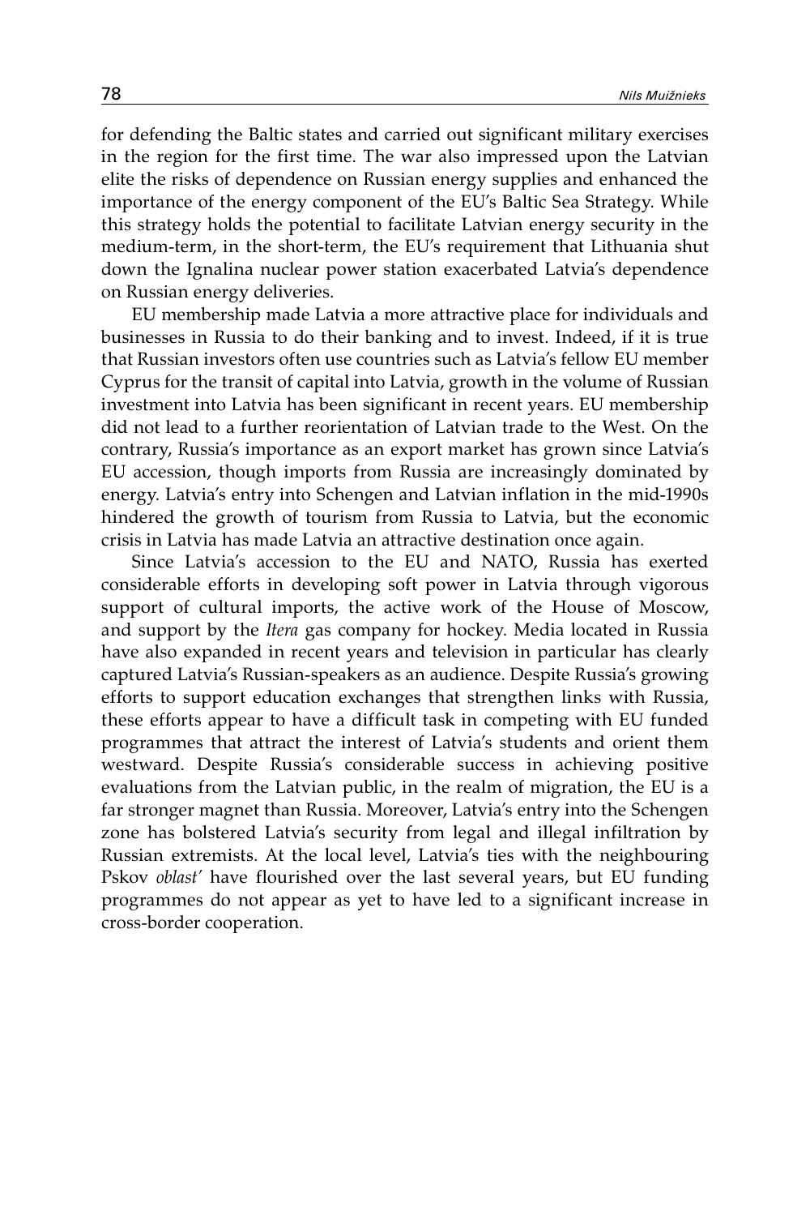for defending the Baltic states and carried out significant military exercises in the region for the first time. The war also impressed upon the Latvian elite the risks of dependence on Russian energy supplies and enhanced the importance of the energy component of the EU's Baltic Sea Strategy. While this strategy holds the potential to facilitate Latvian energy security in the medium-term, in the short-term, the EU's requirement that Lithuania shut down the Ignalina nuclear power station exacerbated Latvia's dependence on Russian energy deliveries.

EU membership made Latvia a more attractive place for individuals and businesses in Russia to do their banking and to invest. Indeed, if it is true that Russian investors often use countries such as Latvia's fellow EU member Cyprus for the transit of capital into Latvia, growth in the volume of Russian investment into Latvia has been significant in recent years. EU membership did not lead to a further reorientation of Latvian trade to the West. On the contrary, Russia's importance as an export market has grown since Latvia's EU accession, though imports from Russia are increasingly dominated by energy. Latvia's entry into Schengen and Latvian inflation in the mid-1990s hindered the growth of tourism from Russia to Latvia, but the economic crisis in Latvia has made Latvia an attractive destination once again.

Since Latvia's accession to the EU and NATO, Russia has exerted considerable efforts in developing soft power in Latvia through vigorous support of cultural imports, the active work of the House of Moscow, and support by the *Itera* gas company for hockey. Media located in Russia have also expanded in recent years and television in particular has clearly captured Latvia's Russian-speakers as an audience. Despite Russia's growing efforts to support education exchanges that strengthen links with Russia, these efforts appear to have a difficult task in competing with EU funded programmes that attract the interest of Latvia's students and orient them westward. Despite Russia's considerable success in achieving positive evaluations from the Latvian public, in the realm of migration, the EU is a far stronger magnet than Russia. Moreover, Latvia's entry into the Schengen zone has bolstered Latvia's security from legal and illegal infiltration by Russian extremists. At the local level, Latvia's ties with the neighbouring Pskov *oblast'* have flourished over the last several years, but EU funding programmes do not appear as yet to have led to a significant increase in cross-border cooperation.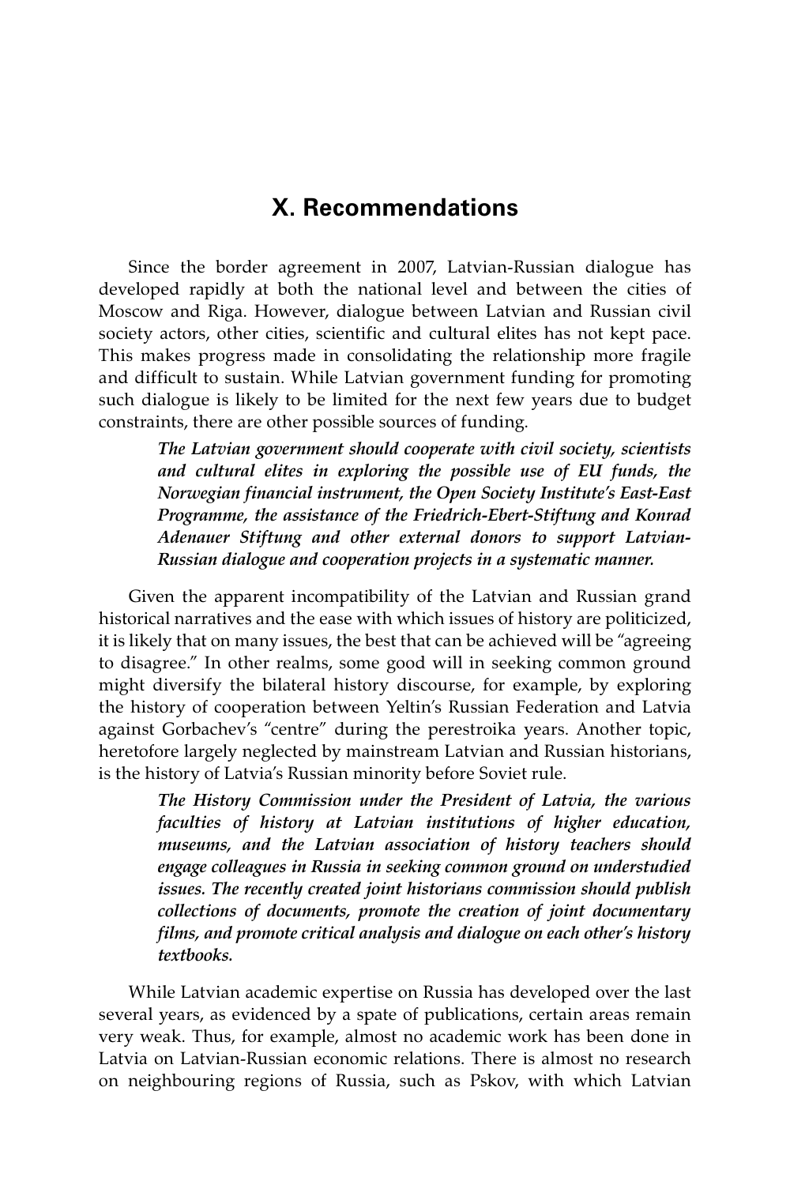# X. Recommendations

Since the border agreement in 2007, Latvian-Russian dialogue has developed rapidly at both the national level and between the cities of Moscow and Riga. However, dialogue between Latvian and Russian civil society actors, other cities, scientific and cultural elites has not kept pace. This makes progress made in consolidating the relationship more fragile and difficult to sustain. While Latvian government funding for promoting such dialogue is likely to be limited for the next few years due to budget constraints, there are other possible sources of funding.

> ***The Latvian government should cooperate with civil society, scientists and cultural elites in exploring the possible use of EU funds, the Norwegian financial instrument, the Open Society Institute's East-East Programme, the assistance of the Friedrich-Ebert-Stiftung and Konrad Adenauer Stiftung and other external donors to support Latvian-Russian dialogue and cooperation projects in a systematic manner.***

Given the apparent incompatibility of the Latvian and Russian grand historical narratives and the ease with which issues of history are politicized, it is likely that on many issues, the best that can be achieved will be "agreeing to disagree." In other realms, some good will in seeking common ground might diversify the bilateral history discourse, for example, by exploring the history of cooperation between Yeltin's Russian Federation and Latvia against Gorbachev's "centre" during the perestroika years. Another topic, heretofore largely neglected by mainstream Latvian and Russian historians, is the history of Latvia's Russian minority before Soviet rule.

> ***The History Commission under the President of Latvia, the various faculties of history at Latvian institutions of higher education, museums, and the Latvian association of history teachers should engage colleagues in Russia in seeking common ground on understudied issues. The recently created joint historians commission should publish collections of documents, promote the creation of joint documentary films, and promote critical analysis and dialogue on each other's history textbooks.***

While Latvian academic expertise on Russia has developed over the last several years, as evidenced by a spate of publications, certain areas remain very weak. Thus, for example, almost no academic work has been done in Latvia on Latvian-Russian economic relations. There is almost no research on neighbouring regions of Russia, such as Pskov, with which Latvian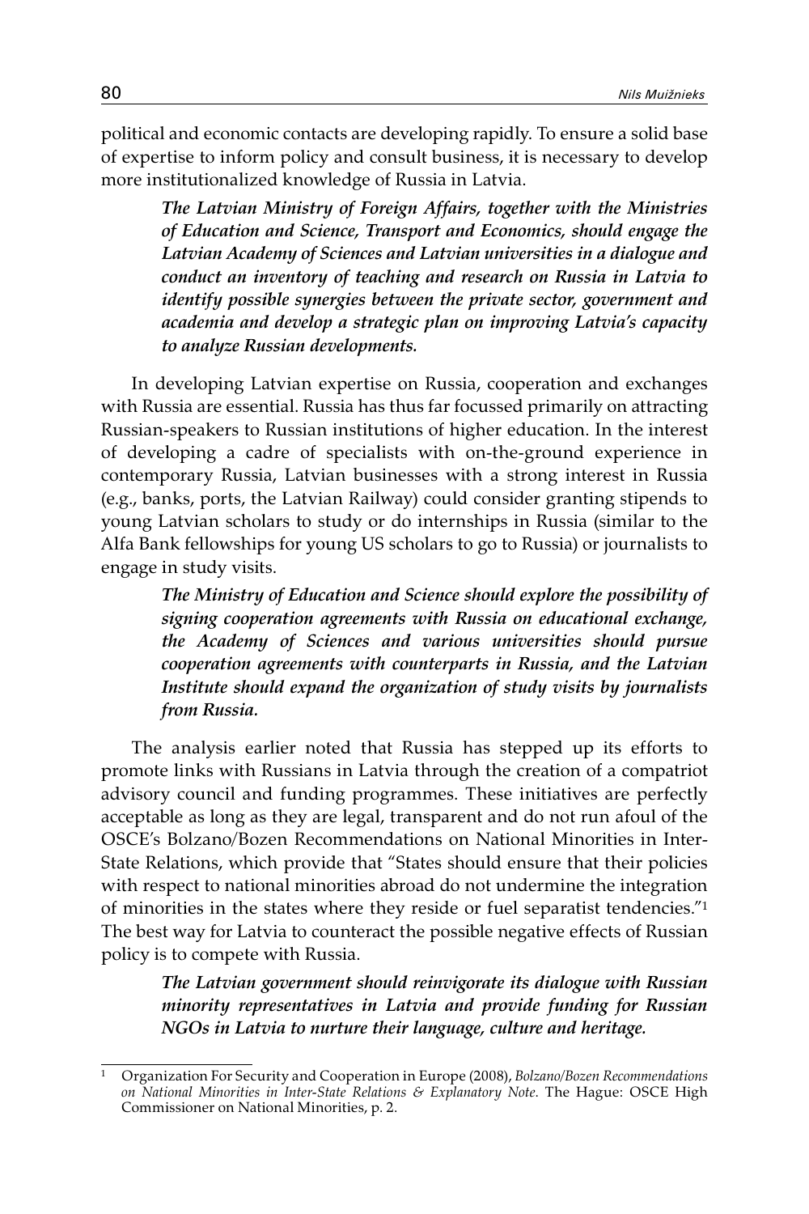political and economic contacts are developing rapidly. To ensure a solid base of expertise to inform policy and consult business, it is necessary to develop more institutionalized knowledge of Russia in Latvia.

> ***The Latvian Ministry of Foreign Affairs, together with the Ministries of Education and Science, Transport and Economics, should engage the Latvian Academy of Sciences and Latvian universities in a dialogue and conduct an inventory of teaching and research on Russia in Latvia to identify possible synergies between the private sector, government and academia and develop a strategic plan on improving Latvia's capacity to analyze Russian developments.***

In developing Latvian expertise on Russia, cooperation and exchanges with Russia are essential. Russia has thus far focussed primarily on attracting Russian-speakers to Russian institutions of higher education. In the interest of developing a cadre of specialists with on-the-ground experience in contemporary Russia, Latvian businesses with a strong interest in Russia (e.g., banks, ports, the Latvian Railway) could consider granting stipends to young Latvian scholars to study or do internships in Russia (similar to the Alfa Bank fellowships for young US scholars to go to Russia) or journalists to engage in study visits.

> ***The Ministry of Education and Science should explore the possibility of signing cooperation agreements with Russia on educational exchange, the Academy of Sciences and various universities should pursue cooperation agreements with counterparts in Russia, and the Latvian Institute should expand the organization of study visits by journalists from Russia.***

The analysis earlier noted that Russia has stepped up its efforts to promote links with Russians in Latvia through the creation of a compatriot advisory council and funding programmes. These initiatives are perfectly acceptable as long as they are legal, transparent and do not run afoul of the OSCE's Bolzano/Bozen Recommendations on National Minorities in Inter-State Relations, which provide that "States should ensure that their policies with respect to national minorities abroad do not undermine the integration of minorities in the states where they reside or fuel separatist tendencies."[1] The best way for Latvia to counteract the possible negative effects of Russian policy is to compete with Russia.

> ***The Latvian government should reinvigorate its dialogue with Russian minority representatives in Latvia and provide funding for Russian NGOs in Latvia to nurture their language, culture and heritage.***

---

[1] Organization For Security and Cooperation in Europe (2008), *Bolzano/Bozen Recommendations on National Minorities in Inter-State Relations & Explanatory Note*. The Hague: OSCE High Commissioner on National Minorities, p. 2.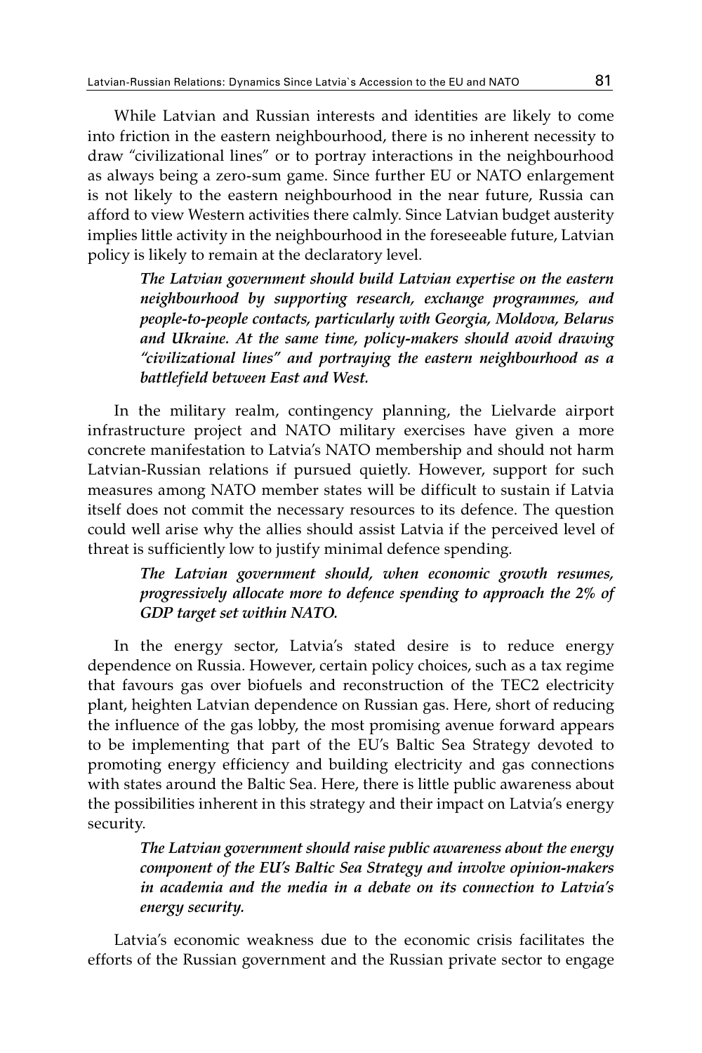While Latvian and Russian interests and identities are likely to come into friction in the eastern neighbourhood, there is no inherent necessity to draw "civilizational lines" or to portray interactions in the neighbourhood as always being a zero-sum game. Since further EU or NATO enlargement is not likely to the eastern neighbourhood in the near future, Russia can afford to view Western activities there calmly. Since Latvian budget austerity implies little activity in the neighbourhood in the foreseeable future, Latvian policy is likely to remain at the declaratory level.

> ***The Latvian government should build Latvian expertise on the eastern neighbourhood by supporting research, exchange programmes, and people-to-people contacts, particularly with Georgia, Moldova, Belarus and Ukraine. At the same time, policy-makers should avoid drawing "civilizational lines" and portraying the eastern neighbourhood as a battlefield between East and West.***

In the military realm, contingency planning, the Lielvarde airport infrastructure project and NATO military exercises have given a more concrete manifestation to Latvia's NATO membership and should not harm Latvian-Russian relations if pursued quietly. However, support for such measures among NATO member states will be difficult to sustain if Latvia itself does not commit the necessary resources to its defence. The question could well arise why the allies should assist Latvia if the perceived level of threat is sufficiently low to justify minimal defence spending.

> ***The Latvian government should, when economic growth resumes, progressively allocate more to defence spending to approach the 2% of GDP target set within NATO.***

In the energy sector, Latvia's stated desire is to reduce energy dependence on Russia. However, certain policy choices, such as a tax regime that favours gas over biofuels and reconstruction of the TEC2 electricity plant, heighten Latvian dependence on Russian gas. Here, short of reducing the influence of the gas lobby, the most promising avenue forward appears to be implementing that part of the EU's Baltic Sea Strategy devoted to promoting energy efficiency and building electricity and gas connections with states around the Baltic Sea. Here, there is little public awareness about the possibilities inherent in this strategy and their impact on Latvia's energy security.

> ***The Latvian government should raise public awareness about the energy component of the EU's Baltic Sea Strategy and involve opinion-makers in academia and the media in a debate on its connection to Latvia's energy security.***

Latvia's economic weakness due to the economic crisis facilitates the efforts of the Russian government and the Russian private sector to engage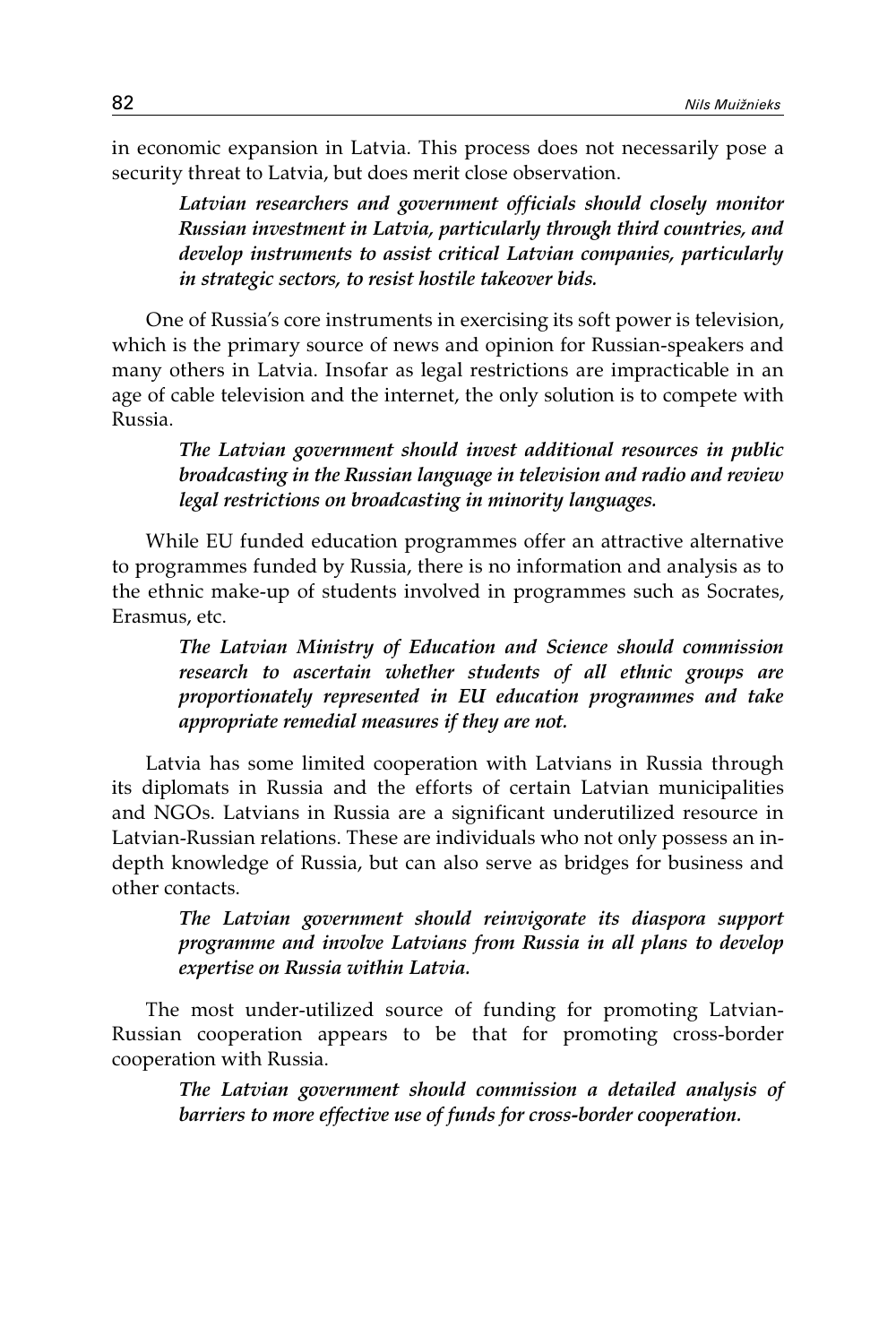in economic expansion in Latvia. This process does not necessarily pose a security threat to Latvia, but does merit close observation.

> ***Latvian researchers and government officials should closely monitor Russian investment in Latvia, particularly through third countries, and develop instruments to assist critical Latvian companies, particularly in strategic sectors, to resist hostile takeover bids.***

One of Russia's core instruments in exercising its soft power is television, which is the primary source of news and opinion for Russian-speakers and many others in Latvia. Insofar as legal restrictions are impracticable in an age of cable television and the internet, the only solution is to compete with Russia.

> ***The Latvian government should invest additional resources in public broadcasting in the Russian language in television and radio and review legal restrictions on broadcasting in minority languages.***

While EU funded education programmes offer an attractive alternative to programmes funded by Russia, there is no information and analysis as to the ethnic make-up of students involved in programmes such as Socrates, Erasmus, etc.

> ***The Latvian Ministry of Education and Science should commission research to ascertain whether students of all ethnic groups are proportionately represented in EU education programmes and take appropriate remedial measures if they are not.***

Latvia has some limited cooperation with Latvians in Russia through its diplomats in Russia and the efforts of certain Latvian municipalities and NGOs. Latvians in Russia are a significant underutilized resource in Latvian-Russian relations. These are individuals who not only possess an in-depth knowledge of Russia, but can also serve as bridges for business and other contacts.

> ***The Latvian government should reinvigorate its diaspora support programme and involve Latvians from Russia in all plans to develop expertise on Russia within Latvia.***

The most under-utilized source of funding for promoting Latvian-Russian cooperation appears to be that for promoting cross-border cooperation with Russia.

> ***The Latvian government should commission a detailed analysis of barriers to more effective use of funds for cross-border cooperation.***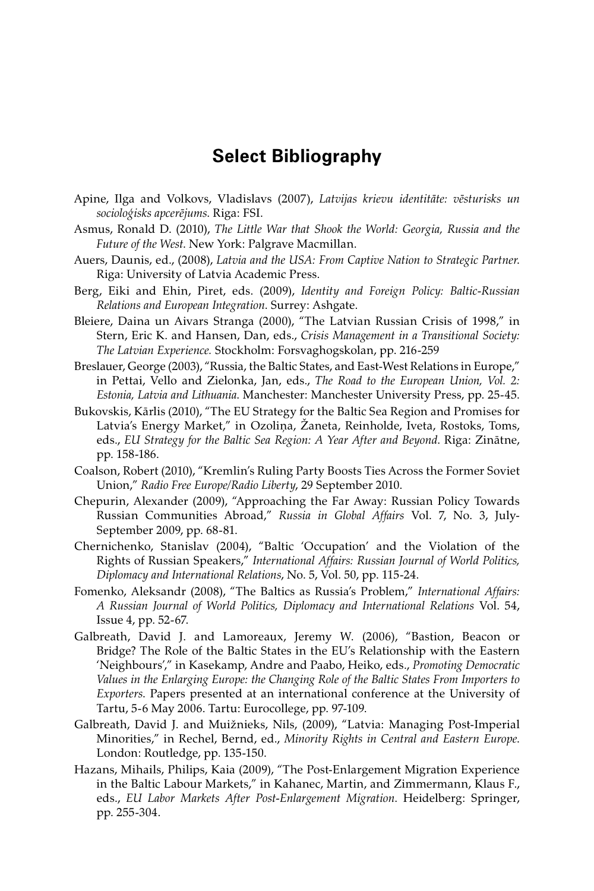# Select Bibliography

Apine, Ilga and Volkovs, Vladislavs (2007), *Latvijas krievu identitāte: vēsturisks un socioloģisks apcerējums.* Riga: FSI.

Asmus, Ronald D. (2010), *The Little War that Shook the World: Georgia, Russia and the Future of the West.* New York: Palgrave Macmillan.

Auers, Daunis, ed., (2008), *Latvia and the USA: From Captive Nation to Strategic Partner.* Riga: University of Latvia Academic Press.

Berg, Eiki and Ehin, Piret, eds. (2009), *Identity and Foreign Policy: Baltic-Russian Relations and European Integration.* Surrey: Ashgate.

Bleiere, Daina un Aivars Stranga (2000), "The Latvian Russian Crisis of 1998," in Stern, Eric K. and Hansen, Dan, eds., *Crisis Management in a Transitional Society: The Latvian Experience.* Stockholm: Forsvaghogskolan, pp. 216-259

Breslauer, George (2003), "Russia, the Baltic States, and East-West Relations in Europe," in Pettai, Vello and Zielonka, Jan, eds., *The Road to the European Union, Vol. 2: Estonia, Latvia and Lithuania.* Manchester: Manchester University Press, pp. 25-45.

Bukovskis, Kārlis (2010), "The EU Strategy for the Baltic Sea Region and Promises for Latvia's Energy Market," in Ozoliņa, Žaneta, Reinholde, Iveta, Rostoks, Toms, eds., *EU Strategy for the Baltic Sea Region: A Year After and Beyond.* Riga: Zinātne, pp. 158-186.

Coalson, Robert (2010), "Kremlin's Ruling Party Boosts Ties Across the Former Soviet Union," *Radio Free Europe/Radio Liberty*, 29 September 2010.

Chepurin, Alexander (2009), "Approaching the Far Away: Russian Policy Towards Russian Communities Abroad," *Russia in Global Affairs* Vol. 7, No. 3, July-September 2009, pp. 68-81.

Chernichenko, Stanislav (2004), "Baltic 'Occupation' and the Violation of the Rights of Russian Speakers," *International Affairs: Russian Journal of World Politics, Diplomacy and International Relations*, No. 5, Vol. 50, pp. 115-24.

Fomenko, Aleksandr (2008), "The Baltics as Russia's Problem," *International Affairs: A Russian Journal of World Politics, Diplomacy and International Relations* Vol. 54, Issue 4, pp. 52-67.

Galbreath, David J. and Lamoreaux, Jeremy W. (2006), "Bastion, Beacon or Bridge? The Role of the Baltic States in the EU's Relationship with the Eastern 'Neighbours'," in Kasekamp, Andre and Paabo, Heiko, eds., *Promoting Democratic Values in the Enlarging Europe: the Changing Role of the Baltic States From Importers to Exporters.* Papers presented at an international conference at the University of Tartu, 5-6 May 2006. Tartu: Eurocollege, pp. 97-109.

Galbreath, David J. and Muižnieks, Nils, (2009), "Latvia: Managing Post-Imperial Minorities," in Rechel, Bernd, ed., *Minority Rights in Central and Eastern Europe.* London: Routledge, pp. 135-150.

Hazans, Mihails, Philips, Kaia (2009), "The Post-Enlargement Migration Experience in the Baltic Labour Markets," in Kahanec, Martin, and Zimmermann, Klaus F., eds., *EU Labor Markets After Post-Enlargement Migration*. Heidelberg: Springer, pp. 255-304.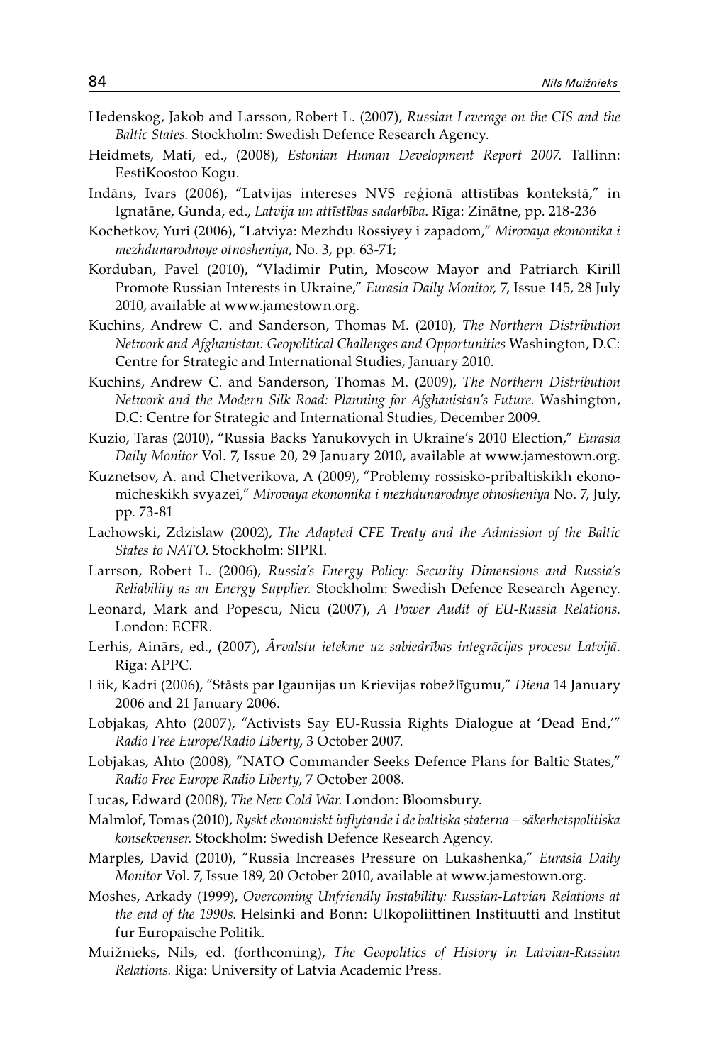Hedenskog, Jakob and Larsson, Robert L. (2007), *Russian Leverage on the CIS and the Baltic States*. Stockholm: Swedish Defence Research Agency.

Heidmets, Mati, ed., (2008), *Estonian Human Development Report 2007.* Tallinn: EestiKoostoo Kogu.

Indāns, Ivars (2006), "Latvijas intereses NVS reģionā attīstības kontekstā," in Ignatāne, Gunda, ed., *Latvija un attīstības sadarbība*. Rīga: Zinātne, pp. 218-236

Kochetkov, Yuri (2006), "Latviya: Mezhdu Rossiyey i zapadom," *Mirovaya ekonomika i mezhdunarodnoye otnosheniya*, No. 3, pp. 63-71;

Korduban, Pavel (2010), "Vladimir Putin, Moscow Mayor and Patriarch Kirill Promote Russian Interests in Ukraine," *Eurasia Daily Monitor,* 7, Issue 145, 28 July 2010, available at www.jamestown.org.

Kuchins, Andrew C. and Sanderson, Thomas M. (2010), *The Northern Distribution Network and Afghanistan: Geopolitical Challenges and Opportunities* Washington, D.C: Centre for Strategic and International Studies, January 2010.

Kuchins, Andrew C. and Sanderson, Thomas M. (2009), *The Northern Distribution Network and the Modern Silk Road: Planning for Afghanistan's Future.* Washington, D.C: Centre for Strategic and International Studies, December 2009.

Kuzio, Taras (2010), "Russia Backs Yanukovych in Ukraine's 2010 Election," *Eurasia Daily Monitor* Vol. 7, Issue 20, 29 January 2010, available at www.jamestown.org.

Kuznetsov, A. and Chetverikova, A (2009), "Problemy rossisko-pribaltiskikh ekonomicheskikh svyazei," *Mirovaya ekonomika i mezhdunarodnye otnosheniya* No. 7, July, pp. 73-81

Lachowski, Zdzislaw (2002), *The Adapted CFE Treaty and the Admission of the Baltic States to NATO*. Stockholm: SIPRI.

Larrson, Robert L. (2006), *Russia's Energy Policy: Security Dimensions and Russia's Reliability as an Energy Supplier.* Stockholm: Swedish Defence Research Agency.

Leonard, Mark and Popescu, Nicu (2007), *A Power Audit of EU-Russia Relations*. London: ECFR.

Lerhis, Ainārs, ed., (2007), *Ārvalstu ietekme uz sabiedrības integrācijas procesu Latvijā*. Riga: APPC.

Liik, Kadri (2006), "Stāsts par Igaunijas un Krievijas robežlīgumu," *Diena* 14 January 2006 and 21 January 2006.

Lobjakas, Ahto (2007), "Activists Say EU-Russia Rights Dialogue at 'Dead End,'" *Radio Free Europe/Radio Liberty*, 3 October 2007.

Lobjakas, Ahto (2008), "NATO Commander Seeks Defence Plans for Baltic States," *Radio Free Europe Radio Liberty*, 7 October 2008.

Lucas, Edward (2008), *The New Cold War.* London: Bloomsbury.

Malmlof, Tomas (2010), *Ryskt ekonomiskt inflytande i de baltiska staterna – säkerhetspolitiska konsekvenser.* Stockholm: Swedish Defence Research Agency.

Marples, David (2010), "Russia Increases Pressure on Lukashenka," *Eurasia Daily Monitor* Vol. 7, Issue 189, 20 October 2010, available at www.jamestown.org.

Moshes, Arkady (1999), *Overcoming Unfriendly Instability: Russian-Latvian Relations at the end of the 1990s.* Helsinki and Bonn: Ulkopoliittinen Instituutti and Institut fur Europaische Politik.

Muižnieks, Nils, ed. (forthcoming), *The Geopolitics of History in Latvian-Russian Relations.* Riga: University of Latvia Academic Press.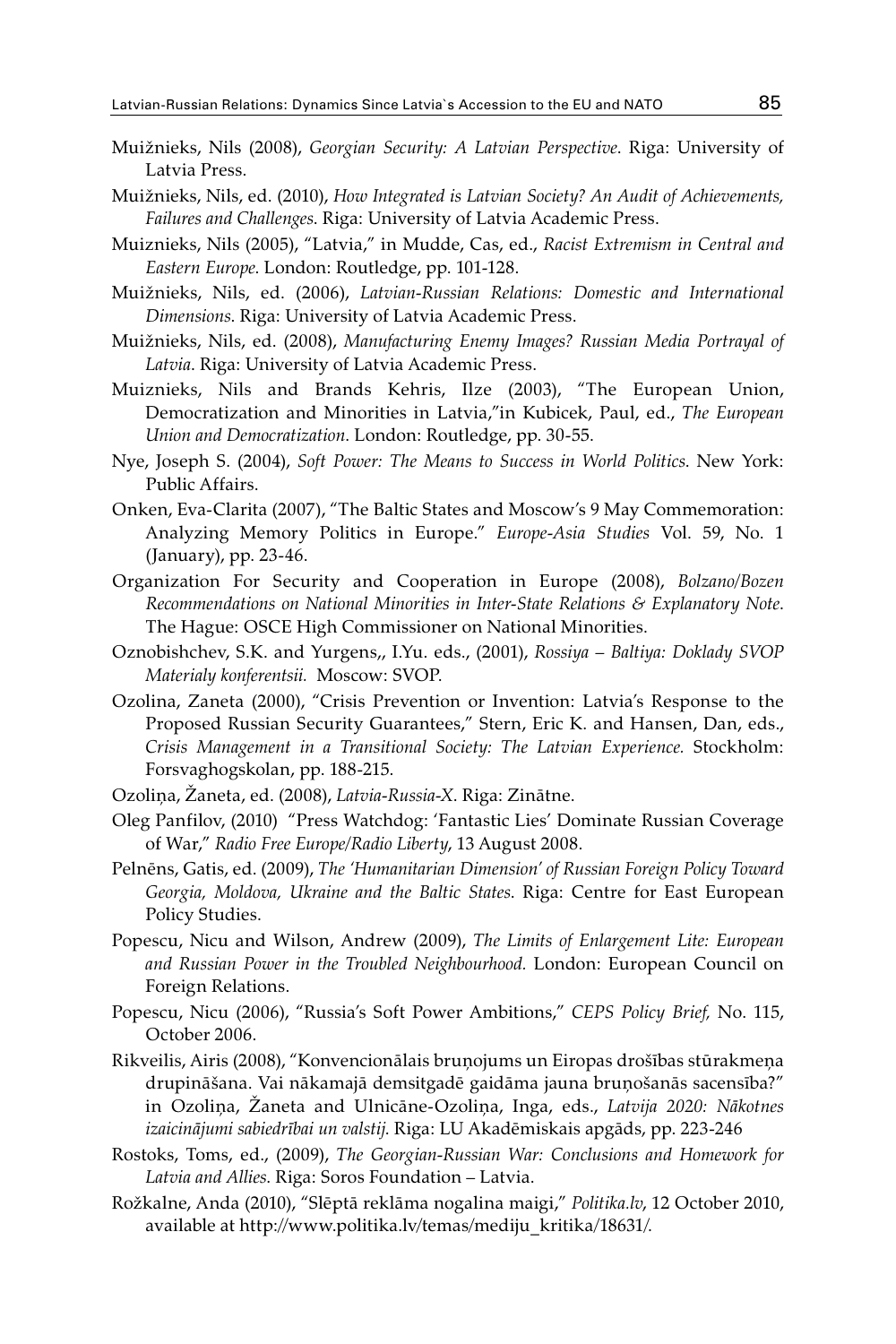Muižnieks, Nils (2008), *Georgian Security: A Latvian Perspective*. Riga: University of Latvia Press.

Muižnieks, Nils, ed. (2010), *How Integrated is Latvian Society? An Audit of Achievements, Failures and Challenges*. Riga: University of Latvia Academic Press.

Muiznieks, Nils (2005), "Latvia," in Mudde, Cas, ed., *Racist Extremism in Central and Eastern Europe*. London: Routledge, pp. 101-128.

Muižnieks, Nils, ed. (2006), *Latvian-Russian Relations: Domestic and International Dimensions*. Riga: University of Latvia Academic Press.

Muižnieks, Nils, ed. (2008), *Manufacturing Enemy Images? Russian Media Portrayal of Latvia*. Riga: University of Latvia Academic Press.

Muiznieks, Nils and Brands Kehris, Ilze (2003), "The European Union, Democratization and Minorities in Latvia,"in Kubicek, Paul, ed., *The European Union and Democratization*. London: Routledge, pp. 30-55.

Nye, Joseph S. (2004), *Soft Power: The Means to Success in World Politics*. New York: Public Affairs.

Onken, Eva-Clarita (2007), "The Baltic States and Moscow's 9 May Commemoration: Analyzing Memory Politics in Europe." *Europe-Asia Studies* Vol. 59, No. 1 (January), pp. 23-46.

Organization For Security and Cooperation in Europe (2008), *Bolzano/Bozen Recommendations on National Minorities in Inter-State Relations & Explanatory Note*. The Hague: OSCE High Commissioner on National Minorities.

Oznobishchev, S.K. and Yurgens,, I.Yu. eds., (2001), *Rossiya – Baltiya: Doklady SVOP Materialy konferentsii.* Moscow: SVOP.

Ozolina, Zaneta (2000), "Crisis Prevention or Invention: Latvia's Response to the Proposed Russian Security Guarantees," Stern, Eric K. and Hansen, Dan, eds., *Crisis Management in a Transitional Society: The Latvian Experience.* Stockholm: Forsvaghogskolan, pp. 188-215.

Ozoliņa, Žaneta, ed. (2008), *Latvia-Russia-X*. Riga: Zinātne.

Oleg Panfilov, (2010) "Press Watchdog: 'Fantastic Lies' Dominate Russian Coverage of War," *Radio Free Europe/Radio Liberty*, 13 August 2008.

Pelnēns, Gatis, ed. (2009), *The 'Humanitarian Dimension' of Russian Foreign Policy Toward Georgia, Moldova, Ukraine and the Baltic States*. Riga: Centre for East European Policy Studies.

Popescu, Nicu and Wilson, Andrew (2009), *The Limits of Enlargement Lite: European and Russian Power in the Troubled Neighbourhood.* London: European Council on Foreign Relations.

Popescu, Nicu (2006), "Russia's Soft Power Ambitions," *CEPS Policy Brief,* No. 115, October 2006.

Rikveilis, Airis (2008), "Konvencionālais bruņojums un Eiropas drošības stūrakmeņa drupināšana. Vai nākamajā demsitgadē gaidāma jauna bruņošanās sacensība?" in Ozoliņa, Žaneta and Ulnicāne-Ozoliņa, Inga, eds., *Latvija 2020: Nākotnes izaicinājumi sabiedrībai un valstij*. Riga: LU Akadēmiskais apgāds, pp. 223-246

Rostoks, Toms, ed., (2009), *The Georgian-Russian War: Conclusions and Homework for Latvia and Allies*. Riga: Soros Foundation – Latvia.

Rožkalne, Anda (2010), "Slēptā reklāma nogalina maigi," *Politika.lv*, 12 October 2010, available at http://www.politika.lv/temas/mediju_kritika/18631/.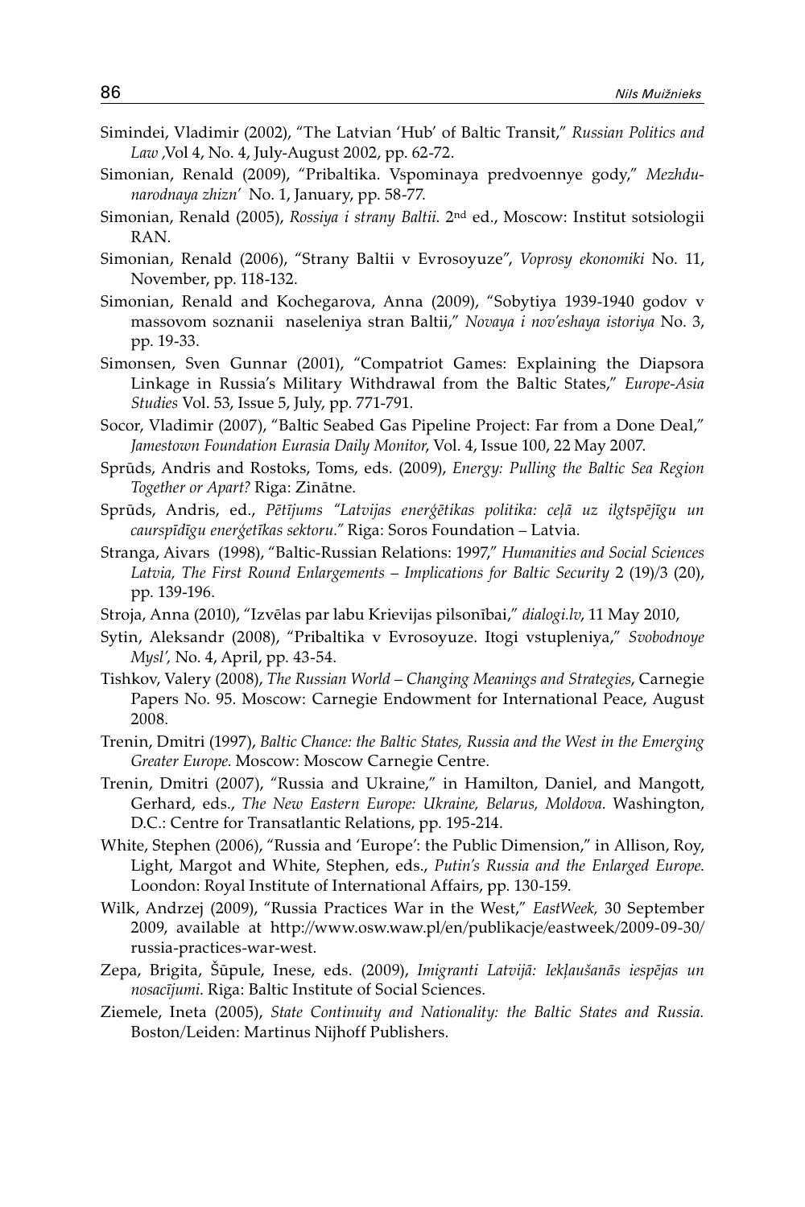Simindei, Vladimir (2002), "The Latvian 'Hub' of Baltic Transit," *Russian Politics and Law* ,Vol 4, No. 4, July-August 2002, pp. 62-72.

Simonian, Renald (2009), "Pribaltika. Vspominaya predvoennye gody," *Mezhdunarodnaya zhizn'* No. 1, January, pp. 58-77.

Simonian, Renald (2005), *Rossiya i strany Baltii.* 2nd ed., Moscow: Institut sotsiologii RAN.

Simonian, Renald (2006), "Strany Baltii v Evrosoyuze", *Voprosy ekonomiki* No. 11, November, pp. 118-132.

Simonian, Renald and Kochegarova, Anna (2009), "Sobytiya 1939-1940 godov v massovom soznanii naseleniya stran Baltii," *Novaya i nov'eshaya istoriya* No. 3, pp. 19-33.

Simonsen, Sven Gunnar (2001), "Compatriot Games: Explaining the Diapsora Linkage in Russia's Military Withdrawal from the Baltic States," *Europe-Asia Studies* Vol. 53, Issue 5, July, pp. 771-791.

Socor, Vladimir (2007), "Baltic Seabed Gas Pipeline Project: Far from a Done Deal," *Jamestown Foundation Eurasia Daily Monitor*, Vol. 4, Issue 100, 22 May 2007.

Sprūds, Andris and Rostoks, Toms, eds. (2009), *Energy: Pulling the Baltic Sea Region Together or Apart?* Riga: Zinātne.

Sprūds, Andris, ed., *Pētījums "Latvijas enerģētikas politika: ceļā uz ilgtspējīgu un caurspīdīgu enerģetīkas sektoru."* Riga: Soros Foundation – Latvia.

Stranga, Aivars (1998), "Baltic-Russian Relations: 1997," *Humanities and Social Sciences Latvia, The First Round Enlargements – Implications for Baltic Security* 2 (19)/3 (20), pp. 139-196.

Stroja, Anna (2010), "Izvēlas par labu Krievijas pilsonībai," *dialogi.lv*, 11 May 2010,

Sytin, Aleksandr (2008), "Pribaltika v Evrosoyuze. Itogi vstupleniya," *Svobodnoye Mysl',* No. 4, April, pp. 43-54.

Tishkov, Valery (2008), *The Russian World – Changing Meanings and Strategies*, Carnegie Papers No. 95. Moscow: Carnegie Endowment for International Peace, August 2008.

Trenin, Dmitri (1997), *Baltic Chance: the Baltic States, Russia and the West in the Emerging Greater Europe.* Moscow: Moscow Carnegie Centre.

Trenin, Dmitri (2007), "Russia and Ukraine," in Hamilton, Daniel, and Mangott, Gerhard, eds., *The New Eastern Europe: Ukraine, Belarus, Moldova*. Washington, D.C.: Centre for Transatlantic Relations, pp. 195-214.

White, Stephen (2006), "Russia and 'Europe': the Public Dimension," in Allison, Roy, Light, Margot and White, Stephen, eds., *Putin's Russia and the Enlarged Europe*. Loondon: Royal Institute of International Affairs, pp. 130-159.

Wilk, Andrzej (2009), "Russia Practices War in the West," *EastWeek,* 30 September 2009, available at http://www.osw.waw.pl/en/publikacje/eastweek/2009-09-30/russia-practices-war-west.

Zepa, Brigita, Šūpule, Inese, eds. (2009), *Imigranti Latvijā: Iekļaušanās iespējas un nosacījumi*. Riga: Baltic Institute of Social Sciences.

Ziemele, Ineta (2005), *State Continuity and Nationality: the Baltic States and Russia.* Boston/Leiden: Martinus Nijhoff Publishers.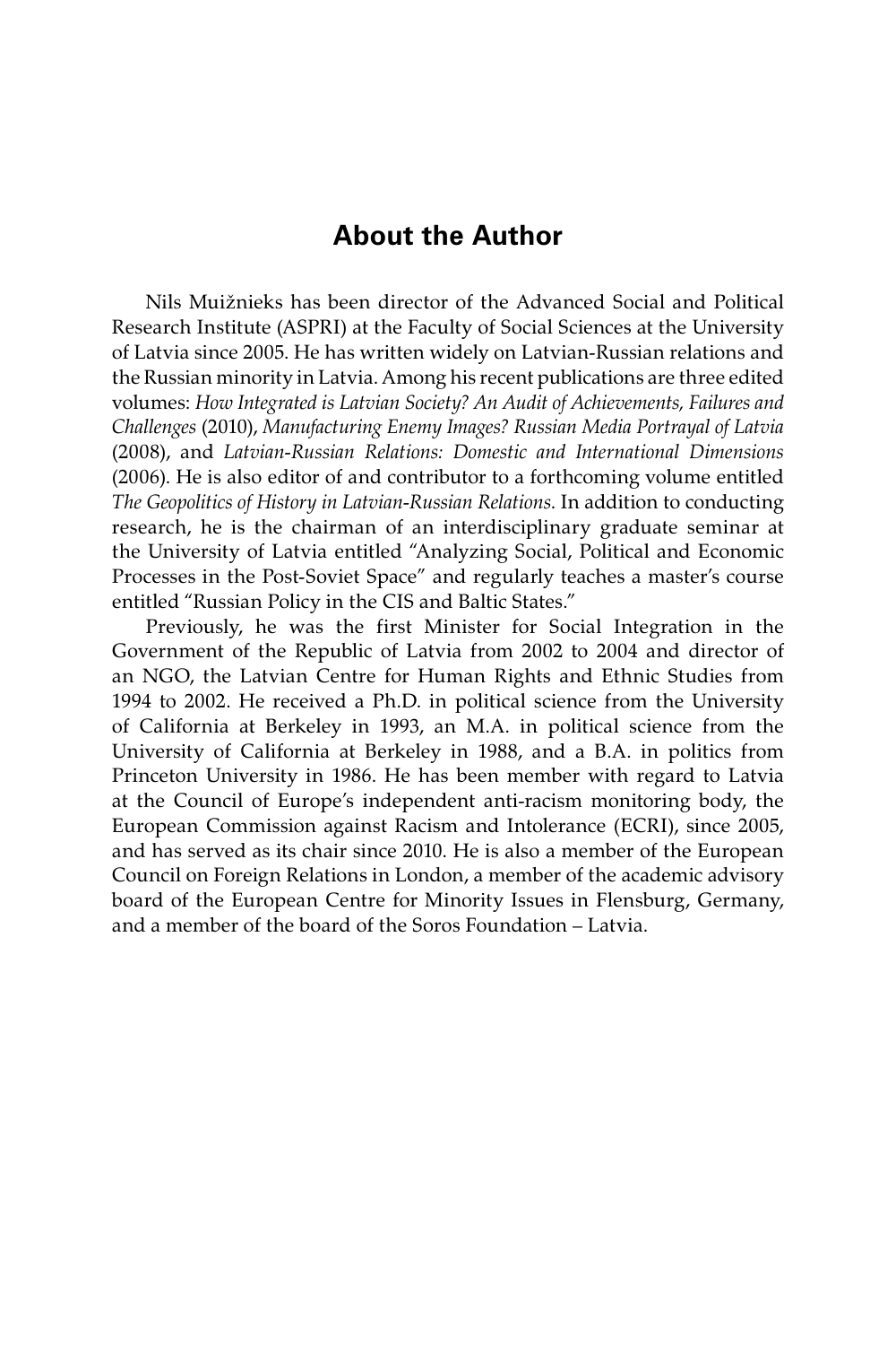## About the Author

Nils Muižnieks has been director of the Advanced Social and Political Research Institute (ASPRI) at the Faculty of Social Sciences at the University of Latvia since 2005. He has written widely on Latvian-Russian relations and the Russian minority in Latvia. Among his recent publications are three edited volumes: *How Integrated is Latvian Society? An Audit of Achievements, Failures and Challenges* (2010), *Manufacturing Enemy Images? Russian Media Portrayal of Latvia* (2008), and *Latvian-Russian Relations: Domestic and International Dimensions* (2006). He is also editor of and contributor to a forthcoming volume entitled *The Geopolitics of History in Latvian-Russian Relations*. In addition to conducting research, he is the chairman of an interdisciplinary graduate seminar at the University of Latvia entitled "Analyzing Social, Political and Economic Processes in the Post-Soviet Space" and regularly teaches a master's course entitled "Russian Policy in the CIS and Baltic States."

Previously, he was the first Minister for Social Integration in the Government of the Republic of Latvia from 2002 to 2004 and director of an NGO, the Latvian Centre for Human Rights and Ethnic Studies from 1994 to 2002. He received a Ph.D. in political science from the University of California at Berkeley in 1993, an M.A. in political science from the University of California at Berkeley in 1988, and a B.A. in politics from Princeton University in 1986. He has been member with regard to Latvia at the Council of Europe's independent anti-racism monitoring body, the European Commission against Racism and Intolerance (ECRI), since 2005, and has served as its chair since 2010. He is also a member of the European Council on Foreign Relations in London, a member of the academic advisory board of the European Centre for Minority Issues in Flensburg, Germany, and a member of the board of the Soros Foundation – Latvia.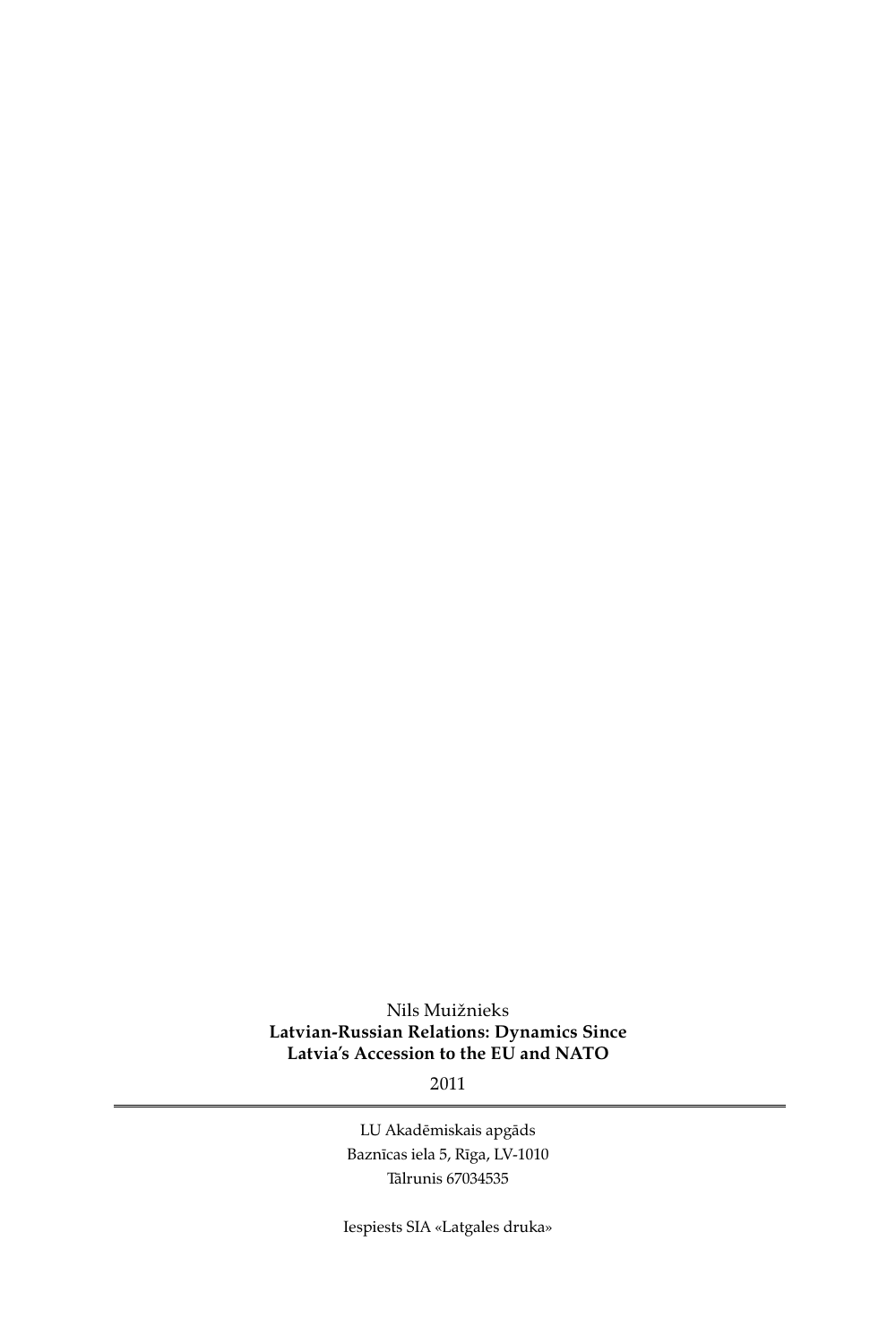Nils Muižnieks

**Latvian-Russian Relations: Dynamics Since Latvia's Accession to the EU and NATO**

2011

---

LU Akadēmiskais apgāds

Baznīcas iela 5, Rīga, LV-1010

Tālrunis 67034535

Iespiests SIA «Latgales druka»